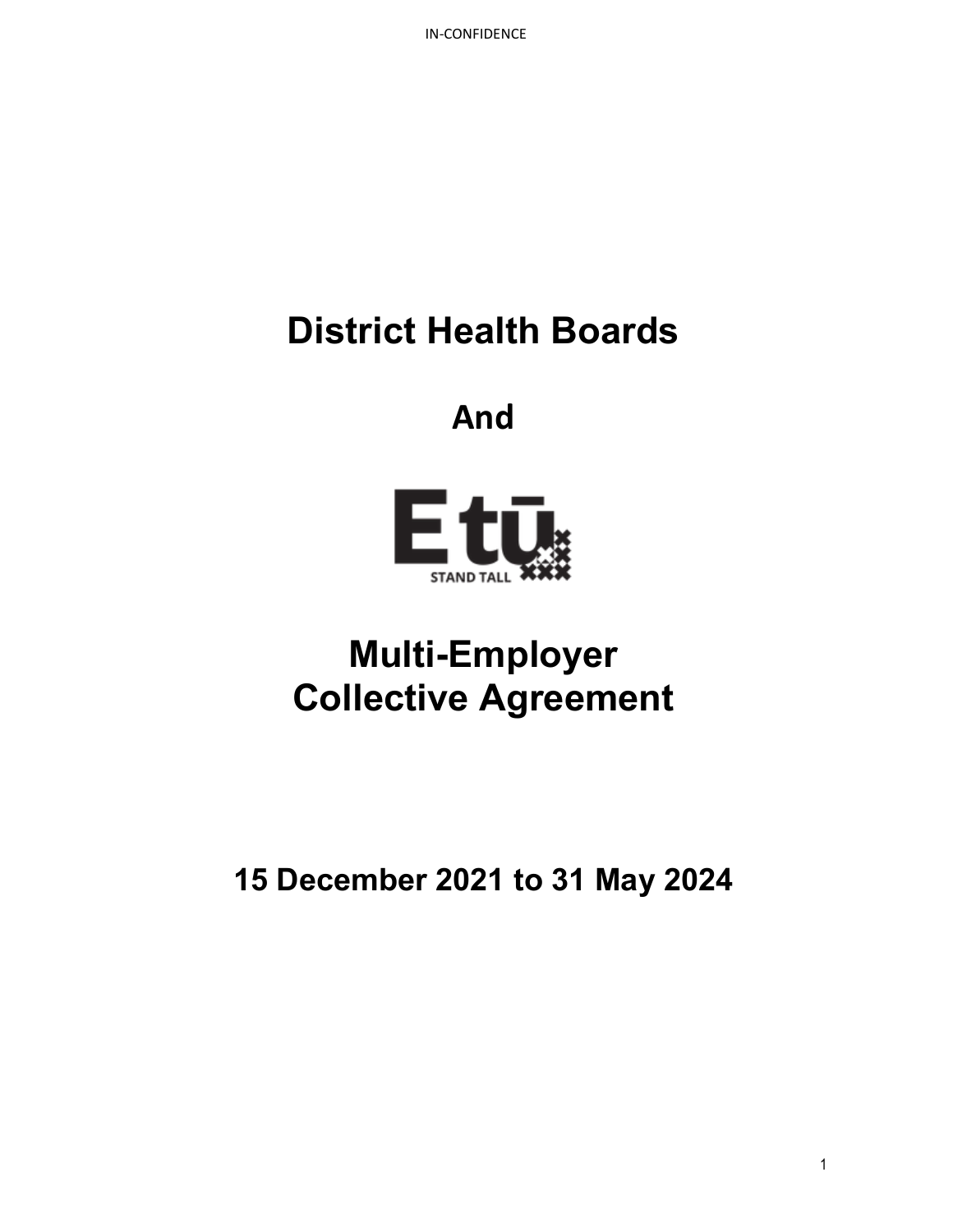IN-CONFIDENCE

# District Health Boards

## And

E tū
STAND TALL

# Multi-Employer Collective Agreement

## 15 December 2021 to 31 May 2024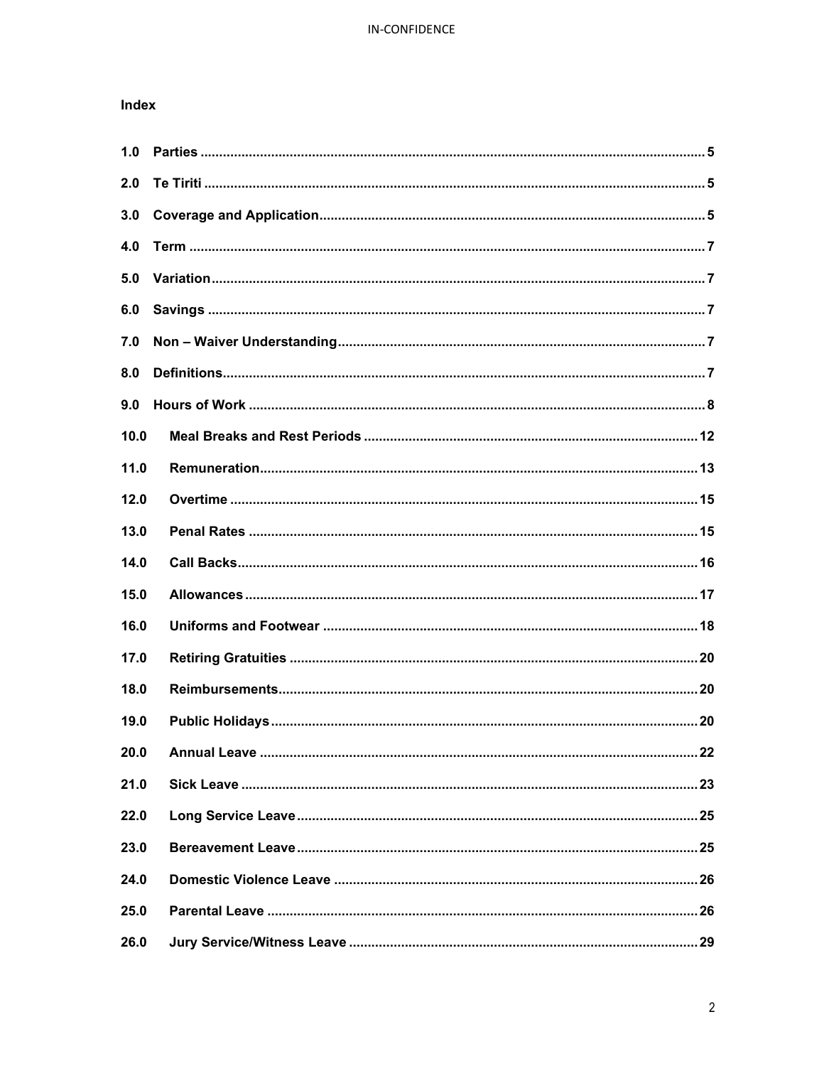**Index**

1.0 Parties ..... 5

2.0 Te Tiriti ..... 5

3.0 Coverage and Application ..... 5

4.0 Term ..... 7

5.0 Variation ..... 7

6.0 Savings ..... 7

7.0 Non – Waiver Understanding ..... 7

8.0 Definitions ..... 7

9.0 Hours of Work ..... 8

10.0 Meal Breaks and Rest Periods ..... 12

11.0 Remuneration ..... 13

12.0 Overtime ..... 15

13.0 Penal Rates ..... 15

14.0 Call Backs ..... 16

15.0 Allowances ..... 17

16.0 Uniforms and Footwear ..... 18

17.0 Retiring Gratuities ..... 20

18.0 Reimbursements ..... 20

19.0 Public Holidays ..... 20

20.0 Annual Leave ..... 22

21.0 Sick Leave ..... 23

22.0 Long Service Leave ..... 25

23.0 Bereavement Leave ..... 25

24.0 Domestic Violence Leave ..... 26

25.0 Parental Leave ..... 26

26.0 Jury Service/Witness Leave ..... 29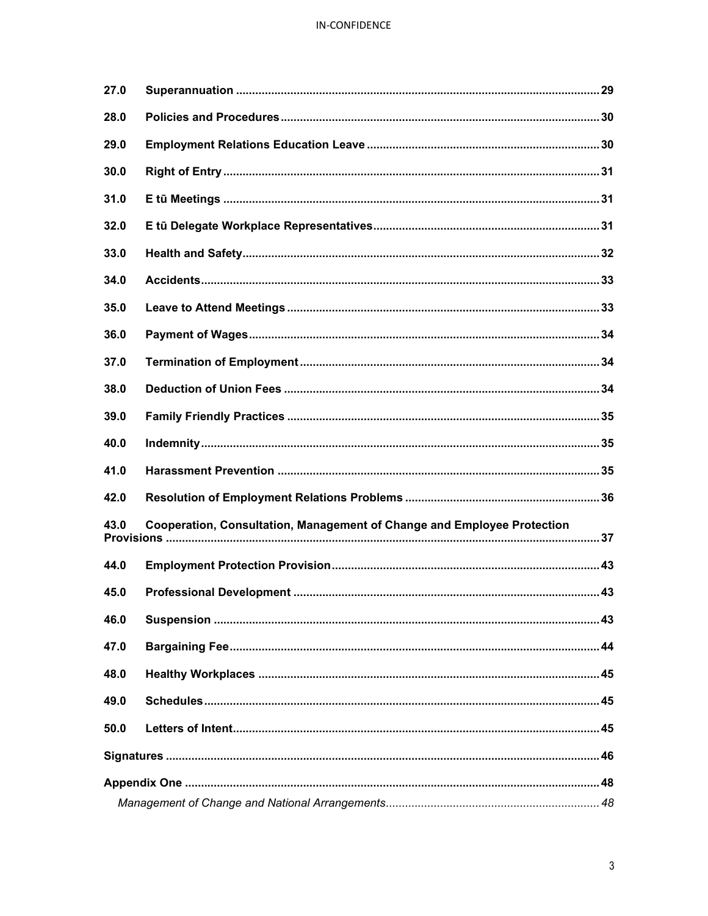| | | |
|---|---|---|
| **27.0** | **Superannuation** | **29** |
| **28.0** | **Policies and Procedures** | **30** |
| **29.0** | **Employment Relations Education Leave** | **30** |
| **30.0** | **Right of Entry** | **31** |
| **31.0** | **E tū Meetings** | **31** |
| **32.0** | **E tū Delegate Workplace Representatives** | **31** |
| **33.0** | **Health and Safety** | **32** |
| **34.0** | **Accidents** | **33** |
| **35.0** | **Leave to Attend Meetings** | **33** |
| **36.0** | **Payment of Wages** | **34** |
| **37.0** | **Termination of Employment** | **34** |
| **38.0** | **Deduction of Union Fees** | **34** |
| **39.0** | **Family Friendly Practices** | **35** |
| **40.0** | **Indemnity** | **35** |
| **41.0** | **Harassment Prevention** | **35** |
| **42.0** | **Resolution of Employment Relations Problems** | **36** |
| **43.0** | **Cooperation, Consultation, Management of Change and Employee Protection Provisions** | **37** |
| **44.0** | **Employment Protection Provision** | **43** |
| **45.0** | **Professional Development** | **43** |
| **46.0** | **Suspension** | **43** |
| **47.0** | **Bargaining Fee** | **44** |
| **48.0** | **Healthy Workplaces** | **45** |
| **49.0** | **Schedules** | **45** |
| **50.0** | **Letters of Intent** | **45** |
| **Signatures** | | **46** |
| **Appendix One** | | **48** |
| | *Management of Change and National Arrangements* | *48* |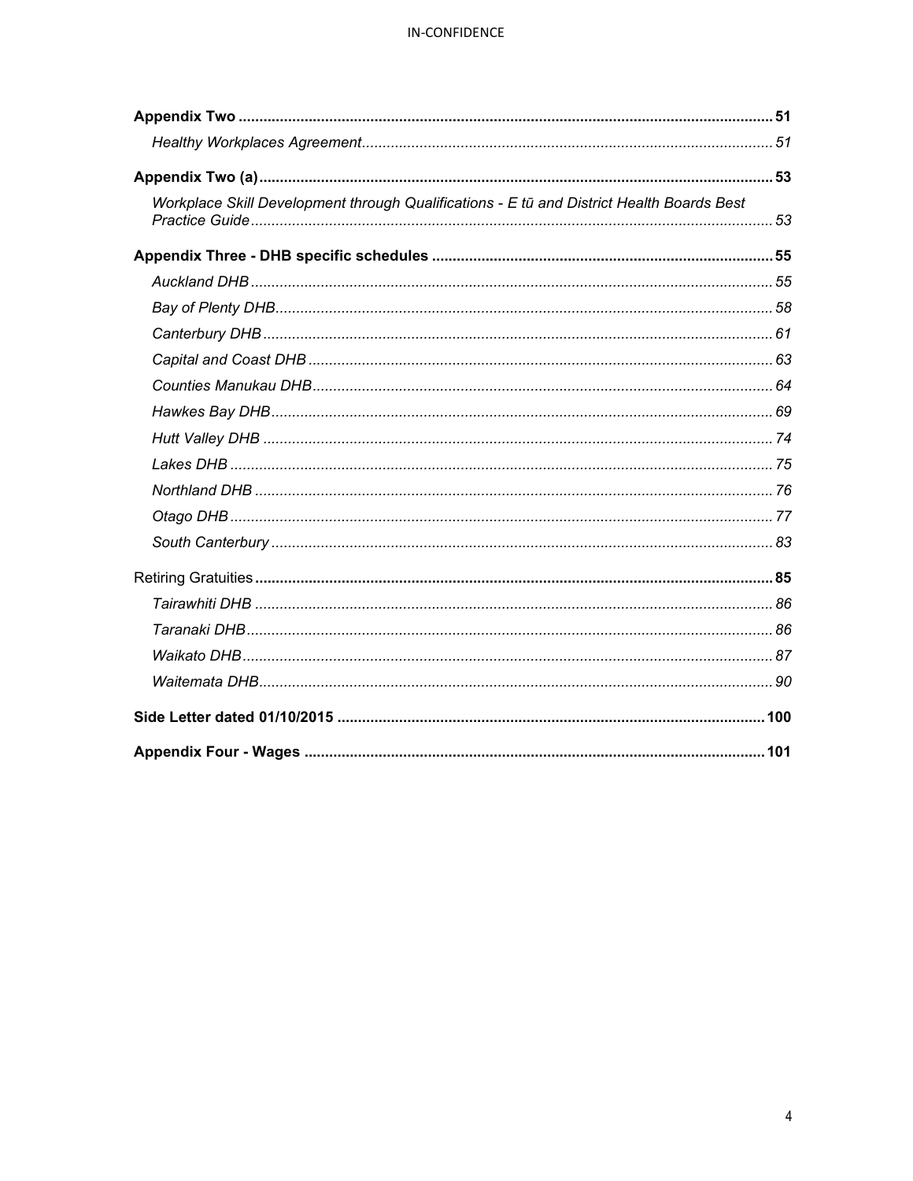**Appendix Two** ........ **51**

*Healthy Workplaces Agreement* ........ *51*

**Appendix Two (a)** ........ **53**

*Workplace Skill Development through Qualifications - E tū and District Health Boards Best Practice Guide* ........ *53*

**Appendix Three - DHB specific schedules** ........ **55**

*Auckland DHB* ........ *55*

*Bay of Plenty DHB* ........ *58*

*Canterbury DHB* ........ *61*

*Capital and Coast DHB* ........ *63*

*Counties Manukau DHB* ........ *64*

*Hawkes Bay DHB* ........ *69*

*Hutt Valley DHB* ........ *74*

*Lakes DHB* ........ *75*

*Northland DHB* ........ *76*

*Otago DHB* ........ *77*

*South Canterbury* ........ *83*

Retiring Gratuities ........ **85**

*Tairawhiti DHB* ........ *86*

*Taranaki DHB* ........ *86*

*Waikato DHB* ........ *87*

*Waitemata DHB* ........ *90*

**Side Letter dated 01/10/2015** ........ **100**

**Appendix Four - Wages** ........ **101**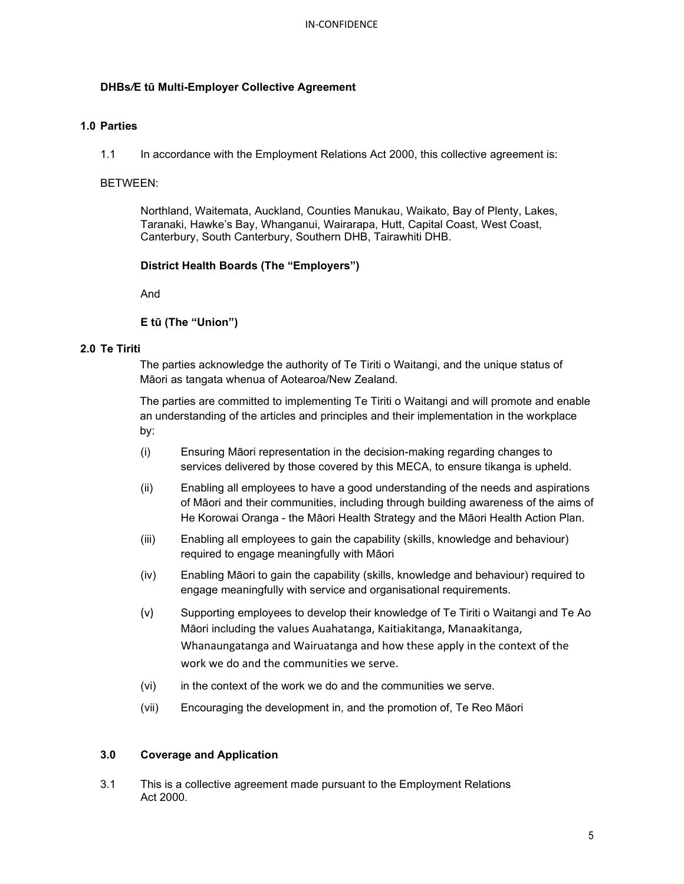**DHBs/E tū Multi-Employer Collective Agreement**

## 1.0 Parties

1.1 In accordance with the Employment Relations Act 2000, this collective agreement is:

BETWEEN:

Northland, Waitemata, Auckland, Counties Manukau, Waikato, Bay of Plenty, Lakes, Taranaki, Hawke's Bay, Whanganui, Wairarapa, Hutt, Capital Coast, West Coast, Canterbury, South Canterbury, Southern DHB, Tairawhiti DHB.

**District Health Boards (The "Employers")**

And

**E tū (The "Union")**

## 2.0 Te Tiriti

The parties acknowledge the authority of Te Tiriti o Waitangi, and the unique status of Māori as tangata whenua of Aotearoa/New Zealand.

The parties are committed to implementing Te Tiriti o Waitangi and will promote and enable an understanding of the articles and principles and their implementation in the workplace by:

(i) Ensuring Māori representation in the decision-making regarding changes to services delivered by those covered by this MECA, to ensure tikanga is upheld.

(ii) Enabling all employees to have a good understanding of the needs and aspirations of Māori and their communities, including through building awareness of the aims of He Korowai Oranga - the Māori Health Strategy and the Māori Health Action Plan.

(iii) Enabling all employees to gain the capability (skills, knowledge and behaviour) required to engage meaningfully with Māori

(iv) Enabling Māori to gain the capability (skills, knowledge and behaviour) required to engage meaningfully with service and organisational requirements.

(v) Supporting employees to develop their knowledge of Te Tiriti o Waitangi and Te Ao Māori including the values Auahatanga, Kaitiakitanga, Manaakitanga, Whanaungatanga and Wairuatanga and how these apply in the context of the work we do and the communities we serve.

(vi) in the context of the work we do and the communities we serve.

(vii) Encouraging the development in, and the promotion of, Te Reo Māori

## 3.0 Coverage and Application

3.1 This is a collective agreement made pursuant to the Employment Relations Act 2000.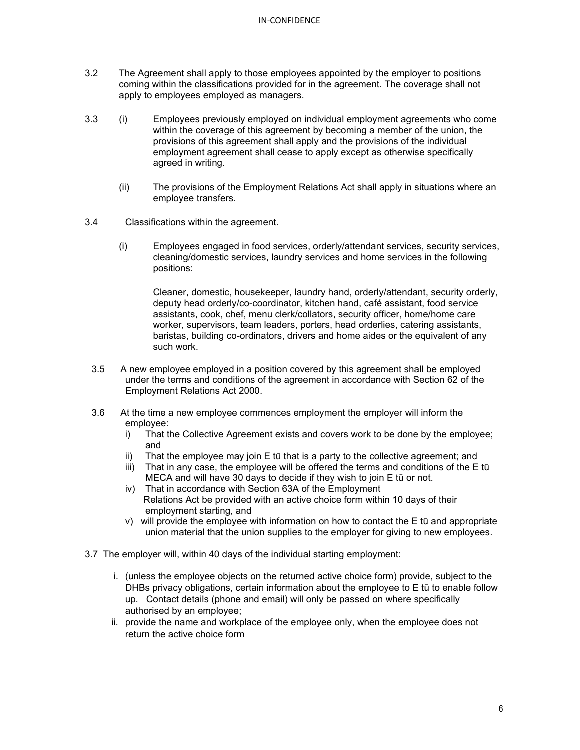3.2 The Agreement shall apply to those employees appointed by the employer to positions coming within the classifications provided for in the agreement. The coverage shall not apply to employees employed as managers.

3.3 (i) Employees previously employed on individual employment agreements who come within the coverage of this agreement by becoming a member of the union, the provisions of this agreement shall apply and the provisions of the individual employment agreement shall cease to apply except as otherwise specifically agreed in writing.

(ii) The provisions of the Employment Relations Act shall apply in situations where an employee transfers.

3.4 Classifications within the agreement.

(i) Employees engaged in food services, orderly/attendant services, security services, cleaning/domestic services, laundry services and home services in the following positions:

Cleaner, domestic, housekeeper, laundry hand, orderly/attendant, security orderly, deputy head orderly/co-coordinator, kitchen hand, café assistant, food service assistants, cook, chef, menu clerk/collators, security officer, home/home care worker, supervisors, team leaders, porters, head orderlies, catering assistants, baristas, building co-ordinators, drivers and home aides or the equivalent of any such work.

3.5 A new employee employed in a position covered by this agreement shall be employed under the terms and conditions of the agreement in accordance with Section 62 of the Employment Relations Act 2000.

3.6 At the time a new employee commences employment the employer will inform the employee:

i) That the Collective Agreement exists and covers work to be done by the employee; and
ii) That the employee may join E tū that is a party to the collective agreement; and
iii) That in any case, the employee will be offered the terms and conditions of the E tū MECA and will have 30 days to decide if they wish to join E tū or not.
iv) That in accordance with Section 63A of the Employment Relations Act be provided with an active choice form within 10 days of their employment starting, and
v) will provide the employee with information on how to contact the E tū and appropriate union material that the union supplies to the employer for giving to new employees.

3.7 The employer will, within 40 days of the individual starting employment:

i. (unless the employee objects on the returned active choice form) provide, subject to the DHBs privacy obligations, certain information about the employee to E tū to enable follow up. Contact details (phone and email) will only be passed on where specifically authorised by an employee;
ii. provide the name and workplace of the employee only, when the employee does not return the active choice form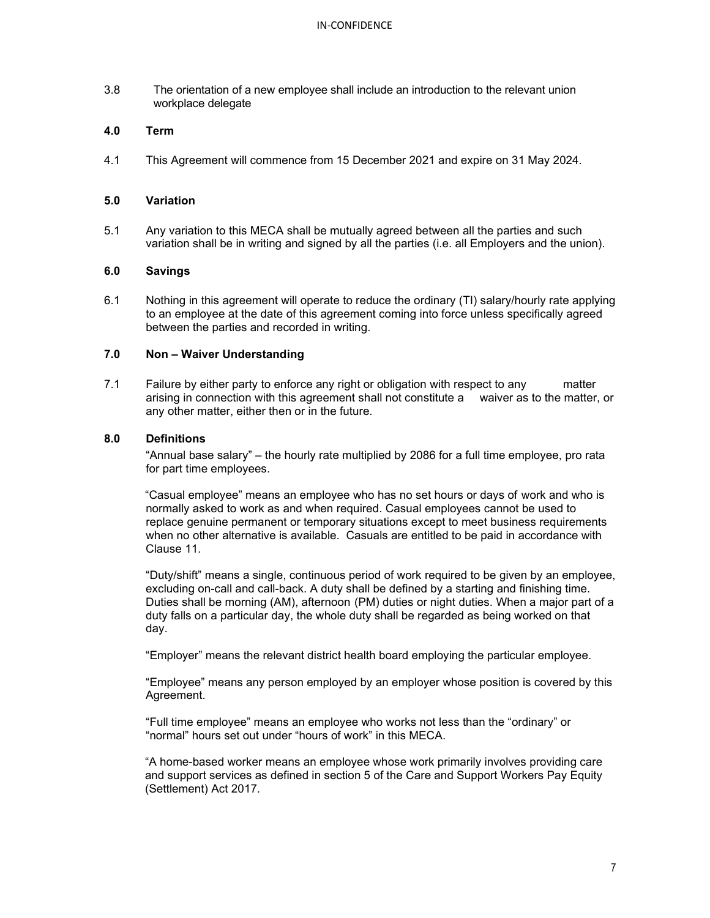3.8 The orientation of a new employee shall include an introduction to the relevant union workplace delegate

## 4.0 Term

4.1 This Agreement will commence from 15 December 2021 and expire on 31 May 2024.

## 5.0 Variation

5.1 Any variation to this MECA shall be mutually agreed between all the parties and such variation shall be in writing and signed by all the parties (i.e. all Employers and the union).

## 6.0 Savings

6.1 Nothing in this agreement will operate to reduce the ordinary (TI) salary/hourly rate applying to an employee at the date of this agreement coming into force unless specifically agreed between the parties and recorded in writing.

## 7.0 Non – Waiver Understanding

7.1 Failure by either party to enforce any right or obligation with respect to any matter arising in connection with this agreement shall not constitute a waiver as to the matter, or any other matter, either then or in the future.

## 8.0 Definitions

"Annual base salary" – the hourly rate multiplied by 2086 for a full time employee, pro rata for part time employees.

"Casual employee" means an employee who has no set hours or days of work and who is normally asked to work as and when required. Casual employees cannot be used to replace genuine permanent or temporary situations except to meet business requirements when no other alternative is available. Casuals are entitled to be paid in accordance with Clause 11.

"Duty/shift" means a single, continuous period of work required to be given by an employee, excluding on-call and call-back. A duty shall be defined by a starting and finishing time. Duties shall be morning (AM), afternoon (PM) duties or night duties. When a major part of a duty falls on a particular day, the whole duty shall be regarded as being worked on that day.

"Employer" means the relevant district health board employing the particular employee.

"Employee" means any person employed by an employer whose position is covered by this Agreement.

"Full time employee" means an employee who works not less than the "ordinary" or "normal" hours set out under "hours of work" in this MECA.

"A home-based worker means an employee whose work primarily involves providing care and support services as defined in section 5 of the Care and Support Workers Pay Equity (Settlement) Act 2017.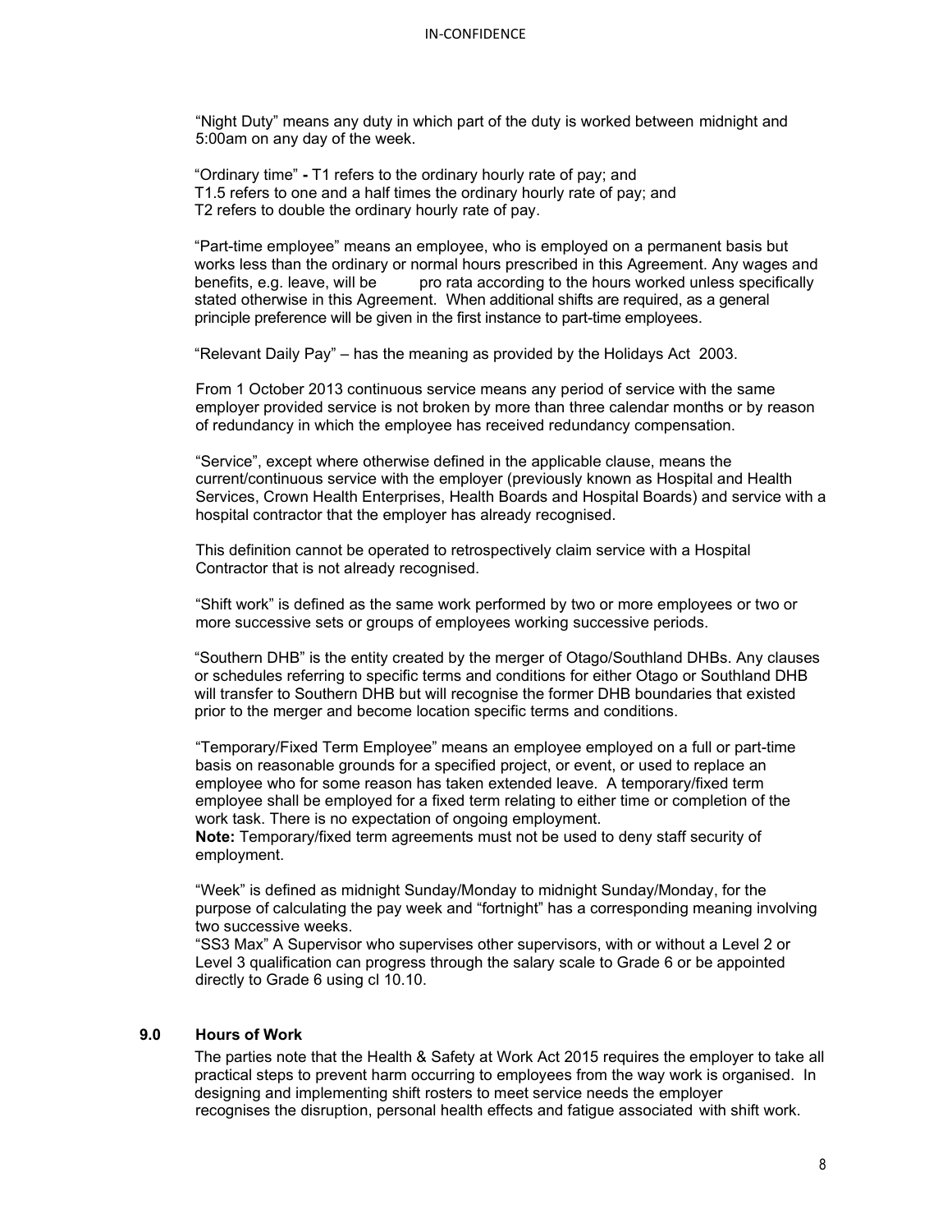"Night Duty" means any duty in which part of the duty is worked between midnight and 5:00am on any day of the week.

"Ordinary time" **-** T1 refers to the ordinary hourly rate of pay; and
T1.5 refers to one and a half times the ordinary hourly rate of pay; and
T2 refers to double the ordinary hourly rate of pay.

"Part-time employee" means an employee, who is employed on a permanent basis but works less than the ordinary or normal hours prescribed in this Agreement. Any wages and benefits, e.g. leave, will be pro rata according to the hours worked unless specifically stated otherwise in this Agreement. When additional shifts are required, as a general principle preference will be given in the first instance to part-time employees.

"Relevant Daily Pay" – has the meaning as provided by the Holidays Act 2003.

From 1 October 2013 continuous service means any period of service with the same employer provided service is not broken by more than three calendar months or by reason of redundancy in which the employee has received redundancy compensation.

"Service", except where otherwise defined in the applicable clause, means the current/continuous service with the employer (previously known as Hospital and Health Services, Crown Health Enterprises, Health Boards and Hospital Boards) and service with a hospital contractor that the employer has already recognised.

This definition cannot be operated to retrospectively claim service with a Hospital Contractor that is not already recognised.

"Shift work" is defined as the same work performed by two or more employees or two or more successive sets or groups of employees working successive periods.

"Southern DHB" is the entity created by the merger of Otago/Southland DHBs. Any clauses or schedules referring to specific terms and conditions for either Otago or Southland DHB will transfer to Southern DHB but will recognise the former DHB boundaries that existed prior to the merger and become location specific terms and conditions.

"Temporary/Fixed Term Employee" means an employee employed on a full or part-time basis on reasonable grounds for a specified project, or event, or used to replace an employee who for some reason has taken extended leave. A temporary/fixed term employee shall be employed for a fixed term relating to either time or completion of the work task. There is no expectation of ongoing employment.
**Note:** Temporary/fixed term agreements must not be used to deny staff security of employment.

"Week" is defined as midnight Sunday/Monday to midnight Sunday/Monday, for the purpose of calculating the pay week and "fortnight" has a corresponding meaning involving two successive weeks.
"SS3 Max" A Supervisor who supervises other supervisors, with or without a Level 2 or Level 3 qualification can progress through the salary scale to Grade 6 or be appointed directly to Grade 6 using cl 10.10.

## 9.0 Hours of Work

The parties note that the Health & Safety at Work Act 2015 requires the employer to take all practical steps to prevent harm occurring to employees from the way work is organised. In designing and implementing shift rosters to meet service needs the employer recognises the disruption, personal health effects and fatigue associated with shift work.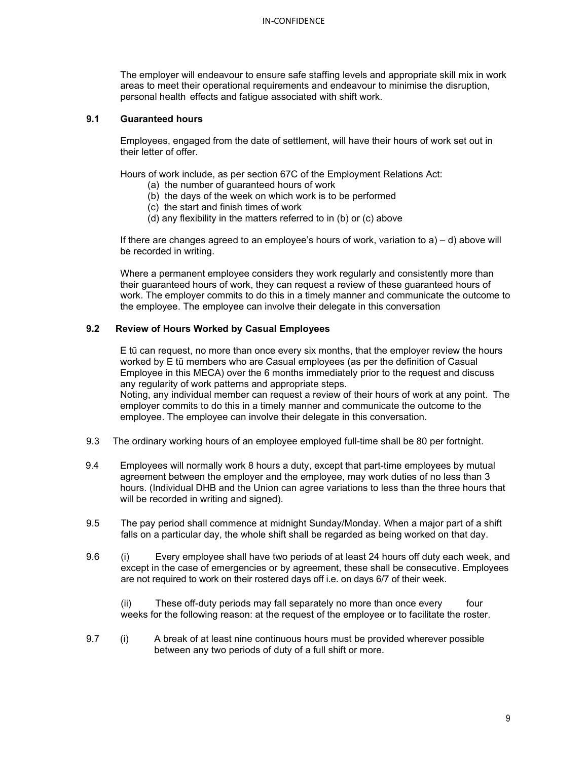The employer will endeavour to ensure safe staffing levels and appropriate skill mix in work areas to meet their operational requirements and endeavour to minimise the disruption, personal health effects and fatigue associated with shift work.

### 9.1 Guaranteed hours

Employees, engaged from the date of settlement, will have their hours of work set out in their letter of offer.

Hours of work include, as per section 67C of the Employment Relations Act:

(a) the number of guaranteed hours of work
(b) the days of the week on which work is to be performed
(c) the start and finish times of work
(d) any flexibility in the matters referred to in (b) or (c) above

If there are changes agreed to an employee's hours of work, variation to a) – d) above will be recorded in writing.

Where a permanent employee considers they work regularly and consistently more than their guaranteed hours of work, they can request a review of these guaranteed hours of work. The employer commits to do this in a timely manner and communicate the outcome to the employee. The employee can involve their delegate in this conversation

### 9.2 Review of Hours Worked by Casual Employees

E tū can request, no more than once every six months, that the employer review the hours worked by E tū members who are Casual employees (as per the definition of Casual Employee in this MECA) over the 6 months immediately prior to the request and discuss any regularity of work patterns and appropriate steps.
Noting, any individual member can request a review of their hours of work at any point. The employer commits to do this in a timely manner and communicate the outcome to the employee. The employee can involve their delegate in this conversation.

9.3 The ordinary working hours of an employee employed full-time shall be 80 per fortnight.

9.4 Employees will normally work 8 hours a duty, except that part-time employees by mutual agreement between the employer and the employee, may work duties of no less than 3 hours. (Individual DHB and the Union can agree variations to less than the three hours that will be recorded in writing and signed).

9.5 The pay period shall commence at midnight Sunday/Monday. When a major part of a shift falls on a particular day, the whole shift shall be regarded as being worked on that day.

9.6 (i) Every employee shall have two periods of at least 24 hours off duty each week, and except in the case of emergencies or by agreement, these shall be consecutive. Employees are not required to work on their rostered days off i.e. on days 6/7 of their week.

(ii) These off-duty periods may fall separately no more than once every four weeks for the following reason: at the request of the employee or to facilitate the roster.

9.7 (i) A break of at least nine continuous hours must be provided wherever possible between any two periods of duty of a full shift or more.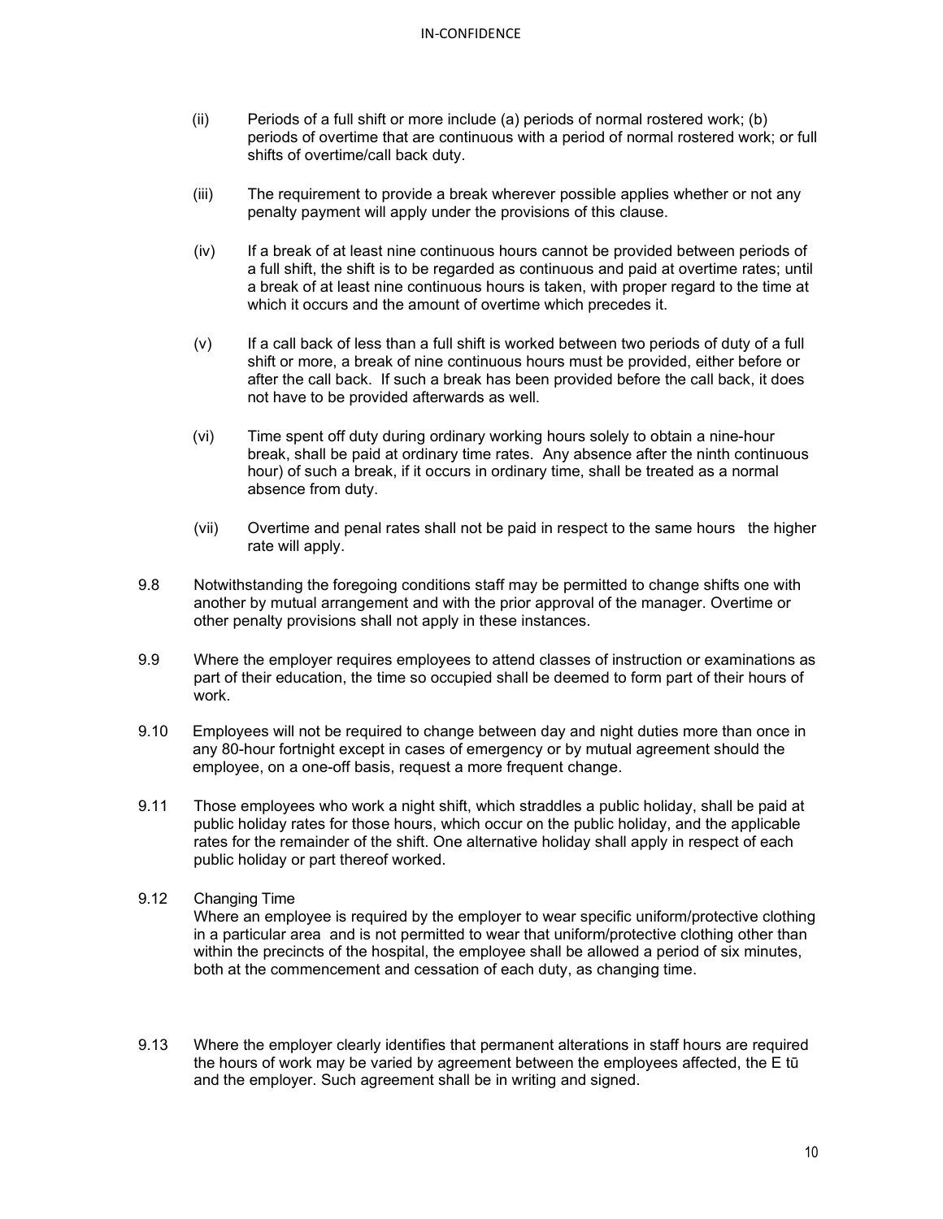(ii) Periods of a full shift or more include (a) periods of normal rostered work; (b) periods of overtime that are continuous with a period of normal rostered work; or full shifts of overtime/call back duty.

(iii) The requirement to provide a break wherever possible applies whether or not any penalty payment will apply under the provisions of this clause.

(iv) If a break of at least nine continuous hours cannot be provided between periods of a full shift, the shift is to be regarded as continuous and paid at overtime rates; until a break of at least nine continuous hours is taken, with proper regard to the time at which it occurs and the amount of overtime which precedes it.

(v) If a call back of less than a full shift is worked between two periods of duty of a full shift or more, a break of nine continuous hours must be provided, either before or after the call back. If such a break has been provided before the call back, it does not have to be provided afterwards as well.

(vi) Time spent off duty during ordinary working hours solely to obtain a nine-hour break, shall be paid at ordinary time rates. Any absence after the ninth continuous hour) of such a break, if it occurs in ordinary time, shall be treated as a normal absence from duty.

(vii) Overtime and penal rates shall not be paid in respect to the same hours the higher rate will apply.

9.8 Notwithstanding the foregoing conditions staff may be permitted to change shifts one with another by mutual arrangement and with the prior approval of the manager. Overtime or other penalty provisions shall not apply in these instances.

9.9 Where the employer requires employees to attend classes of instruction or examinations as part of their education, the time so occupied shall be deemed to form part of their hours of work.

9.10 Employees will not be required to change between day and night duties more than once in any 80-hour fortnight except in cases of emergency or by mutual agreement should the employee, on a one-off basis, request a more frequent change.

9.11 Those employees who work a night shift, which straddles a public holiday, shall be paid at public holiday rates for those hours, which occur on the public holiday, and the applicable rates for the remainder of the shift. One alternative holiday shall apply in respect of each public holiday or part thereof worked.

9.12 Changing Time
Where an employee is required by the employer to wear specific uniform/protective clothing in a particular area and is not permitted to wear that uniform/protective clothing other than within the precincts of the hospital, the employee shall be allowed a period of six minutes, both at the commencement and cessation of each duty, as changing time.

9.13 Where the employer clearly identifies that permanent alterations in staff hours are required the hours of work may be varied by agreement between the employees affected, the E tū and the employer. Such agreement shall be in writing and signed.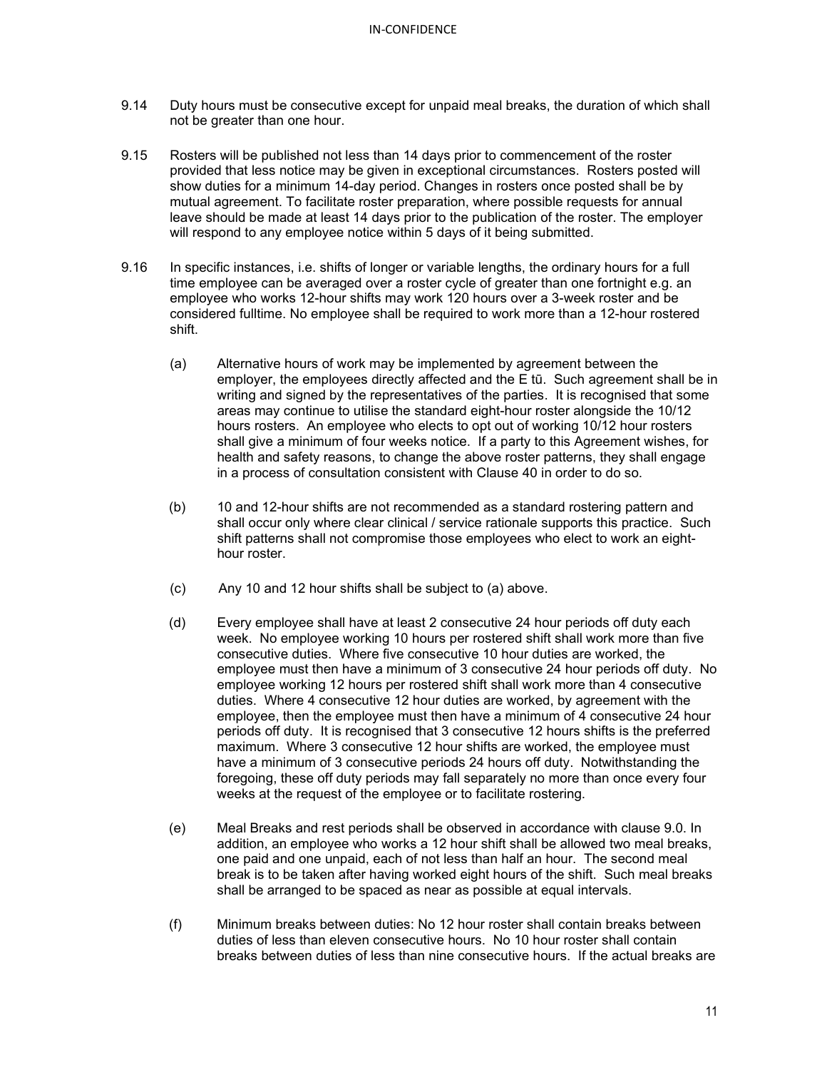9.14 Duty hours must be consecutive except for unpaid meal breaks, the duration of which shall not be greater than one hour.

9.15 Rosters will be published not less than 14 days prior to commencement of the roster provided that less notice may be given in exceptional circumstances. Rosters posted will show duties for a minimum 14-day period. Changes in rosters once posted shall be by mutual agreement. To facilitate roster preparation, where possible requests for annual leave should be made at least 14 days prior to the publication of the roster. The employer will respond to any employee notice within 5 days of it being submitted.

9.16 In specific instances, i.e. shifts of longer or variable lengths, the ordinary hours for a full time employee can be averaged over a roster cycle of greater than one fortnight e.g. an employee who works 12-hour shifts may work 120 hours over a 3-week roster and be considered fulltime. No employee shall be required to work more than a 12-hour rostered shift.

(a) Alternative hours of work may be implemented by agreement between the employer, the employees directly affected and the E tū. Such agreement shall be in writing and signed by the representatives of the parties. It is recognised that some areas may continue to utilise the standard eight-hour roster alongside the 10/12 hours rosters. An employee who elects to opt out of working 10/12 hour rosters shall give a minimum of four weeks notice. If a party to this Agreement wishes, for health and safety reasons, to change the above roster patterns, they shall engage in a process of consultation consistent with Clause 40 in order to do so.

(b) 10 and 12-hour shifts are not recommended as a standard rostering pattern and shall occur only where clear clinical / service rationale supports this practice. Such shift patterns shall not compromise those employees who elect to work an eight-hour roster.

(c) Any 10 and 12 hour shifts shall be subject to (a) above.

(d) Every employee shall have at least 2 consecutive 24 hour periods off duty each week. No employee working 10 hours per rostered shift shall work more than five consecutive duties. Where five consecutive 10 hour duties are worked, the employee must then have a minimum of 3 consecutive 24 hour periods off duty. No employee working 12 hours per rostered shift shall work more than 4 consecutive duties. Where 4 consecutive 12 hour duties are worked, by agreement with the employee, then the employee must then have a minimum of 4 consecutive 24 hour periods off duty. It is recognised that 3 consecutive 12 hours shifts is the preferred maximum. Where 3 consecutive 12 hour shifts are worked, the employee must have a minimum of 3 consecutive periods 24 hours off duty. Notwithstanding the foregoing, these off duty periods may fall separately no more than once every four weeks at the request of the employee or to facilitate rostering.

(e) Meal Breaks and rest periods shall be observed in accordance with clause 9.0. In addition, an employee who works a 12 hour shift shall be allowed two meal breaks, one paid and one unpaid, each of not less than half an hour. The second meal break is to be taken after having worked eight hours of the shift. Such meal breaks shall be arranged to be spaced as near as possible at equal intervals.

(f) Minimum breaks between duties: No 12 hour roster shall contain breaks between duties of less than eleven consecutive hours. No 10 hour roster shall contain breaks between duties of less than nine consecutive hours. If the actual breaks are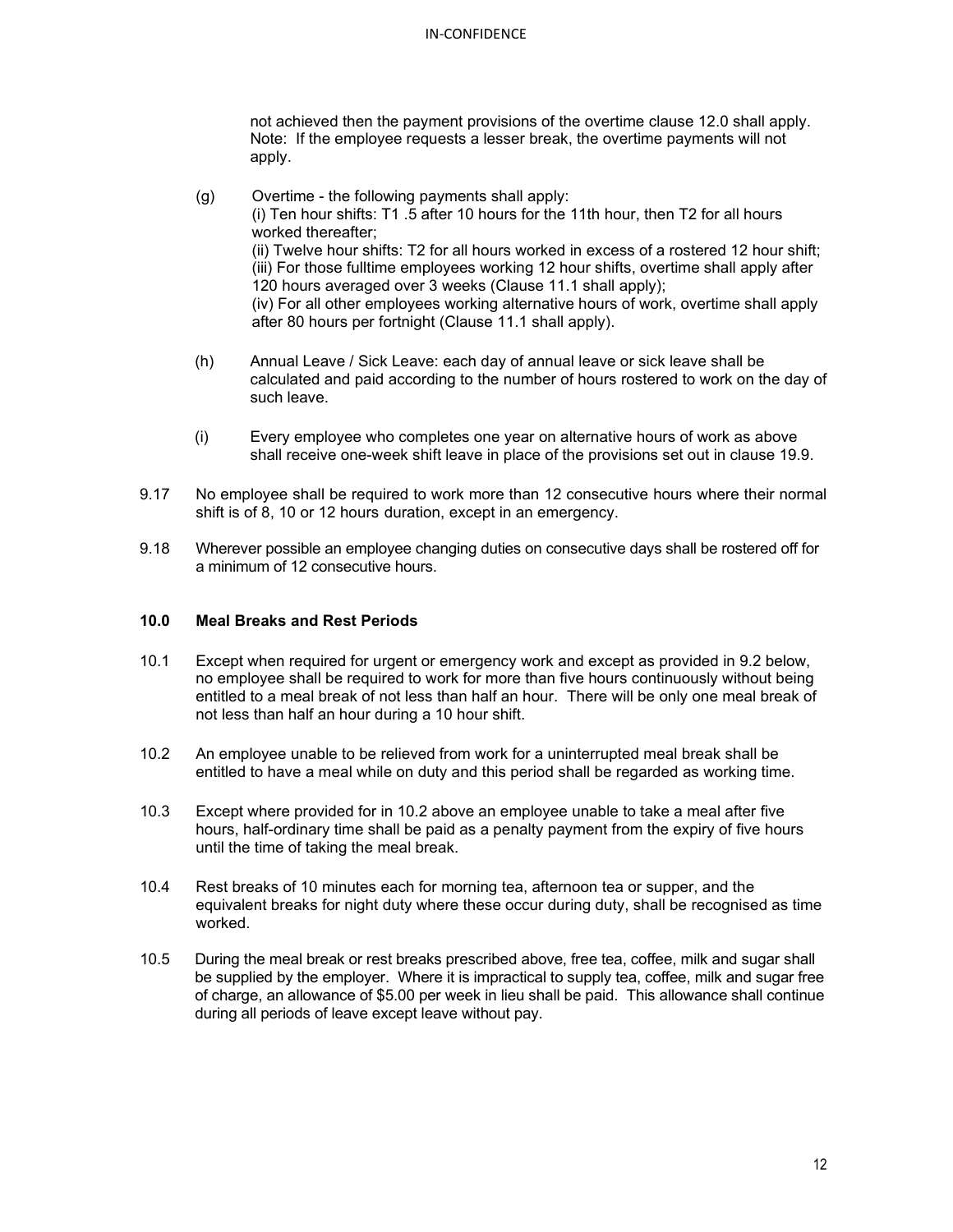not achieved then the payment provisions of the overtime clause 12.0 shall apply. Note: If the employee requests a lesser break, the overtime payments will not apply.

(g) Overtime - the following payments shall apply:
(i) Ten hour shifts: T1 .5 after 10 hours for the 11th hour, then T2 for all hours worked thereafter;
(ii) Twelve hour shifts: T2 for all hours worked in excess of a rostered 12 hour shift;
(iii) For those fulltime employees working 12 hour shifts, overtime shall apply after 120 hours averaged over 3 weeks (Clause 11.1 shall apply);
(iv) For all other employees working alternative hours of work, overtime shall apply after 80 hours per fortnight (Clause 11.1 shall apply).

(h) Annual Leave / Sick Leave: each day of annual leave or sick leave shall be calculated and paid according to the number of hours rostered to work on the day of such leave.

(i) Every employee who completes one year on alternative hours of work as above shall receive one-week shift leave in place of the provisions set out in clause 19.9.

9.17 No employee shall be required to work more than 12 consecutive hours where their normal shift is of 8, 10 or 12 hours duration, except in an emergency.

9.18 Wherever possible an employee changing duties on consecutive days shall be rostered off for a minimum of 12 consecutive hours.

## 10.0 Meal Breaks and Rest Periods

10.1 Except when required for urgent or emergency work and except as provided in 9.2 below, no employee shall be required to work for more than five hours continuously without being entitled to a meal break of not less than half an hour. There will be only one meal break of not less than half an hour during a 10 hour shift.

10.2 An employee unable to be relieved from work for a uninterrupted meal break shall be entitled to have a meal while on duty and this period shall be regarded as working time.

10.3 Except where provided for in 10.2 above an employee unable to take a meal after five hours, half-ordinary time shall be paid as a penalty payment from the expiry of five hours until the time of taking the meal break.

10.4 Rest breaks of 10 minutes each for morning tea, afternoon tea or supper, and the equivalent breaks for night duty where these occur during duty, shall be recognised as time worked.

10.5 During the meal break or rest breaks prescribed above, free tea, coffee, milk and sugar shall be supplied by the employer. Where it is impractical to supply tea, coffee, milk and sugar free of charge, an allowance of $5.00 per week in lieu shall be paid. This allowance shall continue during all periods of leave except leave without pay.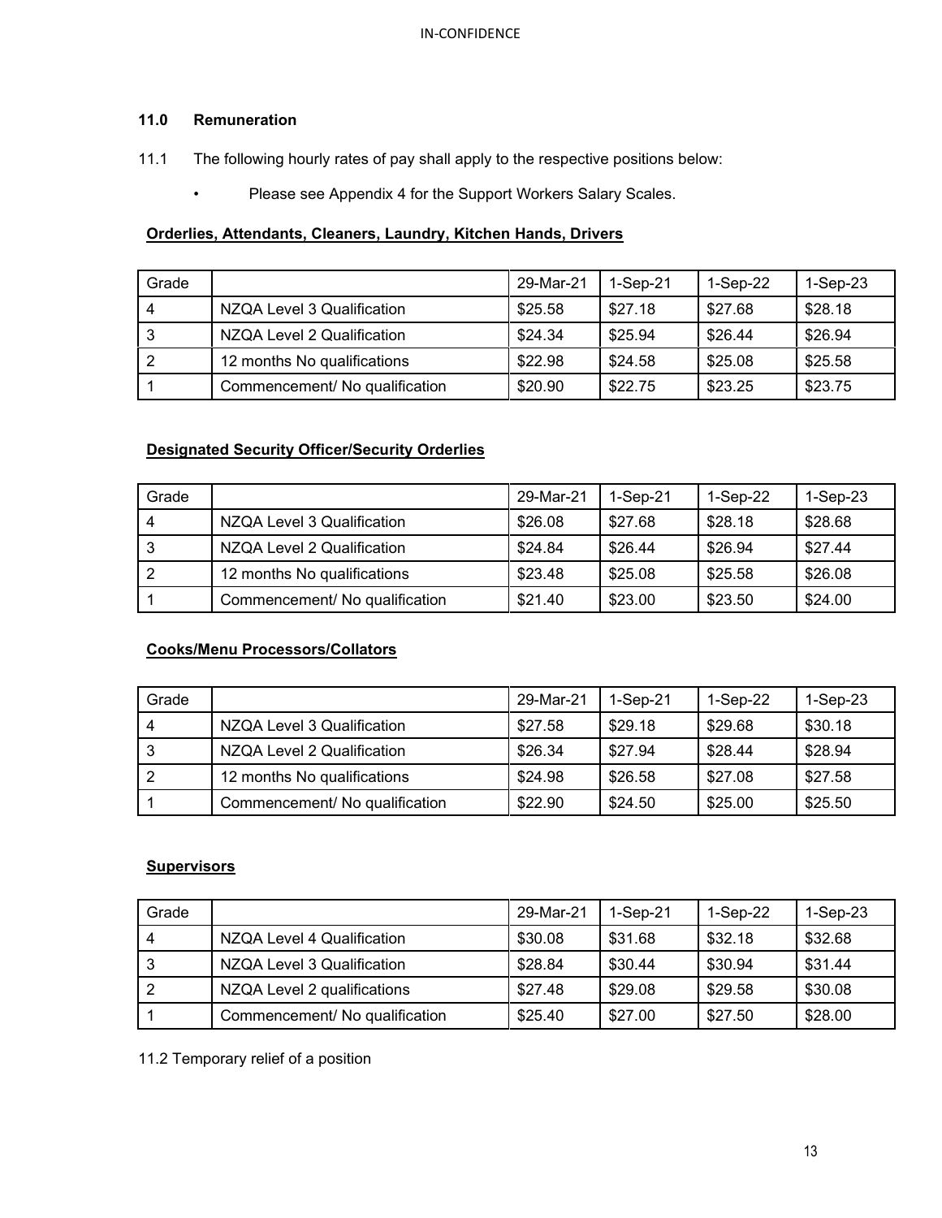## 11.0 Remuneration

11.1 The following hourly rates of pay shall apply to the respective positions below:

- Please see Appendix 4 for the Support Workers Salary Scales.

**Orderlies, Attendants, Cleaners, Laundry, Kitchen Hands, Drivers**

| Grade | | 29-Mar-21 | 1-Sep-21 | 1-Sep-22 | 1-Sep-23 |
|---|---|---|---|---|---|
| 4 | NZQA Level 3 Qualification | $25.58 | $27.18 | $27.68 | $28.18 |
| 3 | NZQA Level 2 Qualification | $24.34 | $25.94 | $26.44 | $26.94 |
| 2 | 12 months No qualifications | $22.98 | $24.58 | $25.08 | $25.58 |
| 1 | Commencement/ No qualification | $20.90 | $22.75 | $23.25 | $23.75 |

**Designated Security Officer/Security Orderlies**

| Grade | | 29-Mar-21 | 1-Sep-21 | 1-Sep-22 | 1-Sep-23 |
|---|---|---|---|---|---|
| 4 | NZQA Level 3 Qualification | $26.08 | $27.68 | $28.18 | $28.68 |
| 3 | NZQA Level 2 Qualification | $24.84 | $26.44 | $26.94 | $27.44 |
| 2 | 12 months No qualifications | $23.48 | $25.08 | $25.58 | $26.08 |
| 1 | Commencement/ No qualification | $21.40 | $23.00 | $23.50 | $24.00 |

**Cooks/Menu Processors/Collators**

| Grade | | 29-Mar-21 | 1-Sep-21 | 1-Sep-22 | 1-Sep-23 |
|---|---|---|---|---|---|
| 4 | NZQA Level 3 Qualification | $27.58 | $29.18 | $29.68 | $30.18 |
| 3 | NZQA Level 2 Qualification | $26.34 | $27.94 | $28.44 | $28.94 |
| 2 | 12 months No qualifications | $24.98 | $26.58 | $27.08 | $27.58 |
| 1 | Commencement/ No qualification | $22.90 | $24.50 | $25.00 | $25.50 |

**Supervisors**

| Grade | | 29-Mar-21 | 1-Sep-21 | 1-Sep-22 | 1-Sep-23 |
|---|---|---|---|---|---|
| 4 | NZQA Level 4 Qualification | $30.08 | $31.68 | $32.18 | $32.68 |
| 3 | NZQA Level 3 Qualification | $28.84 | $30.44 | $30.94 | $31.44 |
| 2 | NZQA Level 2 qualifications | $27.48 | $29.08 | $29.58 | $30.08 |
| 1 | Commencement/ No qualification | $25.40 | $27.00 | $27.50 | $28.00 |

11.2 Temporary relief of a position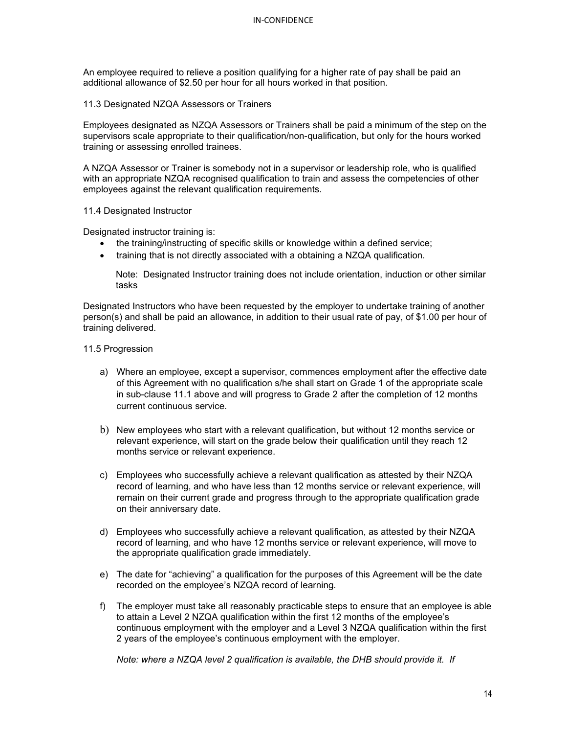An employee required to relieve a position qualifying for a higher rate of pay shall be paid an additional allowance of $2.50 per hour for all hours worked in that position.

### 11.3 Designated NZQA Assessors or Trainers

Employees designated as NZQA Assessors or Trainers shall be paid a minimum of the step on the supervisors scale appropriate to their qualification/non-qualification, but only for the hours worked training or assessing enrolled trainees.

A NZQA Assessor or Trainer is somebody not in a supervisor or leadership role, who is qualified with an appropriate NZQA recognised qualification to train and assess the competencies of other employees against the relevant qualification requirements.

### 11.4 Designated Instructor

Designated instructor training is:

- the training/instructing of specific skills or knowledge within a defined service;
- training that is not directly associated with a obtaining a NZQA qualification.

  Note: Designated Instructor training does not include orientation, induction or other similar tasks

Designated Instructors who have been requested by the employer to undertake training of another person(s) and shall be paid an allowance, in addition to their usual rate of pay, of $1.00 per hour of training delivered.

### 11.5 Progression

a) Where an employee, except a supervisor, commences employment after the effective date of this Agreement with no qualification s/he shall start on Grade 1 of the appropriate scale in sub-clause 11.1 above and will progress to Grade 2 after the completion of 12 months current continuous service.

b) New employees who start with a relevant qualification, but without 12 months service or relevant experience, will start on the grade below their qualification until they reach 12 months service or relevant experience.

c) Employees who successfully achieve a relevant qualification as attested by their NZQA record of learning, and who have less than 12 months service or relevant experience, will remain on their current grade and progress through to the appropriate qualification grade on their anniversary date.

d) Employees who successfully achieve a relevant qualification, as attested by their NZQA record of learning, and who have 12 months service or relevant experience, will move to the appropriate qualification grade immediately.

e) The date for "achieving" a qualification for the purposes of this Agreement will be the date recorded on the employee's NZQA record of learning.

f) The employer must take all reasonably practicable steps to ensure that an employee is able to attain a Level 2 NZQA qualification within the first 12 months of the employee's continuous employment with the employer and a Level 3 NZQA qualification within the first 2 years of the employee's continuous employment with the employer.

   *Note: where a NZQA level 2 qualification is available, the DHB should provide it. If*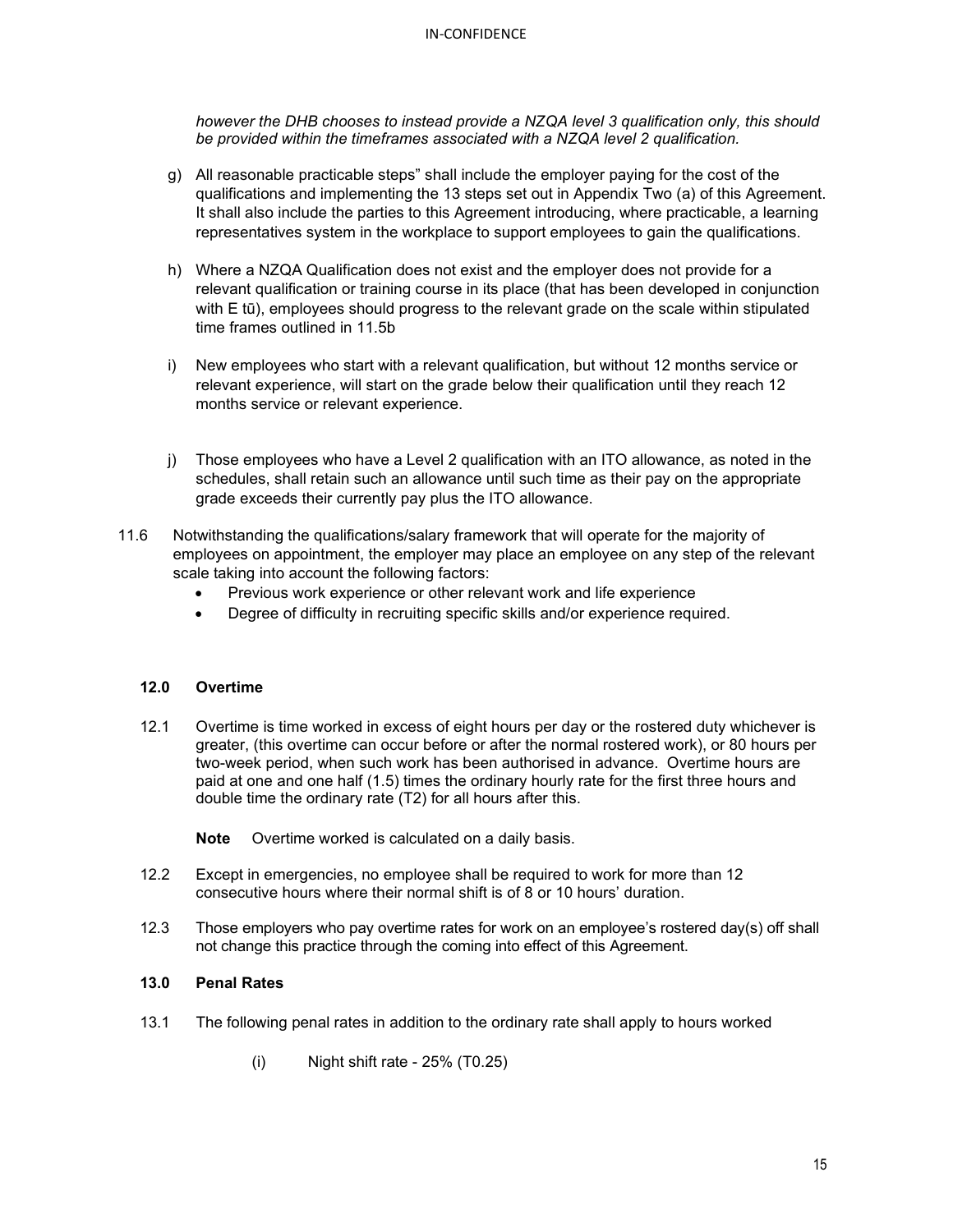*however the DHB chooses to instead provide a NZQA level 3 qualification only, this should be provided within the timeframes associated with a NZQA level 2 qualification.*

g) All reasonable practicable steps” shall include the employer paying for the cost of the qualifications and implementing the 13 steps set out in Appendix Two (a) of this Agreement. It shall also include the parties to this Agreement introducing, where practicable, a learning representatives system in the workplace to support employees to gain the qualifications.

h) Where a NZQA Qualification does not exist and the employer does not provide for a relevant qualification or training course in its place (that has been developed in conjunction with E tū), employees should progress to the relevant grade on the scale within stipulated time frames outlined in 11.5b

i) New employees who start with a relevant qualification, but without 12 months service or relevant experience, will start on the grade below their qualification until they reach 12 months service or relevant experience.

j) Those employees who have a Level 2 qualification with an ITO allowance, as noted in the schedules, shall retain such an allowance until such time as their pay on the appropriate grade exceeds their currently pay plus the ITO allowance.

11.6 Notwithstanding the qualifications/salary framework that will operate for the majority of employees on appointment, the employer may place an employee on any step of the relevant scale taking into account the following factors:

- Previous work experience or other relevant work and life experience
- Degree of difficulty in recruiting specific skills and/or experience required.

## 12.0 Overtime

12.1 Overtime is time worked in excess of eight hours per day or the rostered duty whichever is greater, (this overtime can occur before or after the normal rostered work), or 80 hours per two-week period, when such work has been authorised in advance. Overtime hours are paid at one and one half (1.5) times the ordinary hourly rate for the first three hours and double time the ordinary rate (T2) for all hours after this.

**Note** Overtime worked is calculated on a daily basis.

12.2 Except in emergencies, no employee shall be required to work for more than 12 consecutive hours where their normal shift is of 8 or 10 hours’ duration.

12.3 Those employers who pay overtime rates for work on an employee’s rostered day(s) off shall not change this practice through the coming into effect of this Agreement.

## 13.0 Penal Rates

13.1 The following penal rates in addition to the ordinary rate shall apply to hours worked

(i) Night shift rate - 25% (T0.25)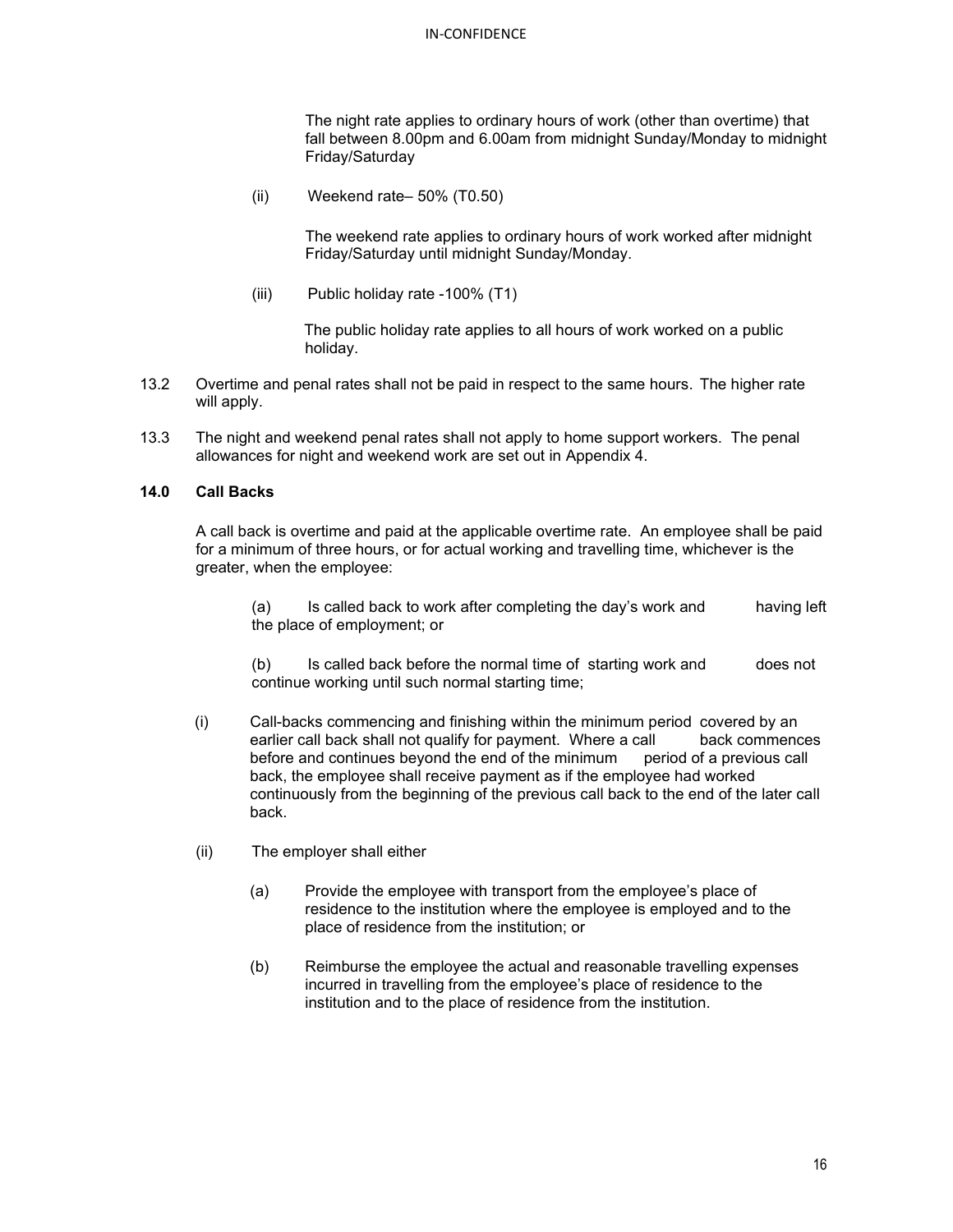The night rate applies to ordinary hours of work (other than overtime) that fall between 8.00pm and 6.00am from midnight Sunday/Monday to midnight Friday/Saturday

(ii) Weekend rate– 50% (T0.50)

The weekend rate applies to ordinary hours of work worked after midnight Friday/Saturday until midnight Sunday/Monday.

(iii) Public holiday rate -100% (T1)

The public holiday rate applies to all hours of work worked on a public holiday.

13.2 Overtime and penal rates shall not be paid in respect to the same hours. The higher rate will apply.

13.3 The night and weekend penal rates shall not apply to home support workers. The penal allowances for night and weekend work are set out in Appendix 4.

### 14.0 Call Backs

A call back is overtime and paid at the applicable overtime rate. An employee shall be paid for a minimum of three hours, or for actual working and travelling time, whichever is the greater, when the employee:

(a) Is called back to work after completing the day's work and having left the place of employment; or

(b) Is called back before the normal time of starting work and does not continue working until such normal starting time;

(i) Call-backs commencing and finishing within the minimum period covered by an earlier call back shall not qualify for payment. Where a call back commences before and continues beyond the end of the minimum period of a previous call back, the employee shall receive payment as if the employee had worked continuously from the beginning of the previous call back to the end of the later call back.

(ii) The employer shall either

(a) Provide the employee with transport from the employee's place of residence to the institution where the employee is employed and to the place of residence from the institution; or

(b) Reimburse the employee the actual and reasonable travelling expenses incurred in travelling from the employee's place of residence to the institution and to the place of residence from the institution.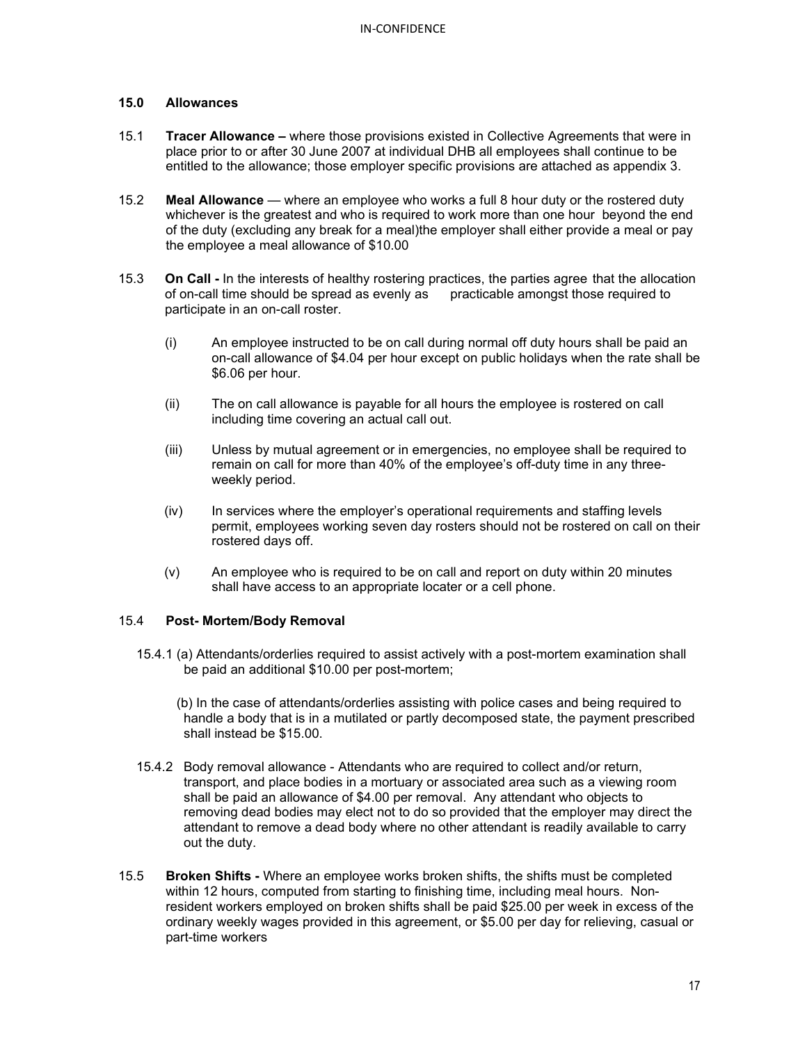## 15.0 Allowances

15.1 **Tracer Allowance –** where those provisions existed in Collective Agreements that were in place prior to or after 30 June 2007 at individual DHB all employees shall continue to be entitled to the allowance; those employer specific provisions are attached as appendix 3.

15.2 **Meal Allowance** — where an employee who works a full 8 hour duty or the rostered duty whichever is the greatest and who is required to work more than one hour beyond the end of the duty (excluding any break for a meal)the employer shall either provide a meal or pay the employee a meal allowance of $10.00

15.3 **On Call -** In the interests of healthy rostering practices, the parties agree that the allocation of on-call time should be spread as evenly as practicable amongst those required to participate in an on-call roster.

(i) An employee instructed to be on call during normal off duty hours shall be paid an on-call allowance of $4.04 per hour except on public holidays when the rate shall be $6.06 per hour.

(ii) The on call allowance is payable for all hours the employee is rostered on call including time covering an actual call out.

(iii) Unless by mutual agreement or in emergencies, no employee shall be required to remain on call for more than 40% of the employee's off-duty time in any three-weekly period.

(iv) In services where the employer's operational requirements and staffing levels permit, employees working seven day rosters should not be rostered on call on their rostered days off.

(v) An employee who is required to be on call and report on duty within 20 minutes shall have access to an appropriate locater or a cell phone.

15.4 **Post- Mortem/Body Removal**

15.4.1 (a) Attendants/orderlies required to assist actively with a post-mortem examination shall be paid an additional $10.00 per post-mortem;

(b) In the case of attendants/orderlies assisting with police cases and being required to handle a body that is in a mutilated or partly decomposed state, the payment prescribed shall instead be $15.00.

15.4.2 Body removal allowance - Attendants who are required to collect and/or return, transport, and place bodies in a mortuary or associated area such as a viewing room shall be paid an allowance of $4.00 per removal. Any attendant who objects to removing dead bodies may elect not to do so provided that the employer may direct the attendant to remove a dead body where no other attendant is readily available to carry out the duty.

15.5 **Broken Shifts -** Where an employee works broken shifts, the shifts must be completed within 12 hours, computed from starting to finishing time, including meal hours. Non-resident workers employed on broken shifts shall be paid $25.00 per week in excess of the ordinary weekly wages provided in this agreement, or $5.00 per day for relieving, casual or part-time workers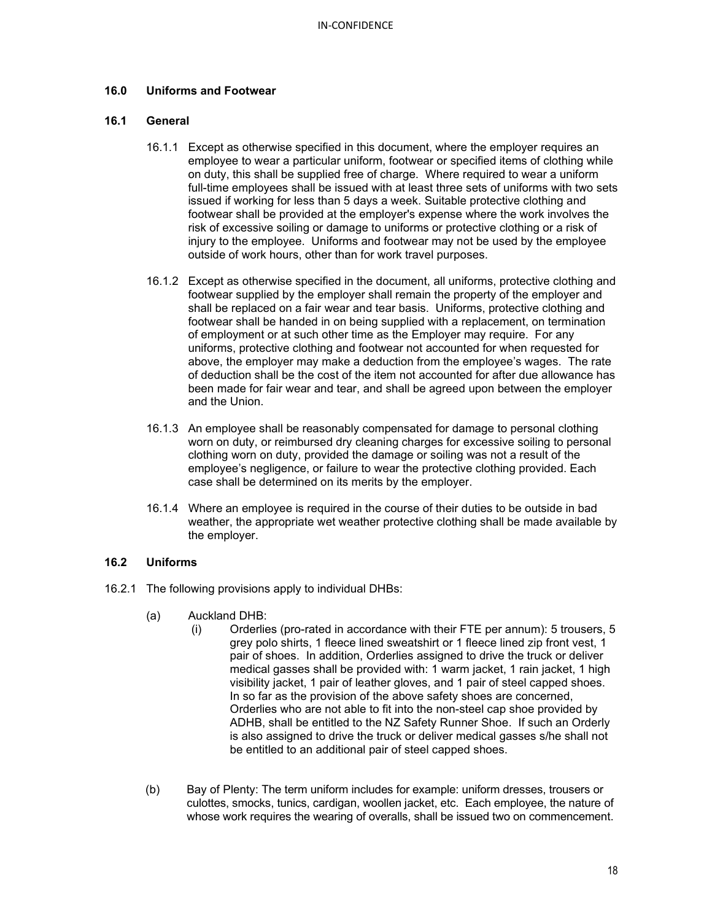## 16.0 Uniforms and Footwear

### 16.1 General

16.1.1 Except as otherwise specified in this document, where the employer requires an employee to wear a particular uniform, footwear or specified items of clothing while on duty, this shall be supplied free of charge. Where required to wear a uniform full-time employees shall be issued with at least three sets of uniforms with two sets issued if working for less than 5 days a week. Suitable protective clothing and footwear shall be provided at the employer's expense where the work involves the risk of excessive soiling or damage to uniforms or protective clothing or a risk of injury to the employee. Uniforms and footwear may not be used by the employee outside of work hours, other than for work travel purposes.

16.1.2 Except as otherwise specified in the document, all uniforms, protective clothing and footwear supplied by the employer shall remain the property of the employer and shall be replaced on a fair wear and tear basis. Uniforms, protective clothing and footwear shall be handed in on being supplied with a replacement, on termination of employment or at such other time as the Employer may require. For any uniforms, protective clothing and footwear not accounted for when requested for above, the employer may make a deduction from the employee's wages. The rate of deduction shall be the cost of the item not accounted for after due allowance has been made for fair wear and tear, and shall be agreed upon between the employer and the Union.

16.1.3 An employee shall be reasonably compensated for damage to personal clothing worn on duty, or reimbursed dry cleaning charges for excessive soiling to personal clothing worn on duty, provided the damage or soiling was not a result of the employee's negligence, or failure to wear the protective clothing provided. Each case shall be determined on its merits by the employer.

16.1.4 Where an employee is required in the course of their duties to be outside in bad weather, the appropriate wet weather protective clothing shall be made available by the employer.

### 16.2 Uniforms

16.2.1 The following provisions apply to individual DHBs:

(a) Auckland DHB:

(i) Orderlies (pro-rated in accordance with their FTE per annum): 5 trousers, 5 grey polo shirts, 1 fleece lined sweatshirt or 1 fleece lined zip front vest, 1 pair of shoes. In addition, Orderlies assigned to drive the truck or deliver medical gasses shall be provided with: 1 warm jacket, 1 rain jacket, 1 high visibility jacket, 1 pair of leather gloves, and 1 pair of steel capped shoes. In so far as the provision of the above safety shoes are concerned, Orderlies who are not able to fit into the non-steel cap shoe provided by ADHB, shall be entitled to the NZ Safety Runner Shoe. If such an Orderly is also assigned to drive the truck or deliver medical gasses s/he shall not be entitled to an additional pair of steel capped shoes.

(b) Bay of Plenty: The term uniform includes for example: uniform dresses, trousers or culottes, smocks, tunics, cardigan, woollen jacket, etc. Each employee, the nature of whose work requires the wearing of overalls, shall be issued two on commencement.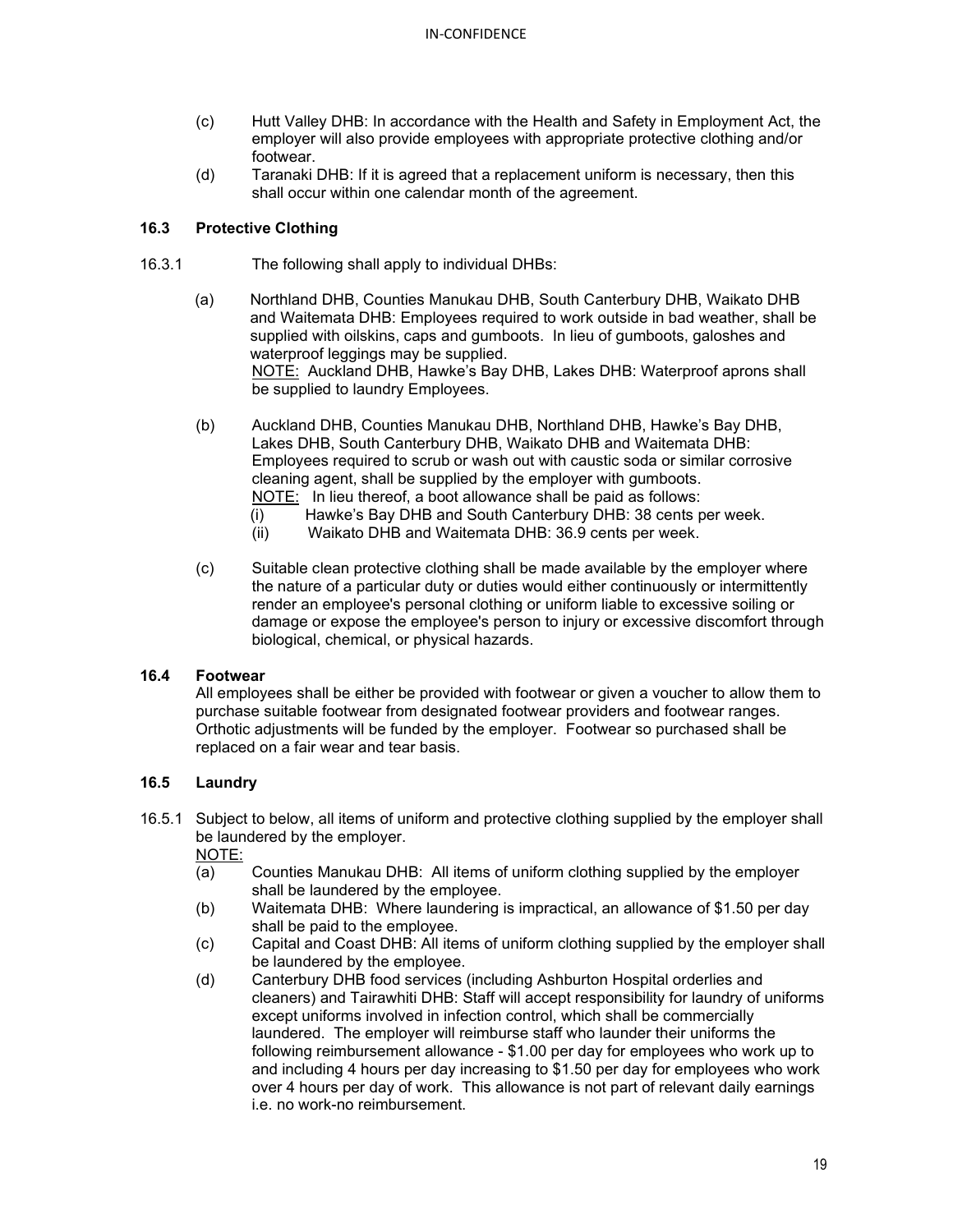(c) Hutt Valley DHB: In accordance with the Health and Safety in Employment Act, the employer will also provide employees with appropriate protective clothing and/or footwear.

(d) Taranaki DHB: If it is agreed that a replacement uniform is necessary, then this shall occur within one calendar month of the agreement.

### 16.3 Protective Clothing

16.3.1 The following shall apply to individual DHBs:

(a) Northland DHB, Counties Manukau DHB, South Canterbury DHB, Waikato DHB and Waitemata DHB: Employees required to work outside in bad weather, shall be supplied with oilskins, caps and gumboots. In lieu of gumboots, galoshes and waterproof leggings may be supplied.
<u>NOTE:</u> Auckland DHB, Hawke's Bay DHB, Lakes DHB: Waterproof aprons shall be supplied to laundry Employees.

(b) Auckland DHB, Counties Manukau DHB, Northland DHB, Hawke's Bay DHB, Lakes DHB, South Canterbury DHB, Waikato DHB and Waitemata DHB: Employees required to scrub or wash out with caustic soda or similar corrosive cleaning agent, shall be supplied by the employer with gumboots.
<u>NOTE:</u> In lieu thereof, a boot allowance shall be paid as follows:
(i) Hawke's Bay DHB and South Canterbury DHB: 38 cents per week.
(ii) Waikato DHB and Waitemata DHB: 36.9 cents per week.

(c) Suitable clean protective clothing shall be made available by the employer where the nature of a particular duty or duties would either continuously or intermittently render an employee's personal clothing or uniform liable to excessive soiling or damage or expose the employee's person to injury or excessive discomfort through biological, chemical, or physical hazards.

### 16.4 Footwear

All employees shall be either be provided with footwear or given a voucher to allow them to purchase suitable footwear from designated footwear providers and footwear ranges. Orthotic adjustments will be funded by the employer. Footwear so purchased shall be replaced on a fair wear and tear basis.

### 16.5 Laundry

16.5.1 Subject to below, all items of uniform and protective clothing supplied by the employer shall be laundered by the employer.

<u>NOTE:</u>

(a) Counties Manukau DHB: All items of uniform clothing supplied by the employer shall be laundered by the employee.

(b) Waitemata DHB: Where laundering is impractical, an allowance of $1.50 per day shall be paid to the employee.

(c) Capital and Coast DHB: All items of uniform clothing supplied by the employer shall be laundered by the employee.

(d) Canterbury DHB food services (including Ashburton Hospital orderlies and cleaners) and Tairawhiti DHB: Staff will accept responsibility for laundry of uniforms except uniforms involved in infection control, which shall be commercially laundered. The employer will reimburse staff who launder their uniforms the following reimbursement allowance - $1.00 per day for employees who work up to and including 4 hours per day increasing to $1.50 per day for employees who work over 4 hours per day of work. This allowance is not part of relevant daily earnings i.e. no work-no reimbursement.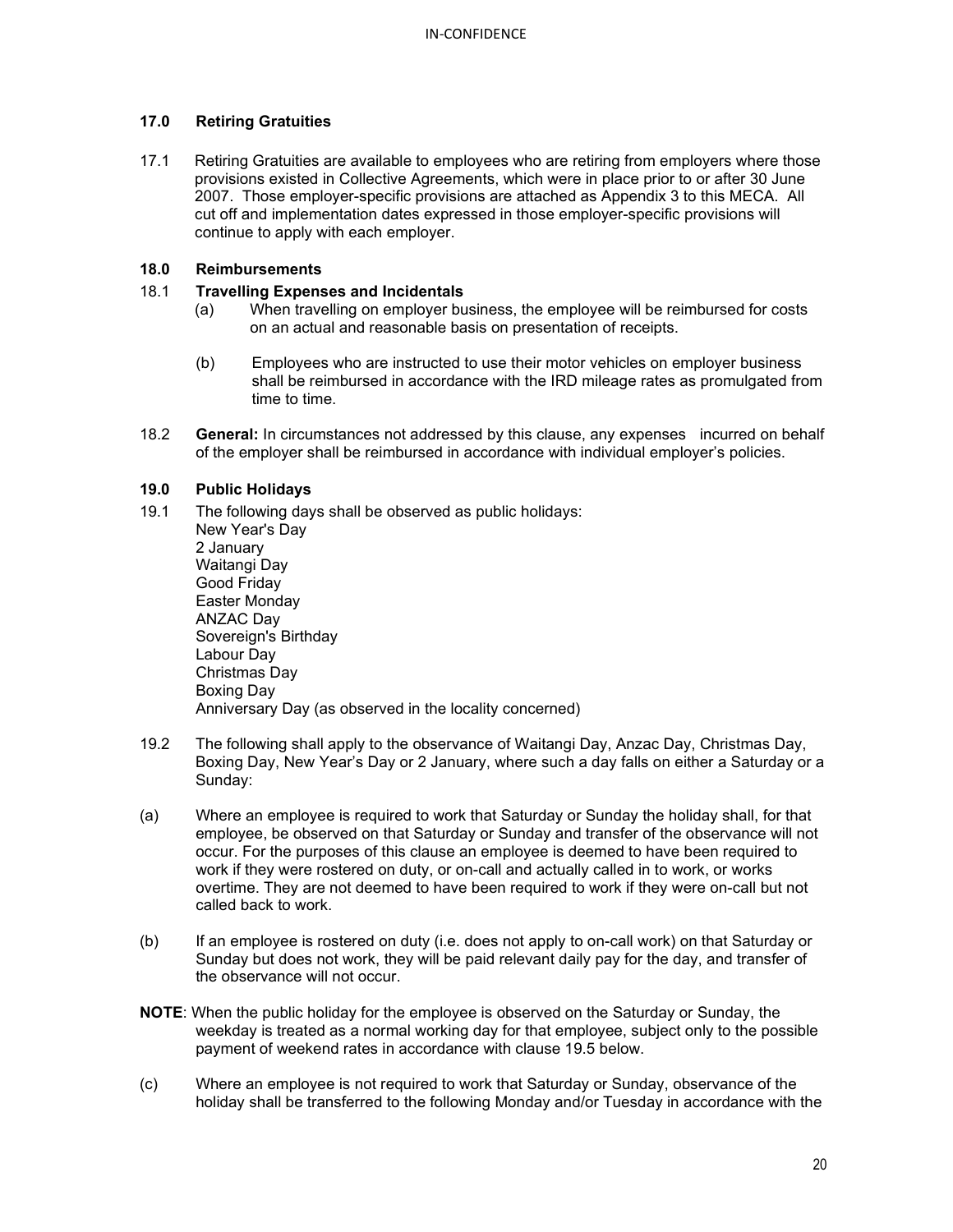### 17.0 Retiring Gratuities

17.1 Retiring Gratuities are available to employees who are retiring from employers where those provisions existed in Collective Agreements, which were in place prior to or after 30 June 2007. Those employer-specific provisions are attached as Appendix 3 to this MECA. All cut off and implementation dates expressed in those employer-specific provisions will continue to apply with each employer.

### 18.0 Reimbursements

18.1 **Travelling Expenses and Incidentals**

(a) When travelling on employer business, the employee will be reimbursed for costs on an actual and reasonable basis on presentation of receipts.

(b) Employees who are instructed to use their motor vehicles on employer business shall be reimbursed in accordance with the IRD mileage rates as promulgated from time to time.

18.2 **General:** In circumstances not addressed by this clause, any expenses incurred on behalf of the employer shall be reimbursed in accordance with individual employer's policies.

### 19.0 Public Holidays

19.1 The following days shall be observed as public holidays:

New Year's Day
2 January
Waitangi Day
Good Friday
Easter Monday
ANZAC Day
Sovereign's Birthday
Labour Day
Christmas Day
Boxing Day
Anniversary Day (as observed in the locality concerned)

19.2 The following shall apply to the observance of Waitangi Day, Anzac Day, Christmas Day, Boxing Day, New Year's Day or 2 January, where such a day falls on either a Saturday or a Sunday:

(a) Where an employee is required to work that Saturday or Sunday the holiday shall, for that employee, be observed on that Saturday or Sunday and transfer of the observance will not occur. For the purposes of this clause an employee is deemed to have been required to work if they were rostered on duty, or on-call and actually called in to work, or works overtime. They are not deemed to have been required to work if they were on-call but not called back to work.

(b) If an employee is rostered on duty (i.e. does not apply to on-call work) on that Saturday or Sunday but does not work, they will be paid relevant daily pay for the day, and transfer of the observance will not occur.

**NOTE**: When the public holiday for the employee is observed on the Saturday or Sunday, the weekday is treated as a normal working day for that employee, subject only to the possible payment of weekend rates in accordance with clause 19.5 below.

(c) Where an employee is not required to work that Saturday or Sunday, observance of the holiday shall be transferred to the following Monday and/or Tuesday in accordance with the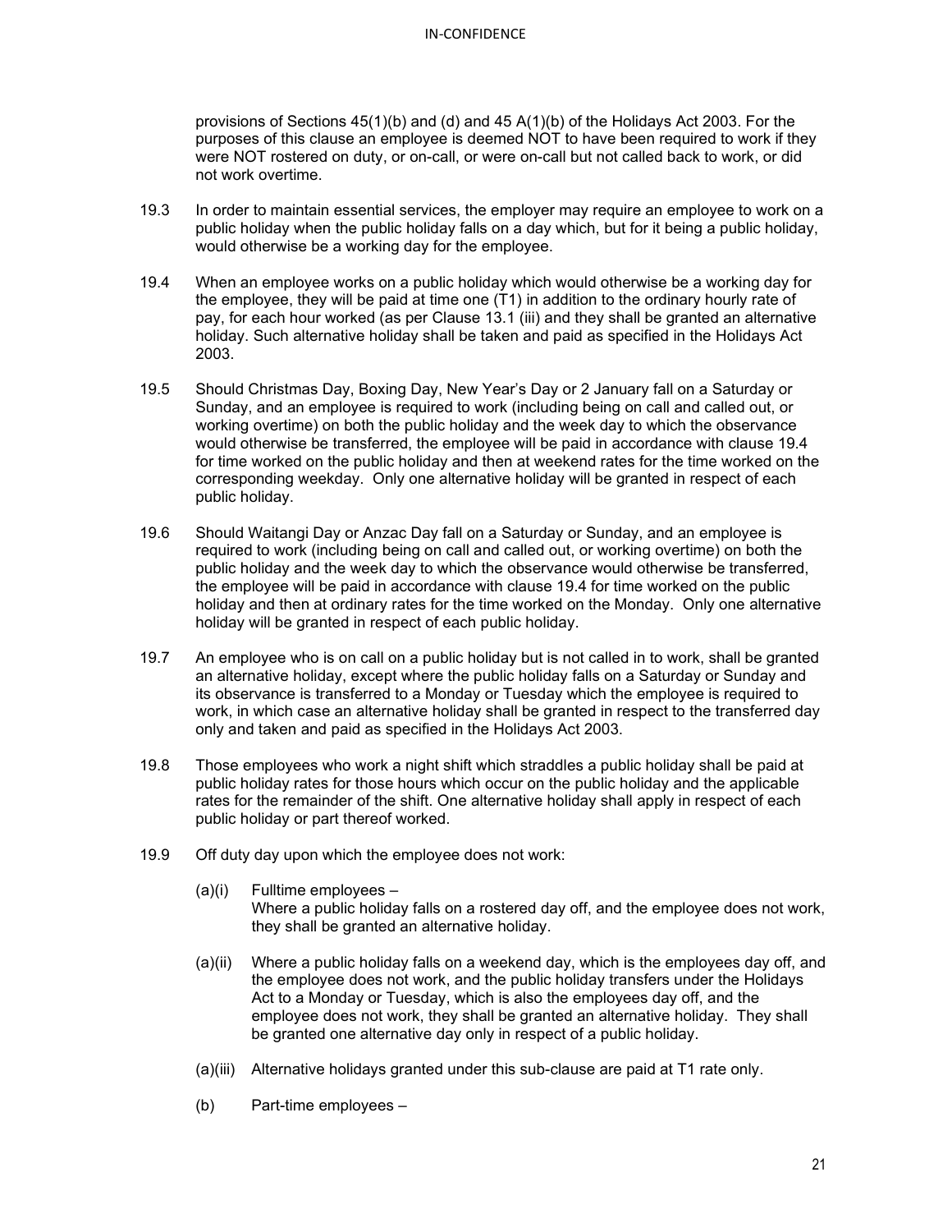provisions of Sections 45(1)(b) and (d) and 45 A(1)(b) of the Holidays Act 2003. For the purposes of this clause an employee is deemed NOT to have been required to work if they were NOT rostered on duty, or on-call, or were on-call but not called back to work, or did not work overtime.

19.3 In order to maintain essential services, the employer may require an employee to work on a public holiday when the public holiday falls on a day which, but for it being a public holiday, would otherwise be a working day for the employee.

19.4 When an employee works on a public holiday which would otherwise be a working day for the employee, they will be paid at time one (T1) in addition to the ordinary hourly rate of pay, for each hour worked (as per Clause 13.1 (iii) and they shall be granted an alternative holiday. Such alternative holiday shall be taken and paid as specified in the Holidays Act 2003.

19.5 Should Christmas Day, Boxing Day, New Year's Day or 2 January fall on a Saturday or Sunday, and an employee is required to work (including being on call and called out, or working overtime) on both the public holiday and the week day to which the observance would otherwise be transferred, the employee will be paid in accordance with clause 19.4 for time worked on the public holiday and then at weekend rates for the time worked on the corresponding weekday. Only one alternative holiday will be granted in respect of each public holiday.

19.6 Should Waitangi Day or Anzac Day fall on a Saturday or Sunday, and an employee is required to work (including being on call and called out, or working overtime) on both the public holiday and the week day to which the observance would otherwise be transferred, the employee will be paid in accordance with clause 19.4 for time worked on the public holiday and then at ordinary rates for the time worked on the Monday. Only one alternative holiday will be granted in respect of each public holiday.

19.7 An employee who is on call on a public holiday but is not called in to work, shall be granted an alternative holiday, except where the public holiday falls on a Saturday or Sunday and its observance is transferred to a Monday or Tuesday which the employee is required to work, in which case an alternative holiday shall be granted in respect to the transferred day only and taken and paid as specified in the Holidays Act 2003.

19.8 Those employees who work a night shift which straddles a public holiday shall be paid at public holiday rates for those hours which occur on the public holiday and the applicable rates for the remainder of the shift. One alternative holiday shall apply in respect of each public holiday or part thereof worked.

19.9 Off duty day upon which the employee does not work:

(a)(i) Fulltime employees –
Where a public holiday falls on a rostered day off, and the employee does not work, they shall be granted an alternative holiday.

(a)(ii) Where a public holiday falls on a weekend day, which is the employees day off, and the employee does not work, and the public holiday transfers under the Holidays Act to a Monday or Tuesday, which is also the employees day off, and the employee does not work, they shall be granted an alternative holiday. They shall be granted one alternative day only in respect of a public holiday.

(a)(iii) Alternative holidays granted under this sub-clause are paid at T1 rate only.

(b) Part-time employees –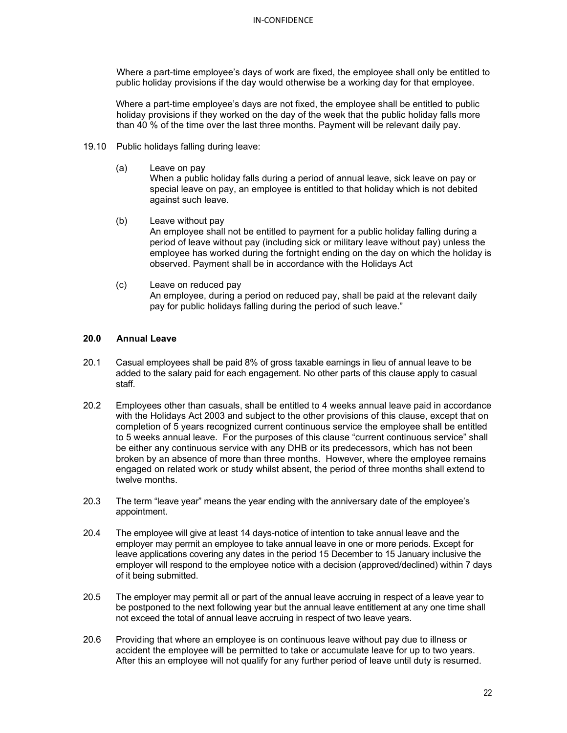Where a part-time employee's days of work are fixed, the employee shall only be entitled to public holiday provisions if the day would otherwise be a working day for that employee.

Where a part-time employee's days are not fixed, the employee shall be entitled to public holiday provisions if they worked on the day of the week that the public holiday falls more than 40 % of the time over the last three months. Payment will be relevant daily pay.

19.10 Public holidays falling during leave:

(a) Leave on pay
When a public holiday falls during a period of annual leave, sick leave on pay or special leave on pay, an employee is entitled to that holiday which is not debited against such leave.

(b) Leave without pay
An employee shall not be entitled to payment for a public holiday falling during a period of leave without pay (including sick or military leave without pay) unless the employee has worked during the fortnight ending on the day on which the holiday is observed. Payment shall be in accordance with the Holidays Act

(c) Leave on reduced pay
An employee, during a period on reduced pay, shall be paid at the relevant daily pay for public holidays falling during the period of such leave."

## 20.0 Annual Leave

20.1 Casual employees shall be paid 8% of gross taxable earnings in lieu of annual leave to be added to the salary paid for each engagement. No other parts of this clause apply to casual staff.

20.2 Employees other than casuals, shall be entitled to 4 weeks annual leave paid in accordance with the Holidays Act 2003 and subject to the other provisions of this clause, except that on completion of 5 years recognized current continuous service the employee shall be entitled to 5 weeks annual leave. For the purposes of this clause "current continuous service" shall be either any continuous service with any DHB or its predecessors, which has not been broken by an absence of more than three months. However, where the employee remains engaged on related work or study whilst absent, the period of three months shall extend to twelve months.

20.3 The term "leave year" means the year ending with the anniversary date of the employee's appointment.

20.4 The employee will give at least 14 days-notice of intention to take annual leave and the employer may permit an employee to take annual leave in one or more periods. Except for leave applications covering any dates in the period 15 December to 15 January inclusive the employer will respond to the employee notice with a decision (approved/declined) within 7 days of it being submitted.

20.5 The employer may permit all or part of the annual leave accruing in respect of a leave year to be postponed to the next following year but the annual leave entitlement at any one time shall not exceed the total of annual leave accruing in respect of two leave years.

20.6 Providing that where an employee is on continuous leave without pay due to illness or accident the employee will be permitted to take or accumulate leave for up to two years. After this an employee will not qualify for any further period of leave until duty is resumed.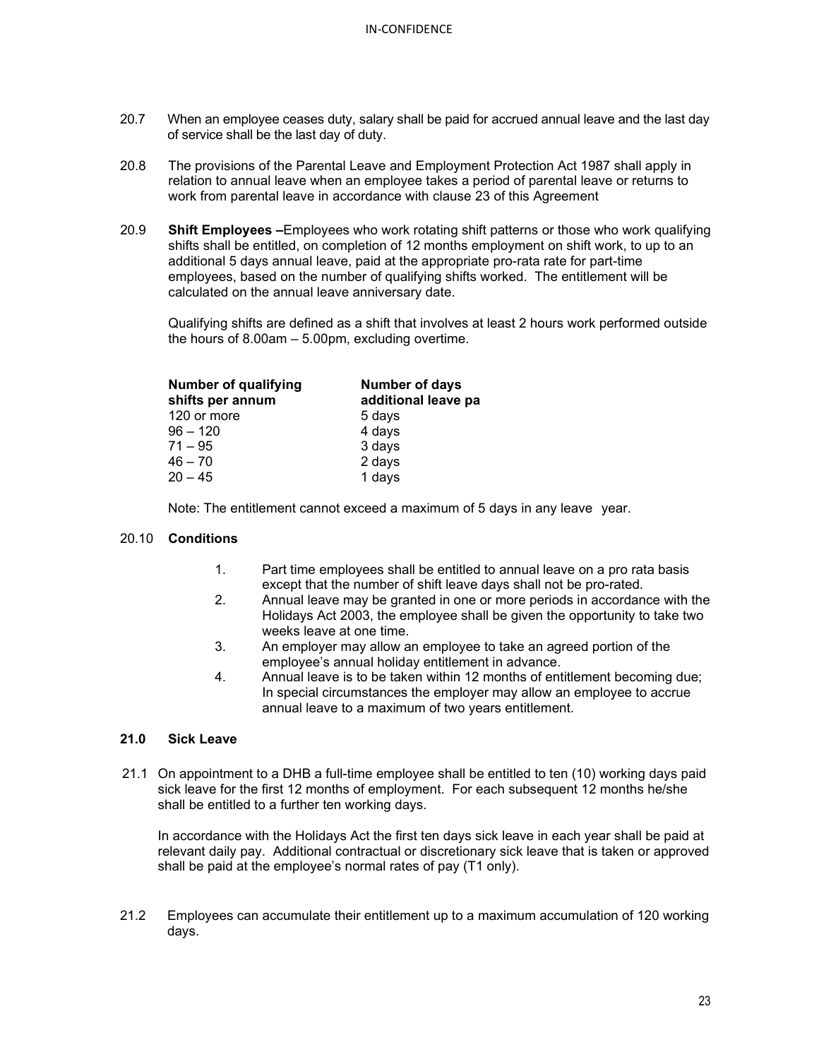20.7 When an employee ceases duty, salary shall be paid for accrued annual leave and the last day of service shall be the last day of duty.

20.8 The provisions of the Parental Leave and Employment Protection Act 1987 shall apply in relation to annual leave when an employee takes a period of parental leave or returns to work from parental leave in accordance with clause 23 of this Agreement

20.9 **Shift Employees –**Employees who work rotating shift patterns or those who work qualifying shifts shall be entitled, on completion of 12 months employment on shift work, to up to an additional 5 days annual leave, paid at the appropriate pro-rata rate for part-time employees, based on the number of qualifying shifts worked. The entitlement will be calculated on the annual leave anniversary date.

Qualifying shifts are defined as a shift that involves at least 2 hours work performed outside the hours of 8.00am – 5.00pm, excluding overtime.

| Number of qualifying shifts per annum | Number of days additional leave pa |
|---|---|
| 120 or more | 5 days |
| 96 – 120 | 4 days |
| 71 – 95 | 3 days |
| 46 – 70 | 2 days |
| 20 – 45 | 1 days |

Note: The entitlement cannot exceed a maximum of 5 days in any leave year.

20.10 **Conditions**

1. Part time employees shall be entitled to annual leave on a pro rata basis except that the number of shift leave days shall not be pro-rated.
2. Annual leave may be granted in one or more periods in accordance with the Holidays Act 2003, the employee shall be given the opportunity to take two weeks leave at one time.
3. An employer may allow an employee to take an agreed portion of the employee's annual holiday entitlement in advance.
4. Annual leave is to be taken within 12 months of entitlement becoming due; In special circumstances the employer may allow an employee to accrue annual leave to a maximum of two years entitlement.

## 21.0 Sick Leave

21.1 On appointment to a DHB a full-time employee shall be entitled to ten (10) working days paid sick leave for the first 12 months of employment. For each subsequent 12 months he/she shall be entitled to a further ten working days.

In accordance with the Holidays Act the first ten days sick leave in each year shall be paid at relevant daily pay. Additional contractual or discretionary sick leave that is taken or approved shall be paid at the employee's normal rates of pay (T1 only).

21.2 Employees can accumulate their entitlement up to a maximum accumulation of 120 working days.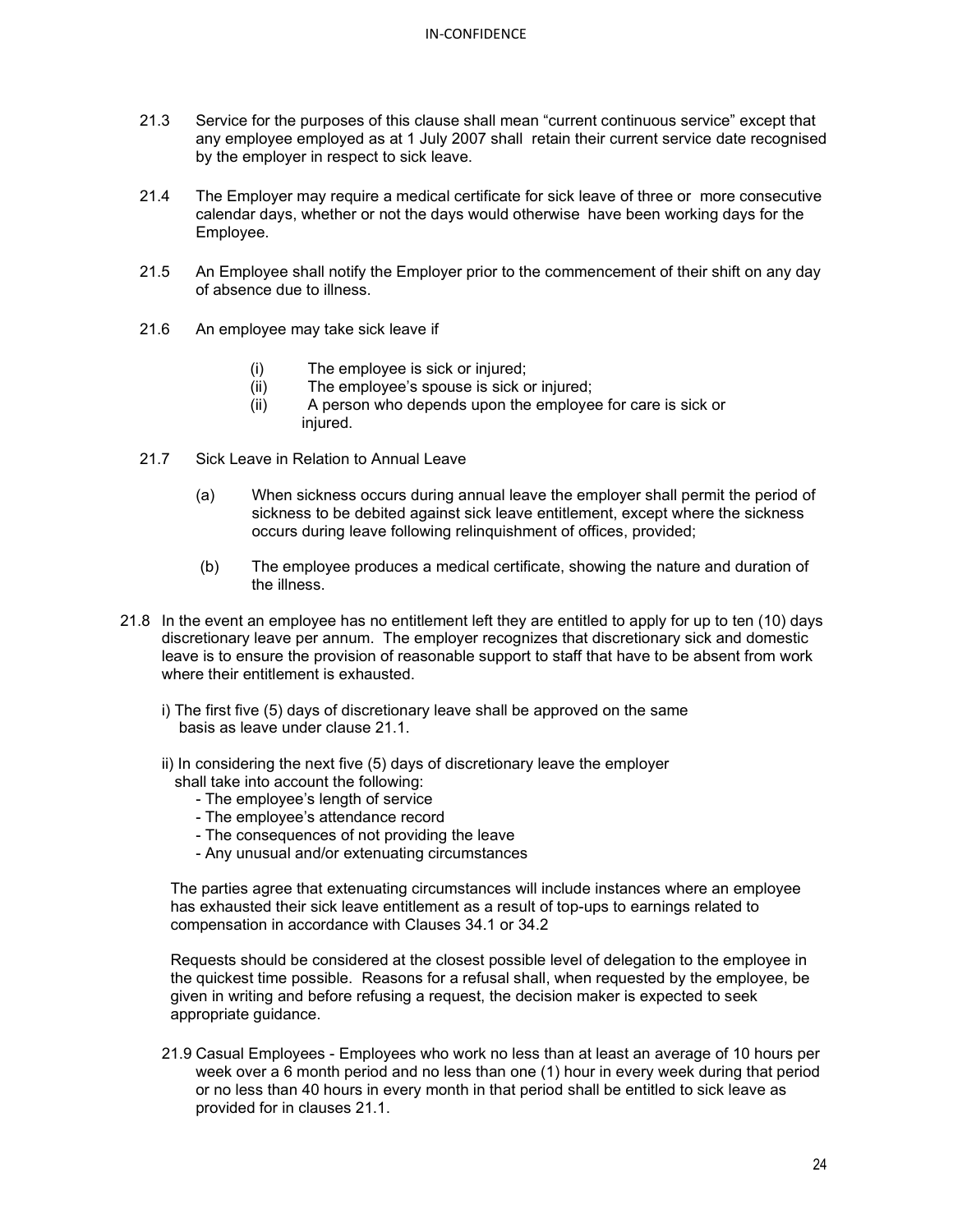21.3 Service for the purposes of this clause shall mean "current continuous service" except that any employee employed as at 1 July 2007 shall retain their current service date recognised by the employer in respect to sick leave.

21.4 The Employer may require a medical certificate for sick leave of three or more consecutive calendar days, whether or not the days would otherwise have been working days for the Employee.

21.5 An Employee shall notify the Employer prior to the commencement of their shift on any day of absence due to illness.

21.6 An employee may take sick leave if

- (i) The employee is sick or injured;
- (ii) The employee's spouse is sick or injured;
- (ii) A person who depends upon the employee for care is sick or injured.

21.7 Sick Leave in Relation to Annual Leave

(a) When sickness occurs during annual leave the employer shall permit the period of sickness to be debited against sick leave entitlement, except where the sickness occurs during leave following relinquishment of offices, provided;

(b) The employee produces a medical certificate, showing the nature and duration of the illness.

21.8 In the event an employee has no entitlement left they are entitled to apply for up to ten (10) days discretionary leave per annum. The employer recognizes that discretionary sick and domestic leave is to ensure the provision of reasonable support to staff that have to be absent from work where their entitlement is exhausted.

i) The first five (5) days of discretionary leave shall be approved on the same basis as leave under clause 21.1.

ii) In considering the next five (5) days of discretionary leave the employer shall take into account the following:

- The employee's length of service
- The employee's attendance record
- The consequences of not providing the leave
- Any unusual and/or extenuating circumstances

The parties agree that extenuating circumstances will include instances where an employee has exhausted their sick leave entitlement as a result of top-ups to earnings related to compensation in accordance with Clauses 34.1 or 34.2

Requests should be considered at the closest possible level of delegation to the employee in the quickest time possible. Reasons for a refusal shall, when requested by the employee, be given in writing and before refusing a request, the decision maker is expected to seek appropriate guidance.

21.9 Casual Employees - Employees who work no less than at least an average of 10 hours per week over a 6 month period and no less than one (1) hour in every week during that period or no less than 40 hours in every month in that period shall be entitled to sick leave as provided for in clauses 21.1.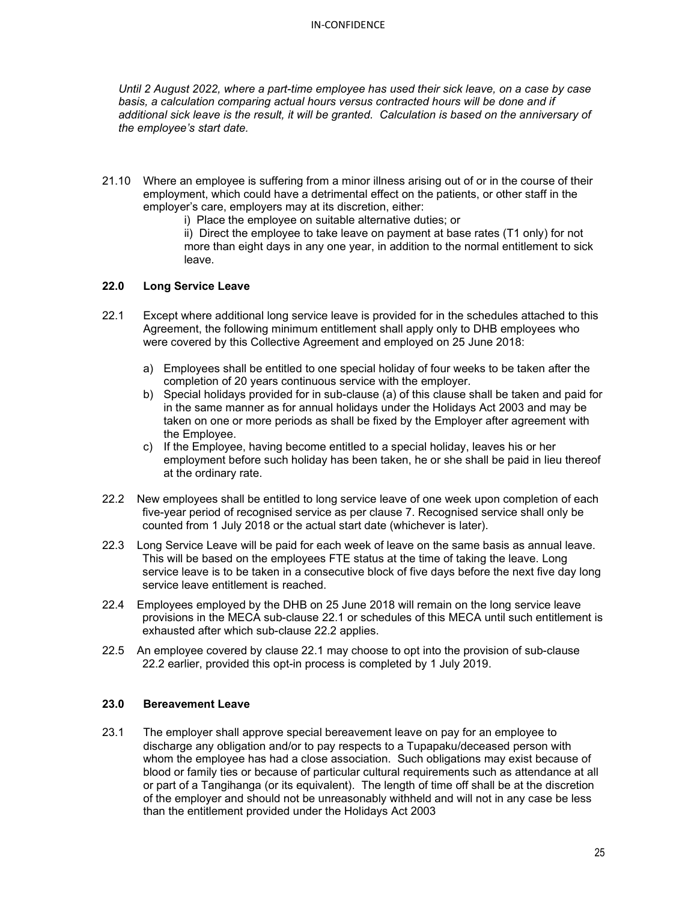*Until 2 August 2022, where a part-time employee has used their sick leave, on a case by case basis, a calculation comparing actual hours versus contracted hours will be done and if additional sick leave is the result, it will be granted. Calculation is based on the anniversary of the employee's start date.*

21.10 Where an employee is suffering from a minor illness arising out of or in the course of their employment, which could have a detrimental effect on the patients, or other staff in the employer's care, employers may at its discretion, either:

i) Place the employee on suitable alternative duties; or

ii) Direct the employee to take leave on payment at base rates (T1 only) for not more than eight days in any one year, in addition to the normal entitlement to sick leave.

### 22.0 Long Service Leave

22.1 Except where additional long service leave is provided for in the schedules attached to this Agreement, the following minimum entitlement shall apply only to DHB employees who were covered by this Collective Agreement and employed on 25 June 2018:

a) Employees shall be entitled to one special holiday of four weeks to be taken after the completion of 20 years continuous service with the employer.

b) Special holidays provided for in sub-clause (a) of this clause shall be taken and paid for in the same manner as for annual holidays under the Holidays Act 2003 and may be taken on one or more periods as shall be fixed by the Employer after agreement with the Employee.

c) If the Employee, having become entitled to a special holiday, leaves his or her employment before such holiday has been taken, he or she shall be paid in lieu thereof at the ordinary rate.

22.2 New employees shall be entitled to long service leave of one week upon completion of each five-year period of recognised service as per clause 7. Recognised service shall only be counted from 1 July 2018 or the actual start date (whichever is later).

22.3 Long Service Leave will be paid for each week of leave on the same basis as annual leave. This will be based on the employees FTE status at the time of taking the leave. Long service leave is to be taken in a consecutive block of five days before the next five day long service leave entitlement is reached.

22.4 Employees employed by the DHB on 25 June 2018 will remain on the long service leave provisions in the MECA sub-clause 22.1 or schedules of this MECA until such entitlement is exhausted after which sub-clause 22.2 applies.

22.5 An employee covered by clause 22.1 may choose to opt into the provision of sub-clause 22.2 earlier, provided this opt-in process is completed by 1 July 2019.

### 23.0 Bereavement Leave

23.1 The employer shall approve special bereavement leave on pay for an employee to discharge any obligation and/or to pay respects to a Tupapaku/deceased person with whom the employee has had a close association. Such obligations may exist because of blood or family ties or because of particular cultural requirements such as attendance at all or part of a Tangihanga (or its equivalent). The length of time off shall be at the discretion of the employer and should not be unreasonably withheld and will not in any case be less than the entitlement provided under the Holidays Act 2003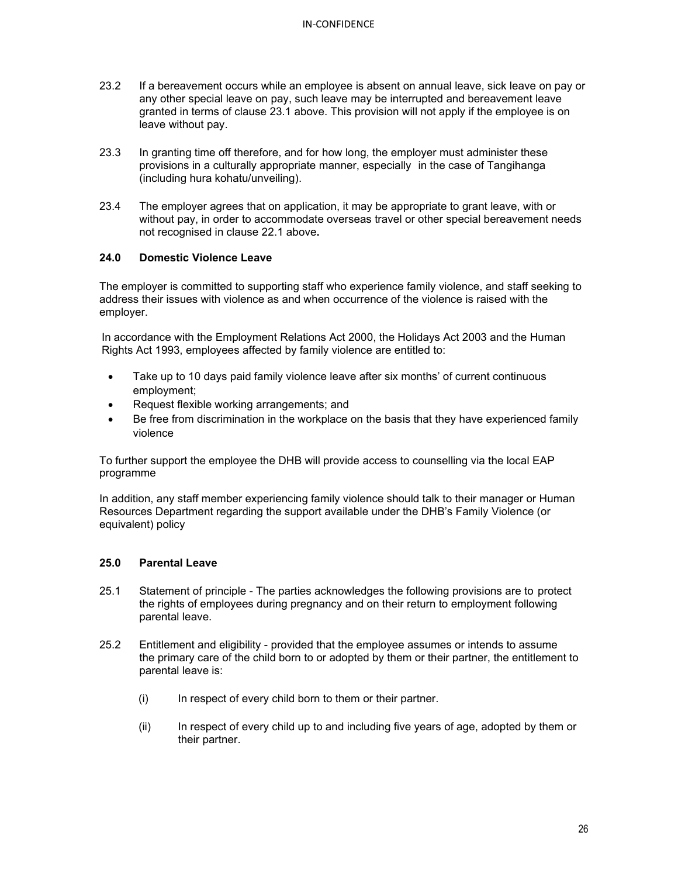23.2 If a bereavement occurs while an employee is absent on annual leave, sick leave on pay or any other special leave on pay, such leave may be interrupted and bereavement leave granted in terms of clause 23.1 above. This provision will not apply if the employee is on leave without pay.

23.3 In granting time off therefore, and for how long, the employer must administer these provisions in a culturally appropriate manner, especially in the case of Tangihanga (including hura kohatu/unveiling).

23.4 The employer agrees that on application, it may be appropriate to grant leave, with or without pay, in order to accommodate overseas travel or other special bereavement needs not recognised in clause 22.1 above.

### 24.0 Domestic Violence Leave

The employer is committed to supporting staff who experience family violence, and staff seeking to address their issues with violence as and when occurrence of the violence is raised with the employer.

In accordance with the Employment Relations Act 2000, the Holidays Act 2003 and the Human Rights Act 1993, employees affected by family violence are entitled to:

- Take up to 10 days paid family violence leave after six months' of current continuous employment;
- Request flexible working arrangements; and
- Be free from discrimination in the workplace on the basis that they have experienced family violence

To further support the employee the DHB will provide access to counselling via the local EAP programme

In addition, any staff member experiencing family violence should talk to their manager or Human Resources Department regarding the support available under the DHB's Family Violence (or equivalent) policy

### 25.0 Parental Leave

25.1 Statement of principle - The parties acknowledges the following provisions are to protect the rights of employees during pregnancy and on their return to employment following parental leave.

25.2 Entitlement and eligibility - provided that the employee assumes or intends to assume the primary care of the child born to or adopted by them or their partner, the entitlement to parental leave is:

(i) In respect of every child born to them or their partner.

(ii) In respect of every child up to and including five years of age, adopted by them or their partner.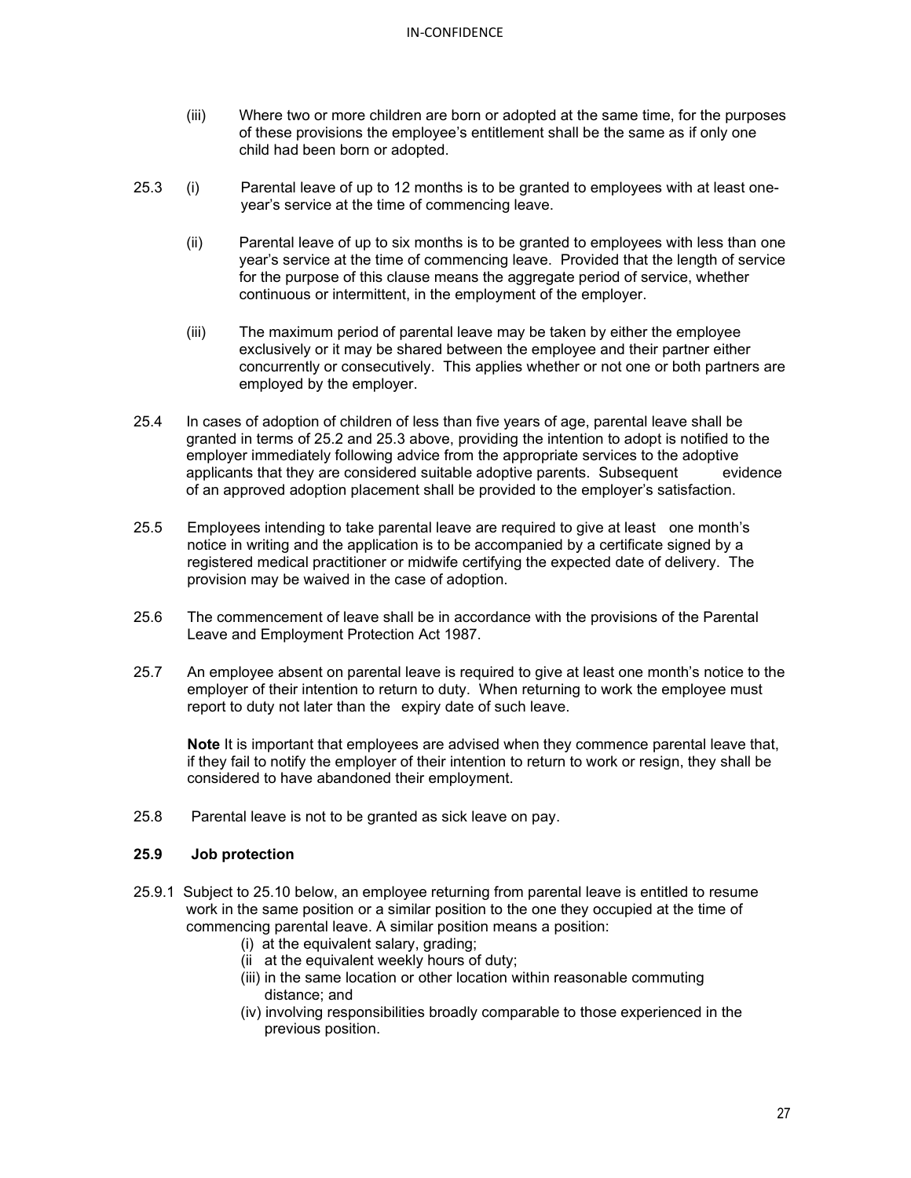(iii) Where two or more children are born or adopted at the same time, for the purposes of these provisions the employee's entitlement shall be the same as if only one child had been born or adopted.

25.3 (i) Parental leave of up to 12 months is to be granted to employees with at least one-year's service at the time of commencing leave.

(ii) Parental leave of up to six months is to be granted to employees with less than one year's service at the time of commencing leave. Provided that the length of service for the purpose of this clause means the aggregate period of service, whether continuous or intermittent, in the employment of the employer.

(iii) The maximum period of parental leave may be taken by either the employee exclusively or it may be shared between the employee and their partner either concurrently or consecutively. This applies whether or not one or both partners are employed by the employer.

25.4 In cases of adoption of children of less than five years of age, parental leave shall be granted in terms of 25.2 and 25.3 above, providing the intention to adopt is notified to the employer immediately following advice from the appropriate services to the adoptive applicants that they are considered suitable adoptive parents. Subsequent evidence of an approved adoption placement shall be provided to the employer's satisfaction.

25.5 Employees intending to take parental leave are required to give at least one month's notice in writing and the application is to be accompanied by a certificate signed by a registered medical practitioner or midwife certifying the expected date of delivery. The provision may be waived in the case of adoption.

25.6 The commencement of leave shall be in accordance with the provisions of the Parental Leave and Employment Protection Act 1987.

25.7 An employee absent on parental leave is required to give at least one month's notice to the employer of their intention to return to duty. When returning to work the employee must report to duty not later than the expiry date of such leave.

**Note** It is important that employees are advised when they commence parental leave that, if they fail to notify the employer of their intention to return to work or resign, they shall be considered to have abandoned their employment.

25.8 Parental leave is not to be granted as sick leave on pay.

**25.9 Job protection**

25.9.1 Subject to 25.10 below, an employee returning from parental leave is entitled to resume work in the same position or a similar position to the one they occupied at the time of commencing parental leave. A similar position means a position:

(i) at the equivalent salary, grading;
(ii at the equivalent weekly hours of duty;
(iii) in the same location or other location within reasonable commuting distance; and
(iv) involving responsibilities broadly comparable to those experienced in the previous position.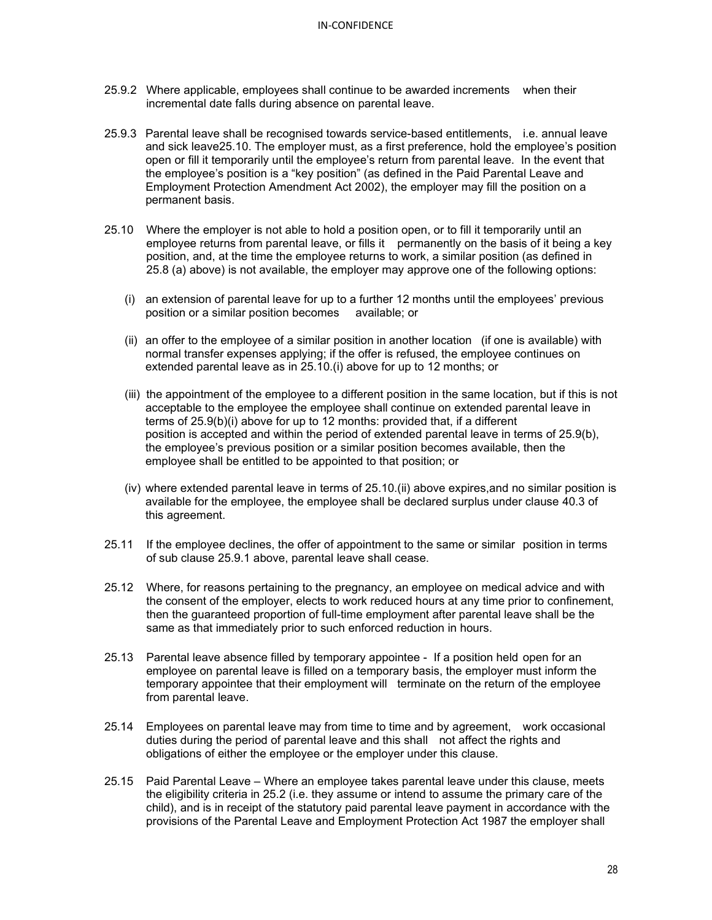25.9.2 Where applicable, employees shall continue to be awarded increments when their incremental date falls during absence on parental leave.

25.9.3 Parental leave shall be recognised towards service-based entitlements, i.e. annual leave and sick leave25.10. The employer must, as a first preference, hold the employee's position open or fill it temporarily until the employee's return from parental leave. In the event that the employee's position is a "key position" (as defined in the Paid Parental Leave and Employment Protection Amendment Act 2002), the employer may fill the position on a permanent basis.

25.10 Where the employer is not able to hold a position open, or to fill it temporarily until an employee returns from parental leave, or fills it permanently on the basis of it being a key position, and, at the time the employee returns to work, a similar position (as defined in 25.8 (a) above) is not available, the employer may approve one of the following options:

(i) an extension of parental leave for up to a further 12 months until the employees' previous position or a similar position becomes available; or

(ii) an offer to the employee of a similar position in another location (if one is available) with normal transfer expenses applying; if the offer is refused, the employee continues on extended parental leave as in 25.10.(i) above for up to 12 months; or

(iii) the appointment of the employee to a different position in the same location, but if this is not acceptable to the employee the employee shall continue on extended parental leave in terms of 25.9(b)(i) above for up to 12 months: provided that, if a different position is accepted and within the period of extended parental leave in terms of 25.9(b), the employee's previous position or a similar position becomes available, then the employee shall be entitled to be appointed to that position; or

(iv) where extended parental leave in terms of 25.10.(ii) above expires,and no similar position is available for the employee, the employee shall be declared surplus under clause 40.3 of this agreement.

25.11 If the employee declines, the offer of appointment to the same or similar position in terms of sub clause 25.9.1 above, parental leave shall cease.

25.12 Where, for reasons pertaining to the pregnancy, an employee on medical advice and with the consent of the employer, elects to work reduced hours at any time prior to confinement, then the guaranteed proportion of full-time employment after parental leave shall be the same as that immediately prior to such enforced reduction in hours.

25.13 Parental leave absence filled by temporary appointee - If a position held open for an employee on parental leave is filled on a temporary basis, the employer must inform the temporary appointee that their employment will terminate on the return of the employee from parental leave.

25.14 Employees on parental leave may from time to time and by agreement, work occasional duties during the period of parental leave and this shall not affect the rights and obligations of either the employee or the employer under this clause.

25.15 Paid Parental Leave – Where an employee takes parental leave under this clause, meets the eligibility criteria in 25.2 (i.e. they assume or intend to assume the primary care of the child), and is in receipt of the statutory paid parental leave payment in accordance with the provisions of the Parental Leave and Employment Protection Act 1987 the employer shall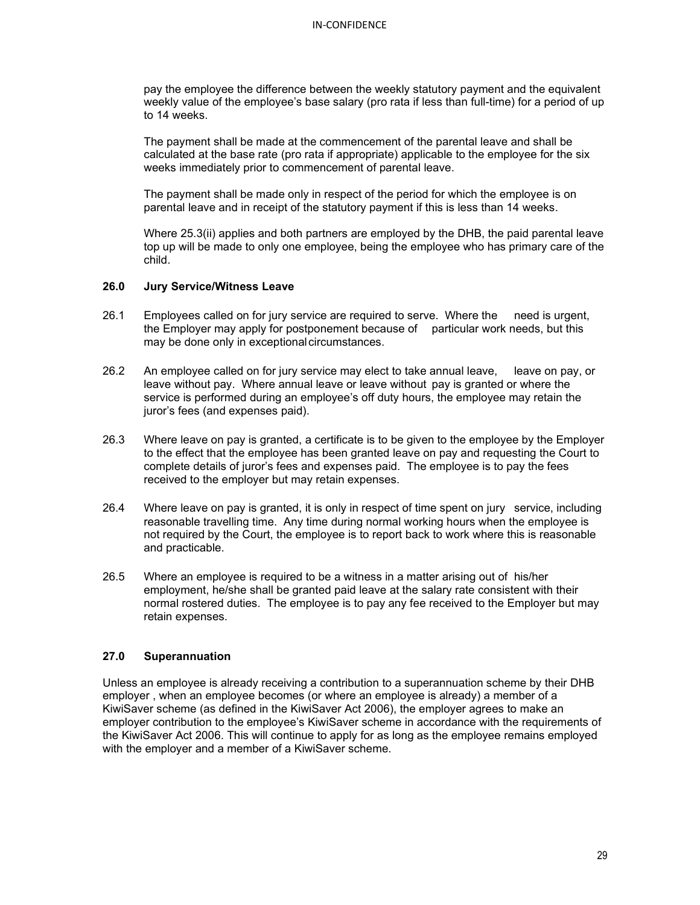pay the employee the difference between the weekly statutory payment and the equivalent weekly value of the employee's base salary (pro rata if less than full-time) for a period of up to 14 weeks.

The payment shall be made at the commencement of the parental leave and shall be calculated at the base rate (pro rata if appropriate) applicable to the employee for the six weeks immediately prior to commencement of parental leave.

The payment shall be made only in respect of the period for which the employee is on parental leave and in receipt of the statutory payment if this is less than 14 weeks.

Where 25.3(ii) applies and both partners are employed by the DHB, the paid parental leave top up will be made to only one employee, being the employee who has primary care of the child.

### 26.0 Jury Service/Witness Leave

26.1 Employees called on for jury service are required to serve. Where the need is urgent, the Employer may apply for postponement because of particular work needs, but this may be done only in exceptional circumstances.

26.2 An employee called on for jury service may elect to take annual leave, leave on pay, or leave without pay. Where annual leave or leave without pay is granted or where the service is performed during an employee's off duty hours, the employee may retain the juror's fees (and expenses paid).

26.3 Where leave on pay is granted, a certificate is to be given to the employee by the Employer to the effect that the employee has been granted leave on pay and requesting the Court to complete details of juror's fees and expenses paid. The employee is to pay the fees received to the employer but may retain expenses.

26.4 Where leave on pay is granted, it is only in respect of time spent on jury service, including reasonable travelling time. Any time during normal working hours when the employee is not required by the Court, the employee is to report back to work where this is reasonable and practicable.

26.5 Where an employee is required to be a witness in a matter arising out of his/her employment, he/she shall be granted paid leave at the salary rate consistent with their normal rostered duties. The employee is to pay any fee received to the Employer but may retain expenses.

### 27.0 Superannuation

Unless an employee is already receiving a contribution to a superannuation scheme by their DHB employer , when an employee becomes (or where an employee is already) a member of a KiwiSaver scheme (as defined in the KiwiSaver Act 2006), the employer agrees to make an employer contribution to the employee's KiwiSaver scheme in accordance with the requirements of the KiwiSaver Act 2006. This will continue to apply for as long as the employee remains employed with the employer and a member of a KiwiSaver scheme.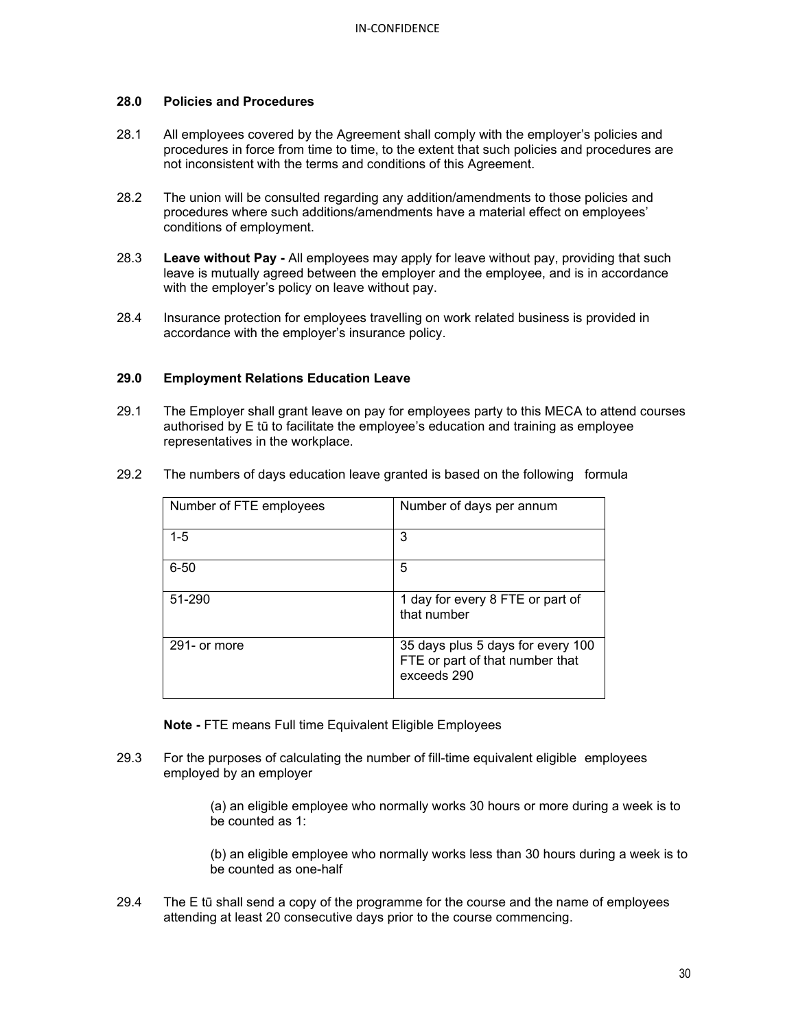## 28.0 Policies and Procedures

28.1 All employees covered by the Agreement shall comply with the employer's policies and procedures in force from time to time, to the extent that such policies and procedures are not inconsistent with the terms and conditions of this Agreement.

28.2 The union will be consulted regarding any addition/amendments to those policies and procedures where such additions/amendments have a material effect on employees' conditions of employment.

28.3 **Leave without Pay -** All employees may apply for leave without pay, providing that such leave is mutually agreed between the employer and the employee, and is in accordance with the employer's policy on leave without pay.

28.4 Insurance protection for employees travelling on work related business is provided in accordance with the employer's insurance policy.

## 29.0 Employment Relations Education Leave

29.1 The Employer shall grant leave on pay for employees party to this MECA to attend courses authorised by E tū to facilitate the employee's education and training as employee representatives in the workplace.

29.2 The numbers of days education leave granted is based on the following formula

| Number of FTE employees | Number of days per annum |
|---|---|
| 1-5 | 3 |
| 6-50 | 5 |
| 51-290 | 1 day for every 8 FTE or part of that number |
| 291- or more | 35 days plus 5 days for every 100 FTE or part of that number that exceeds 290 |

**Note -** FTE means Full time Equivalent Eligible Employees

29.3 For the purposes of calculating the number of fill-time equivalent eligible employees employed by an employer

(a) an eligible employee who normally works 30 hours or more during a week is to be counted as 1:

(b) an eligible employee who normally works less than 30 hours during a week is to be counted as one-half

29.4 The E tū shall send a copy of the programme for the course and the name of employees attending at least 20 consecutive days prior to the course commencing.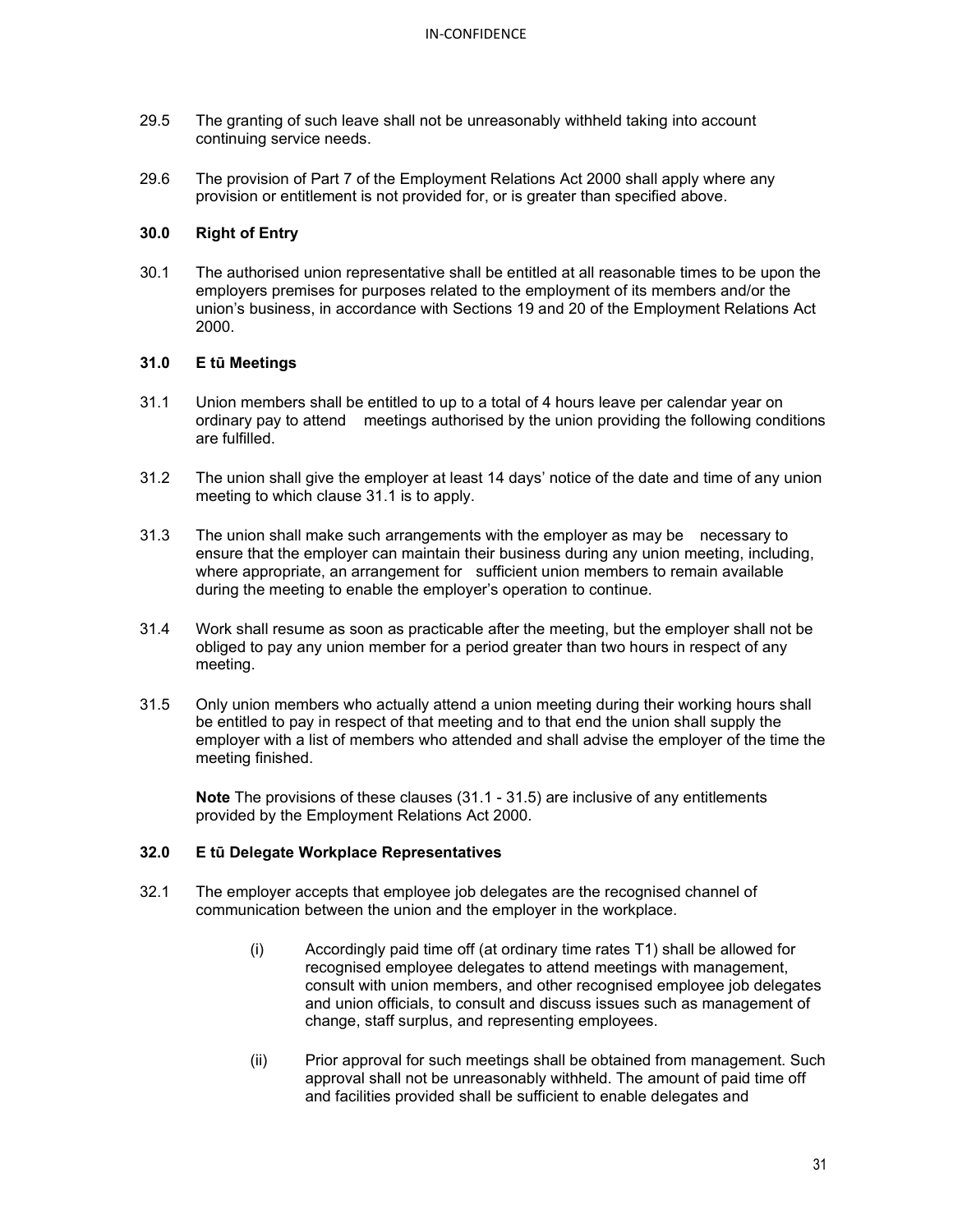29.5 The granting of such leave shall not be unreasonably withheld taking into account continuing service needs.

29.6 The provision of Part 7 of the Employment Relations Act 2000 shall apply where any provision or entitlement is not provided for, or is greater than specified above.

**30.0 Right of Entry**

30.1 The authorised union representative shall be entitled at all reasonable times to be upon the employers premises for purposes related to the employment of its members and/or the union's business, in accordance with Sections 19 and 20 of the Employment Relations Act 2000.

**31.0 E tū Meetings**

31.1 Union members shall be entitled to up to a total of 4 hours leave per calendar year on ordinary pay to attend meetings authorised by the union providing the following conditions are fulfilled.

31.2 The union shall give the employer at least 14 days' notice of the date and time of any union meeting to which clause 31.1 is to apply.

31.3 The union shall make such arrangements with the employer as may be necessary to ensure that the employer can maintain their business during any union meeting, including, where appropriate, an arrangement for sufficient union members to remain available during the meeting to enable the employer's operation to continue.

31.4 Work shall resume as soon as practicable after the meeting, but the employer shall not be obliged to pay any union member for a period greater than two hours in respect of any meeting.

31.5 Only union members who actually attend a union meeting during their working hours shall be entitled to pay in respect of that meeting and to that end the union shall supply the employer with a list of members who attended and shall advise the employer of the time the meeting finished.

**Note** The provisions of these clauses (31.1 - 31.5) are inclusive of any entitlements provided by the Employment Relations Act 2000.

**32.0 E tū Delegate Workplace Representatives**

32.1 The employer accepts that employee job delegates are the recognised channel of communication between the union and the employer in the workplace.

(i) Accordingly paid time off (at ordinary time rates T1) shall be allowed for recognised employee delegates to attend meetings with management, consult with union members, and other recognised employee job delegates and union officials, to consult and discuss issues such as management of change, staff surplus, and representing employees.

(ii) Prior approval for such meetings shall be obtained from management. Such approval shall not be unreasonably withheld. The amount of paid time off and facilities provided shall be sufficient to enable delegates and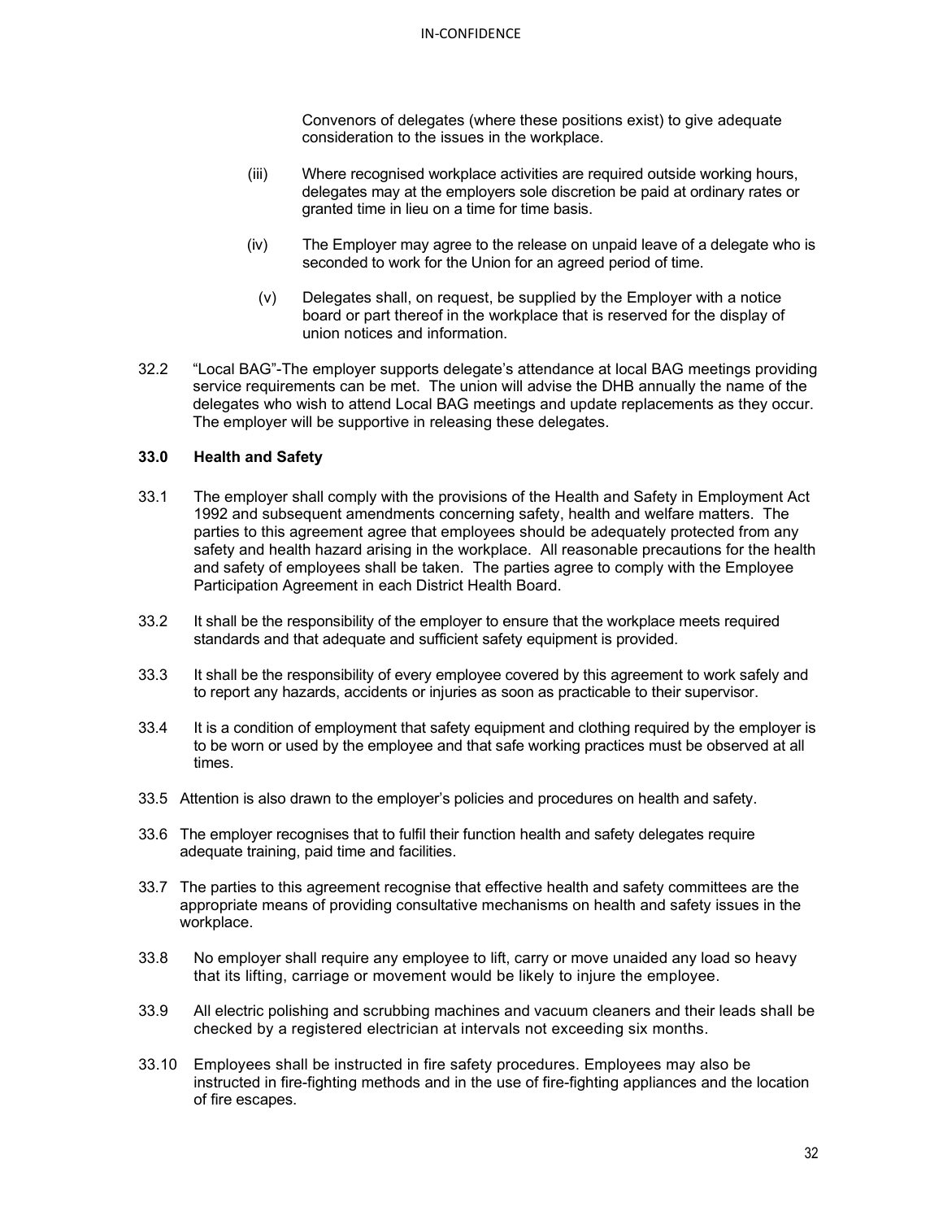Convenors of delegates (where these positions exist) to give adequate consideration to the issues in the workplace.

(iii) Where recognised workplace activities are required outside working hours, delegates may at the employers sole discretion be paid at ordinary rates or granted time in lieu on a time for time basis.

(iv) The Employer may agree to the release on unpaid leave of a delegate who is seconded to work for the Union for an agreed period of time.

(v) Delegates shall, on request, be supplied by the Employer with a notice board or part thereof in the workplace that is reserved for the display of union notices and information.

32.2 "Local BAG"-The employer supports delegate's attendance at local BAG meetings providing service requirements can be met. The union will advise the DHB annually the name of the delegates who wish to attend Local BAG meetings and update replacements as they occur. The employer will be supportive in releasing these delegates.

### 33.0 Health and Safety

33.1 The employer shall comply with the provisions of the Health and Safety in Employment Act 1992 and subsequent amendments concerning safety, health and welfare matters. The parties to this agreement agree that employees should be adequately protected from any safety and health hazard arising in the workplace. All reasonable precautions for the health and safety of employees shall be taken. The parties agree to comply with the Employee Participation Agreement in each District Health Board.

33.2 It shall be the responsibility of the employer to ensure that the workplace meets required standards and that adequate and sufficient safety equipment is provided.

33.3 It shall be the responsibility of every employee covered by this agreement to work safely and to report any hazards, accidents or injuries as soon as practicable to their supervisor.

33.4 It is a condition of employment that safety equipment and clothing required by the employer is to be worn or used by the employee and that safe working practices must be observed at all times.

33.5 Attention is also drawn to the employer's policies and procedures on health and safety.

33.6 The employer recognises that to fulfil their function health and safety delegates require adequate training, paid time and facilities.

33.7 The parties to this agreement recognise that effective health and safety committees are the appropriate means of providing consultative mechanisms on health and safety issues in the workplace.

33.8 No employer shall require any employee to lift, carry or move unaided any load so heavy that its lifting, carriage or movement would be likely to injure the employee.

33.9 All electric polishing and scrubbing machines and vacuum cleaners and their leads shall be checked by a registered electrician at intervals not exceeding six months.

33.10 Employees shall be instructed in fire safety procedures. Employees may also be instructed in fire-fighting methods and in the use of fire-fighting appliances and the location of fire escapes.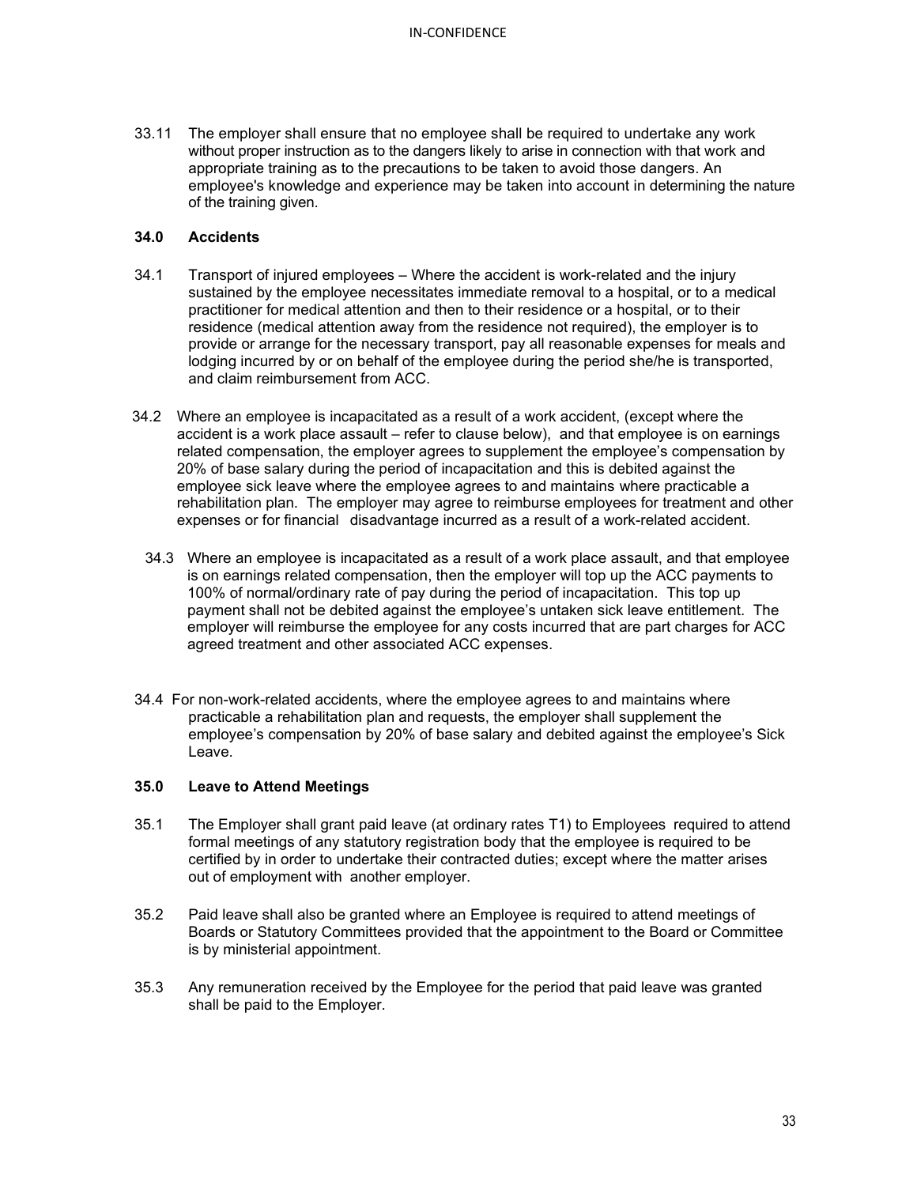33.11 The employer shall ensure that no employee shall be required to undertake any work without proper instruction as to the dangers likely to arise in connection with that work and appropriate training as to the precautions to be taken to avoid those dangers. An employee's knowledge and experience may be taken into account in determining the nature of the training given.

**34.0 Accidents**

34.1 Transport of injured employees – Where the accident is work-related and the injury sustained by the employee necessitates immediate removal to a hospital, or to a medical practitioner for medical attention and then to their residence or a hospital, or to their residence (medical attention away from the residence not required), the employer is to provide or arrange for the necessary transport, pay all reasonable expenses for meals and lodging incurred by or on behalf of the employee during the period she/he is transported, and claim reimbursement from ACC.

34.2 Where an employee is incapacitated as a result of a work accident, (except where the accident is a work place assault – refer to clause below), and that employee is on earnings related compensation, the employer agrees to supplement the employee's compensation by 20% of base salary during the period of incapacitation and this is debited against the employee sick leave where the employee agrees to and maintains where practicable a rehabilitation plan. The employer may agree to reimburse employees for treatment and other expenses or for financial disadvantage incurred as a result of a work-related accident.

34.3 Where an employee is incapacitated as a result of a work place assault, and that employee is on earnings related compensation, then the employer will top up the ACC payments to 100% of normal/ordinary rate of pay during the period of incapacitation. This top up payment shall not be debited against the employee's untaken sick leave entitlement. The employer will reimburse the employee for any costs incurred that are part charges for ACC agreed treatment and other associated ACC expenses.

34.4 For non-work-related accidents, where the employee agrees to and maintains where practicable a rehabilitation plan and requests, the employer shall supplement the employee's compensation by 20% of base salary and debited against the employee's Sick Leave.

**35.0 Leave to Attend Meetings**

35.1 The Employer shall grant paid leave (at ordinary rates T1) to Employees required to attend formal meetings of any statutory registration body that the employee is required to be certified by in order to undertake their contracted duties; except where the matter arises out of employment with another employer.

35.2 Paid leave shall also be granted where an Employee is required to attend meetings of Boards or Statutory Committees provided that the appointment to the Board or Committee is by ministerial appointment.

35.3 Any remuneration received by the Employee for the period that paid leave was granted shall be paid to the Employer.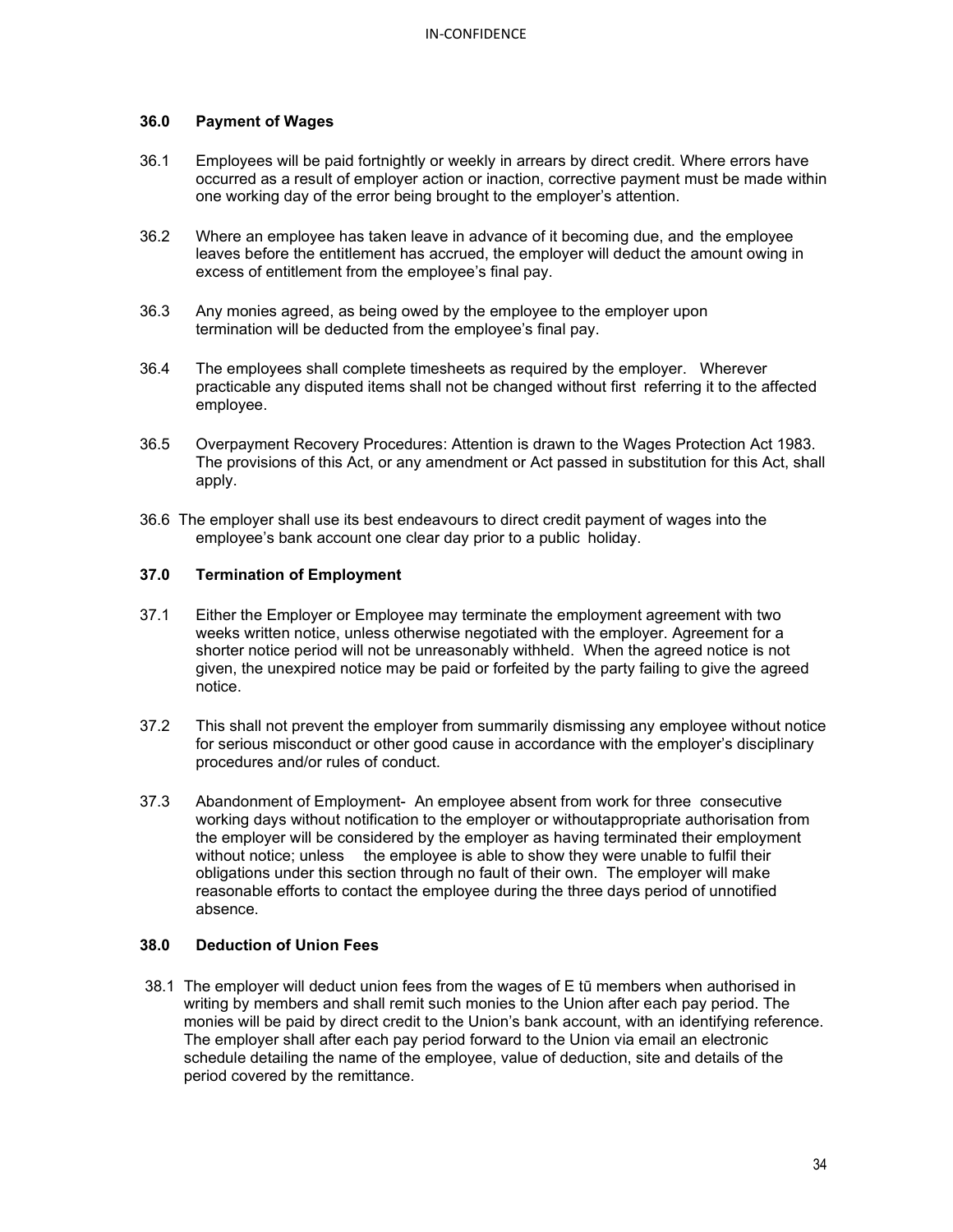### 36.0 Payment of Wages

36.1 Employees will be paid fortnightly or weekly in arrears by direct credit. Where errors have occurred as a result of employer action or inaction, corrective payment must be made within one working day of the error being brought to the employer's attention.

36.2 Where an employee has taken leave in advance of it becoming due, and the employee leaves before the entitlement has accrued, the employer will deduct the amount owing in excess of entitlement from the employee's final pay.

36.3 Any monies agreed, as being owed by the employee to the employer upon termination will be deducted from the employee's final pay.

36.4 The employees shall complete timesheets as required by the employer. Wherever practicable any disputed items shall not be changed without first referring it to the affected employee.

36.5 Overpayment Recovery Procedures: Attention is drawn to the Wages Protection Act 1983. The provisions of this Act, or any amendment or Act passed in substitution for this Act, shall apply.

36.6 The employer shall use its best endeavours to direct credit payment of wages into the employee's bank account one clear day prior to a public holiday.

### 37.0 Termination of Employment

37.1 Either the Employer or Employee may terminate the employment agreement with two weeks written notice, unless otherwise negotiated with the employer. Agreement for a shorter notice period will not be unreasonably withheld. When the agreed notice is not given, the unexpired notice may be paid or forfeited by the party failing to give the agreed notice.

37.2 This shall not prevent the employer from summarily dismissing any employee without notice for serious misconduct or other good cause in accordance with the employer's disciplinary procedures and/or rules of conduct.

37.3 Abandonment of Employment- An employee absent from work for three consecutive working days without notification to the employer or withoutappropriate authorisation from the employer will be considered by the employer as having terminated their employment without notice; unless the employee is able to show they were unable to fulfil their obligations under this section through no fault of their own. The employer will make reasonable efforts to contact the employee during the three days period of unnotified absence.

### 38.0 Deduction of Union Fees

38.1 The employer will deduct union fees from the wages of E tū members when authorised in writing by members and shall remit such monies to the Union after each pay period. The monies will be paid by direct credit to the Union's bank account, with an identifying reference. The employer shall after each pay period forward to the Union via email an electronic schedule detailing the name of the employee, value of deduction, site and details of the period covered by the remittance.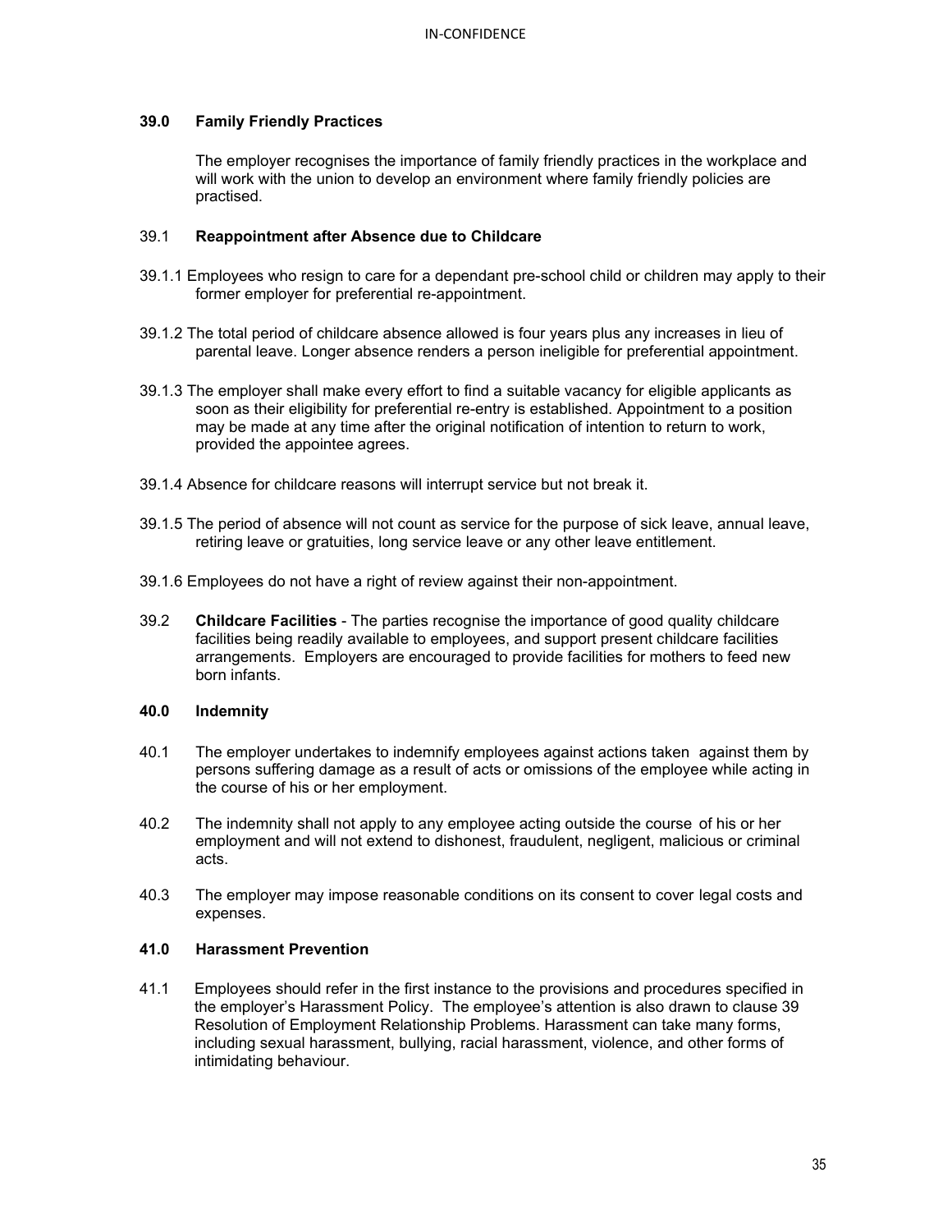## 39.0 Family Friendly Practices

The employer recognises the importance of family friendly practices in the workplace and will work with the union to develop an environment where family friendly policies are practised.

### 39.1 Reappointment after Absence due to Childcare

39.1.1 Employees who resign to care for a dependant pre-school child or children may apply to their former employer for preferential re-appointment.

39.1.2 The total period of childcare absence allowed is four years plus any increases in lieu of parental leave. Longer absence renders a person ineligible for preferential appointment.

39.1.3 The employer shall make every effort to find a suitable vacancy for eligible applicants as soon as their eligibility for preferential re-entry is established. Appointment to a position may be made at any time after the original notification of intention to return to work, provided the appointee agrees.

39.1.4 Absence for childcare reasons will interrupt service but not break it.

39.1.5 The period of absence will not count as service for the purpose of sick leave, annual leave, retiring leave or gratuities, long service leave or any other leave entitlement.

39.1.6 Employees do not have a right of review against their non-appointment.

39.2 **Childcare Facilities** - The parties recognise the importance of good quality childcare facilities being readily available to employees, and support present childcare facilities arrangements. Employers are encouraged to provide facilities for mothers to feed new born infants.

## 40.0 Indemnity

40.1 The employer undertakes to indemnify employees against actions taken against them by persons suffering damage as a result of acts or omissions of the employee while acting in the course of his or her employment.

40.2 The indemnity shall not apply to any employee acting outside the course of his or her employment and will not extend to dishonest, fraudulent, negligent, malicious or criminal acts.

40.3 The employer may impose reasonable conditions on its consent to cover legal costs and expenses.

## 41.0 Harassment Prevention

41.1 Employees should refer in the first instance to the provisions and procedures specified in the employer's Harassment Policy. The employee's attention is also drawn to clause 39 Resolution of Employment Relationship Problems. Harassment can take many forms, including sexual harassment, bullying, racial harassment, violence, and other forms of intimidating behaviour.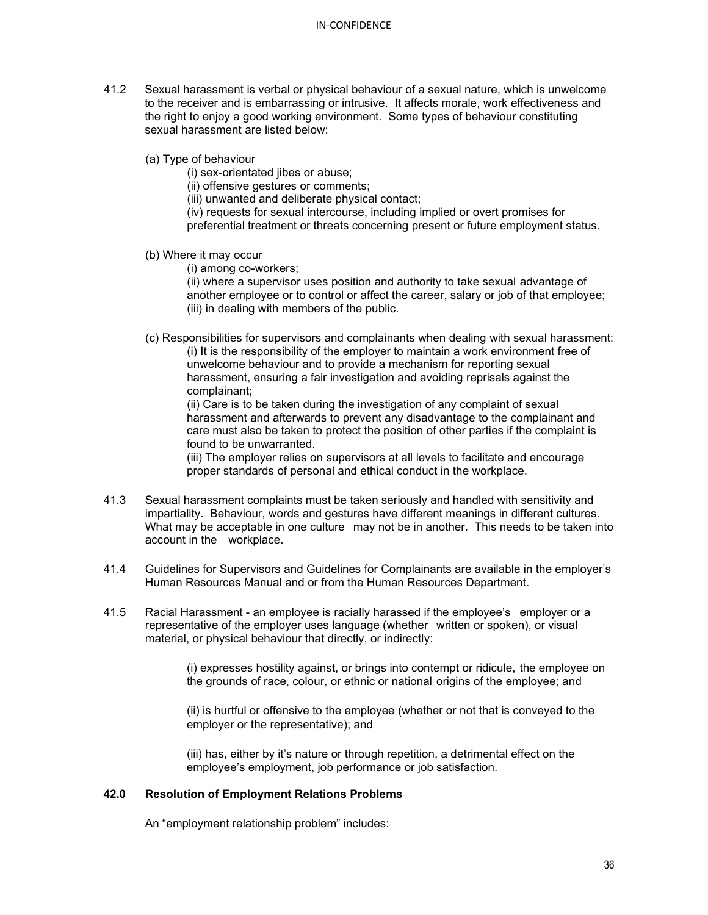41.2 Sexual harassment is verbal or physical behaviour of a sexual nature, which is unwelcome to the receiver and is embarrassing or intrusive. It affects morale, work effectiveness and the right to enjoy a good working environment. Some types of behaviour constituting sexual harassment are listed below:

(a) Type of behaviour

(i) sex-orientated jibes or abuse;

(ii) offensive gestures or comments;

(iii) unwanted and deliberate physical contact;

(iv) requests for sexual intercourse, including implied or overt promises for preferential treatment or threats concerning present or future employment status.

(b) Where it may occur

(i) among co-workers;

(ii) where a supervisor uses position and authority to take sexual advantage of another employee or to control or affect the career, salary or job of that employee;

(iii) in dealing with members of the public.

(c) Responsibilities for supervisors and complainants when dealing with sexual harassment:

(i) It is the responsibility of the employer to maintain a work environment free of unwelcome behaviour and to provide a mechanism for reporting sexual harassment, ensuring a fair investigation and avoiding reprisals against the complainant;

(ii) Care is to be taken during the investigation of any complaint of sexual harassment and afterwards to prevent any disadvantage to the complainant and care must also be taken to protect the position of other parties if the complaint is found to be unwarranted.

(iii) The employer relies on supervisors at all levels to facilitate and encourage proper standards of personal and ethical conduct in the workplace.

41.3 Sexual harassment complaints must be taken seriously and handled with sensitivity and impartiality. Behaviour, words and gestures have different meanings in different cultures. What may be acceptable in one culture may not be in another. This needs to be taken into account in the workplace.

41.4 Guidelines for Supervisors and Guidelines for Complainants are available in the employer's Human Resources Manual and or from the Human Resources Department.

41.5 Racial Harassment - an employee is racially harassed if the employee's employer or a representative of the employer uses language (whether written or spoken), or visual material, or physical behaviour that directly, or indirectly:

(i) expresses hostility against, or brings into contempt or ridicule, the employee on the grounds of race, colour, or ethnic or national origins of the employee; and

(ii) is hurtful or offensive to the employee (whether or not that is conveyed to the employer or the representative); and

(iii) has, either by it's nature or through repetition, a detrimental effect on the employee's employment, job performance or job satisfaction.

## 42.0 Resolution of Employment Relations Problems

An "employment relationship problem" includes: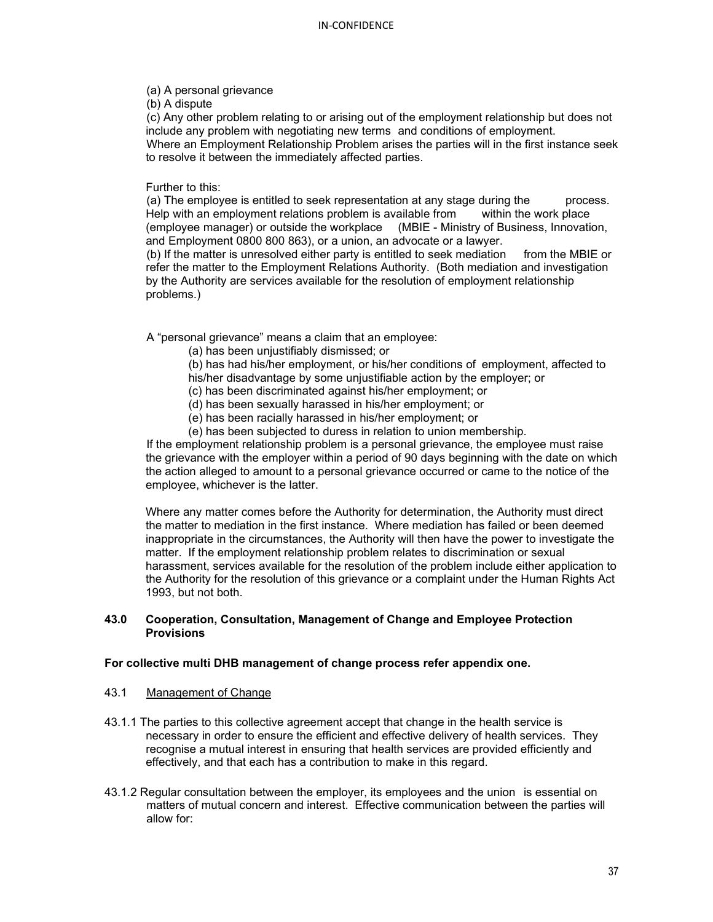(a) A personal grievance

(b) A dispute

(c) Any other problem relating to or arising out of the employment relationship but does not include any problem with negotiating new terms and conditions of employment.

Where an Employment Relationship Problem arises the parties will in the first instance seek to resolve it between the immediately affected parties.

Further to this:

(a) The employee is entitled to seek representation at any stage during the process. Help with an employment relations problem is available from within the work place (employee manager) or outside the workplace (MBIE - Ministry of Business, Innovation, and Employment 0800 800 863), or a union, an advocate or a lawyer.

(b) If the matter is unresolved either party is entitled to seek mediation from the MBIE or refer the matter to the Employment Relations Authority. (Both mediation and investigation by the Authority are services available for the resolution of employment relationship problems.)

A "personal grievance" means a claim that an employee:

(a) has been unjustifiably dismissed; or

(b) has had his/her employment, or his/her conditions of employment, affected to his/her disadvantage by some unjustifiable action by the employer; or

(c) has been discriminated against his/her employment; or

(d) has been sexually harassed in his/her employment; or

(e) has been racially harassed in his/her employment; or

(e) has been subjected to duress in relation to union membership.

If the employment relationship problem is a personal grievance, the employee must raise the grievance with the employer within a period of 90 days beginning with the date on which the action alleged to amount to a personal grievance occurred or came to the notice of the employee, whichever is the latter.

Where any matter comes before the Authority for determination, the Authority must direct the matter to mediation in the first instance. Where mediation has failed or been deemed inappropriate in the circumstances, the Authority will then have the power to investigate the matter. If the employment relationship problem relates to discrimination or sexual harassment, services available for the resolution of the problem include either application to the Authority for the resolution of this grievance or a complaint under the Human Rights Act 1993, but not both.

## 43.0 Cooperation, Consultation, Management of Change and Employee Protection Provisions

**For collective multi DHB management of change process refer appendix one.**

### 43.1 Management of Change

43.1.1 The parties to this collective agreement accept that change in the health service is necessary in order to ensure the efficient and effective delivery of health services. They recognise a mutual interest in ensuring that health services are provided efficiently and effectively, and that each has a contribution to make in this regard.

43.1.2 Regular consultation between the employer, its employees and the union is essential on matters of mutual concern and interest. Effective communication between the parties will allow for: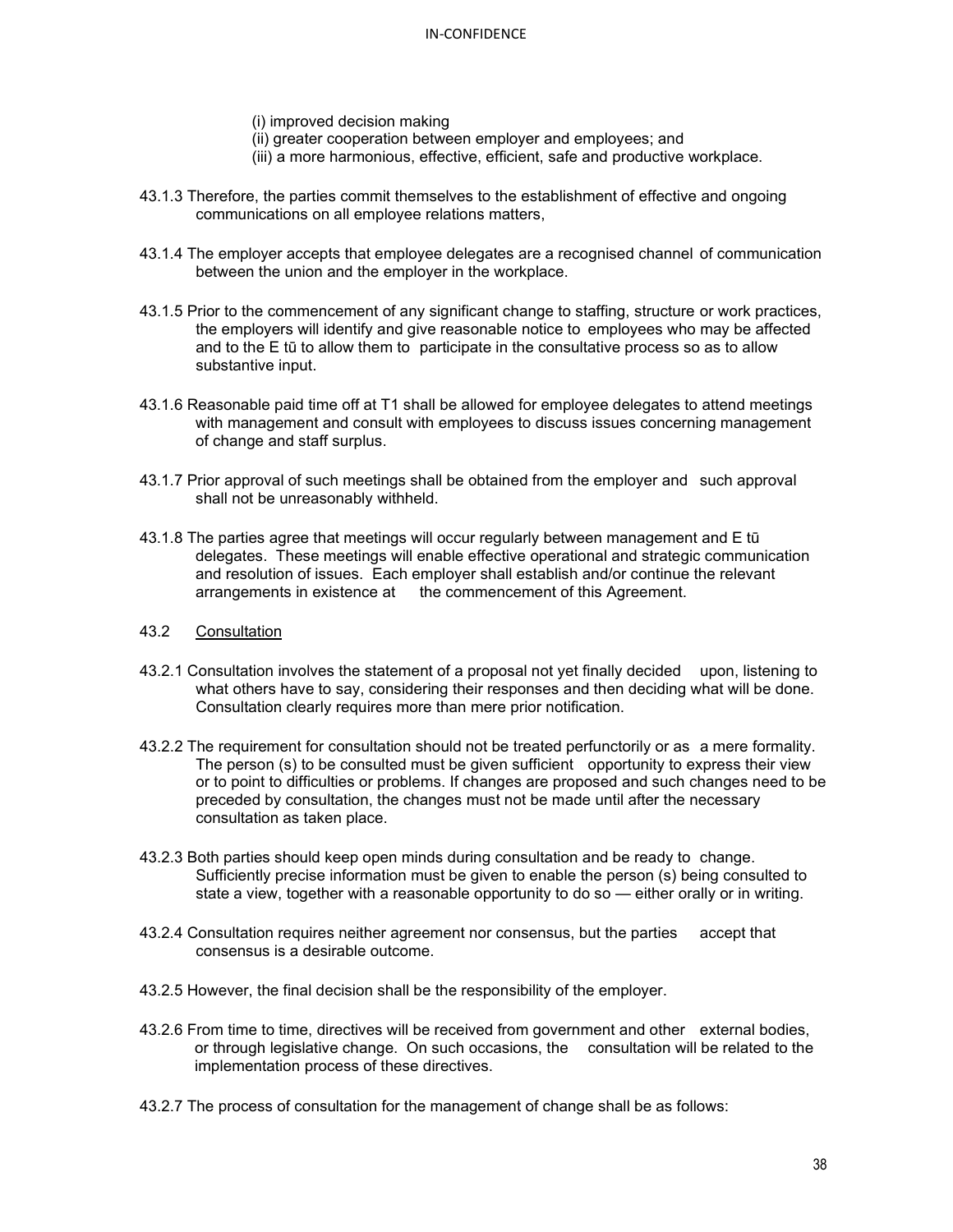(i) improved decision making
(ii) greater cooperation between employer and employees; and
(iii) a more harmonious, effective, efficient, safe and productive workplace.

43.1.3 Therefore, the parties commit themselves to the establishment of effective and ongoing communications on all employee relations matters,

43.1.4 The employer accepts that employee delegates are a recognised channel of communication between the union and the employer in the workplace.

43.1.5 Prior to the commencement of any significant change to staffing, structure or work practices, the employers will identify and give reasonable notice to employees who may be affected and to the E tū to allow them to participate in the consultative process so as to allow substantive input.

43.1.6 Reasonable paid time off at T1 shall be allowed for employee delegates to attend meetings with management and consult with employees to discuss issues concerning management of change and staff surplus.

43.1.7 Prior approval of such meetings shall be obtained from the employer and such approval shall not be unreasonably withheld.

43.1.8 The parties agree that meetings will occur regularly between management and E tū delegates. These meetings will enable effective operational and strategic communication and resolution of issues. Each employer shall establish and/or continue the relevant arrangements in existence at the commencement of this Agreement.

43.2 Consultation

43.2.1 Consultation involves the statement of a proposal not yet finally decided upon, listening to what others have to say, considering their responses and then deciding what will be done. Consultation clearly requires more than mere prior notification.

43.2.2 The requirement for consultation should not be treated perfunctorily or as a mere formality. The person (s) to be consulted must be given sufficient opportunity to express their view or to point to difficulties or problems. If changes are proposed and such changes need to be preceded by consultation, the changes must not be made until after the necessary consultation as taken place.

43.2.3 Both parties should keep open minds during consultation and be ready to change. Sufficiently precise information must be given to enable the person (s) being consulted to state a view, together with a reasonable opportunity to do so — either orally or in writing.

43.2.4 Consultation requires neither agreement nor consensus, but the parties accept that consensus is a desirable outcome.

43.2.5 However, the final decision shall be the responsibility of the employer.

43.2.6 From time to time, directives will be received from government and other external bodies, or through legislative change. On such occasions, the consultation will be related to the implementation process of these directives.

43.2.7 The process of consultation for the management of change shall be as follows: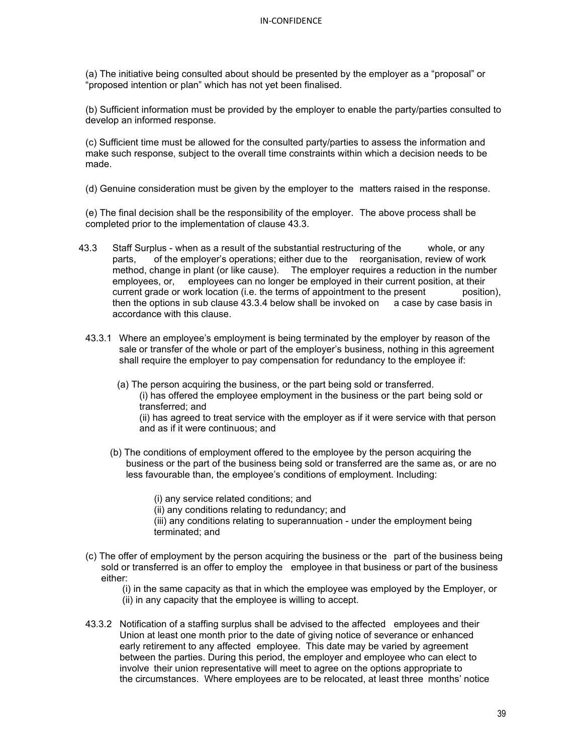(a) The initiative being consulted about should be presented by the employer as a "proposal" or "proposed intention or plan" which has not yet been finalised.

(b) Sufficient information must be provided by the employer to enable the party/parties consulted to develop an informed response.

(c) Sufficient time must be allowed for the consulted party/parties to assess the information and make such response, subject to the overall time constraints within which a decision needs to be made.

(d) Genuine consideration must be given by the employer to the matters raised in the response.

(e) The final decision shall be the responsibility of the employer. The above process shall be completed prior to the implementation of clause 43.3.

43.3 Staff Surplus - when as a result of the substantial restructuring of the whole, or any parts, of the employer's operations; either due to the reorganisation, review of work method, change in plant (or like cause). The employer requires a reduction in the number employees, or, employees can no longer be employed in their current position, at their current grade or work location (i.e. the terms of appointment to the present position), then the options in sub clause 43.3.4 below shall be invoked on a case by case basis in accordance with this clause.

43.3.1 Where an employee's employment is being terminated by the employer by reason of the sale or transfer of the whole or part of the employer's business, nothing in this agreement shall require the employer to pay compensation for redundancy to the employee if:

(a) The person acquiring the business, or the part being sold or transferred.
(i) has offered the employee employment in the business or the part being sold or transferred; and
(ii) has agreed to treat service with the employer as if it were service with that person and as if it were continuous; and

(b) The conditions of employment offered to the employee by the person acquiring the business or the part of the business being sold or transferred are the same as, or are no less favourable than, the employee's conditions of employment. Including:

(i) any service related conditions; and
(ii) any conditions relating to redundancy; and
(iii) any conditions relating to superannuation - under the employment being terminated; and

(c) The offer of employment by the person acquiring the business or the part of the business being sold or transferred is an offer to employ the employee in that business or part of the business either:
(i) in the same capacity as that in which the employee was employed by the Employer, or
(ii) in any capacity that the employee is willing to accept.

43.3.2 Notification of a staffing surplus shall be advised to the affected employees and their Union at least one month prior to the date of giving notice of severance or enhanced early retirement to any affected employee. This date may be varied by agreement between the parties. During this period, the employer and employee who can elect to involve their union representative will meet to agree on the options appropriate to the circumstances. Where employees are to be relocated, at least three months' notice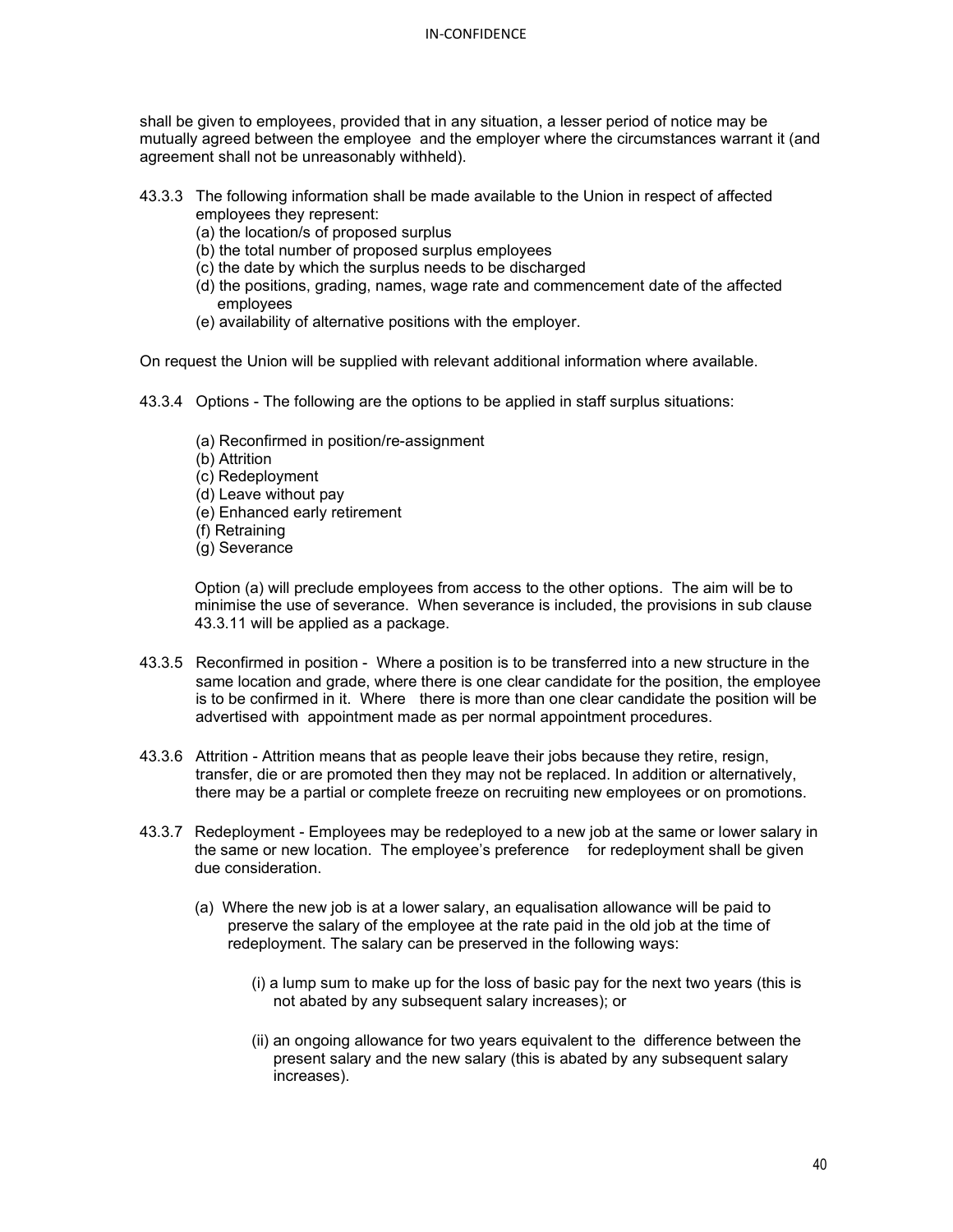shall be given to employees, provided that in any situation, a lesser period of notice may be mutually agreed between the employee and the employer where the circumstances warrant it (and agreement shall not be unreasonably withheld).

43.3.3 The following information shall be made available to the Union in respect of affected employees they represent:

(a) the location/s of proposed surplus
(b) the total number of proposed surplus employees
(c) the date by which the surplus needs to be discharged
(d) the positions, grading, names, wage rate and commencement date of the affected employees
(e) availability of alternative positions with the employer.

On request the Union will be supplied with relevant additional information where available.

43.3.4 Options - The following are the options to be applied in staff surplus situations:

(a) Reconfirmed in position/re-assignment
(b) Attrition
(c) Redeployment
(d) Leave without pay
(e) Enhanced early retirement
(f) Retraining
(g) Severance

Option (a) will preclude employees from access to the other options. The aim will be to minimise the use of severance. When severance is included, the provisions in sub clause 43.3.11 will be applied as a package.

43.3.5 Reconfirmed in position - Where a position is to be transferred into a new structure in the same location and grade, where there is one clear candidate for the position, the employee is to be confirmed in it. Where there is more than one clear candidate the position will be advertised with appointment made as per normal appointment procedures.

43.3.6 Attrition - Attrition means that as people leave their jobs because they retire, resign, transfer, die or are promoted then they may not be replaced. In addition or alternatively, there may be a partial or complete freeze on recruiting new employees or on promotions.

43.3.7 Redeployment - Employees may be redeployed to a new job at the same or lower salary in the same or new location. The employee's preference for redeployment shall be given due consideration.

(a) Where the new job is at a lower salary, an equalisation allowance will be paid to preserve the salary of the employee at the rate paid in the old job at the time of redeployment. The salary can be preserved in the following ways:

(i) a lump sum to make up for the loss of basic pay for the next two years (this is not abated by any subsequent salary increases); or

(ii) an ongoing allowance for two years equivalent to the difference between the present salary and the new salary (this is abated by any subsequent salary increases).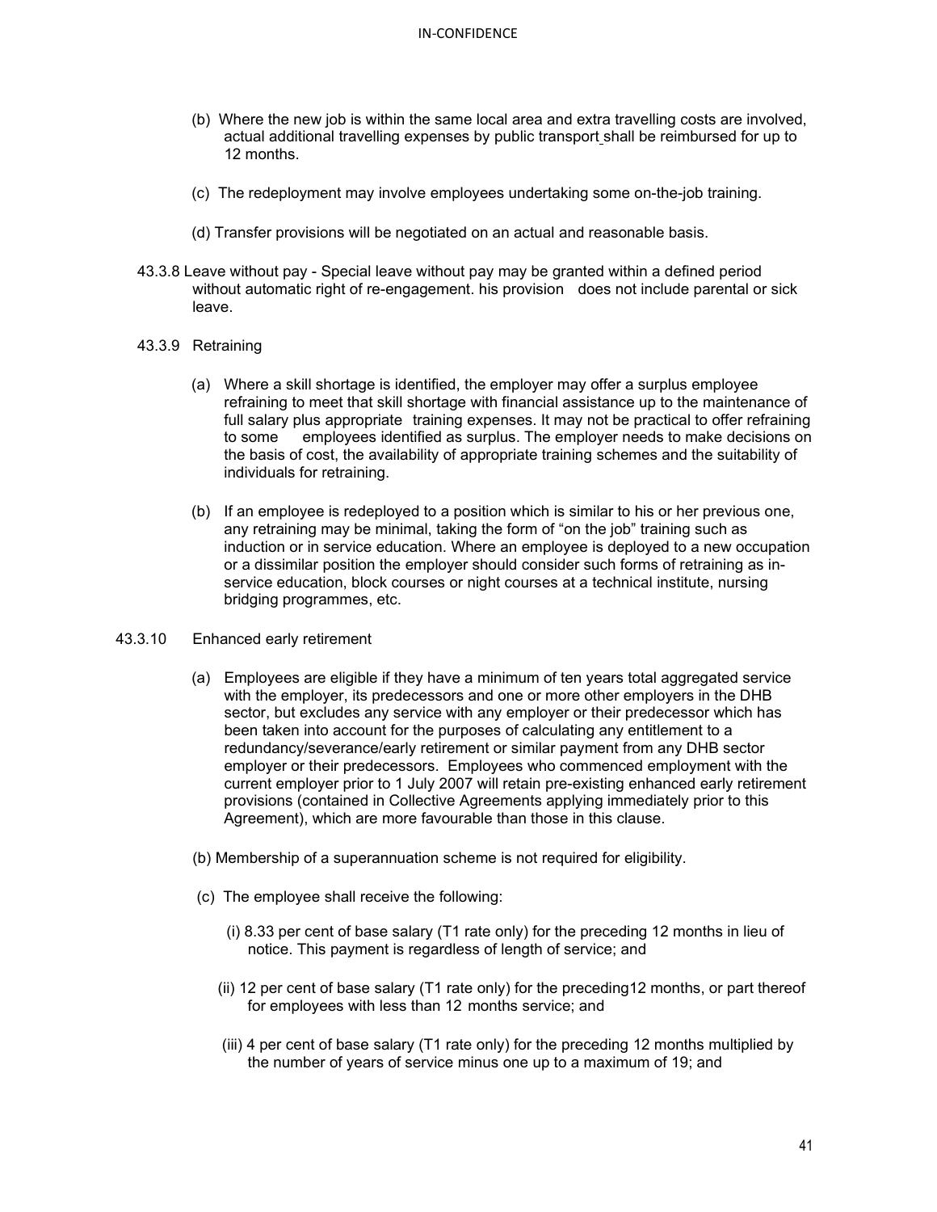(b) Where the new job is within the same local area and extra travelling costs are involved, actual additional travelling expenses by public transport shall be reimbursed for up to 12 months.

(c) The redeployment may involve employees undertaking some on-the-job training.

(d) Transfer provisions will be negotiated on an actual and reasonable basis.

43.3.8 Leave without pay - Special leave without pay may be granted within a defined period without automatic right of re-engagement. his provision does not include parental or sick leave.

43.3.9 Retraining

(a) Where a skill shortage is identified, the employer may offer a surplus employee refraining to meet that skill shortage with financial assistance up to the maintenance of full salary plus appropriate training expenses. It may not be practical to offer refraining to some employees identified as surplus. The employer needs to make decisions on the basis of cost, the availability of appropriate training schemes and the suitability of individuals for retraining.

(b) If an employee is redeployed to a position which is similar to his or her previous one, any retraining may be minimal, taking the form of "on the job" training such as induction or in service education. Where an employee is deployed to a new occupation or a dissimilar position the employer should consider such forms of retraining as in-service education, block courses or night courses at a technical institute, nursing bridging programmes, etc.

43.3.10 Enhanced early retirement

(a) Employees are eligible if they have a minimum of ten years total aggregated service with the employer, its predecessors and one or more other employers in the DHB sector, but excludes any service with any employer or their predecessor which has been taken into account for the purposes of calculating any entitlement to a redundancy/severance/early retirement or similar payment from any DHB sector employer or their predecessors. Employees who commenced employment with the current employer prior to 1 July 2007 will retain pre-existing enhanced early retirement provisions (contained in Collective Agreements applying immediately prior to this Agreement), which are more favourable than those in this clause.

(b) Membership of a superannuation scheme is not required for eligibility.

(c) The employee shall receive the following:

(i) 8.33 per cent of base salary (T1 rate only) for the preceding 12 months in lieu of notice. This payment is regardless of length of service; and

(ii) 12 per cent of base salary (T1 rate only) for the preceding12 months, or part thereof for employees with less than 12 months service; and

(iii) 4 per cent of base salary (T1 rate only) for the preceding 12 months multiplied by the number of years of service minus one up to a maximum of 19; and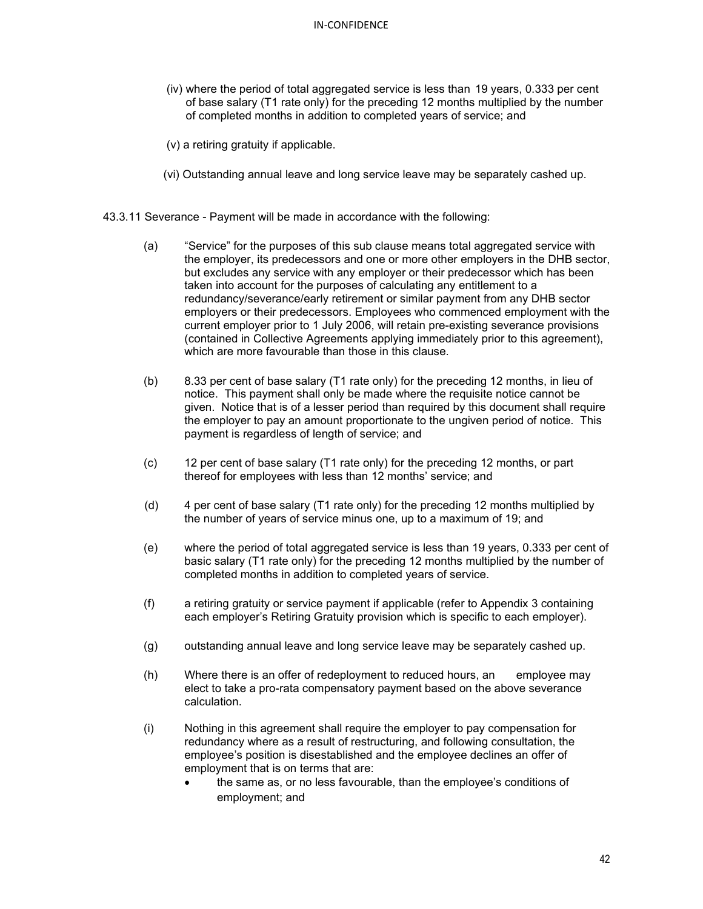(iv) where the period of total aggregated service is less than 19 years, 0.333 per cent of base salary (T1 rate only) for the preceding 12 months multiplied by the number of completed months in addition to completed years of service; and

(v) a retiring gratuity if applicable.

(vi) Outstanding annual leave and long service leave may be separately cashed up.

43.3.11 Severance - Payment will be made in accordance with the following:

(a) "Service" for the purposes of this sub clause means total aggregated service with the employer, its predecessors and one or more other employers in the DHB sector, but excludes any service with any employer or their predecessor which has been taken into account for the purposes of calculating any entitlement to a redundancy/severance/early retirement or similar payment from any DHB sector employers or their predecessors. Employees who commenced employment with the current employer prior to 1 July 2006, will retain pre-existing severance provisions (contained in Collective Agreements applying immediately prior to this agreement), which are more favourable than those in this clause.

(b) 8.33 per cent of base salary (T1 rate only) for the preceding 12 months, in lieu of notice. This payment shall only be made where the requisite notice cannot be given. Notice that is of a lesser period than required by this document shall require the employer to pay an amount proportionate to the ungiven period of notice. This payment is regardless of length of service; and

(c) 12 per cent of base salary (T1 rate only) for the preceding 12 months, or part thereof for employees with less than 12 months' service; and

(d) 4 per cent of base salary (T1 rate only) for the preceding 12 months multiplied by the number of years of service minus one, up to a maximum of 19; and

(e) where the period of total aggregated service is less than 19 years, 0.333 per cent of basic salary (T1 rate only) for the preceding 12 months multiplied by the number of completed months in addition to completed years of service.

(f) a retiring gratuity or service payment if applicable (refer to Appendix 3 containing each employer's Retiring Gratuity provision which is specific to each employer).

(g) outstanding annual leave and long service leave may be separately cashed up.

(h) Where there is an offer of redeployment to reduced hours, an employee may elect to take a pro-rata compensatory payment based on the above severance calculation.

(i) Nothing in this agreement shall require the employer to pay compensation for redundancy where as a result of restructuring, and following consultation, the employee's position is disestablished and the employee declines an offer of employment that is on terms that are:

- the same as, or no less favourable, than the employee's conditions of employment; and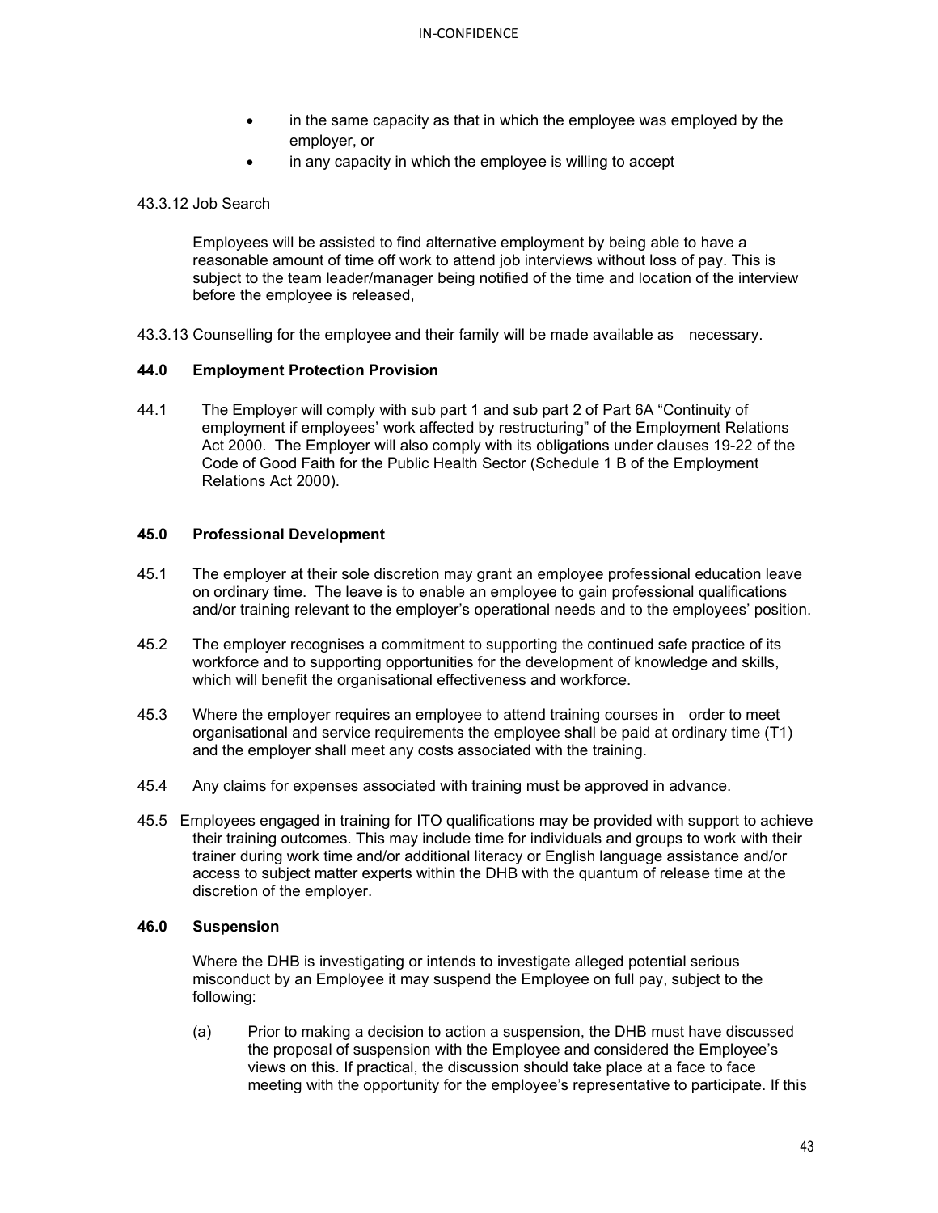- in the same capacity as that in which the employee was employed by the employer, or
- in any capacity in which the employee is willing to accept

43.3.12 Job Search

Employees will be assisted to find alternative employment by being able to have a reasonable amount of time off work to attend job interviews without loss of pay. This is subject to the team leader/manager being notified of the time and location of the interview before the employee is released,

43.3.13 Counselling for the employee and their family will be made available as necessary.

### 44.0 Employment Protection Provision

44.1 The Employer will comply with sub part 1 and sub part 2 of Part 6A "Continuity of employment if employees' work affected by restructuring" of the Employment Relations Act 2000. The Employer will also comply with its obligations under clauses 19-22 of the Code of Good Faith for the Public Health Sector (Schedule 1 B of the Employment Relations Act 2000).

### 45.0 Professional Development

45.1 The employer at their sole discretion may grant an employee professional education leave on ordinary time. The leave is to enable an employee to gain professional qualifications and/or training relevant to the employer's operational needs and to the employees' position.

45.2 The employer recognises a commitment to supporting the continued safe practice of its workforce and to supporting opportunities for the development of knowledge and skills, which will benefit the organisational effectiveness and workforce.

45.3 Where the employer requires an employee to attend training courses in order to meet organisational and service requirements the employee shall be paid at ordinary time (T1) and the employer shall meet any costs associated with the training.

45.4 Any claims for expenses associated with training must be approved in advance.

45.5 Employees engaged in training for ITO qualifications may be provided with support to achieve their training outcomes. This may include time for individuals and groups to work with their trainer during work time and/or additional literacy or English language assistance and/or access to subject matter experts within the DHB with the quantum of release time at the discretion of the employer.

### 46.0 Suspension

Where the DHB is investigating or intends to investigate alleged potential serious misconduct by an Employee it may suspend the Employee on full pay, subject to the following:

(a) Prior to making a decision to action a suspension, the DHB must have discussed the proposal of suspension with the Employee and considered the Employee's views on this. If practical, the discussion should take place at a face to face meeting with the opportunity for the employee's representative to participate. If this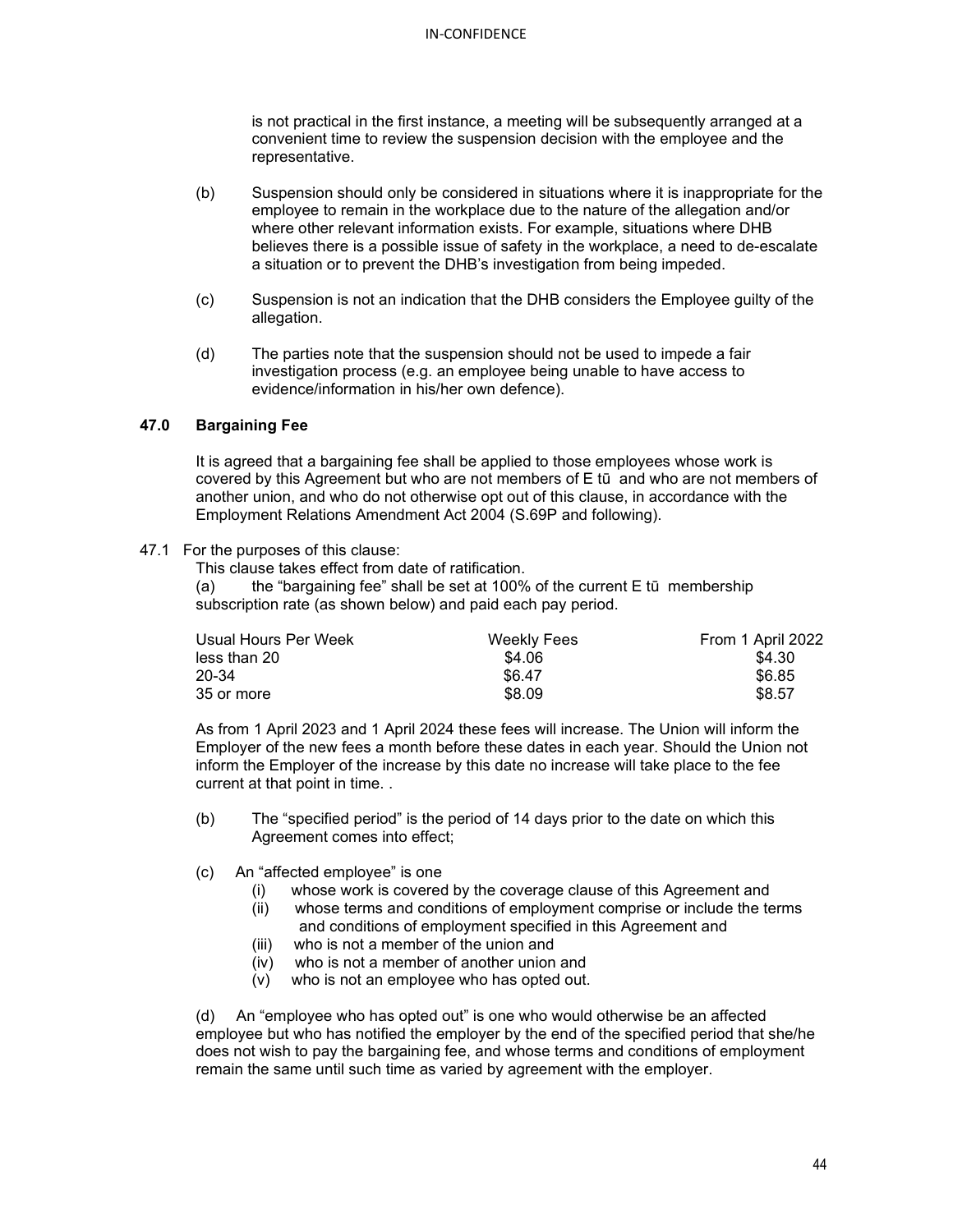is not practical in the first instance, a meeting will be subsequently arranged at a convenient time to review the suspension decision with the employee and the representative.

(b) Suspension should only be considered in situations where it is inappropriate for the employee to remain in the workplace due to the nature of the allegation and/or where other relevant information exists. For example, situations where DHB believes there is a possible issue of safety in the workplace, a need to de-escalate a situation or to prevent the DHB's investigation from being impeded.

(c) Suspension is not an indication that the DHB considers the Employee guilty of the allegation.

(d) The parties note that the suspension should not be used to impede a fair investigation process (e.g. an employee being unable to have access to evidence/information in his/her own defence).

## 47.0 Bargaining Fee

It is agreed that a bargaining fee shall be applied to those employees whose work is covered by this Agreement but who are not members of E tū and who are not members of another union, and who do not otherwise opt out of this clause, in accordance with the Employment Relations Amendment Act 2004 (S.69P and following).

47.1 For the purposes of this clause:

This clause takes effect from date of ratification.

(a) the "bargaining fee" shall be set at 100% of the current E tū membership subscription rate (as shown below) and paid each pay period.

| Usual Hours Per Week | Weekly Fees | From 1 April 2022 |
|---|---|---|
| less than 20 | $4.06 | $4.30 |
| 20-34 | $6.47 | $6.85 |
| 35 or more | $8.09 | $8.57 |

As from 1 April 2023 and 1 April 2024 these fees will increase. The Union will inform the Employer of the new fees a month before these dates in each year. Should the Union not inform the Employer of the increase by this date no increase will take place to the fee current at that point in time. .

(b) The "specified period" is the period of 14 days prior to the date on which this Agreement comes into effect;

(c) An "affected employee" is one

- (i) whose work is covered by the coverage clause of this Agreement and
- (ii) whose terms and conditions of employment comprise or include the terms and conditions of employment specified in this Agreement and
- (iii) who is not a member of the union and
- (iv) who is not a member of another union and
- (v) who is not an employee who has opted out.

(d) An "employee who has opted out" is one who would otherwise be an affected employee but who has notified the employer by the end of the specified period that she/he does not wish to pay the bargaining fee, and whose terms and conditions of employment remain the same until such time as varied by agreement with the employer.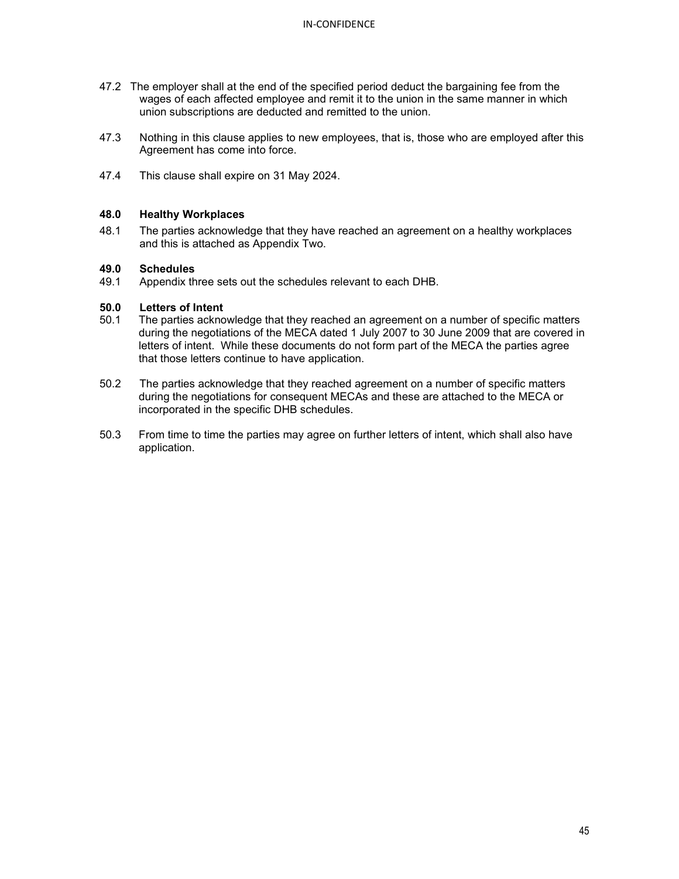47.2 The employer shall at the end of the specified period deduct the bargaining fee from the wages of each affected employee and remit it to the union in the same manner in which union subscriptions are deducted and remitted to the union.

47.3 Nothing in this clause applies to new employees, that is, those who are employed after this Agreement has come into force.

47.4 This clause shall expire on 31 May 2024.

### 48.0 Healthy Workplaces

48.1 The parties acknowledge that they have reached an agreement on a healthy workplaces and this is attached as Appendix Two.

### 49.0 Schedules

49.1 Appendix three sets out the schedules relevant to each DHB.

### 50.0 Letters of Intent

50.1 The parties acknowledge that they reached an agreement on a number of specific matters during the negotiations of the MECA dated 1 July 2007 to 30 June 2009 that are covered in letters of intent. While these documents do not form part of the MECA the parties agree that those letters continue to have application.

50.2 The parties acknowledge that they reached agreement on a number of specific matters during the negotiations for consequent MECAs and these are attached to the MECA or incorporated in the specific DHB schedules.

50.3 From time to time the parties may agree on further letters of intent, which shall also have application.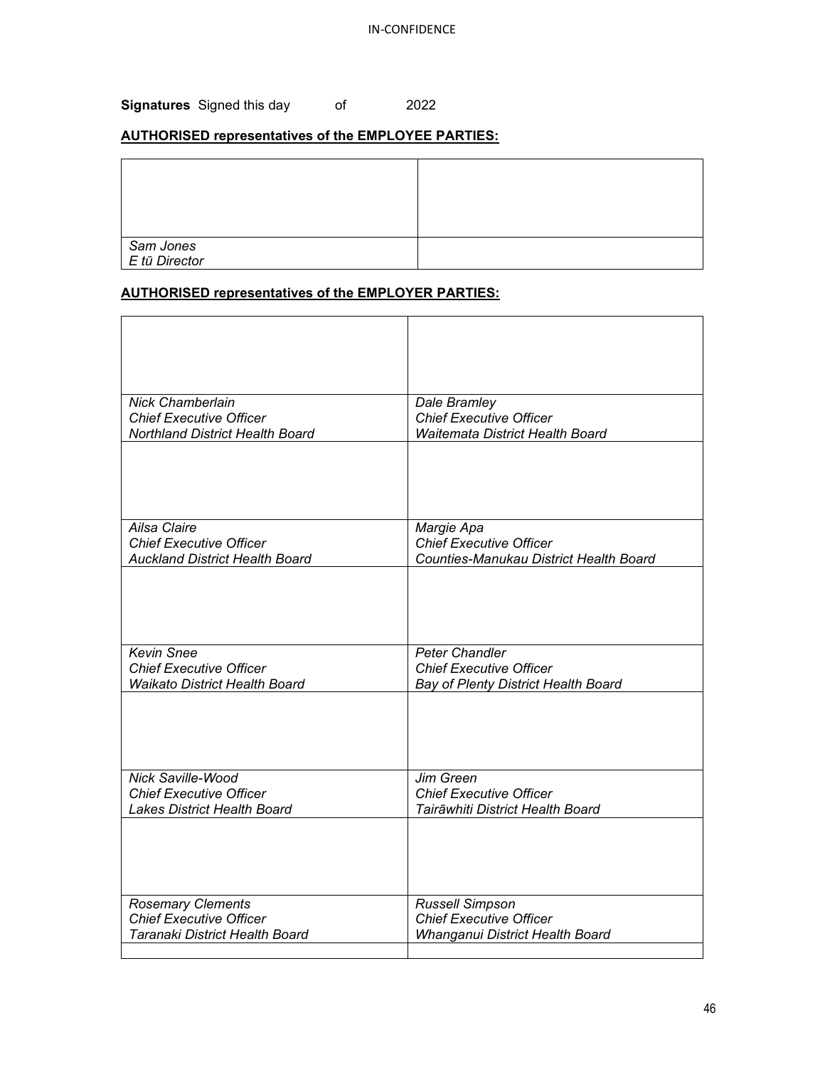**Signatures** Signed this day of 2022

**AUTHORISED representatives of the EMPLOYEE PARTIES:**

| | |
|---|---|
| | |
| *Sam Jones*<br>*E tū Director* | |

**AUTHORISED representatives of the EMPLOYER PARTIES:**

| | |
|---|---|
| | |
| *Nick Chamberlain*<br>*Chief Executive Officer*<br>*Northland District Health Board* | *Dale Bramley*<br>*Chief Executive Officer*<br>*Waitemata District Health Board* |
| | |
| *Ailsa Claire*<br>*Chief Executive Officer*<br>*Auckland District Health Board* | *Margie Apa*<br>*Chief Executive Officer*<br>*Counties-Manukau District Health Board* |
| | |
| *Kevin Snee*<br>*Chief Executive Officer*<br>*Waikato District Health Board* | *Peter Chandler*<br>*Chief Executive Officer*<br>*Bay of Plenty District Health Board* |
| | |
| *Nick Saville-Wood*<br>*Chief Executive Officer*<br>*Lakes District Health Board* | *Jim Green*<br>*Chief Executive Officer*<br>*Tairāwhiti District Health Board* |
| | |
| *Rosemary Clements*<br>*Chief Executive Officer*<br>*Taranaki District Health Board* | *Russell Simpson*<br>*Chief Executive Officer*<br>*Whanganui District Health Board* |
| | |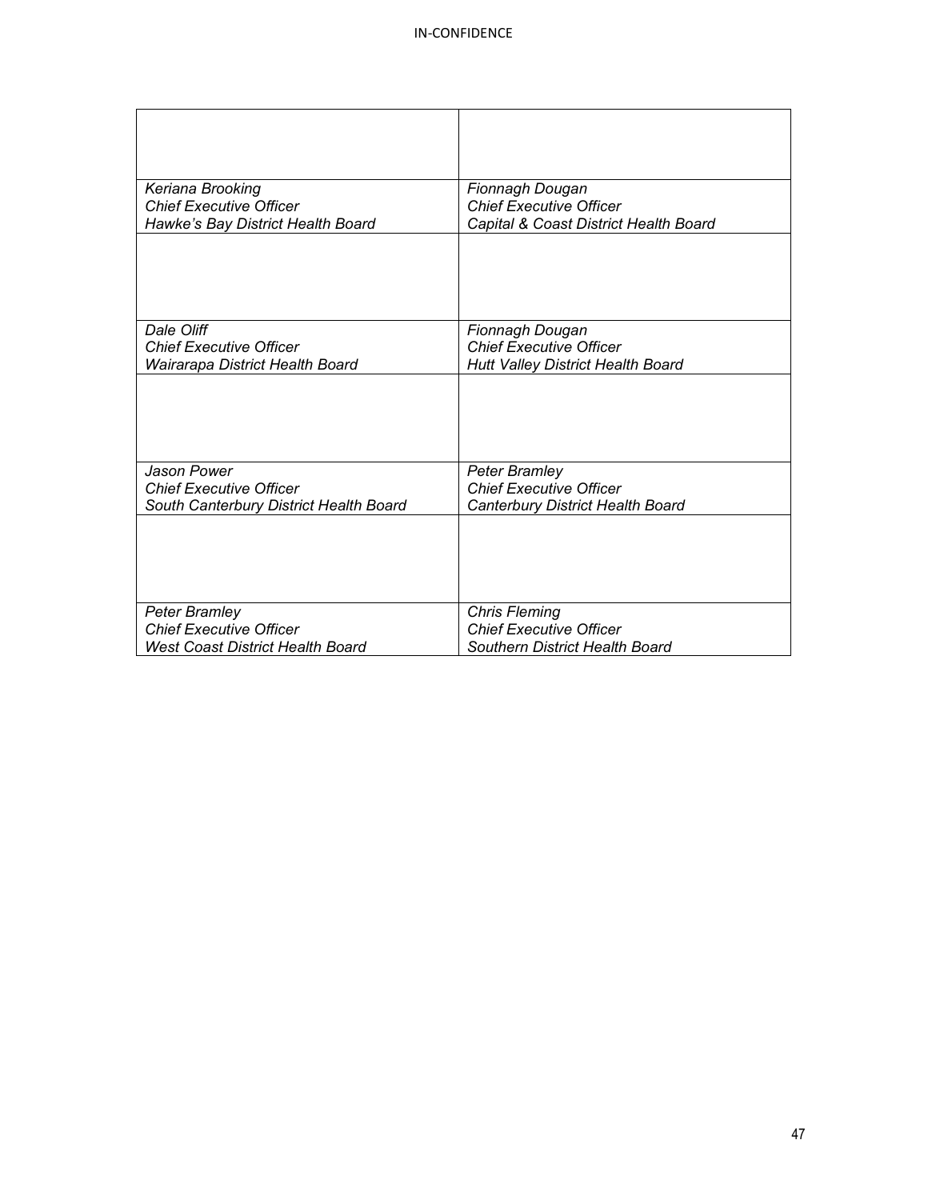| | |
|---|---|
| *Keriana Brooking*<br>*Chief Executive Officer*<br>*Hawke's Bay District Health Board* | *Fionnagh Dougan*<br>*Chief Executive Officer*<br>*Capital & Coast District Health Board* |
| | |
| *Dale Oliff*<br>*Chief Executive Officer*<br>*Wairarapa District Health Board* | *Fionnagh Dougan*<br>*Chief Executive Officer*<br>*Hutt Valley District Health Board* |
| | |
| *Jason Power*<br>*Chief Executive Officer*<br>*South Canterbury District Health Board* | *Peter Bramley*<br>*Chief Executive Officer*<br>*Canterbury District Health Board* |
| | |
| *Peter Bramley*<br>*Chief Executive Officer*<br>*West Coast District Health Board* | *Chris Fleming*<br>*Chief Executive Officer*<br>*Southern District Health Board* |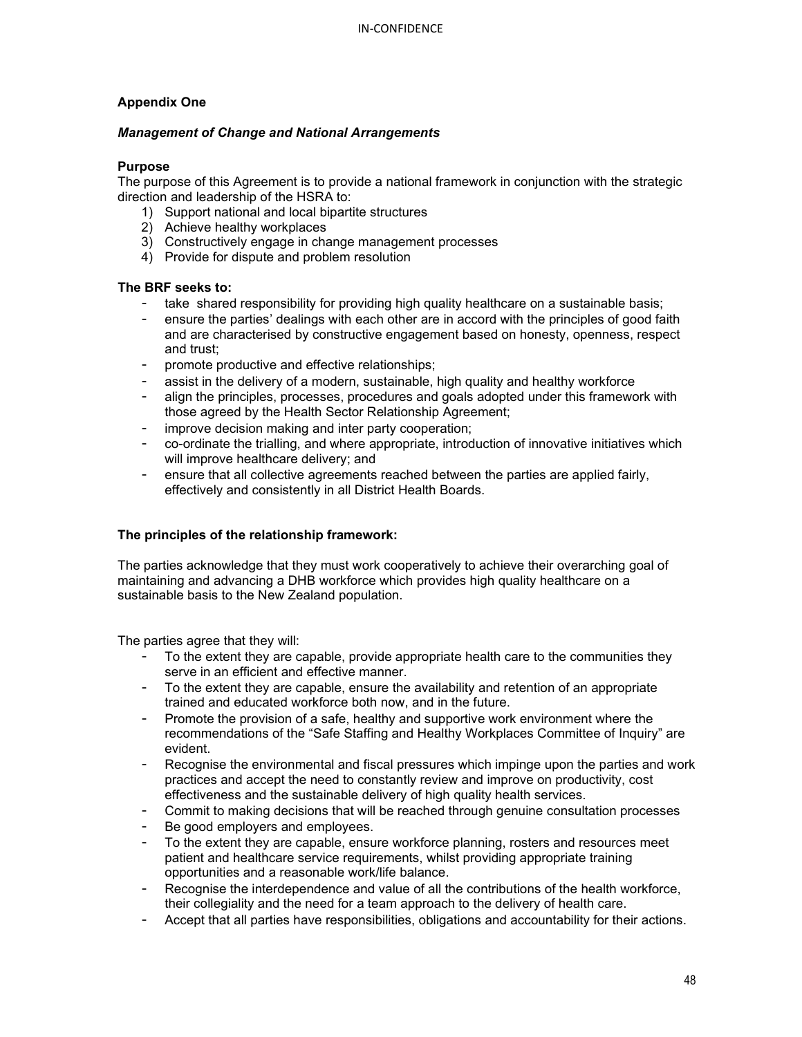**Appendix One**

***Management of Change and National Arrangements***

**Purpose**

The purpose of this Agreement is to provide a national framework in conjunction with the strategic direction and leadership of the HSRA to:

1) Support national and local bipartite structures
2) Achieve healthy workplaces
3) Constructively engage in change management processes
4) Provide for dispute and problem resolution

**The BRF seeks to:**

- take shared responsibility for providing high quality healthcare on a sustainable basis;
- ensure the parties' dealings with each other are in accord with the principles of good faith and are characterised by constructive engagement based on honesty, openness, respect and trust;
- promote productive and effective relationships;
- assist in the delivery of a modern, sustainable, high quality and healthy workforce
- align the principles, processes, procedures and goals adopted under this framework with those agreed by the Health Sector Relationship Agreement;
- improve decision making and inter party cooperation;
- co-ordinate the trialling, and where appropriate, introduction of innovative initiatives which will improve healthcare delivery; and
- ensure that all collective agreements reached between the parties are applied fairly, effectively and consistently in all District Health Boards.

**The principles of the relationship framework:**

The parties acknowledge that they must work cooperatively to achieve their overarching goal of maintaining and advancing a DHB workforce which provides high quality healthcare on a sustainable basis to the New Zealand population.

The parties agree that they will:

- To the extent they are capable, provide appropriate health care to the communities they serve in an efficient and effective manner.
- To the extent they are capable, ensure the availability and retention of an appropriate trained and educated workforce both now, and in the future.
- Promote the provision of a safe, healthy and supportive work environment where the recommendations of the "Safe Staffing and Healthy Workplaces Committee of Inquiry" are evident.
- Recognise the environmental and fiscal pressures which impinge upon the parties and work practices and accept the need to constantly review and improve on productivity, cost effectiveness and the sustainable delivery of high quality health services.
- Commit to making decisions that will be reached through genuine consultation processes
- Be good employers and employees.
- To the extent they are capable, ensure workforce planning, rosters and resources meet patient and healthcare service requirements, whilst providing appropriate training opportunities and a reasonable work/life balance.
- Recognise the interdependence and value of all the contributions of the health workforce, their collegiality and the need for a team approach to the delivery of health care.
- Accept that all parties have responsibilities, obligations and accountability for their actions.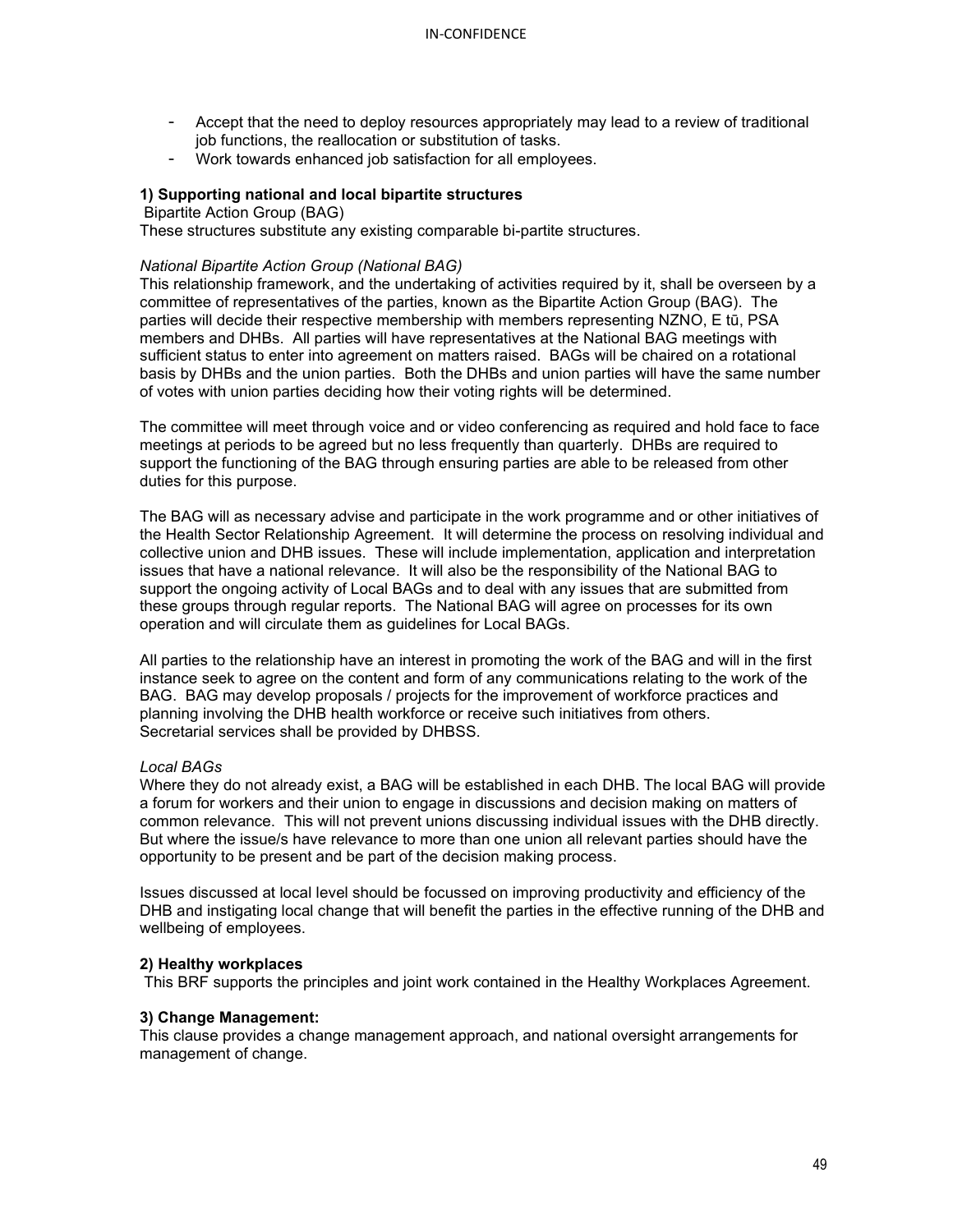- Accept that the need to deploy resources appropriately may lead to a review of traditional job functions, the reallocation or substitution of tasks.
- Work towards enhanced job satisfaction for all employees.

**1) Supporting national and local bipartite structures**

Bipartite Action Group (BAG)

These structures substitute any existing comparable bi-partite structures.

*National Bipartite Action Group (National BAG)*

This relationship framework, and the undertaking of activities required by it, shall be overseen by a committee of representatives of the parties, known as the Bipartite Action Group (BAG). The parties will decide their respective membership with members representing NZNO, E tū, PSA members and DHBs. All parties will have representatives at the National BAG meetings with sufficient status to enter into agreement on matters raised. BAGs will be chaired on a rotational basis by DHBs and the union parties. Both the DHBs and union parties will have the same number of votes with union parties deciding how their voting rights will be determined.

The committee will meet through voice and or video conferencing as required and hold face to face meetings at periods to be agreed but no less frequently than quarterly. DHBs are required to support the functioning of the BAG through ensuring parties are able to be released from other duties for this purpose.

The BAG will as necessary advise and participate in the work programme and or other initiatives of the Health Sector Relationship Agreement. It will determine the process on resolving individual and collective union and DHB issues. These will include implementation, application and interpretation issues that have a national relevance. It will also be the responsibility of the National BAG to support the ongoing activity of Local BAGs and to deal with any issues that are submitted from these groups through regular reports. The National BAG will agree on processes for its own operation and will circulate them as guidelines for Local BAGs.

All parties to the relationship have an interest in promoting the work of the BAG and will in the first instance seek to agree on the content and form of any communications relating to the work of the BAG. BAG may develop proposals / projects for the improvement of workforce practices and planning involving the DHB health workforce or receive such initiatives from others.
Secretarial services shall be provided by DHBSS.

*Local BAGs*

Where they do not already exist, a BAG will be established in each DHB. The local BAG will provide a forum for workers and their union to engage in discussions and decision making on matters of common relevance. This will not prevent unions discussing individual issues with the DHB directly. But where the issue/s have relevance to more than one union all relevant parties should have the opportunity to be present and be part of the decision making process.

Issues discussed at local level should be focussed on improving productivity and efficiency of the DHB and instigating local change that will benefit the parties in the effective running of the DHB and wellbeing of employees.

**2) Healthy workplaces**

This BRF supports the principles and joint work contained in the Healthy Workplaces Agreement.

**3) Change Management:**

This clause provides a change management approach, and national oversight arrangements for management of change.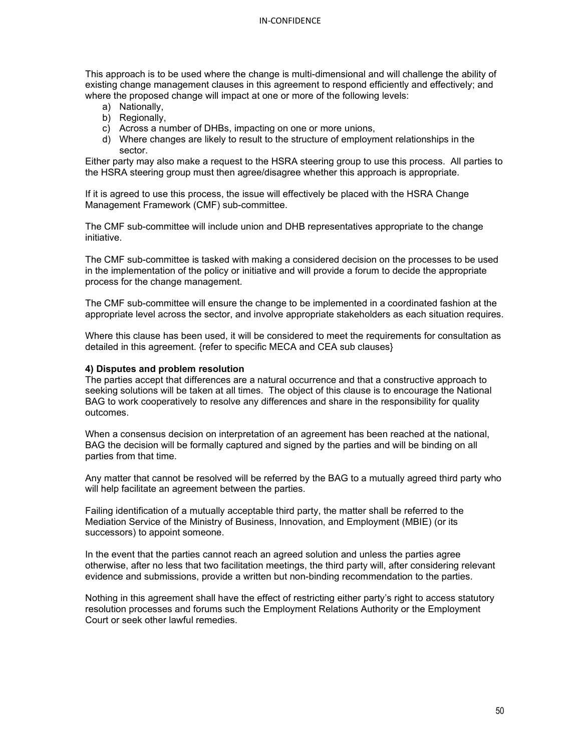This approach is to be used where the change is multi-dimensional and will challenge the ability of existing change management clauses in this agreement to respond efficiently and effectively; and where the proposed change will impact at one or more of the following levels:

a) Nationally,
b) Regionally,
c) Across a number of DHBs, impacting on one or more unions,
d) Where changes are likely to result to the structure of employment relationships in the sector.

Either party may also make a request to the HSRA steering group to use this process. All parties to the HSRA steering group must then agree/disagree whether this approach is appropriate.

If it is agreed to use this process, the issue will effectively be placed with the HSRA Change Management Framework (CMF) sub-committee.

The CMF sub-committee will include union and DHB representatives appropriate to the change initiative.

The CMF sub-committee is tasked with making a considered decision on the processes to be used in the implementation of the policy or initiative and will provide a forum to decide the appropriate process for the change management.

The CMF sub-committee will ensure the change to be implemented in a coordinated fashion at the appropriate level across the sector, and involve appropriate stakeholders as each situation requires.

Where this clause has been used, it will be considered to meet the requirements for consultation as detailed in this agreement. {refer to specific MECA and CEA sub clauses}

**4) Disputes and problem resolution**

The parties accept that differences are a natural occurrence and that a constructive approach to seeking solutions will be taken at all times. The object of this clause is to encourage the National BAG to work cooperatively to resolve any differences and share in the responsibility for quality outcomes.

When a consensus decision on interpretation of an agreement has been reached at the national, BAG the decision will be formally captured and signed by the parties and will be binding on all parties from that time.

Any matter that cannot be resolved will be referred by the BAG to a mutually agreed third party who will help facilitate an agreement between the parties.

Failing identification of a mutually acceptable third party, the matter shall be referred to the Mediation Service of the Ministry of Business, Innovation, and Employment (MBIE) (or its successors) to appoint someone.

In the event that the parties cannot reach an agreed solution and unless the parties agree otherwise, after no less that two facilitation meetings, the third party will, after considering relevant evidence and submissions, provide a written but non-binding recommendation to the parties.

Nothing in this agreement shall have the effect of restricting either party's right to access statutory resolution processes and forums such the Employment Relations Authority or the Employment Court or seek other lawful remedies.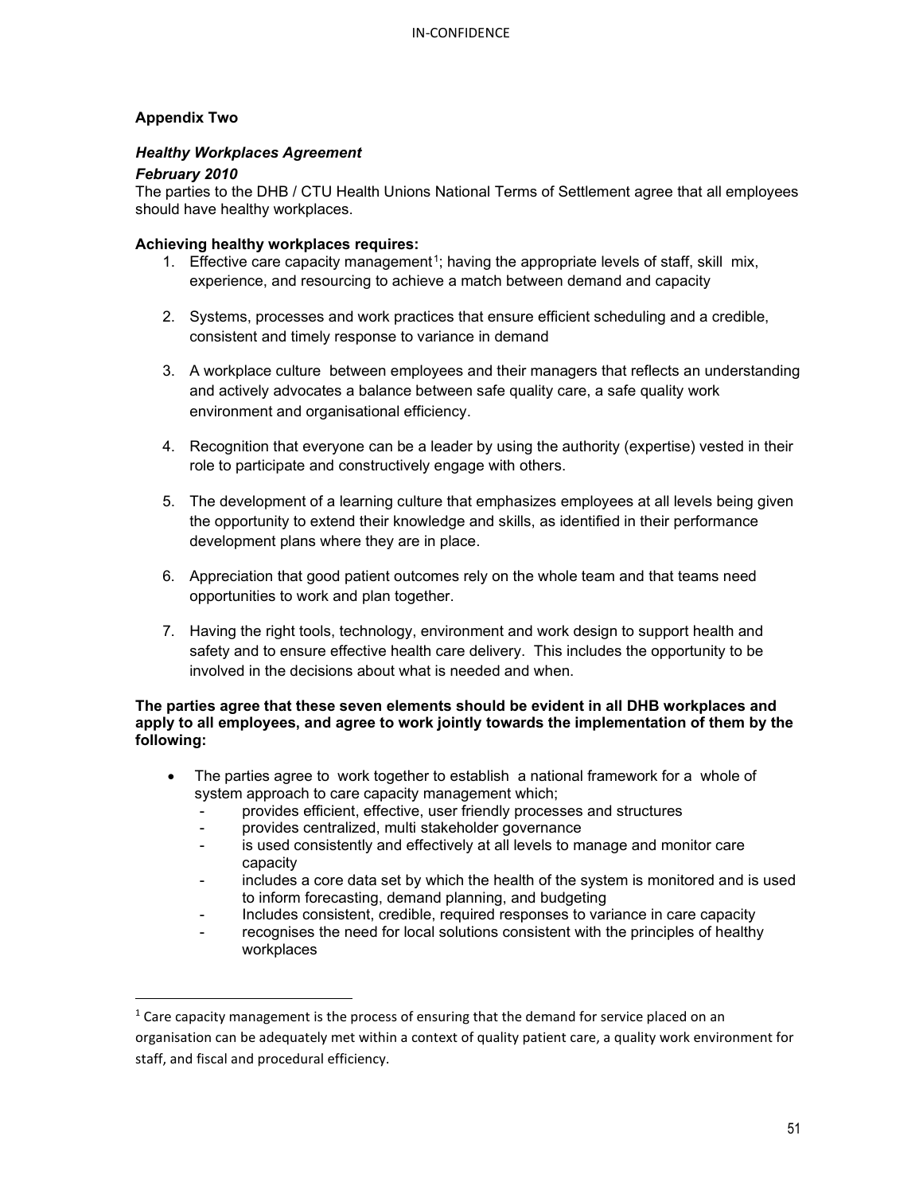**Appendix Two**

***Healthy Workplaces Agreement***

***February 2010***

The parties to the DHB / CTU Health Unions National Terms of Settlement agree that all employees should have healthy workplaces.

**Achieving healthy workplaces requires:**

1. Effective care capacity management[1]; having the appropriate levels of staff, skill mix, experience, and resourcing to achieve a match between demand and capacity

2. Systems, processes and work practices that ensure efficient scheduling and a credible, consistent and timely response to variance in demand

3. A workplace culture between employees and their managers that reflects an understanding and actively advocates a balance between safe quality care, a safe quality work environment and organisational efficiency.

4. Recognition that everyone can be a leader by using the authority (expertise) vested in their role to participate and constructively engage with others.

5. The development of a learning culture that emphasizes employees at all levels being given the opportunity to extend their knowledge and skills, as identified in their performance development plans where they are in place.

6. Appreciation that good patient outcomes rely on the whole team and that teams need opportunities to work and plan together.

7. Having the right tools, technology, environment and work design to support health and safety and to ensure effective health care delivery. This includes the opportunity to be involved in the decisions about what is needed and when.

**The parties agree that these seven elements should be evident in all DHB workplaces and apply to all employees, and agree to work jointly towards the implementation of them by the following:**

- The parties agree to work together to establish a national framework for a whole of system approach to care capacity management which;
  - provides efficient, effective, user friendly processes and structures
  - provides centralized, multi stakeholder governance
  - is used consistently and effectively at all levels to manage and monitor care capacity
  - includes a core data set by which the health of the system is monitored and is used to inform forecasting, demand planning, and budgeting
  - Includes consistent, credible, required responses to variance in care capacity
  - recognises the need for local solutions consistent with the principles of healthy workplaces

[1] Care capacity management is the process of ensuring that the demand for service placed on an organisation can be adequately met within a context of quality patient care, a quality work environment for staff, and fiscal and procedural efficiency.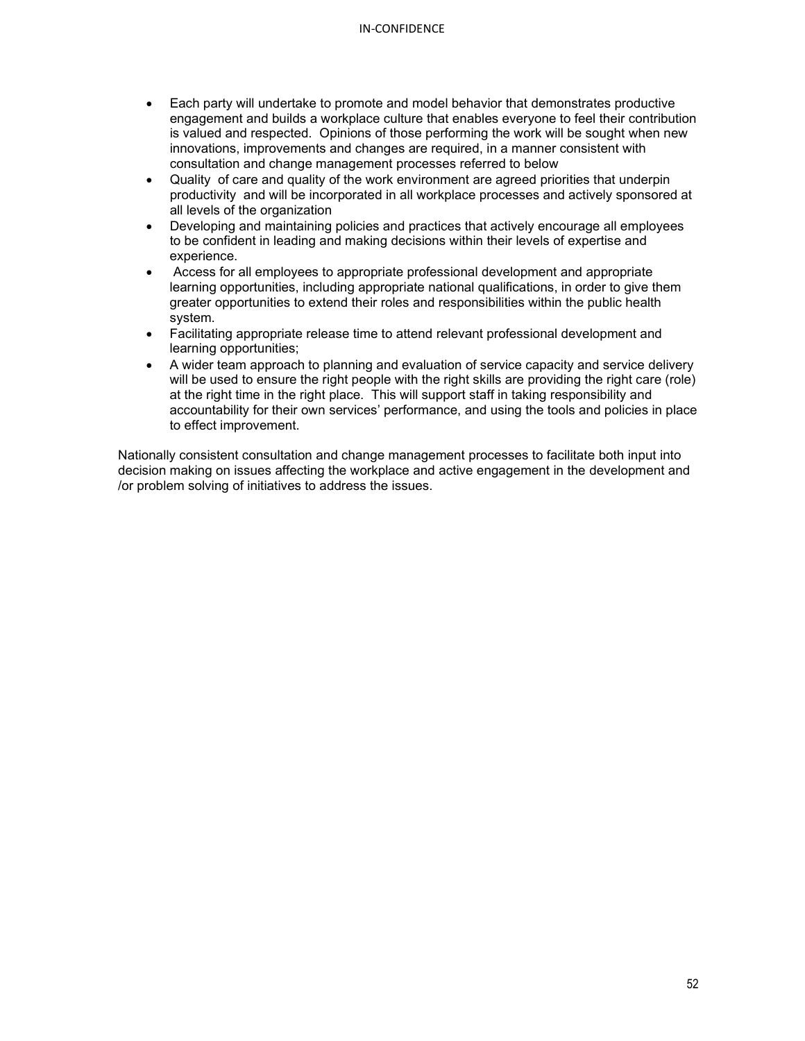- Each party will undertake to promote and model behavior that demonstrates productive engagement and builds a workplace culture that enables everyone to feel their contribution is valued and respected. Opinions of those performing the work will be sought when new innovations, improvements and changes are required, in a manner consistent with consultation and change management processes referred to below
- Quality of care and quality of the work environment are agreed priorities that underpin productivity and will be incorporated in all workplace processes and actively sponsored at all levels of the organization
- Developing and maintaining policies and practices that actively encourage all employees to be confident in leading and making decisions within their levels of expertise and experience.
- Access for all employees to appropriate professional development and appropriate learning opportunities, including appropriate national qualifications, in order to give them greater opportunities to extend their roles and responsibilities within the public health system.
- Facilitating appropriate release time to attend relevant professional development and learning opportunities;
- A wider team approach to planning and evaluation of service capacity and service delivery will be used to ensure the right people with the right skills are providing the right care (role) at the right time in the right place. This will support staff in taking responsibility and accountability for their own services' performance, and using the tools and policies in place to effect improvement.

Nationally consistent consultation and change management processes to facilitate both input into decision making on issues affecting the workplace and active engagement in the development and /or problem solving of initiatives to address the issues.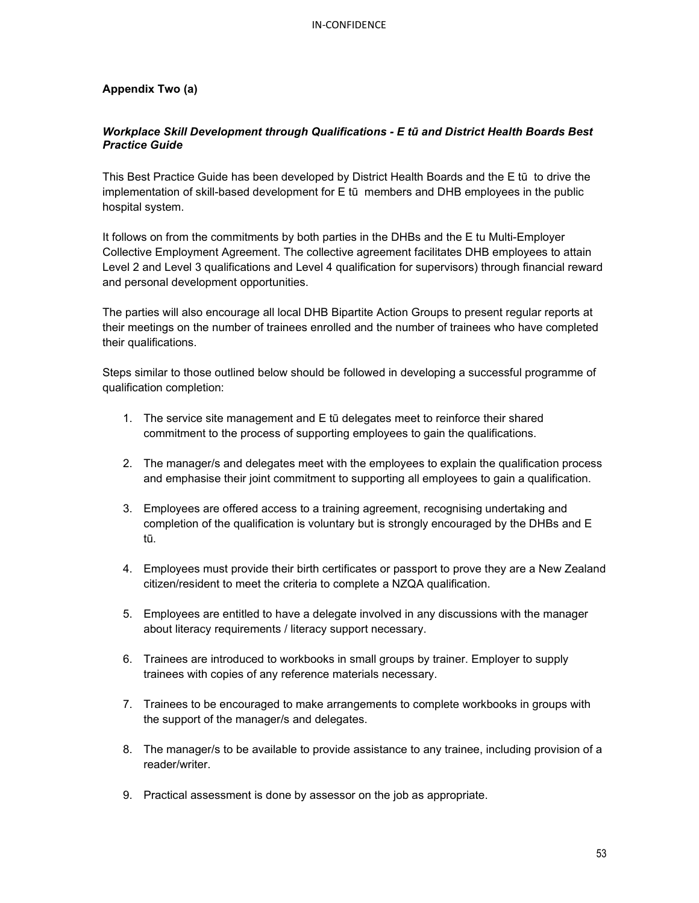**Appendix Two (a)**

***Workplace Skill Development through Qualifications - E tū and District Health Boards Best Practice Guide***

This Best Practice Guide has been developed by District Health Boards and the E tū to drive the implementation of skill-based development for E tū members and DHB employees in the public hospital system.

It follows on from the commitments by both parties in the DHBs and the E tu Multi-Employer Collective Employment Agreement. The collective agreement facilitates DHB employees to attain Level 2 and Level 3 qualifications and Level 4 qualification for supervisors) through financial reward and personal development opportunities.

The parties will also encourage all local DHB Bipartite Action Groups to present regular reports at their meetings on the number of trainees enrolled and the number of trainees who have completed their qualifications.

Steps similar to those outlined below should be followed in developing a successful programme of qualification completion:

1. The service site management and E tū delegates meet to reinforce their shared commitment to the process of supporting employees to gain the qualifications.

2. The manager/s and delegates meet with the employees to explain the qualification process and emphasise their joint commitment to supporting all employees to gain a qualification.

3. Employees are offered access to a training agreement, recognising undertaking and completion of the qualification is voluntary but is strongly encouraged by the DHBs and E tū.

4. Employees must provide their birth certificates or passport to prove they are a New Zealand citizen/resident to meet the criteria to complete a NZQA qualification.

5. Employees are entitled to have a delegate involved in any discussions with the manager about literacy requirements / literacy support necessary.

6. Trainees are introduced to workbooks in small groups by trainer. Employer to supply trainees with copies of any reference materials necessary.

7. Trainees to be encouraged to make arrangements to complete workbooks in groups with the support of the manager/s and delegates.

8. The manager/s to be available to provide assistance to any trainee, including provision of a reader/writer.

9. Practical assessment is done by assessor on the job as appropriate.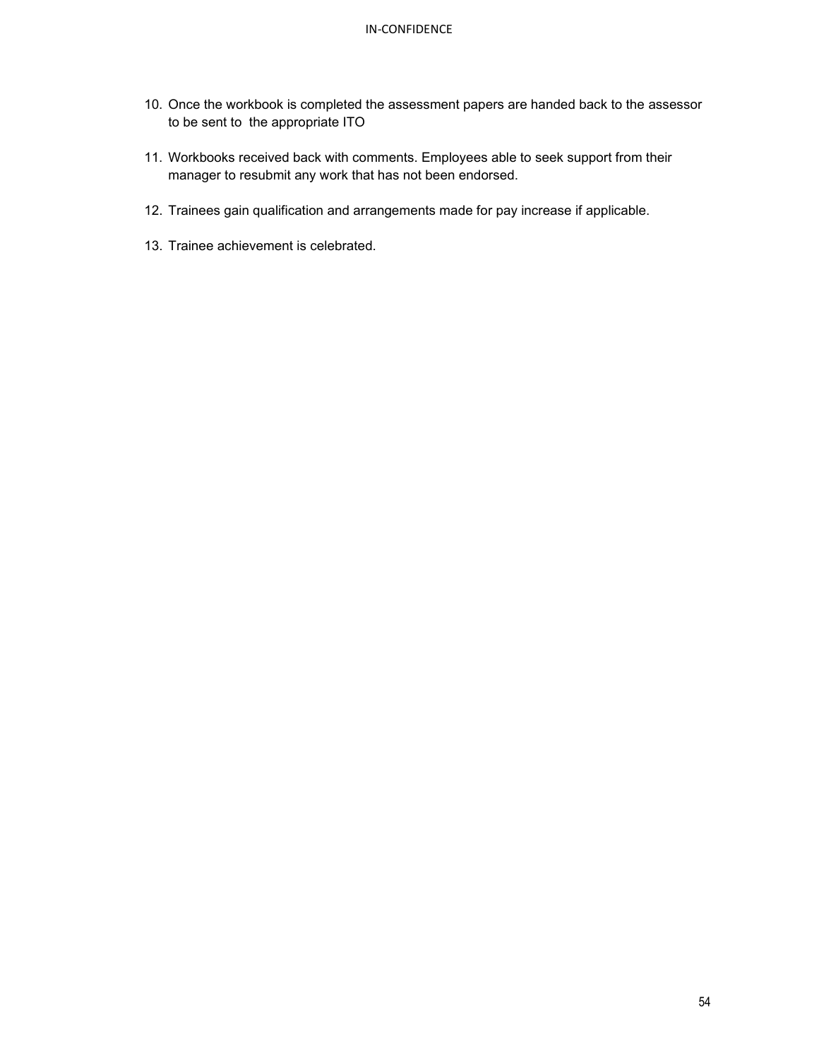10. Once the workbook is completed the assessment papers are handed back to the assessor to be sent to  the appropriate ITO

11. Workbooks received back with comments. Employees able to seek support from their manager to resubmit any work that has not been endorsed.

12. Trainees gain qualification and arrangements made for pay increase if applicable.

13. Trainee achievement is celebrated.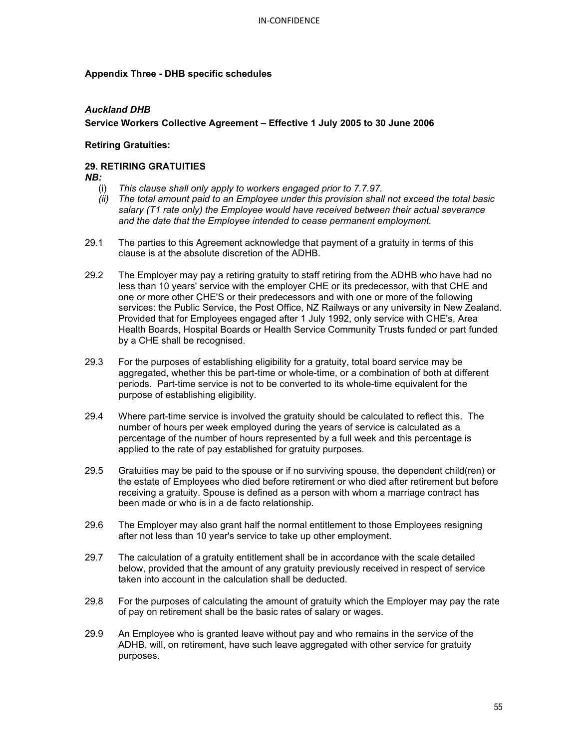**Appendix Three - DHB specific schedules**

***Auckland DHB***

**Service Workers Collective Agreement – Effective 1 July 2005 to 30 June 2006**

**Retiring Gratuities:**

**29. RETIRING GRATUITIES**

***NB:***

(i) *This clause shall only apply to workers engaged prior to 7.7.97.*

*(ii) The total amount paid to an Employee under this provision shall not exceed the total basic salary (T1 rate only) the Employee would have received between their actual severance and the date that the Employee intended to cease permanent employment.*

29.1 The parties to this Agreement acknowledge that payment of a gratuity in terms of this clause is at the absolute discretion of the ADHB.

29.2 The Employer may pay a retiring gratuity to staff retiring from the ADHB who have had no less than 10 years' service with the employer CHE or its predecessor, with that CHE and one or more other CHE'S or their predecessors and with one or more of the following services: the Public Service, the Post Office, NZ Railways or any university in New Zealand. Provided that for Employees engaged after 1 July 1992, only service with CHE's, Area Health Boards, Hospital Boards or Health Service Community Trusts funded or part funded by a CHE shall be recognised.

29.3 For the purposes of establishing eligibility for a gratuity, total board service may be aggregated, whether this be part-time or whole-time, or a combination of both at different periods. Part-time service is not to be converted to its whole-time equivalent for the purpose of establishing eligibility.

29.4 Where part-time service is involved the gratuity should be calculated to reflect this. The number of hours per week employed during the years of service is calculated as a percentage of the number of hours represented by a full week and this percentage is applied to the rate of pay established for gratuity purposes.

29.5 Gratuities may be paid to the spouse or if no surviving spouse, the dependent child(ren) or the estate of Employees who died before retirement or who died after retirement but before receiving a gratuity. Spouse is defined as a person with whom a marriage contract has been made or who is in a de facto relationship.

29.6 The Employer may also grant half the normal entitlement to those Employees resigning after not less than 10 year's service to take up other employment.

29.7 The calculation of a gratuity entitlement shall be in accordance with the scale detailed below, provided that the amount of any gratuity previously received in respect of service taken into account in the calculation shall be deducted.

29.8 For the purposes of calculating the amount of gratuity which the Employer may pay the rate of pay on retirement shall be the basic rates of salary or wages.

29.9 An Employee who is granted leave without pay and who remains in the service of the ADHB, will, on retirement, have such leave aggregated with other service for gratuity purposes.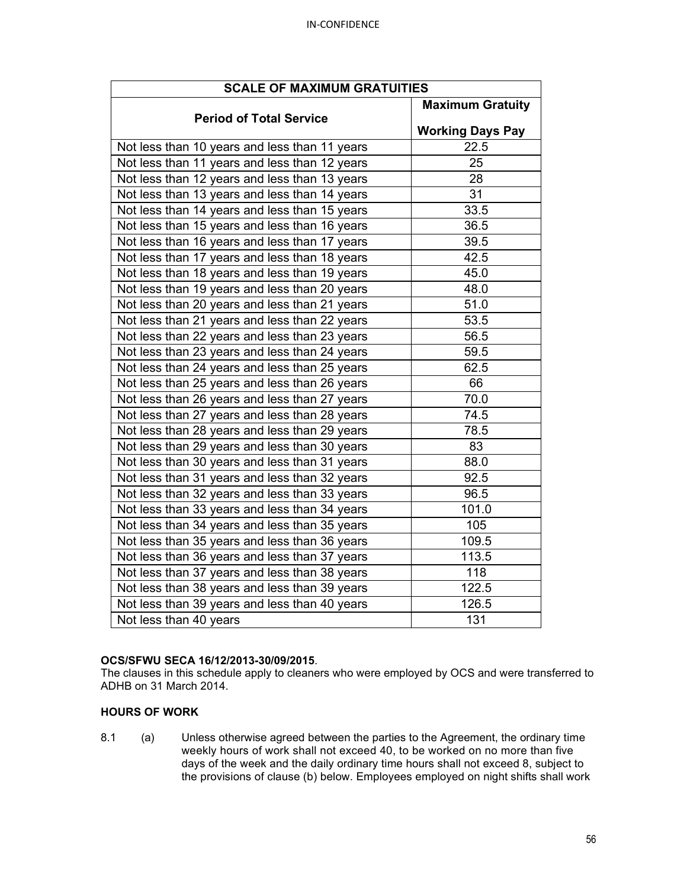| SCALE OF MAXIMUM GRATUITIES | |
|---|---|
| **Period of Total Service** | **Maximum Gratuity**<br><br>**Working Days Pay** |
| Not less than 10 years and less than 11 years | 22.5 |
| Not less than 11 years and less than 12 years | 25 |
| Not less than 12 years and less than 13 years | 28 |
| Not less than 13 years and less than 14 years | 31 |
| Not less than 14 years and less than 15 years | 33.5 |
| Not less than 15 years and less than 16 years | 36.5 |
| Not less than 16 years and less than 17 years | 39.5 |
| Not less than 17 years and less than 18 years | 42.5 |
| Not less than 18 years and less than 19 years | 45.0 |
| Not less than 19 years and less than 20 years | 48.0 |
| Not less than 20 years and less than 21 years | 51.0 |
| Not less than 21 years and less than 22 years | 53.5 |
| Not less than 22 years and less than 23 years | 56.5 |
| Not less than 23 years and less than 24 years | 59.5 |
| Not less than 24 years and less than 25 years | 62.5 |
| Not less than 25 years and less than 26 years | 66 |
| Not less than 26 years and less than 27 years | 70.0 |
| Not less than 27 years and less than 28 years | 74.5 |
| Not less than 28 years and less than 29 years | 78.5 |
| Not less than 29 years and less than 30 years | 83 |
| Not less than 30 years and less than 31 years | 88.0 |
| Not less than 31 years and less than 32 years | 92.5 |
| Not less than 32 years and less than 33 years | 96.5 |
| Not less than 33 years and less than 34 years | 101.0 |
| Not less than 34 years and less than 35 years | 105 |
| Not less than 35 years and less than 36 years | 109.5 |
| Not less than 36 years and less than 37 years | 113.5 |
| Not less than 37 years and less than 38 years | 118 |
| Not less than 38 years and less than 39 years | 122.5 |
| Not less than 39 years and less than 40 years | 126.5 |
| Not less than 40 years | 131 |

**OCS/SFWU SECA 16/12/2013-30/09/2015**.
The clauses in this schedule apply to cleaners who were employed by OCS and were transferred to ADHB on 31 March 2014.

### HOURS OF WORK

8.1 (a) Unless otherwise agreed between the parties to the Agreement, the ordinary time weekly hours of work shall not exceed 40, to be worked on no more than five days of the week and the daily ordinary time hours shall not exceed 8, subject to the provisions of clause (b) below. Employees employed on night shifts shall work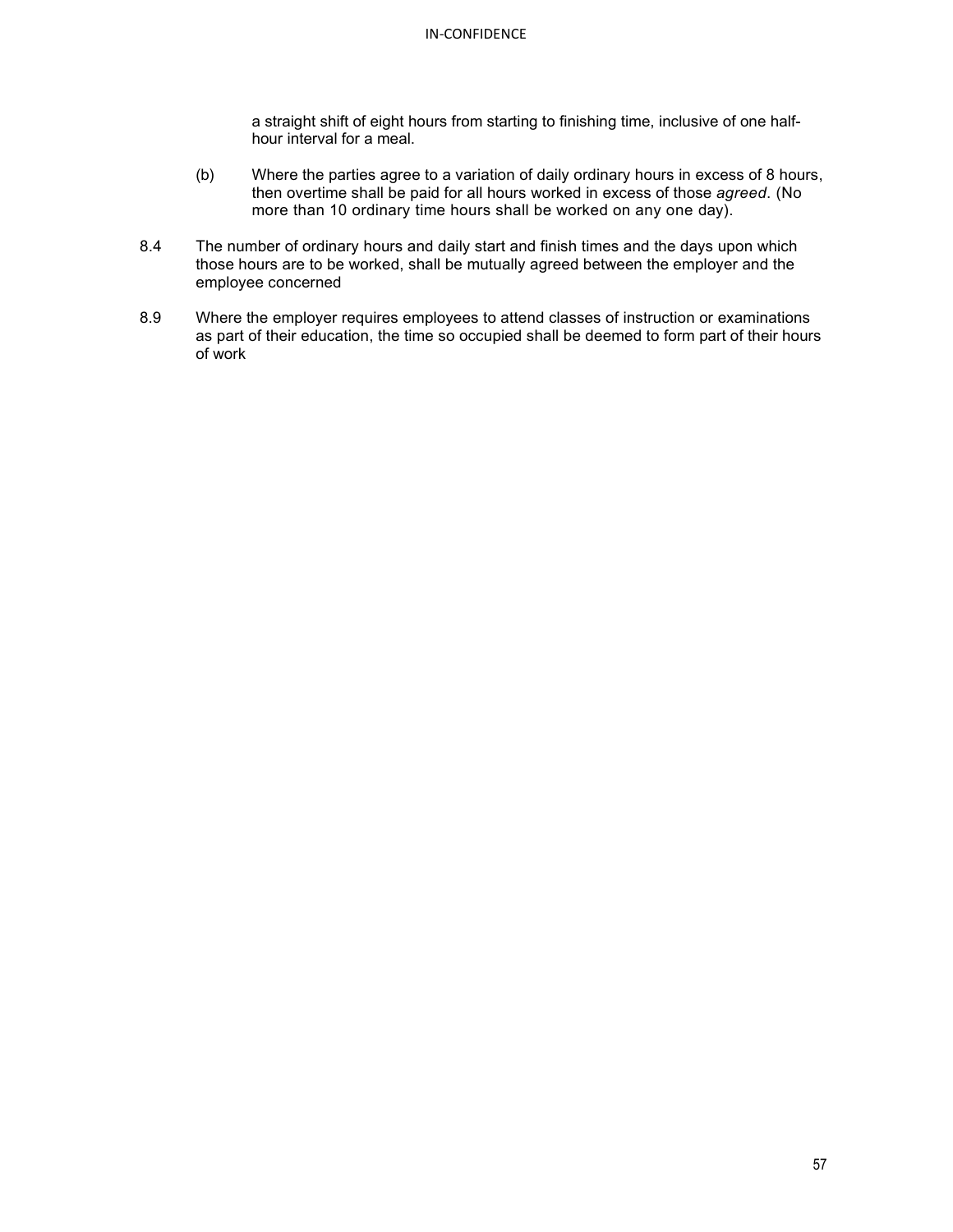a straight shift of eight hours from starting to finishing time, inclusive of one half-hour interval for a meal.

(b) Where the parties agree to a variation of daily ordinary hours in excess of 8 hours, then overtime shall be paid for all hours worked in excess of those *agreed*. (No more than 10 ordinary time hours shall be worked on any one day).

8.4 The number of ordinary hours and daily start and finish times and the days upon which those hours are to be worked, shall be mutually agreed between the employer and the employee concerned

8.9 Where the employer requires employees to attend classes of instruction or examinations as part of their education, the time so occupied shall be deemed to form part of their hours of work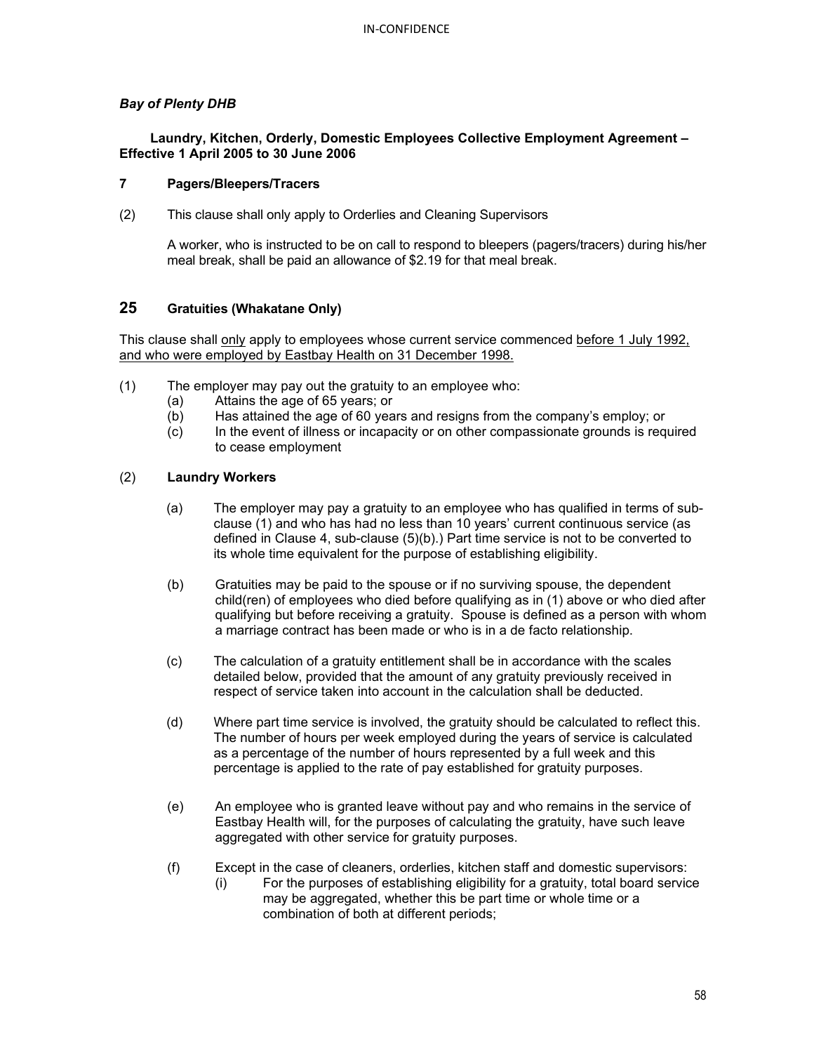*Bay of Plenty DHB*

**Laundry, Kitchen, Orderly, Domestic Employees Collective Employment Agreement – Effective 1 April 2005 to 30 June 2006**

### 7 Pagers/Bleepers/Tracers

(2) This clause shall only apply to Orderlies and Cleaning Supervisors

A worker, who is instructed to be on call to respond to bleepers (pagers/tracers) during his/her meal break, shall be paid an allowance of $2.19 for that meal break.

## 25 Gratuities (Whakatane Only)

This clause shall <u>only</u> apply to employees whose current service commenced <u>before 1 July 1992, and who were employed by Eastbay Health on 31 December 1998.</u>

(1) The employer may pay out the gratuity to an employee who:
- (a) Attains the age of 65 years; or
- (b) Has attained the age of 60 years and resigns from the company's employ; or
- (c) In the event of illness or incapacity or on other compassionate grounds is required to cease employment

(2) **Laundry Workers**

(a) The employer may pay a gratuity to an employee who has qualified in terms of sub-clause (1) and who has had no less than 10 years' current continuous service (as defined in Clause 4, sub-clause (5)(b).) Part time service is not to be converted to its whole time equivalent for the purpose of establishing eligibility.

(b) Gratuities may be paid to the spouse or if no surviving spouse, the dependent child(ren) of employees who died before qualifying as in (1) above or who died after qualifying but before receiving a gratuity. Spouse is defined as a person with whom a marriage contract has been made or who is in a de facto relationship.

(c) The calculation of a gratuity entitlement shall be in accordance with the scales detailed below, provided that the amount of any gratuity previously received in respect of service taken into account in the calculation shall be deducted.

(d) Where part time service is involved, the gratuity should be calculated to reflect this. The number of hours per week employed during the years of service is calculated as a percentage of the number of hours represented by a full week and this percentage is applied to the rate of pay established for gratuity purposes.

(e) An employee who is granted leave without pay and who remains in the service of Eastbay Health will, for the purposes of calculating the gratuity, have such leave aggregated with other service for gratuity purposes.

(f) Except in the case of cleaners, orderlies, kitchen staff and domestic supervisors:
- (i) For the purposes of establishing eligibility for a gratuity, total board service may be aggregated, whether this be part time or whole time or a combination of both at different periods;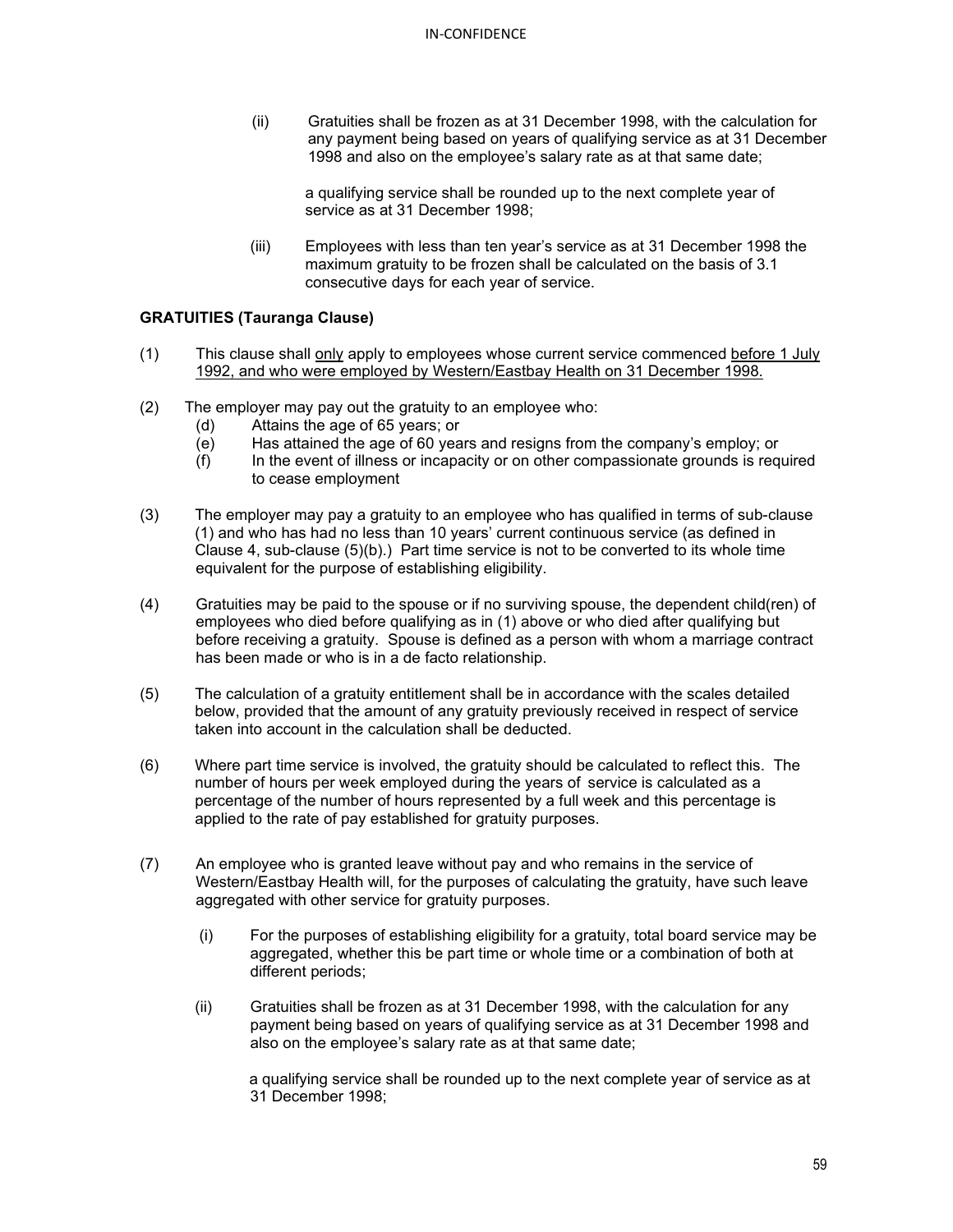(ii) Gratuities shall be frozen as at 31 December 1998, with the calculation for any payment being based on years of qualifying service as at 31 December 1998 and also on the employee's salary rate as at that same date;

a qualifying service shall be rounded up to the next complete year of service as at 31 December 1998;

(iii) Employees with less than ten year's service as at 31 December 1998 the maximum gratuity to be frozen shall be calculated on the basis of 3.1 consecutive days for each year of service.

**GRATUITIES (Tauranga Clause)**

(1) This clause shall <u>only</u> apply to employees whose current service commenced <u>before 1 July 1992, and who were employed by Western/Eastbay Health on 31 December 1998.</u>

(2) The employer may pay out the gratuity to an employee who:

- (d) Attains the age of 65 years; or
- (e) Has attained the age of 60 years and resigns from the company's employ; or
- (f) In the event of illness or incapacity or on other compassionate grounds is required to cease employment

(3) The employer may pay a gratuity to an employee who has qualified in terms of sub-clause (1) and who has had no less than 10 years' current continuous service (as defined in Clause 4, sub-clause (5)(b).) Part time service is not to be converted to its whole time equivalent for the purpose of establishing eligibility.

(4) Gratuities may be paid to the spouse or if no surviving spouse, the dependent child(ren) of employees who died before qualifying as in (1) above or who died after qualifying but before receiving a gratuity. Spouse is defined as a person with whom a marriage contract has been made or who is in a de facto relationship.

(5) The calculation of a gratuity entitlement shall be in accordance with the scales detailed below, provided that the amount of any gratuity previously received in respect of service taken into account in the calculation shall be deducted.

(6) Where part time service is involved, the gratuity should be calculated to reflect this. The number of hours per week employed during the years of service is calculated as a percentage of the number of hours represented by a full week and this percentage is applied to the rate of pay established for gratuity purposes.

(7) An employee who is granted leave without pay and who remains in the service of Western/Eastbay Health will, for the purposes of calculating the gratuity, have such leave aggregated with other service for gratuity purposes.

(i) For the purposes of establishing eligibility for a gratuity, total board service may be aggregated, whether this be part time or whole time or a combination of both at different periods;

(ii) Gratuities shall be frozen as at 31 December 1998, with the calculation for any payment being based on years of qualifying service as at 31 December 1998 and also on the employee's salary rate as at that same date;

a qualifying service shall be rounded up to the next complete year of service as at 31 December 1998;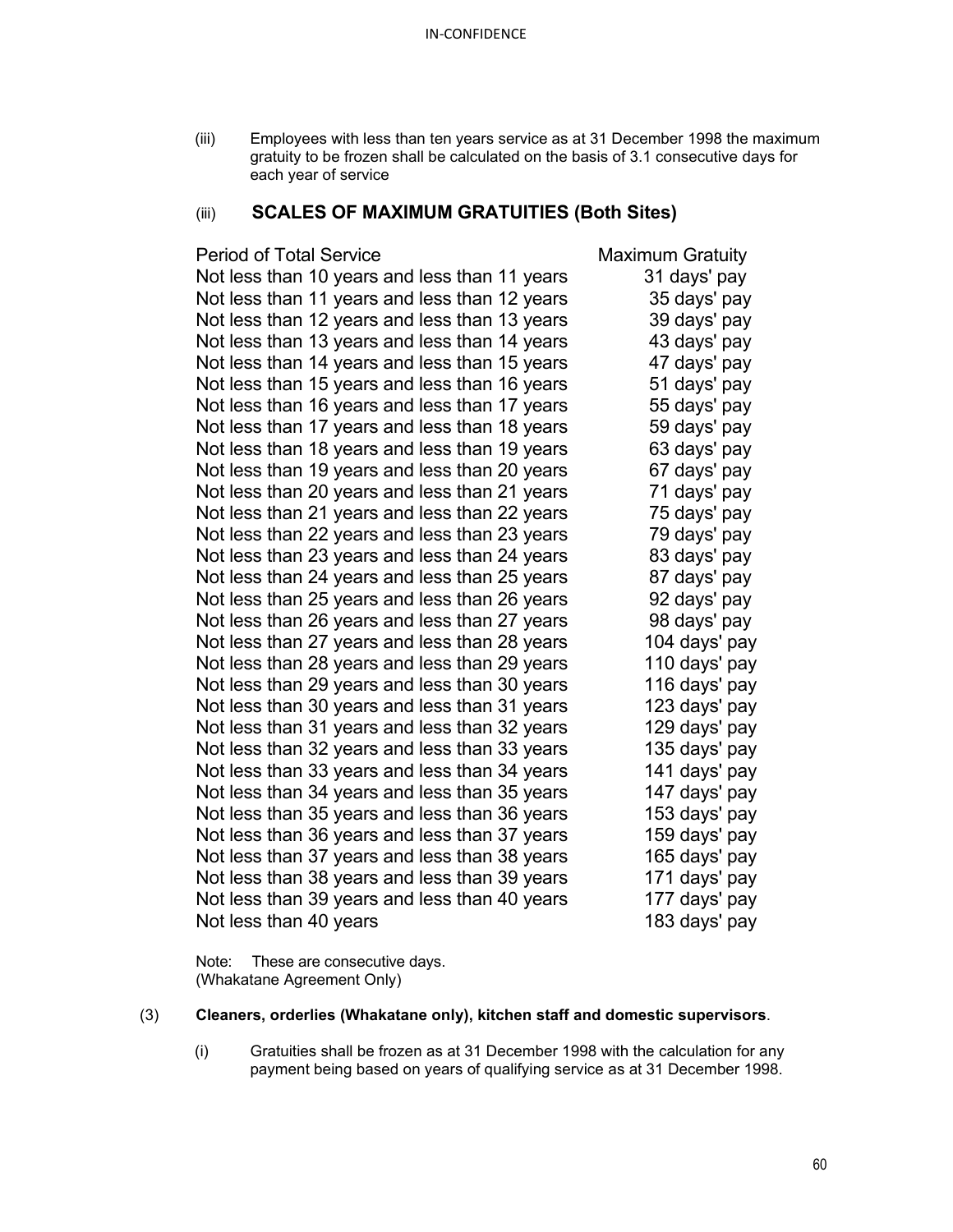(iii) Employees with less than ten years service as at 31 December 1998 the maximum gratuity to be frozen shall be calculated on the basis of 3.1 consecutive days for each year of service

(iii) **SCALES OF MAXIMUM GRATUITIES (Both Sites)**

| Period of Total Service | Maximum Gratuity |
|---|---|
| Not less than 10 years and less than 11 years | 31 days' pay |
| Not less than 11 years and less than 12 years | 35 days' pay |
| Not less than 12 years and less than 13 years | 39 days' pay |
| Not less than 13 years and less than 14 years | 43 days' pay |
| Not less than 14 years and less than 15 years | 47 days' pay |
| Not less than 15 years and less than 16 years | 51 days' pay |
| Not less than 16 years and less than 17 years | 55 days' pay |
| Not less than 17 years and less than 18 years | 59 days' pay |
| Not less than 18 years and less than 19 years | 63 days' pay |
| Not less than 19 years and less than 20 years | 67 days' pay |
| Not less than 20 years and less than 21 years | 71 days' pay |
| Not less than 21 years and less than 22 years | 75 days' pay |
| Not less than 22 years and less than 23 years | 79 days' pay |
| Not less than 23 years and less than 24 years | 83 days' pay |
| Not less than 24 years and less than 25 years | 87 days' pay |
| Not less than 25 years and less than 26 years | 92 days' pay |
| Not less than 26 years and less than 27 years | 98 days' pay |
| Not less than 27 years and less than 28 years | 104 days' pay |
| Not less than 28 years and less than 29 years | 110 days' pay |
| Not less than 29 years and less than 30 years | 116 days' pay |
| Not less than 30 years and less than 31 years | 123 days' pay |
| Not less than 31 years and less than 32 years | 129 days' pay |
| Not less than 32 years and less than 33 years | 135 days' pay |
| Not less than 33 years and less than 34 years | 141 days' pay |
| Not less than 34 years and less than 35 years | 147 days' pay |
| Not less than 35 years and less than 36 years | 153 days' pay |
| Not less than 36 years and less than 37 years | 159 days' pay |
| Not less than 37 years and less than 38 years | 165 days' pay |
| Not less than 38 years and less than 39 years | 171 days' pay |
| Not less than 39 years and less than 40 years | 177 days' pay |
| Not less than 40 years | 183 days' pay |

Note: These are consecutive days.
(Whakatane Agreement Only)

(3) **Cleaners, orderlies (Whakatane only), kitchen staff and domestic supervisors**.

(i) Gratuities shall be frozen as at 31 December 1998 with the calculation for any payment being based on years of qualifying service as at 31 December 1998.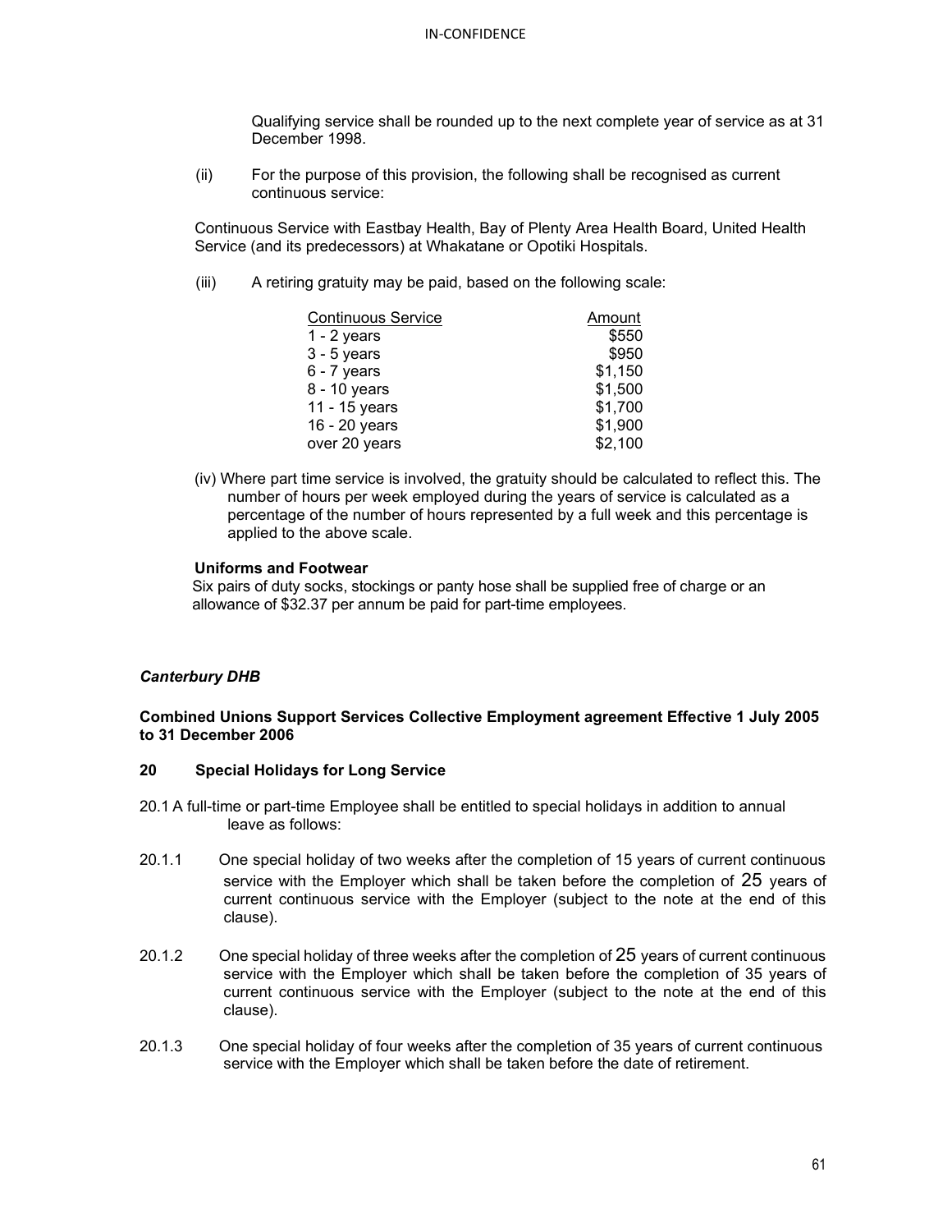Qualifying service shall be rounded up to the next complete year of service as at 31 December 1998.

(ii) For the purpose of this provision, the following shall be recognised as current continuous service:

Continuous Service with Eastbay Health, Bay of Plenty Area Health Board, United Health Service (and its predecessors) at Whakatane or Opotiki Hospitals.

(iii) A retiring gratuity may be paid, based on the following scale:

| Continuous Service | Amount |
|---|---|
| 1 - 2 years | $550 |
| 3 - 5 years | $950 |
| 6 - 7 years | $1,150 |
| 8 - 10 years | $1,500 |
| 11 - 15 years | $1,700 |
| 16 - 20 years | $1,900 |
| over 20 years | $2,100 |

(iv) Where part time service is involved, the gratuity should be calculated to reflect this. The number of hours per week employed during the years of service is calculated as a percentage of the number of hours represented by a full week and this percentage is applied to the above scale.

**Uniforms and Footwear**

Six pairs of duty socks, stockings or panty hose shall be supplied free of charge or an allowance of $32.37 per annum be paid for part-time employees.

***Canterbury DHB***

**Combined Unions Support Services Collective Employment agreement Effective 1 July 2005 to 31 December 2006**

**20 Special Holidays for Long Service**

20.1 A full-time or part-time Employee shall be entitled to special holidays in addition to annual leave as follows:

20.1.1 One special holiday of two weeks after the completion of 15 years of current continuous service with the Employer which shall be taken before the completion of 25 years of current continuous service with the Employer (subject to the note at the end of this clause).

20.1.2 One special holiday of three weeks after the completion of 25 years of current continuous service with the Employer which shall be taken before the completion of 35 years of current continuous service with the Employer (subject to the note at the end of this clause).

20.1.3 One special holiday of four weeks after the completion of 35 years of current continuous service with the Employer which shall be taken before the date of retirement.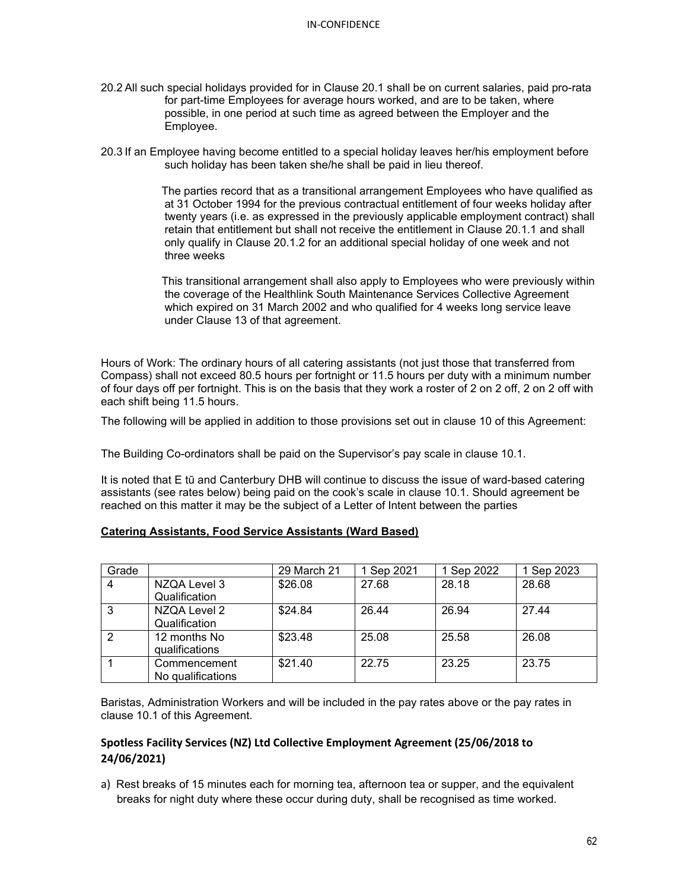20.2 All such special holidays provided for in Clause 20.1 shall be on current salaries, paid pro-rata for part-time Employees for average hours worked, and are to be taken, where possible, in one period at such time as agreed between the Employer and the Employee.

20.3 If an Employee having become entitled to a special holiday leaves her/his employment before such holiday has been taken she/he shall be paid in lieu thereof.

The parties record that as a transitional arrangement Employees who have qualified as at 31 October 1994 for the previous contractual entitlement of four weeks holiday after twenty years (i.e. as expressed in the previously applicable employment contract) shall retain that entitlement but shall not receive the entitlement in Clause 20.1.1 and shall only qualify in Clause 20.1.2 for an additional special holiday of one week and not three weeks

This transitional arrangement shall also apply to Employees who were previously within the coverage of the Healthlink South Maintenance Services Collective Agreement which expired on 31 March 2002 and who qualified for 4 weeks long service leave under Clause 13 of that agreement.

Hours of Work: The ordinary hours of all catering assistants (not just those that transferred from Compass) shall not exceed 80.5 hours per fortnight or 11.5 hours per duty with a minimum number of four days off per fortnight. This is on the basis that they work a roster of 2 on 2 off, 2 on 2 off with each shift being 11.5 hours.

The following will be applied in addition to those provisions set out in clause 10 of this Agreement:

The Building Co-ordinators shall be paid on the Supervisor's pay scale in clause 10.1.

It is noted that E tū and Canterbury DHB will continue to discuss the issue of ward-based catering assistants (see rates below) being paid on the cook's scale in clause 10.1. Should agreement be reached on this matter it may be the subject of a Letter of Intent between the parties

**Catering Assistants, Food Service Assistants (Ward Based)**

| Grade | | 29 March 21 | 1 Sep 2021 | 1 Sep 2022 | 1 Sep 2023 |
|---|---|---|---|---|---|
| 4 | NZQA Level 3 Qualification | $26.08 | 27.68 | 28.18 | 28.68 |
| 3 | NZQA Level 2 Qualification | $24.84 | 26.44 | 26.94 | 27.44 |
| 2 | 12 months No qualifications | $23.48 | 25.08 | 25.58 | 26.08 |
| 1 | Commencement No qualifications | $21.40 | 22.75 | 23.25 | 23.75 |

Baristas, Administration Workers and will be included in the pay rates above or the pay rates in clause 10.1 of this Agreement.

### Spotless Facility Services (NZ) Ltd Collective Employment Agreement (25/06/2018 to 24/06/2021)

a) Rest breaks of 15 minutes each for morning tea, afternoon tea or supper, and the equivalent breaks for night duty where these occur during duty, shall be recognised as time worked.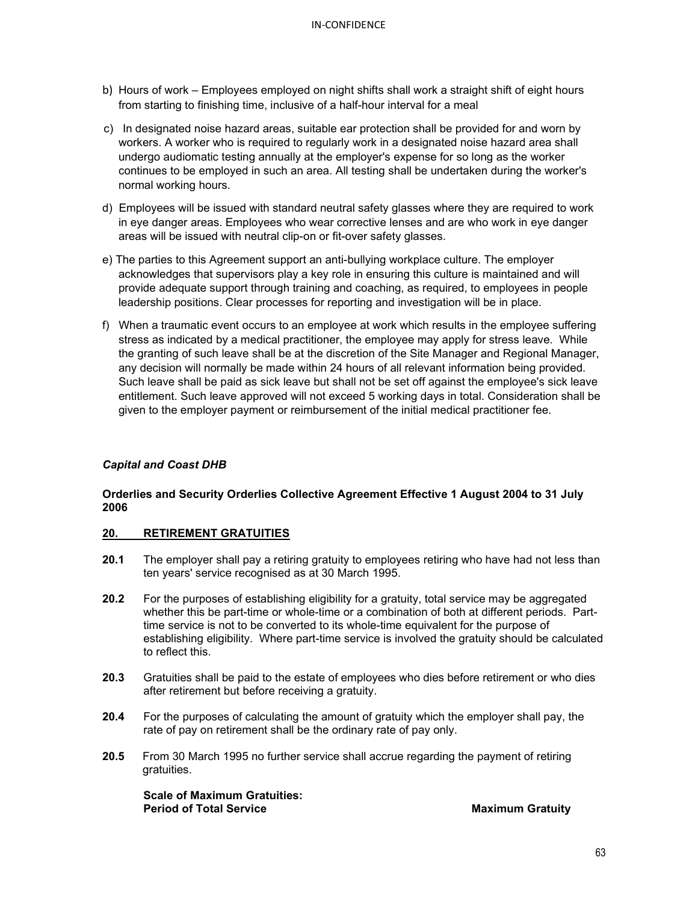b) Hours of work – Employees employed on night shifts shall work a straight shift of eight hours from starting to finishing time, inclusive of a half-hour interval for a meal

c) In designated noise hazard areas, suitable ear protection shall be provided for and worn by workers. A worker who is required to regularly work in a designated noise hazard area shall undergo audiomatic testing annually at the employer's expense for so long as the worker continues to be employed in such an area. All testing shall be undertaken during the worker's normal working hours.

d) Employees will be issued with standard neutral safety glasses where they are required to work in eye danger areas. Employees who wear corrective lenses and are who work in eye danger areas will be issued with neutral clip-on or fit-over safety glasses.

e) The parties to this Agreement support an anti-bullying workplace culture. The employer acknowledges that supervisors play a key role in ensuring this culture is maintained and will provide adequate support through training and coaching, as required, to employees in people leadership positions. Clear processes for reporting and investigation will be in place.

f) When a traumatic event occurs to an employee at work which results in the employee suffering stress as indicated by a medical practitioner, the employee may apply for stress leave. While the granting of such leave shall be at the discretion of the Site Manager and Regional Manager, any decision will normally be made within 24 hours of all relevant information being provided. Such leave shall be paid as sick leave but shall not be set off against the employee's sick leave entitlement. Such leave approved will not exceed 5 working days in total. Consideration shall be given to the employer payment or reimbursement of the initial medical practitioner fee.

***Capital and Coast DHB***

**Orderlies and Security Orderlies Collective Agreement Effective 1 August 2004 to 31 July 2006**

**20. RETIREMENT GRATUITIES**

**20.1** The employer shall pay a retiring gratuity to employees retiring who have had not less than ten years' service recognised as at 30 March 1995.

**20.2** For the purposes of establishing eligibility for a gratuity, total service may be aggregated whether this be part-time or whole-time or a combination of both at different periods. Part-time service is not to be converted to its whole-time equivalent for the purpose of establishing eligibility. Where part-time service is involved the gratuity should be calculated to reflect this.

**20.3** Gratuities shall be paid to the estate of employees who dies before retirement or who dies after retirement but before receiving a gratuity.

**20.4** For the purposes of calculating the amount of gratuity which the employer shall pay, the rate of pay on retirement shall be the ordinary rate of pay only.

**20.5** From 30 March 1995 no further service shall accrue regarding the payment of retiring gratuities.

**Scale of Maximum Gratuities:**

| Period of Total Service | Maximum Gratuity |
|---|---|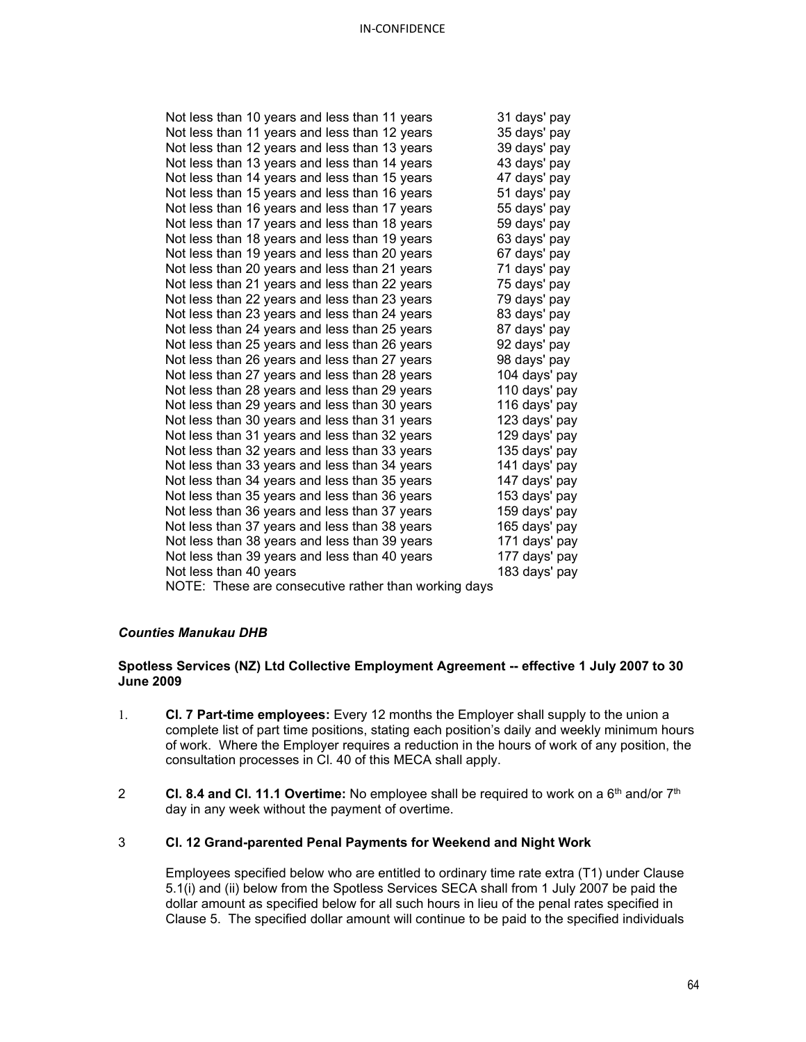| | |
|---|---|
| Not less than 10 years and less than 11 years | 31 days' pay |
| Not less than 11 years and less than 12 years | 35 days' pay |
| Not less than 12 years and less than 13 years | 39 days' pay |
| Not less than 13 years and less than 14 years | 43 days' pay |
| Not less than 14 years and less than 15 years | 47 days' pay |
| Not less than 15 years and less than 16 years | 51 days' pay |
| Not less than 16 years and less than 17 years | 55 days' pay |
| Not less than 17 years and less than 18 years | 59 days' pay |
| Not less than 18 years and less than 19 years | 63 days' pay |
| Not less than 19 years and less than 20 years | 67 days' pay |
| Not less than 20 years and less than 21 years | 71 days' pay |
| Not less than 21 years and less than 22 years | 75 days' pay |
| Not less than 22 years and less than 23 years | 79 days' pay |
| Not less than 23 years and less than 24 years | 83 days' pay |
| Not less than 24 years and less than 25 years | 87 days' pay |
| Not less than 25 years and less than 26 years | 92 days' pay |
| Not less than 26 years and less than 27 years | 98 days' pay |
| Not less than 27 years and less than 28 years | 104 days' pay |
| Not less than 28 years and less than 29 years | 110 days' pay |
| Not less than 29 years and less than 30 years | 116 days' pay |
| Not less than 30 years and less than 31 years | 123 days' pay |
| Not less than 31 years and less than 32 years | 129 days' pay |
| Not less than 32 years and less than 33 years | 135 days' pay |
| Not less than 33 years and less than 34 years | 141 days' pay |
| Not less than 34 years and less than 35 years | 147 days' pay |
| Not less than 35 years and less than 36 years | 153 days' pay |
| Not less than 36 years and less than 37 years | 159 days' pay |
| Not less than 37 years and less than 38 years | 165 days' pay |
| Not less than 38 years and less than 39 years | 171 days' pay |
| Not less than 39 years and less than 40 years | 177 days' pay |
| Not less than 40 years | 183 days' pay |

NOTE: These are consecutive rather than working days

### *Counties Manukau DHB*

**Spotless Services (NZ) Ltd Collective Employment Agreement -- effective 1 July 2007 to 30 June 2009**

1. **Cl. 7 Part-time employees:** Every 12 months the Employer shall supply to the union a complete list of part time positions, stating each position's daily and weekly minimum hours of work. Where the Employer requires a reduction in the hours of work of any position, the consultation processes in Cl. 40 of this MECA shall apply.

2. **Cl. 8.4 and Cl. 11.1 Overtime:** No employee shall be required to work on a 6th and/or 7th day in any week without the payment of overtime.

3. **Cl. 12 Grand-parented Penal Payments for Weekend and Night Work**

   Employees specified below who are entitled to ordinary time rate extra (T1) under Clause 5.1(i) and (ii) below from the Spotless Services SECA shall from 1 July 2007 be paid the dollar amount as specified below for all such hours in lieu of the penal rates specified in Clause 5. The specified dollar amount will continue to be paid to the specified individuals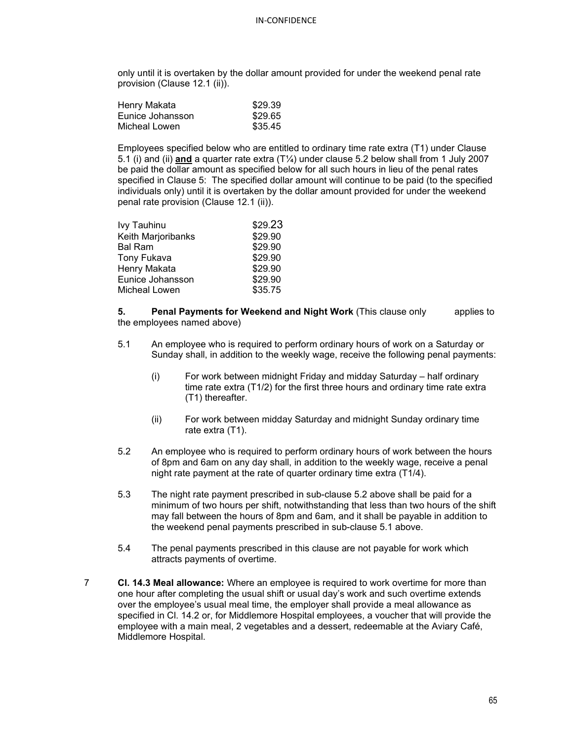only until it is overtaken by the dollar amount provided for under the weekend penal rate provision (Clause 12.1 (ii)).

| | |
|---|---|
| Henry Makata | $29.39 |
| Eunice Johansson | $29.65 |
| Micheal Lowen | $35.45 |

Employees specified below who are entitled to ordinary time rate extra (T1) under Clause 5.1 (i) and (ii) **and** a quarter rate extra (T¼) under clause 5.2 below shall from 1 July 2007 be paid the dollar amount as specified below for all such hours in lieu of the penal rates specified in Clause 5: The specified dollar amount will continue to be paid (to the specified individuals only) until it is overtaken by the dollar amount provided for under the weekend penal rate provision (Clause 12.1 (ii)).

| | |
|---|---|
| Ivy Tauhinu | $29.23 |
| Keith Marjoribanks | $29.90 |
| Bal Ram | $29.90 |
| Tony Fukava | $29.90 |
| Henry Makata | $29.90 |
| Eunice Johansson | $29.90 |
| Micheal Lowen | $35.75 |

**5. Penal Payments for Weekend and Night Work** (This clause only applies to the employees named above)

5.1 An employee who is required to perform ordinary hours of work on a Saturday or Sunday shall, in addition to the weekly wage, receive the following penal payments:

(i) For work between midnight Friday and midday Saturday – half ordinary time rate extra (T1/2) for the first three hours and ordinary time rate extra (T1) thereafter.

(ii) For work between midday Saturday and midnight Sunday ordinary time rate extra (T1).

5.2 An employee who is required to perform ordinary hours of work between the hours of 8pm and 6am on any day shall, in addition to the weekly wage, receive a penal night rate payment at the rate of quarter ordinary time extra (T1/4).

5.3 The night rate payment prescribed in sub-clause 5.2 above shall be paid for a minimum of two hours per shift, notwithstanding that less than two hours of the shift may fall between the hours of 8pm and 6am, and it shall be payable in addition to the weekend penal payments prescribed in sub-clause 5.1 above.

5.4 The penal payments prescribed in this clause are not payable for work which attracts payments of overtime.

7 **Cl. 14.3 Meal allowance:** Where an employee is required to work overtime for more than one hour after completing the usual shift or usual day's work and such overtime extends over the employee's usual meal time, the employer shall provide a meal allowance as specified in Cl. 14.2 or, for Middlemore Hospital employees, a voucher that will provide the employee with a main meal, 2 vegetables and a dessert, redeemable at the Aviary Café, Middlemore Hospital.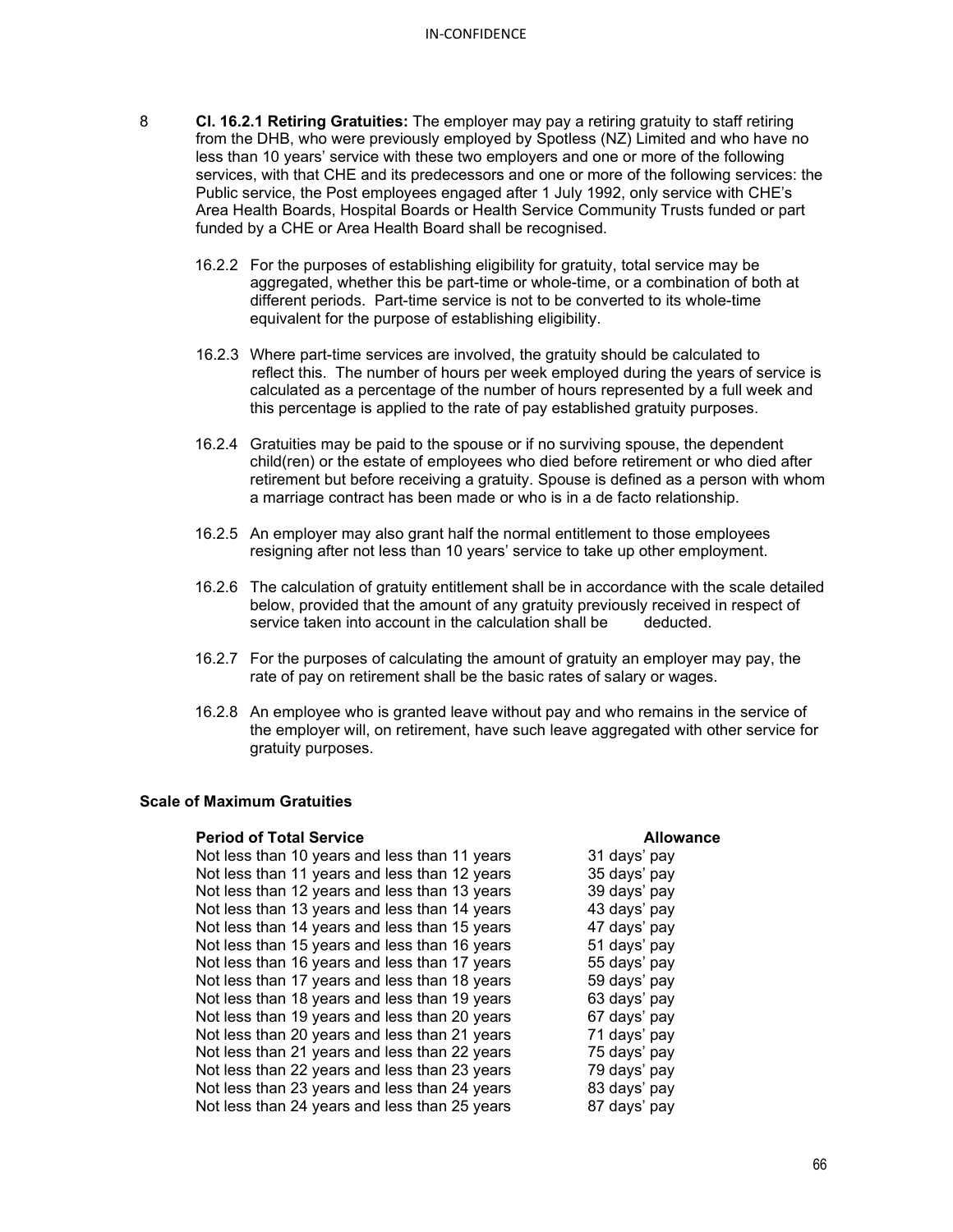8 **Cl. 16.2.1 Retiring Gratuities:** The employer may pay a retiring gratuity to staff retiring from the DHB, who were previously employed by Spotless (NZ) Limited and who have no less than 10 years' service with these two employers and one or more of the following services, with that CHE and its predecessors and one or more of the following services: the Public service, the Post employees engaged after 1 July 1992, only service with CHE's Area Health Boards, Hospital Boards or Health Service Community Trusts funded or part funded by a CHE or Area Health Board shall be recognised.

16.2.2 For the purposes of establishing eligibility for gratuity, total service may be aggregated, whether this be part-time or whole-time, or a combination of both at different periods. Part-time service is not to be converted to its whole-time equivalent for the purpose of establishing eligibility.

16.2.3 Where part-time services are involved, the gratuity should be calculated to reflect this. The number of hours per week employed during the years of service is calculated as a percentage of the number of hours represented by a full week and this percentage is applied to the rate of pay established gratuity purposes.

16.2.4 Gratuities may be paid to the spouse or if no surviving spouse, the dependent child(ren) or the estate of employees who died before retirement or who died after retirement but before receiving a gratuity. Spouse is defined as a person with whom a marriage contract has been made or who is in a de facto relationship.

16.2.5 An employer may also grant half the normal entitlement to those employees resigning after not less than 10 years' service to take up other employment.

16.2.6 The calculation of gratuity entitlement shall be in accordance with the scale detailed below, provided that the amount of any gratuity previously received in respect of service taken into account in the calculation shall be deducted.

16.2.7 For the purposes of calculating the amount of gratuity an employer may pay, the rate of pay on retirement shall be the basic rates of salary or wages.

16.2.8 An employee who is granted leave without pay and who remains in the service of the employer will, on retirement, have such leave aggregated with other service for gratuity purposes.

**Scale of Maximum Gratuities**

| **Period of Total Service** | **Allowance** |
|---|---|
| Not less than 10 years and less than 11 years | 31 days' pay |
| Not less than 11 years and less than 12 years | 35 days' pay |
| Not less than 12 years and less than 13 years | 39 days' pay |
| Not less than 13 years and less than 14 years | 43 days' pay |
| Not less than 14 years and less than 15 years | 47 days' pay |
| Not less than 15 years and less than 16 years | 51 days' pay |
| Not less than 16 years and less than 17 years | 55 days' pay |
| Not less than 17 years and less than 18 years | 59 days' pay |
| Not less than 18 years and less than 19 years | 63 days' pay |
| Not less than 19 years and less than 20 years | 67 days' pay |
| Not less than 20 years and less than 21 years | 71 days' pay |
| Not less than 21 years and less than 22 years | 75 days' pay |
| Not less than 22 years and less than 23 years | 79 days' pay |
| Not less than 23 years and less than 24 years | 83 days' pay |
| Not less than 24 years and less than 25 years | 87 days' pay |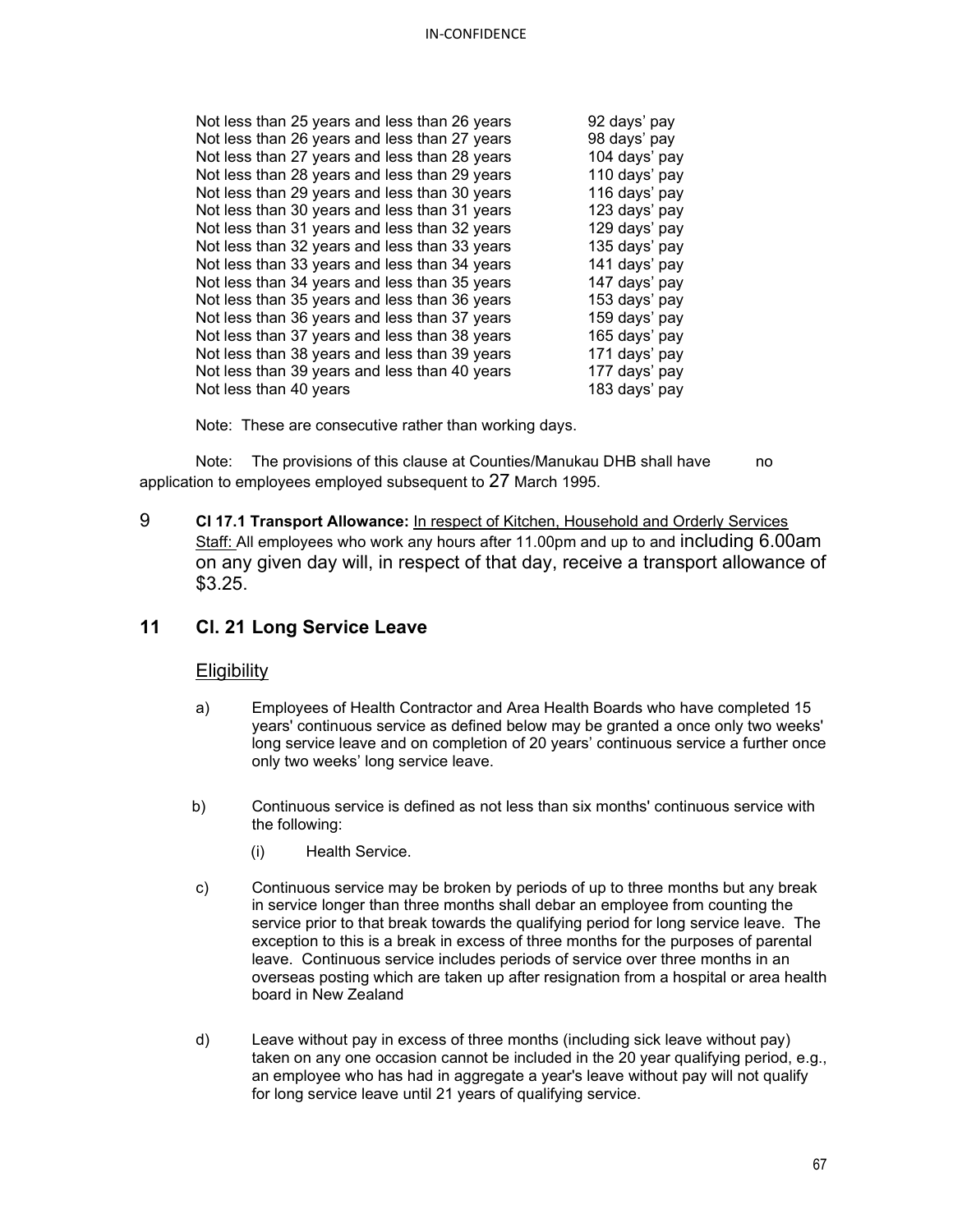| | |
|---|---|
| Not less than 25 years and less than 26 years | 92 days' pay |
| Not less than 26 years and less than 27 years | 98 days' pay |
| Not less than 27 years and less than 28 years | 104 days' pay |
| Not less than 28 years and less than 29 years | 110 days' pay |
| Not less than 29 years and less than 30 years | 116 days' pay |
| Not less than 30 years and less than 31 years | 123 days' pay |
| Not less than 31 years and less than 32 years | 129 days' pay |
| Not less than 32 years and less than 33 years | 135 days' pay |
| Not less than 33 years and less than 34 years | 141 days' pay |
| Not less than 34 years and less than 35 years | 147 days' pay |
| Not less than 35 years and less than 36 years | 153 days' pay |
| Not less than 36 years and less than 37 years | 159 days' pay |
| Not less than 37 years and less than 38 years | 165 days' pay |
| Not less than 38 years and less than 39 years | 171 days' pay |
| Not less than 39 years and less than 40 years | 177 days' pay |
| Not less than 40 years | 183 days' pay |

Note: These are consecutive rather than working days.

Note: The provisions of this clause at Counties/Manukau DHB shall have no application to employees employed subsequent to 27 March 1995.

9 **Cl 17.1 Transport Allowance:** In respect of Kitchen, Household and Orderly Services Staff: All employees who work any hours after 11.00pm and up to and including 6.00am on any given day will, in respect of that day, receive a transport allowance of $3.25.

## 11 Cl. 21 Long Service Leave

### Eligibility

a) Employees of Health Contractor and Area Health Boards who have completed 15 years' continuous service as defined below may be granted a once only two weeks' long service leave and on completion of 20 years' continuous service a further once only two weeks' long service leave.

b) Continuous service is defined as not less than six months' continuous service with the following:

(i) Health Service.

c) Continuous service may be broken by periods of up to three months but any break in service longer than three months shall debar an employee from counting the service prior to that break towards the qualifying period for long service leave. The exception to this is a break in excess of three months for the purposes of parental leave. Continuous service includes periods of service over three months in an overseas posting which are taken up after resignation from a hospital or area health board in New Zealand

d) Leave without pay in excess of three months (including sick leave without pay) taken on any one occasion cannot be included in the 20 year qualifying period, e.g., an employee who has had in aggregate a year's leave without pay will not qualify for long service leave until 21 years of qualifying service.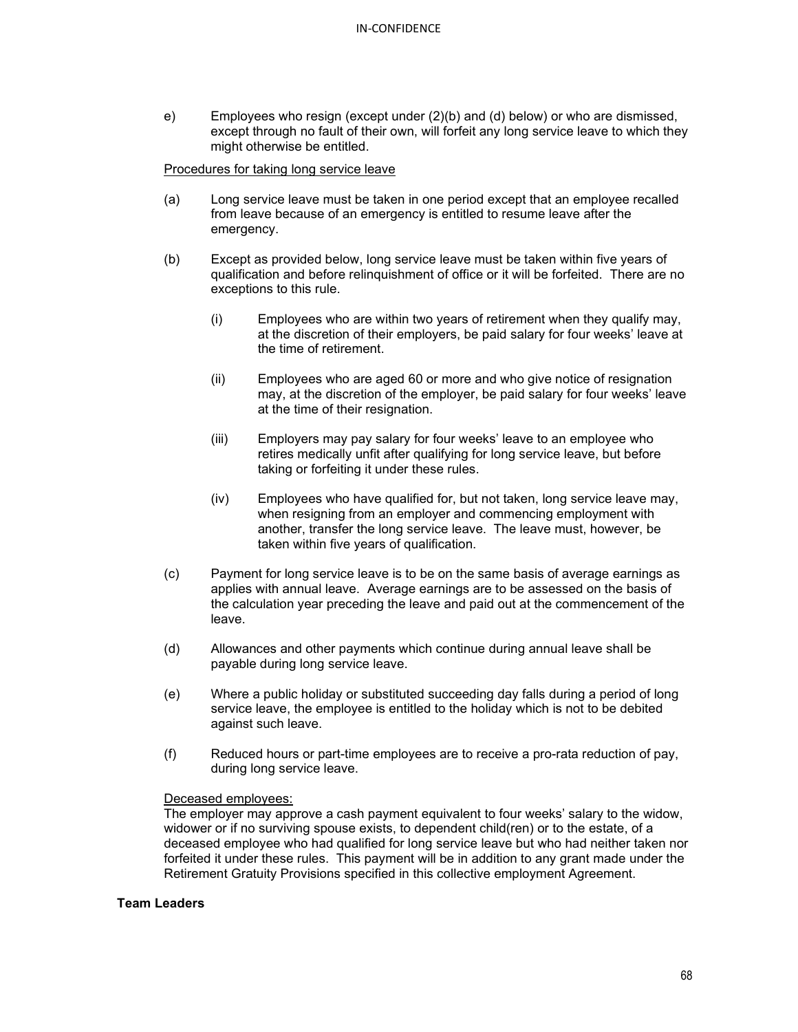e) Employees who resign (except under (2)(b) and (d) below) or who are dismissed, except through no fault of their own, will forfeit any long service leave to which they might otherwise be entitled.

Procedures for taking long service leave

(a) Long service leave must be taken in one period except that an employee recalled from leave because of an emergency is entitled to resume leave after the emergency.

(b) Except as provided below, long service leave must be taken within five years of qualification and before relinquishment of office or it will be forfeited. There are no exceptions to this rule.

   (i) Employees who are within two years of retirement when they qualify may, at the discretion of their employers, be paid salary for four weeks' leave at the time of retirement.

   (ii) Employees who are aged 60 or more and who give notice of resignation may, at the discretion of the employer, be paid salary for four weeks' leave at the time of their resignation.

   (iii) Employers may pay salary for four weeks' leave to an employee who retires medically unfit after qualifying for long service leave, but before taking or forfeiting it under these rules.

   (iv) Employees who have qualified for, but not taken, long service leave may, when resigning from an employer and commencing employment with another, transfer the long service leave. The leave must, however, be taken within five years of qualification.

(c) Payment for long service leave is to be on the same basis of average earnings as applies with annual leave. Average earnings are to be assessed on the basis of the calculation year preceding the leave and paid out at the commencement of the leave.

(d) Allowances and other payments which continue during annual leave shall be payable during long service leave.

(e) Where a public holiday or substituted succeeding day falls during a period of long service leave, the employee is entitled to the holiday which is not to be debited against such leave.

(f) Reduced hours or part-time employees are to receive a pro-rata reduction of pay, during long service leave.

Deceased employees:

The employer may approve a cash payment equivalent to four weeks' salary to the widow, widower or if no surviving spouse exists, to dependent child(ren) or to the estate, of a deceased employee who had qualified for long service leave but who had neither taken nor forfeited it under these rules. This payment will be in addition to any grant made under the Retirement Gratuity Provisions specified in this collective employment Agreement.

**Team Leaders**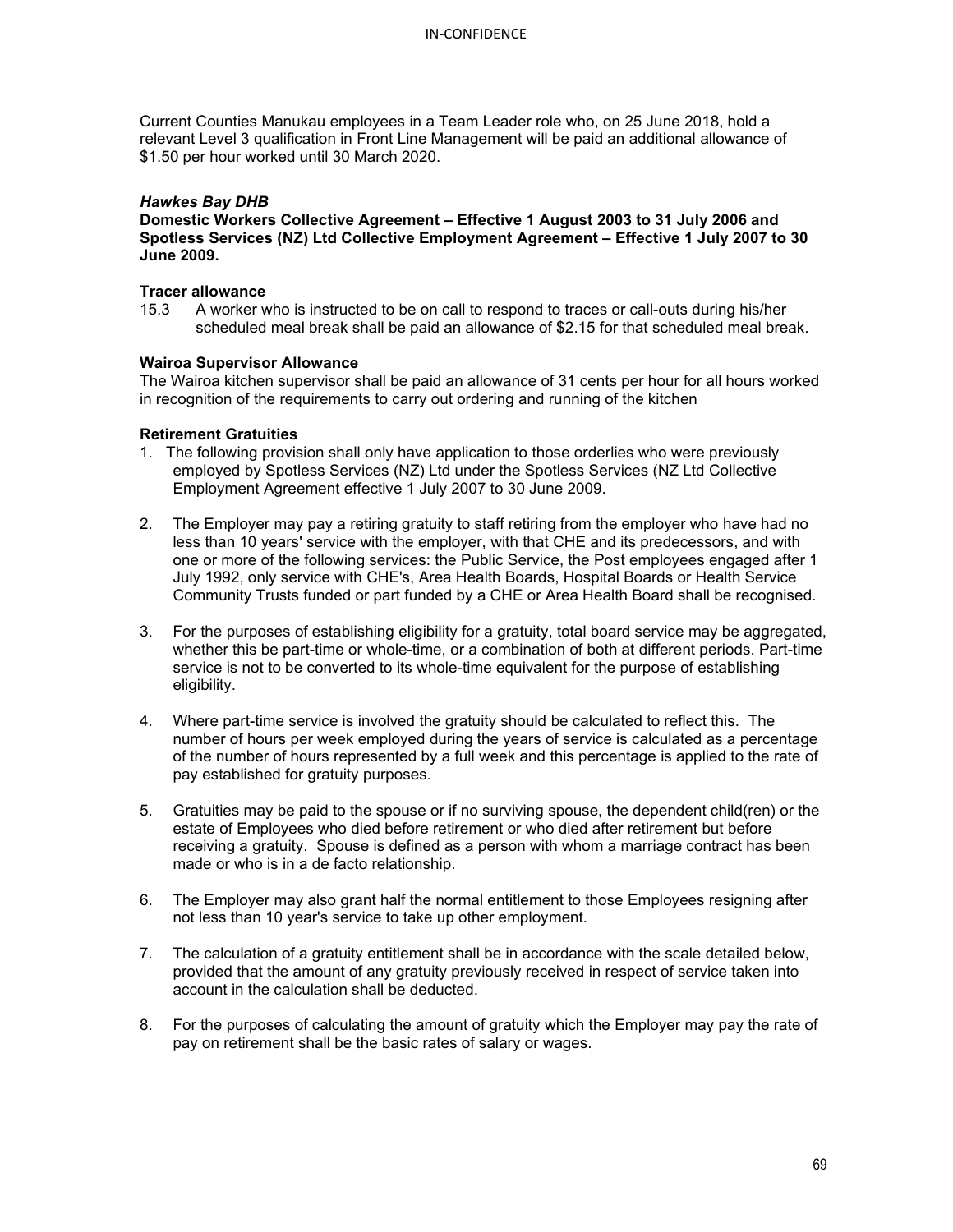Current Counties Manukau employees in a Team Leader role who, on 25 June 2018, hold a relevant Level 3 qualification in Front Line Management will be paid an additional allowance of $1.50 per hour worked until 30 March 2020.

***Hawkes Bay DHB***

**Domestic Workers Collective Agreement – Effective 1 August 2003 to 31 July 2006 and Spotless Services (NZ) Ltd Collective Employment Agreement – Effective 1 July 2007 to 30 June 2009.**

**Tracer allowance**

15.3 A worker who is instructed to be on call to respond to traces or call-outs during his/her scheduled meal break shall be paid an allowance of $2.15 for that scheduled meal break.

**Wairoa Supervisor Allowance**

The Wairoa kitchen supervisor shall be paid an allowance of 31 cents per hour for all hours worked in recognition of the requirements to carry out ordering and running of the kitchen

**Retirement Gratuities**

1. The following provision shall only have application to those orderlies who were previously employed by Spotless Services (NZ) Ltd under the Spotless Services (NZ Ltd Collective Employment Agreement effective 1 July 2007 to 30 June 2009.

2. The Employer may pay a retiring gratuity to staff retiring from the employer who have had no less than 10 years' service with the employer, with that CHE and its predecessors, and with one or more of the following services: the Public Service, the Post employees engaged after 1 July 1992, only service with CHE's, Area Health Boards, Hospital Boards or Health Service Community Trusts funded or part funded by a CHE or Area Health Board shall be recognised.

3. For the purposes of establishing eligibility for a gratuity, total board service may be aggregated, whether this be part-time or whole-time, or a combination of both at different periods. Part-time service is not to be converted to its whole-time equivalent for the purpose of establishing eligibility.

4. Where part-time service is involved the gratuity should be calculated to reflect this. The number of hours per week employed during the years of service is calculated as a percentage of the number of hours represented by a full week and this percentage is applied to the rate of pay established for gratuity purposes.

5. Gratuities may be paid to the spouse or if no surviving spouse, the dependent child(ren) or the estate of Employees who died before retirement or who died after retirement but before receiving a gratuity. Spouse is defined as a person with whom a marriage contract has been made or who is in a de facto relationship.

6. The Employer may also grant half the normal entitlement to those Employees resigning after not less than 10 year's service to take up other employment.

7. The calculation of a gratuity entitlement shall be in accordance with the scale detailed below, provided that the amount of any gratuity previously received in respect of service taken into account in the calculation shall be deducted.

8. For the purposes of calculating the amount of gratuity which the Employer may pay the rate of pay on retirement shall be the basic rates of salary or wages.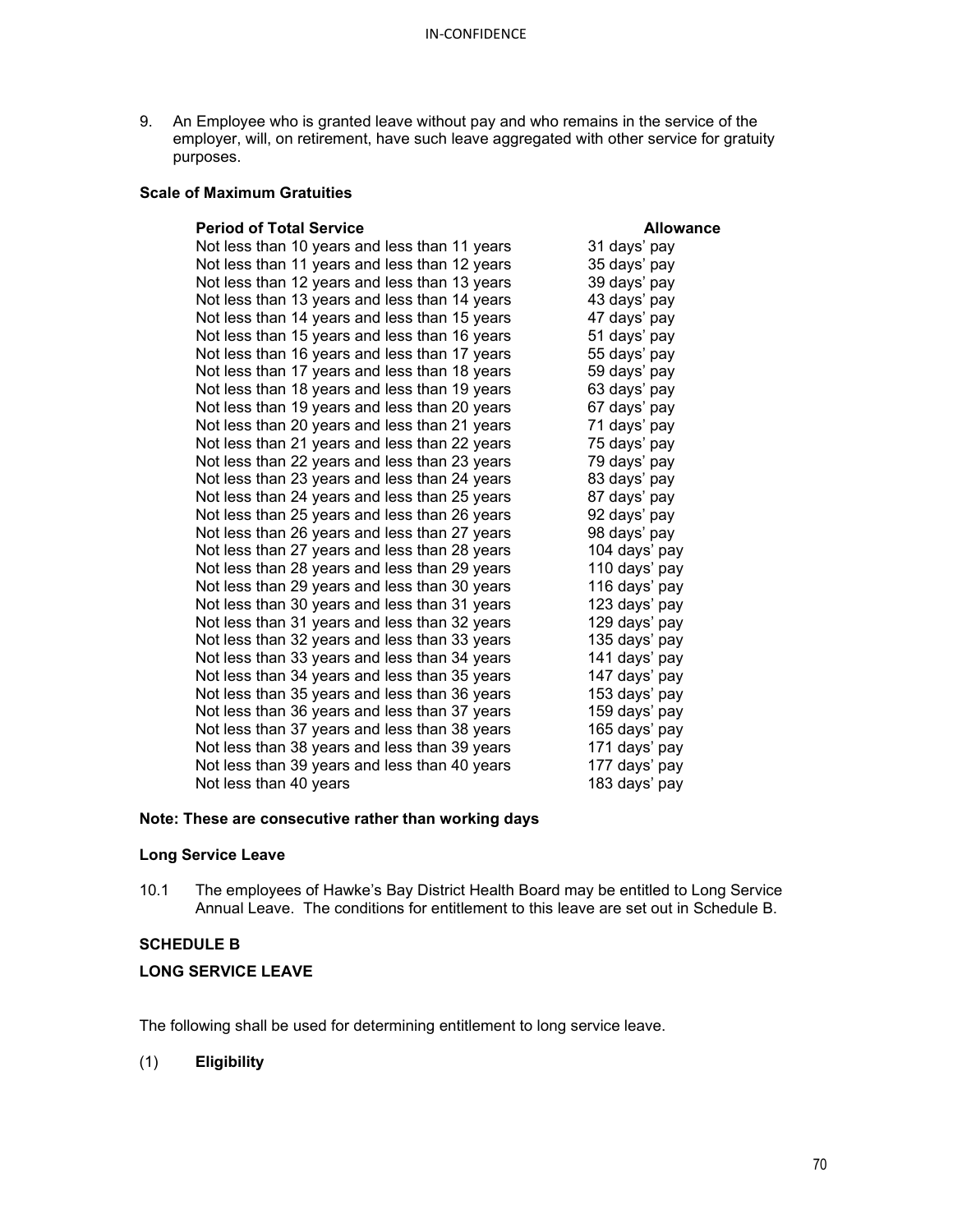9. An Employee who is granted leave without pay and who remains in the service of the employer, will, on retirement, have such leave aggregated with other service for gratuity purposes.

**Scale of Maximum Gratuities**

| **Period of Total Service** | **Allowance** |
|---|---|
| Not less than 10 years and less than 11 years | 31 days' pay |
| Not less than 11 years and less than 12 years | 35 days' pay |
| Not less than 12 years and less than 13 years | 39 days' pay |
| Not less than 13 years and less than 14 years | 43 days' pay |
| Not less than 14 years and less than 15 years | 47 days' pay |
| Not less than 15 years and less than 16 years | 51 days' pay |
| Not less than 16 years and less than 17 years | 55 days' pay |
| Not less than 17 years and less than 18 years | 59 days' pay |
| Not less than 18 years and less than 19 years | 63 days' pay |
| Not less than 19 years and less than 20 years | 67 days' pay |
| Not less than 20 years and less than 21 years | 71 days' pay |
| Not less than 21 years and less than 22 years | 75 days' pay |
| Not less than 22 years and less than 23 years | 79 days' pay |
| Not less than 23 years and less than 24 years | 83 days' pay |
| Not less than 24 years and less than 25 years | 87 days' pay |
| Not less than 25 years and less than 26 years | 92 days' pay |
| Not less than 26 years and less than 27 years | 98 days' pay |
| Not less than 27 years and less than 28 years | 104 days' pay |
| Not less than 28 years and less than 29 years | 110 days' pay |
| Not less than 29 years and less than 30 years | 116 days' pay |
| Not less than 30 years and less than 31 years | 123 days' pay |
| Not less than 31 years and less than 32 years | 129 days' pay |
| Not less than 32 years and less than 33 years | 135 days' pay |
| Not less than 33 years and less than 34 years | 141 days' pay |
| Not less than 34 years and less than 35 years | 147 days' pay |
| Not less than 35 years and less than 36 years | 153 days' pay |
| Not less than 36 years and less than 37 years | 159 days' pay |
| Not less than 37 years and less than 38 years | 165 days' pay |
| Not less than 38 years and less than 39 years | 171 days' pay |
| Not less than 39 years and less than 40 years | 177 days' pay |
| Not less than 40 years | 183 days' pay |

**Note: These are consecutive rather than working days**

**Long Service Leave**

10.1 The employees of Hawke's Bay District Health Board may be entitled to Long Service Annual Leave. The conditions for entitlement to this leave are set out in Schedule B.

## SCHEDULE B

## LONG SERVICE LEAVE

The following shall be used for determining entitlement to long service leave.

(1) **Eligibility**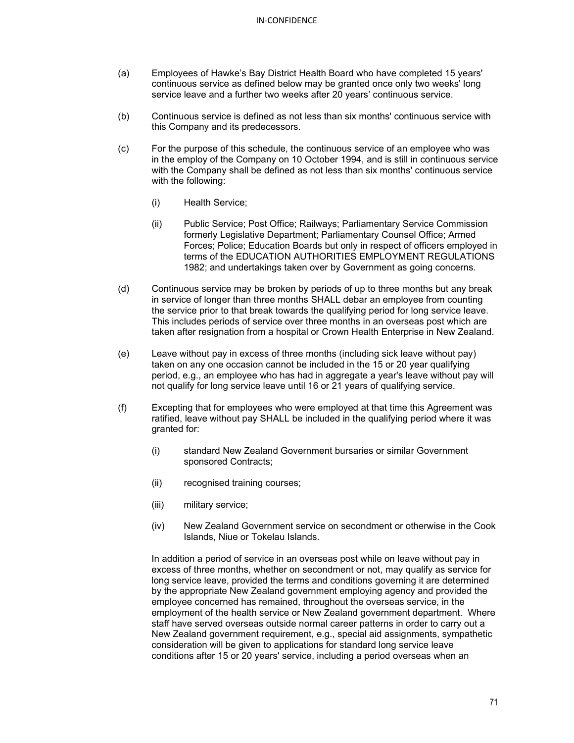(a) Employees of Hawke's Bay District Health Board who have completed 15 years' continuous service as defined below may be granted once only two weeks' long service leave and a further two weeks after 20 years' continuous service.

(b) Continuous service is defined as not less than six months' continuous service with this Company and its predecessors.

(c) For the purpose of this schedule, the continuous service of an employee who was in the employ of the Company on 10 October 1994, and is still in continuous service with the Company shall be defined as not less than six months' continuous service with the following:

  (i) Health Service;

  (ii) Public Service; Post Office; Railways; Parliamentary Service Commission formerly Legislative Department; Parliamentary Counsel Office; Armed Forces; Police; Education Boards but only in respect of officers employed in terms of the EDUCATION AUTHORITIES EMPLOYMENT REGULATIONS 1982; and undertakings taken over by Government as going concerns.

(d) Continuous service may be broken by periods of up to three months but any break in service of longer than three months SHALL debar an employee from counting the service prior to that break towards the qualifying period for long service leave. This includes periods of service over three months in an overseas post which are taken after resignation from a hospital or Crown Health Enterprise in New Zealand.

(e) Leave without pay in excess of three months (including sick leave without pay) taken on any one occasion cannot be included in the 15 or 20 year qualifying period, e.g., an employee who has had in aggregate a year's leave without pay will not qualify for long service leave until 16 or 21 years of qualifying service.

(f) Excepting that for employees who were employed at that time this Agreement was ratified, leave without pay SHALL be included in the qualifying period where it was granted for:

  (i) standard New Zealand Government bursaries or similar Government sponsored Contracts;

  (ii) recognised training courses;

  (iii) military service;

  (iv) New Zealand Government service on secondment or otherwise in the Cook Islands, Niue or Tokelau Islands.

  In addition a period of service in an overseas post while on leave without pay in excess of three months, whether on secondment or not, may qualify as service for long service leave, provided the terms and conditions governing it are determined by the appropriate New Zealand government employing agency and provided the employee concerned has remained, throughout the overseas service, in the employment of the health service or New Zealand government department. Where staff have served overseas outside normal career patterns in order to carry out a New Zealand government requirement, e.g., special aid assignments, sympathetic consideration will be given to applications for standard long service leave conditions after 15 or 20 years' service, including a period overseas when an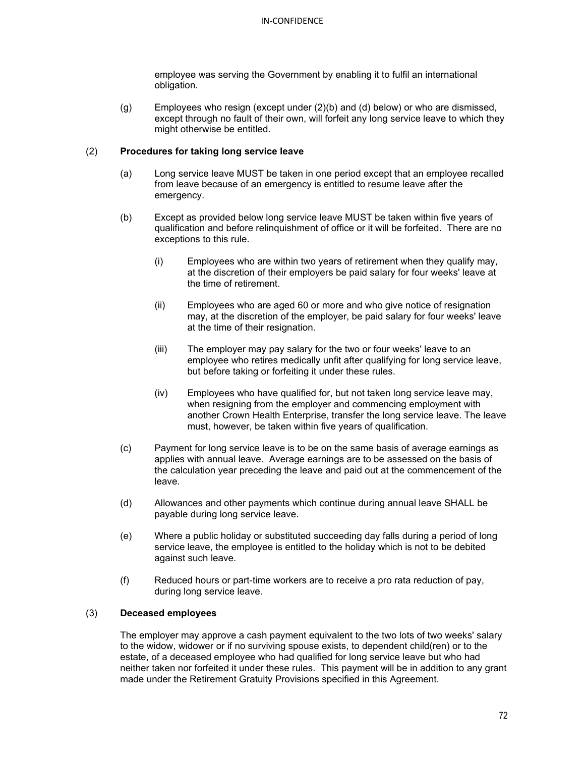employee was serving the Government by enabling it to fulfil an international obligation.

(g) Employees who resign (except under (2)(b) and (d) below) or who are dismissed, except through no fault of their own, will forfeit any long service leave to which they might otherwise be entitled.

(2) **Procedures for taking long service leave**

(a) Long service leave MUST be taken in one period except that an employee recalled from leave because of an emergency is entitled to resume leave after the emergency.

(b) Except as provided below long service leave MUST be taken within five years of qualification and before relinquishment of office or it will be forfeited. There are no exceptions to this rule.

(i) Employees who are within two years of retirement when they qualify may, at the discretion of their employers be paid salary for four weeks' leave at the time of retirement.

(ii) Employees who are aged 60 or more and who give notice of resignation may, at the discretion of the employer, be paid salary for four weeks' leave at the time of their resignation.

(iii) The employer may pay salary for the two or four weeks' leave to an employee who retires medically unfit after qualifying for long service leave, but before taking or forfeiting it under these rules.

(iv) Employees who have qualified for, but not taken long service leave may, when resigning from the employer and commencing employment with another Crown Health Enterprise, transfer the long service leave. The leave must, however, be taken within five years of qualification.

(c) Payment for long service leave is to be on the same basis of average earnings as applies with annual leave. Average earnings are to be assessed on the basis of the calculation year preceding the leave and paid out at the commencement of the leave.

(d) Allowances and other payments which continue during annual leave SHALL be payable during long service leave.

(e) Where a public holiday or substituted succeeding day falls during a period of long service leave, the employee is entitled to the holiday which is not to be debited against such leave.

(f) Reduced hours or part-time workers are to receive a pro rata reduction of pay, during long service leave.

(3) **Deceased employees**

The employer may approve a cash payment equivalent to the two lots of two weeks' salary to the widow, widower or if no surviving spouse exists, to dependent child(ren) or to the estate, of a deceased employee who had qualified for long service leave but who had neither taken nor forfeited it under these rules. This payment will be in addition to any grant made under the Retirement Gratuity Provisions specified in this Agreement.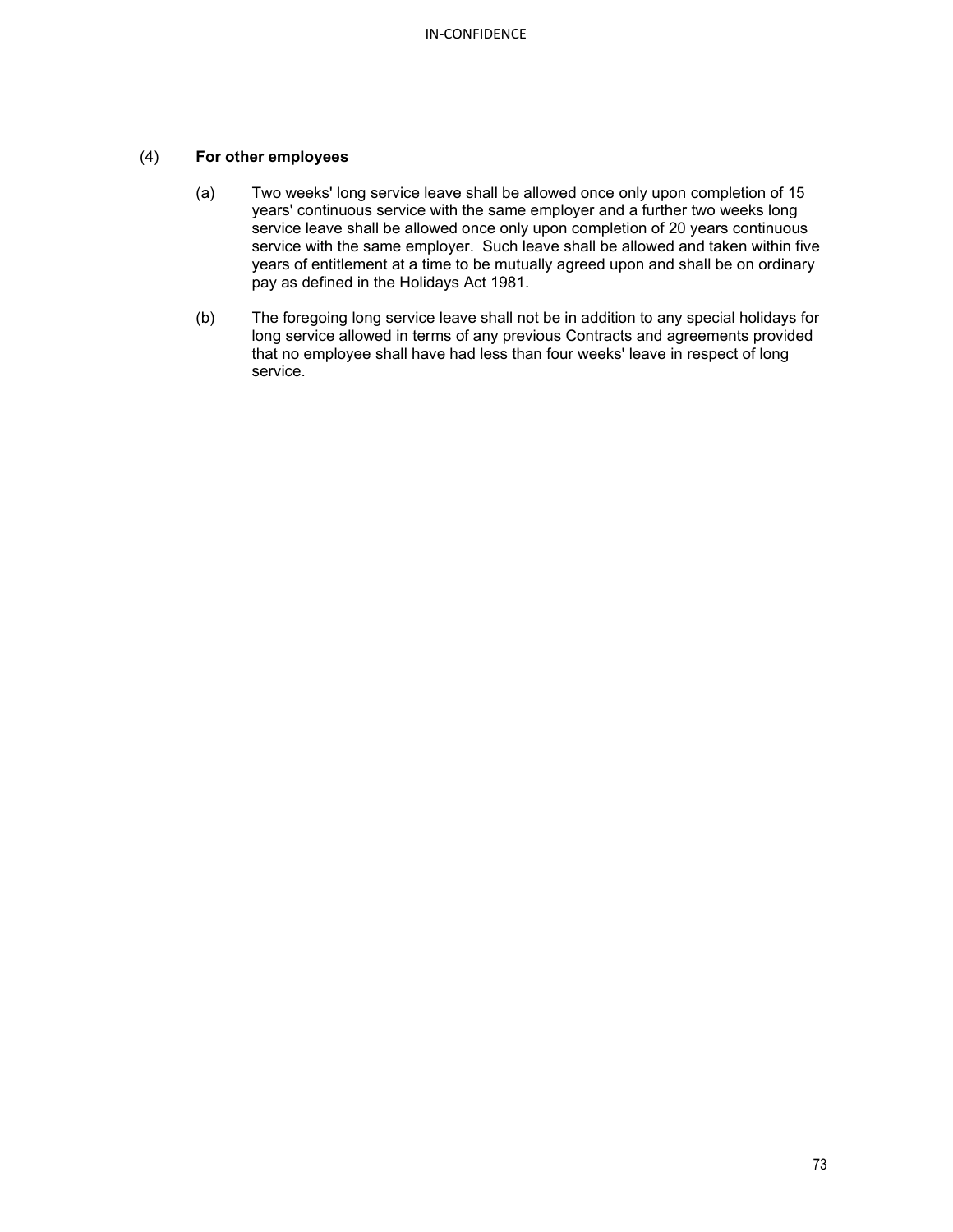(4) **For other employees**

(a) Two weeks' long service leave shall be allowed once only upon completion of 15 years' continuous service with the same employer and a further two weeks long service leave shall be allowed once only upon completion of 20 years continuous service with the same employer. Such leave shall be allowed and taken within five years of entitlement at a time to be mutually agreed upon and shall be on ordinary pay as defined in the Holidays Act 1981.

(b) The foregoing long service leave shall not be in addition to any special holidays for long service allowed in terms of any previous Contracts and agreements provided that no employee shall have had less than four weeks' leave in respect of long service.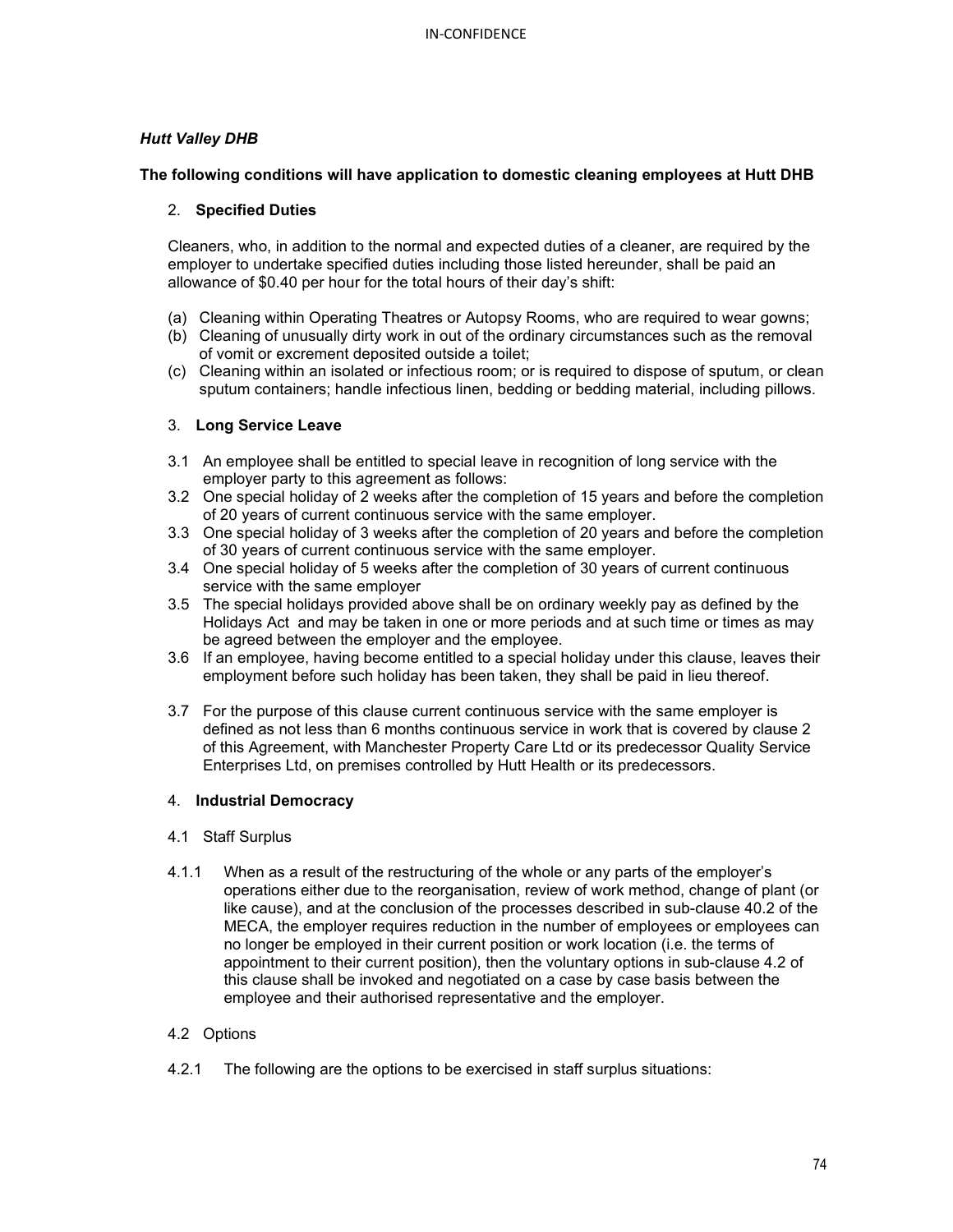***Hutt Valley DHB***

**The following conditions will have application to domestic cleaning employees at Hutt DHB**

2. **Specified Duties**

Cleaners, who, in addition to the normal and expected duties of a cleaner, are required by the employer to undertake specified duties including those listed hereunder, shall be paid an allowance of $0.40 per hour for the total hours of their day's shift:

(a) Cleaning within Operating Theatres or Autopsy Rooms, who are required to wear gowns;
(b) Cleaning of unusually dirty work in out of the ordinary circumstances such as the removal of vomit or excrement deposited outside a toilet;
(c) Cleaning within an isolated or infectious room; or is required to dispose of sputum, or clean sputum containers; handle infectious linen, bedding or bedding material, including pillows.

3. **Long Service Leave**

3.1 An employee shall be entitled to special leave in recognition of long service with the employer party to this agreement as follows:
3.2 One special holiday of 2 weeks after the completion of 15 years and before the completion of 20 years of current continuous service with the same employer.
3.3 One special holiday of 3 weeks after the completion of 20 years and before the completion of 30 years of current continuous service with the same employer.
3.4 One special holiday of 5 weeks after the completion of 30 years of current continuous service with the same employer
3.5 The special holidays provided above shall be on ordinary weekly pay as defined by the Holidays Act and may be taken in one or more periods and at such time or times as may be agreed between the employer and the employee.
3.6 If an employee, having become entitled to a special holiday under this clause, leaves their employment before such holiday has been taken, they shall be paid in lieu thereof.

3.7 For the purpose of this clause current continuous service with the same employer is defined as not less than 6 months continuous service in work that is covered by clause 2 of this Agreement, with Manchester Property Care Ltd or its predecessor Quality Service Enterprises Ltd, on premises controlled by Hutt Health or its predecessors.

4. **Industrial Democracy**

4.1 Staff Surplus

4.1.1 When as a result of the restructuring of the whole or any parts of the employer's operations either due to the reorganisation, review of work method, change of plant (or like cause), and at the conclusion of the processes described in sub-clause 40.2 of the MECA, the employer requires reduction in the number of employees or employees can no longer be employed in their current position or work location (i.e. the terms of appointment to their current position), then the voluntary options in sub-clause 4.2 of this clause shall be invoked and negotiated on a case by case basis between the employee and their authorised representative and the employer.

4.2 Options

4.2.1 The following are the options to be exercised in staff surplus situations: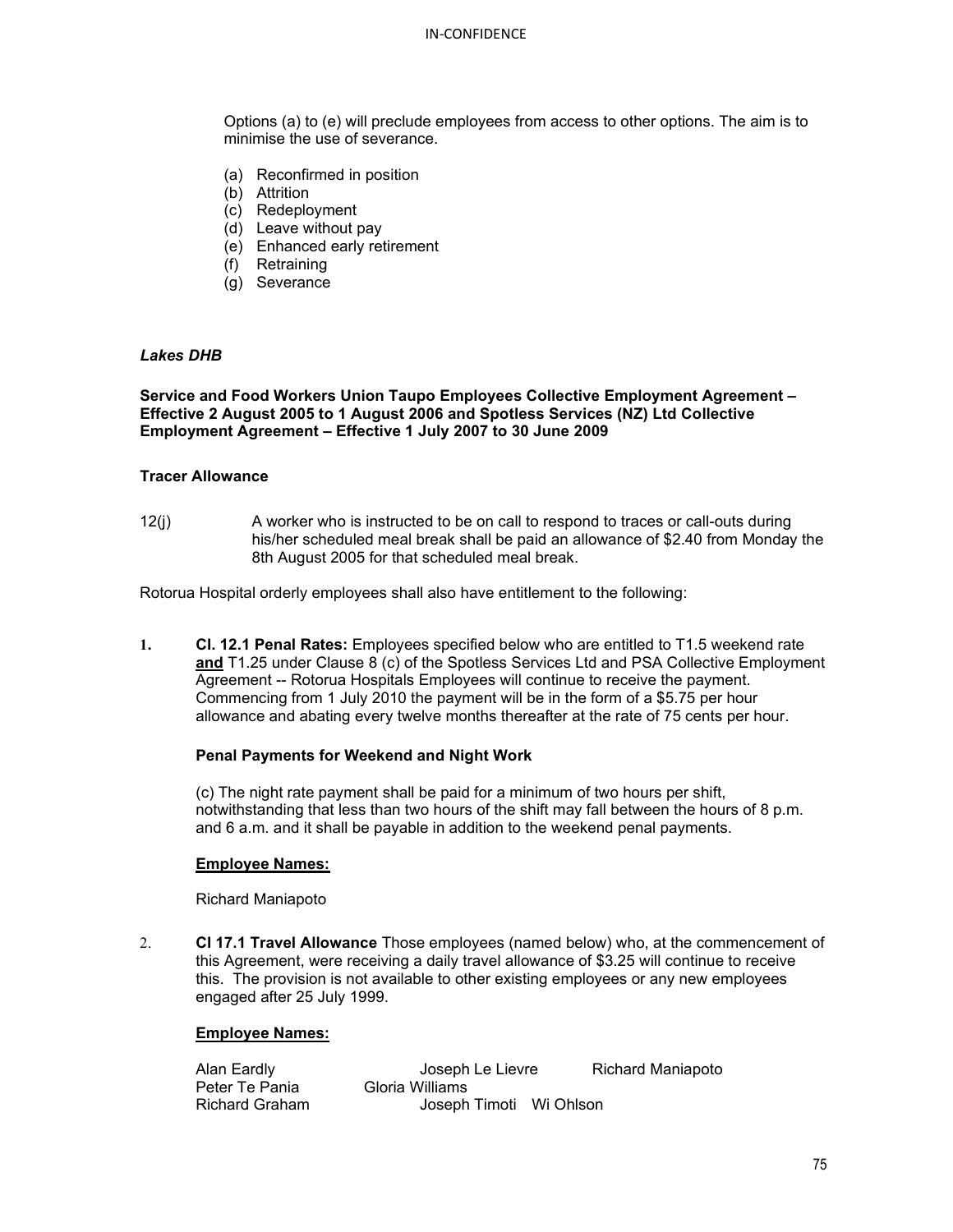Options (a) to (e) will preclude employees from access to other options. The aim is to minimise the use of severance.

(a) Reconfirmed in position
(b) Attrition
(c) Redeployment
(d) Leave without pay
(e) Enhanced early retirement
(f) Retraining
(g) Severance

***Lakes DHB***

**Service and Food Workers Union Taupo Employees Collective Employment Agreement – Effective 2 August 2005 to 1 August 2006 and Spotless Services (NZ) Ltd Collective Employment Agreement – Effective 1 July 2007 to 30 June 2009**

**Tracer Allowance**

12(j) A worker who is instructed to be on call to respond to traces or call-outs during his/her scheduled meal break shall be paid an allowance of $2.40 from Monday the 8th August 2005 for that scheduled meal break.

Rotorua Hospital orderly employees shall also have entitlement to the following:

1. **Cl. 12.1 Penal Rates:** Employees specified below who are entitled to T1.5 weekend rate **<u>and</u>** T1.25 under Clause 8 (c) of the Spotless Services Ltd and PSA Collective Employment Agreement -- Rotorua Hospitals Employees will continue to receive the payment. Commencing from 1 July 2010 the payment will be in the form of a $5.75 per hour allowance and abating every twelve months thereafter at the rate of 75 cents per hour.

   **Penal Payments for Weekend and Night Work**

   (c) The night rate payment shall be paid for a minimum of two hours per shift, notwithstanding that less than two hours of the shift may fall between the hours of 8 p.m. and 6 a.m. and it shall be payable in addition to the weekend penal payments.

   **<u>Employee Names:</u>**

   Richard Maniapoto

2. **Cl 17.1 Travel Allowance** Those employees (named below) who, at the commencement of this Agreement, were receiving a daily travel allowance of $3.25 will continue to receive this. The provision is not available to other existing employees or any new employees engaged after 25 July 1999.

   **<u>Employee Names:</u>**

   Alan Eardly Joseph Le Lievre Richard Maniapoto
   Peter Te Pania Gloria Williams
   Richard Graham Joseph Timoti Wi Ohlson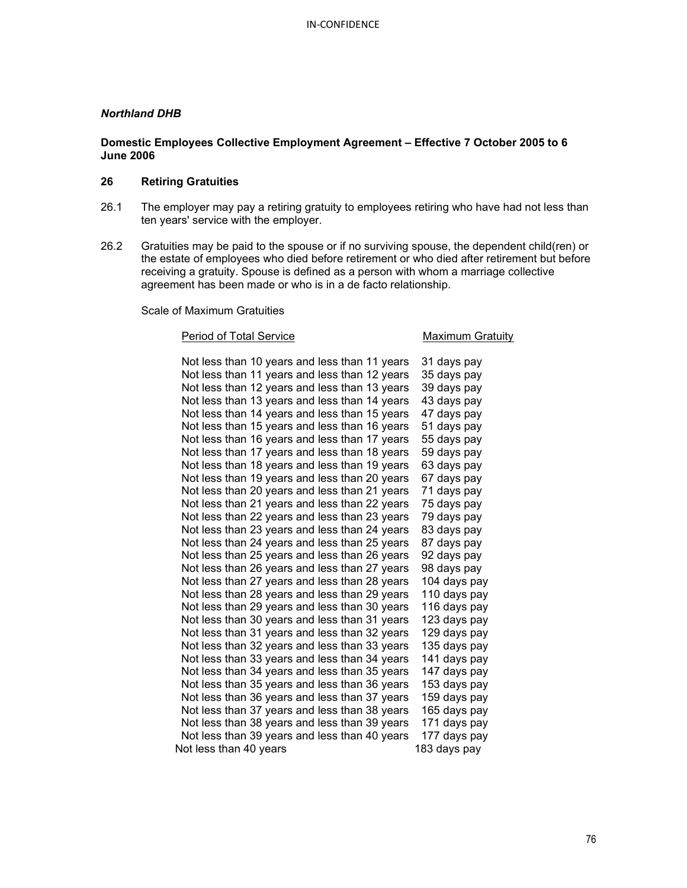*Northland DHB*

**Domestic Employees Collective Employment Agreement – Effective 7 October 2005 to 6 June 2006**

**26 Retiring Gratuities**

26.1 The employer may pay a retiring gratuity to employees retiring who have had not less than ten years' service with the employer.

26.2 Gratuities may be paid to the spouse or if no surviving spouse, the dependent child(ren) or the estate of employees who died before retirement or who died after retirement but before receiving a gratuity. Spouse is defined as a person with whom a marriage collective agreement has been made or who is in a de facto relationship.

Scale of Maximum Gratuities

| Period of Total Service | Maximum Gratuity |
|---|---|
| Not less than 10 years and less than 11 years | 31 days pay |
| Not less than 11 years and less than 12 years | 35 days pay |
| Not less than 12 years and less than 13 years | 39 days pay |
| Not less than 13 years and less than 14 years | 43 days pay |
| Not less than 14 years and less than 15 years | 47 days pay |
| Not less than 15 years and less than 16 years | 51 days pay |
| Not less than 16 years and less than 17 years | 55 days pay |
| Not less than 17 years and less than 18 years | 59 days pay |
| Not less than 18 years and less than 19 years | 63 days pay |
| Not less than 19 years and less than 20 years | 67 days pay |
| Not less than 20 years and less than 21 years | 71 days pay |
| Not less than 21 years and less than 22 years | 75 days pay |
| Not less than 22 years and less than 23 years | 79 days pay |
| Not less than 23 years and less than 24 years | 83 days pay |
| Not less than 24 years and less than 25 years | 87 days pay |
| Not less than 25 years and less than 26 years | 92 days pay |
| Not less than 26 years and less than 27 years | 98 days pay |
| Not less than 27 years and less than 28 years | 104 days pay |
| Not less than 28 years and less than 29 years | 110 days pay |
| Not less than 29 years and less than 30 years | 116 days pay |
| Not less than 30 years and less than 31 years | 123 days pay |
| Not less than 31 years and less than 32 years | 129 days pay |
| Not less than 32 years and less than 33 years | 135 days pay |
| Not less than 33 years and less than 34 years | 141 days pay |
| Not less than 34 years and less than 35 years | 147 days pay |
| Not less than 35 years and less than 36 years | 153 days pay |
| Not less than 36 years and less than 37 years | 159 days pay |
| Not less than 37 years and less than 38 years | 165 days pay |
| Not less than 38 years and less than 39 years | 171 days pay |
| Not less than 39 years and less than 40 years | 177 days pay |
| Not less than 40 years | 183 days pay |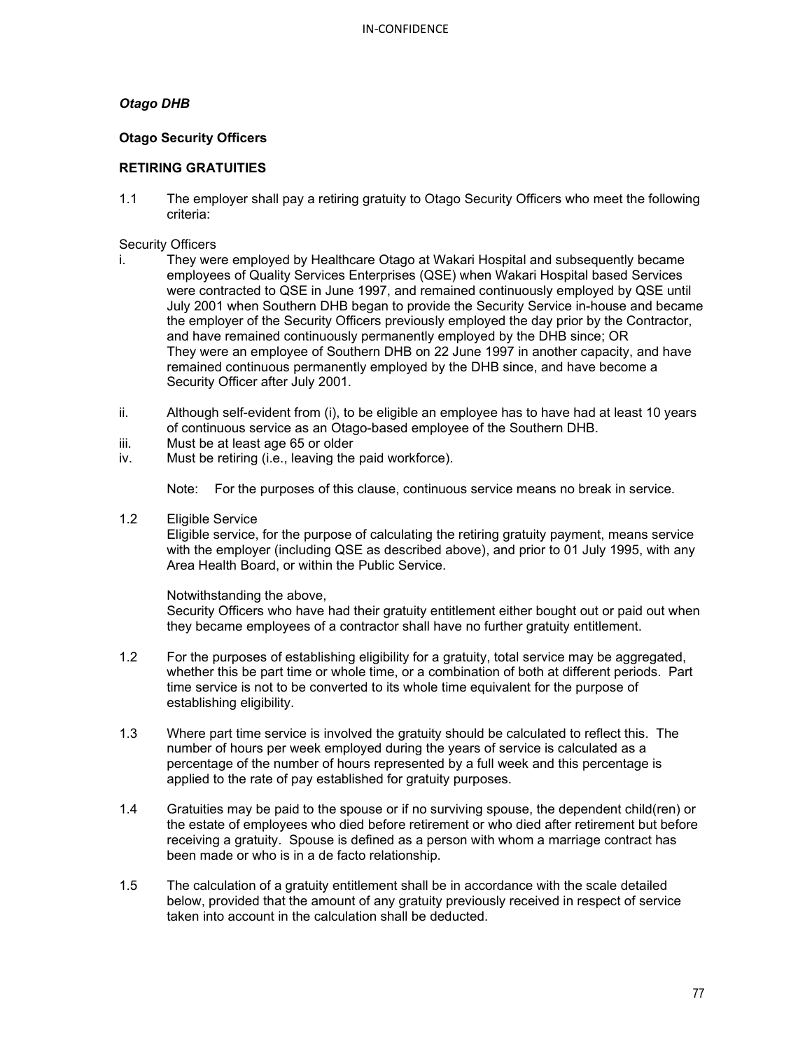*Otago DHB*

**Otago Security Officers**

**RETIRING GRATUITIES**

1.1 The employer shall pay a retiring gratuity to Otago Security Officers who meet the following criteria:

Security Officers

i. They were employed by Healthcare Otago at Wakari Hospital and subsequently became employees of Quality Services Enterprises (QSE) when Wakari Hospital based Services were contracted to QSE in June 1997, and remained continuously employed by QSE until July 2001 when Southern DHB began to provide the Security Service in-house and became the employer of the Security Officers previously employed the day prior by the Contractor, and have remained continuously permanently employed by the DHB since; OR
They were an employee of Southern DHB on 22 June 1997 in another capacity, and have remained continuous permanently employed by the DHB since, and have become a Security Officer after July 2001.

ii. Although self-evident from (i), to be eligible an employee has to have had at least 10 years of continuous service as an Otago-based employee of the Southern DHB.

iii. Must be at least age 65 or older

iv. Must be retiring (i.e., leaving the paid workforce).

Note: For the purposes of this clause, continuous service means no break in service.

1.2 Eligible Service
Eligible service, for the purpose of calculating the retiring gratuity payment, means service with the employer (including QSE as described above), and prior to 01 July 1995, with any Area Health Board, or within the Public Service.

Notwithstanding the above,
Security Officers who have had their gratuity entitlement either bought out or paid out when they became employees of a contractor shall have no further gratuity entitlement.

1.2 For the purposes of establishing eligibility for a gratuity, total service may be aggregated, whether this be part time or whole time, or a combination of both at different periods. Part time service is not to be converted to its whole time equivalent for the purpose of establishing eligibility.

1.3 Where part time service is involved the gratuity should be calculated to reflect this. The number of hours per week employed during the years of service is calculated as a percentage of the number of hours represented by a full week and this percentage is applied to the rate of pay established for gratuity purposes.

1.4 Gratuities may be paid to the spouse or if no surviving spouse, the dependent child(ren) or the estate of employees who died before retirement or who died after retirement but before receiving a gratuity. Spouse is defined as a person with whom a marriage contract has been made or who is in a de facto relationship.

1.5 The calculation of a gratuity entitlement shall be in accordance with the scale detailed below, provided that the amount of any gratuity previously received in respect of service taken into account in the calculation shall be deducted.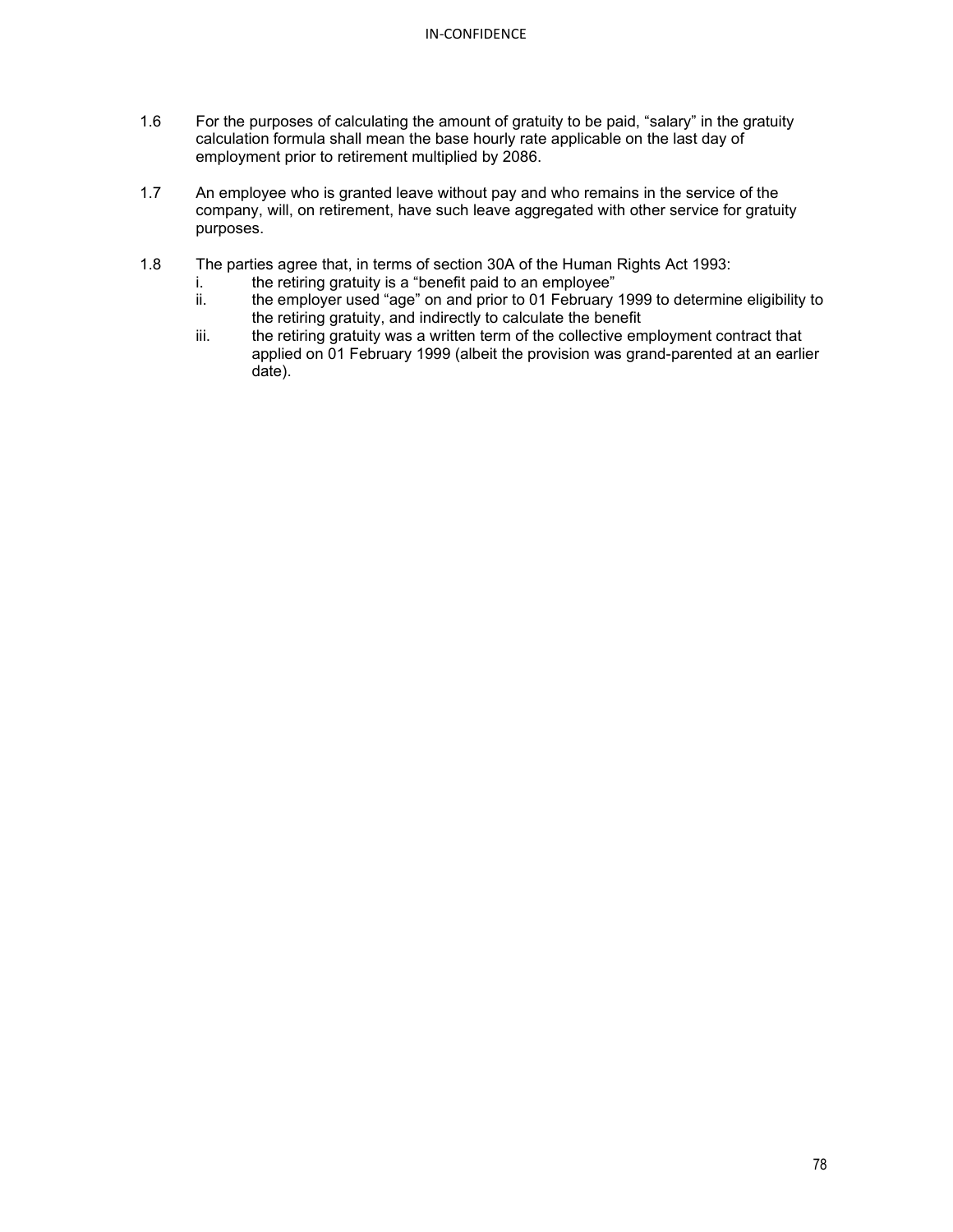1.6 For the purposes of calculating the amount of gratuity to be paid, "salary" in the gratuity calculation formula shall mean the base hourly rate applicable on the last day of employment prior to retirement multiplied by 2086.

1.7 An employee who is granted leave without pay and who remains in the service of the company, will, on retirement, have such leave aggregated with other service for gratuity purposes.

1.8 The parties agree that, in terms of section 30A of the Human Rights Act 1993:

   i. the retiring gratuity is a "benefit paid to an employee"

   ii. the employer used "age" on and prior to 01 February 1999 to determine eligibility to the retiring gratuity, and indirectly to calculate the benefit

   iii. the retiring gratuity was a written term of the collective employment contract that applied on 01 February 1999 (albeit the provision was grand-parented at an earlier date).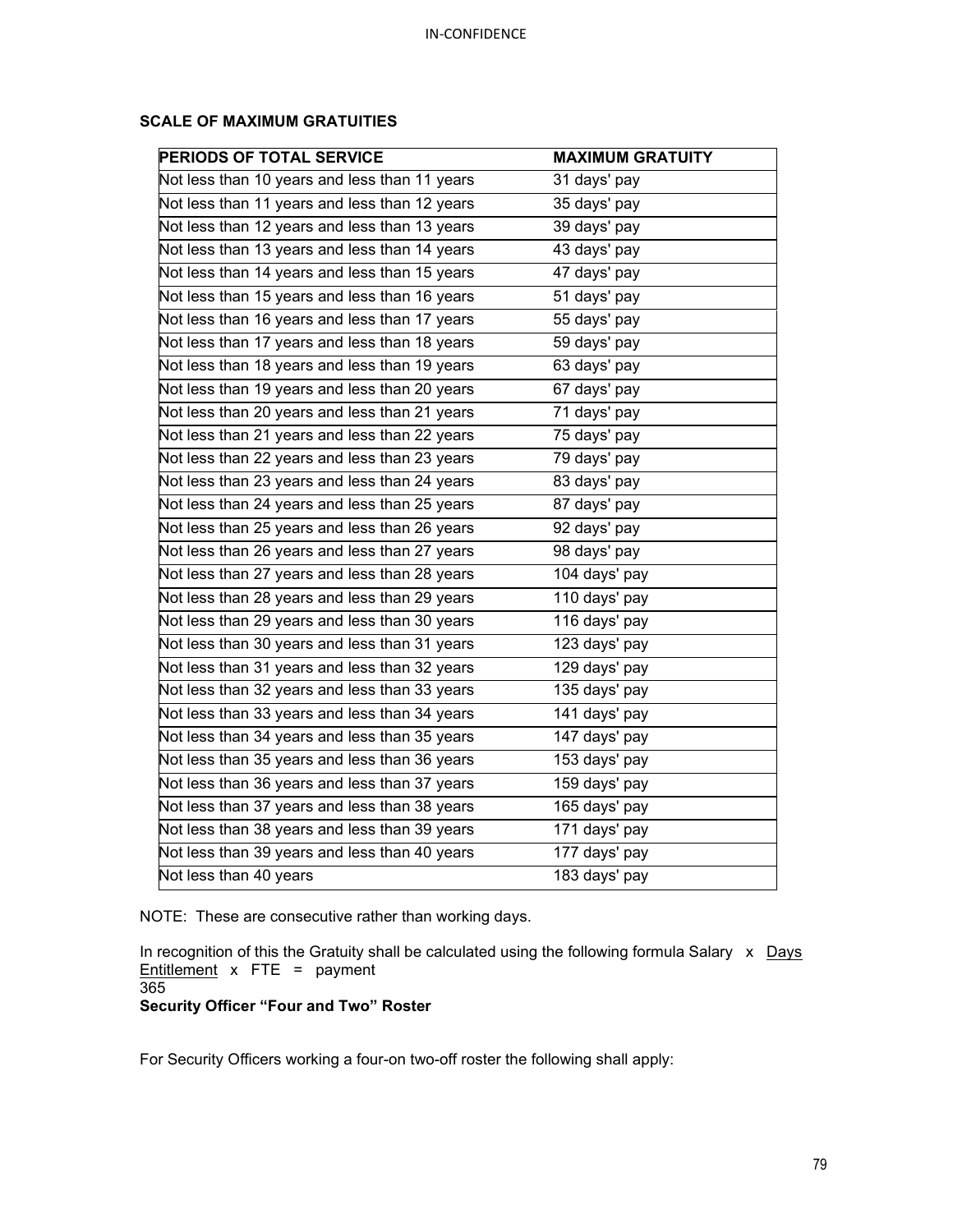**SCALE OF MAXIMUM GRATUITIES**

| PERIODS OF TOTAL SERVICE | MAXIMUM GRATUITY |
|---|---|
| Not less than 10 years and less than 11 years | 31 days' pay |
| Not less than 11 years and less than 12 years | 35 days' pay |
| Not less than 12 years and less than 13 years | 39 days' pay |
| Not less than 13 years and less than 14 years | 43 days' pay |
| Not less than 14 years and less than 15 years | 47 days' pay |
| Not less than 15 years and less than 16 years | 51 days' pay |
| Not less than 16 years and less than 17 years | 55 days' pay |
| Not less than 17 years and less than 18 years | 59 days' pay |
| Not less than 18 years and less than 19 years | 63 days' pay |
| Not less than 19 years and less than 20 years | 67 days' pay |
| Not less than 20 years and less than 21 years | 71 days' pay |
| Not less than 21 years and less than 22 years | 75 days' pay |
| Not less than 22 years and less than 23 years | 79 days' pay |
| Not less than 23 years and less than 24 years | 83 days' pay |
| Not less than 24 years and less than 25 years | 87 days' pay |
| Not less than 25 years and less than 26 years | 92 days' pay |
| Not less than 26 years and less than 27 years | 98 days' pay |
| Not less than 27 years and less than 28 years | 104 days' pay |
| Not less than 28 years and less than 29 years | 110 days' pay |
| Not less than 29 years and less than 30 years | 116 days' pay |
| Not less than 30 years and less than 31 years | 123 days' pay |
| Not less than 31 years and less than 32 years | 129 days' pay |
| Not less than 32 years and less than 33 years | 135 days' pay |
| Not less than 33 years and less than 34 years | 141 days' pay |
| Not less than 34 years and less than 35 years | 147 days' pay |
| Not less than 35 years and less than 36 years | 153 days' pay |
| Not less than 36 years and less than 37 years | 159 days' pay |
| Not less than 37 years and less than 38 years | 165 days' pay |
| Not less than 38 years and less than 39 years | 171 days' pay |
| Not less than 39 years and less than 40 years | 177 days' pay |
| Not less than 40 years | 183 days' pay |

NOTE: These are consecutive rather than working days.

In recognition of this the Gratuity shall be calculated using the following formula:

$$\text{Salary} \times \frac{\text{Days Entitlement}}{365} \times \text{FTE} = \text{payment}$$

**Security Officer "Four and Two" Roster**

For Security Officers working a four-on two-off roster the following shall apply: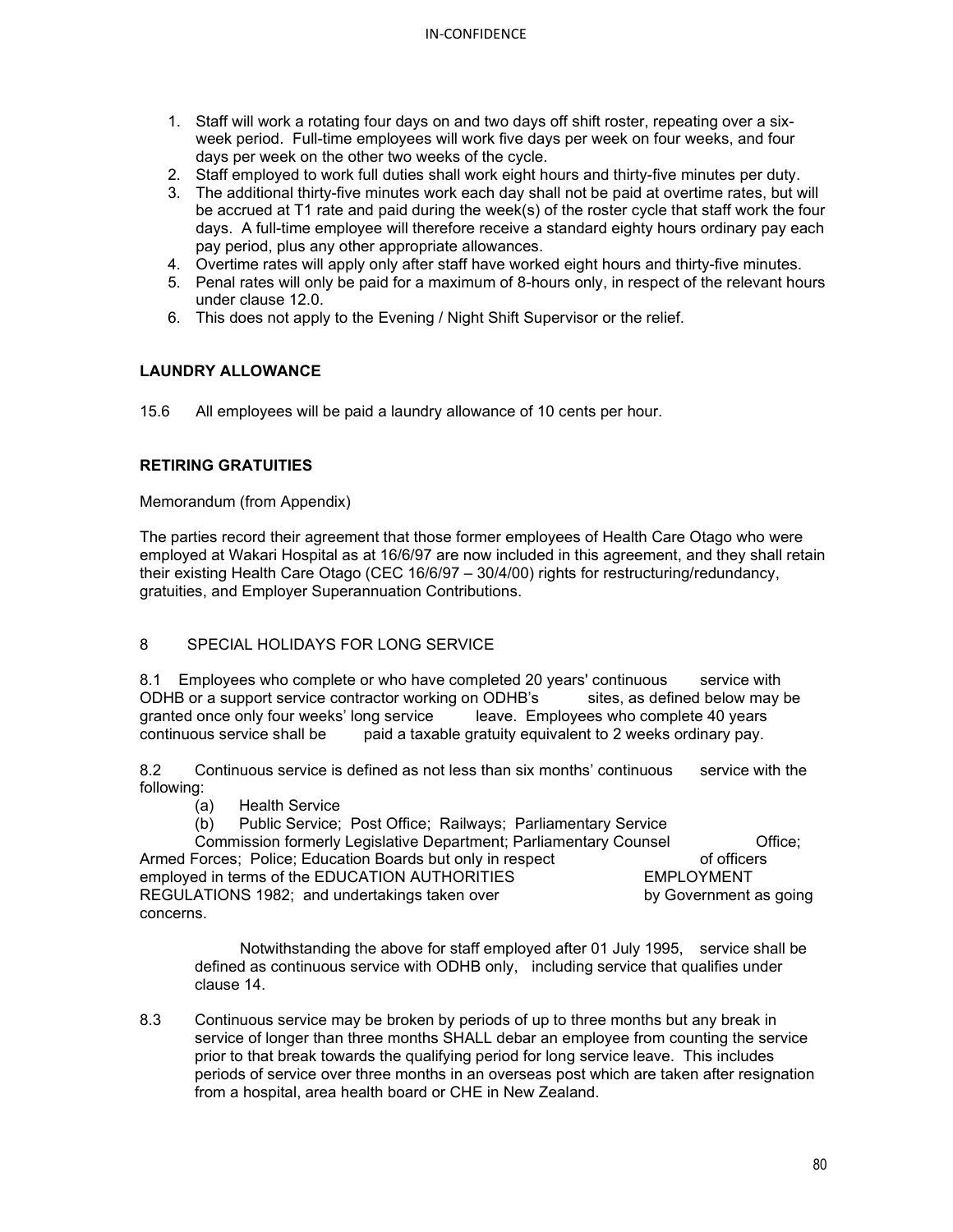1. Staff will work a rotating four days on and two days off shift roster, repeating over a six-week period. Full-time employees will work five days per week on four weeks, and four days per week on the other two weeks of the cycle.
2. Staff employed to work full duties shall work eight hours and thirty-five minutes per duty.
3. The additional thirty-five minutes work each day shall not be paid at overtime rates, but will be accrued at T1 rate and paid during the week(s) of the roster cycle that staff work the four days. A full-time employee will therefore receive a standard eighty hours ordinary pay each pay period, plus any other appropriate allowances.
4. Overtime rates will apply only after staff have worked eight hours and thirty-five minutes.
5. Penal rates will only be paid for a maximum of 8-hours only, in respect of the relevant hours under clause 12.0.
6. This does not apply to the Evening / Night Shift Supervisor or the relief.

**LAUNDRY ALLOWANCE**

15.6 All employees will be paid a laundry allowance of 10 cents per hour.

**RETIRING GRATUITIES**

Memorandum (from Appendix)

The parties record their agreement that those former employees of Health Care Otago who were employed at Wakari Hospital as at 16/6/97 are now included in this agreement, and they shall retain their existing Health Care Otago (CEC 16/6/97 – 30/4/00) rights for restructuring/redundancy, gratuities, and Employer Superannuation Contributions.

8 SPECIAL HOLIDAYS FOR LONG SERVICE

8.1 Employees who complete or who have completed 20 years' continuous service with ODHB or a support service contractor working on ODHB's sites, as defined below may be granted once only four weeks' long service leave. Employees who complete 40 years continuous service shall be paid a taxable gratuity equivalent to 2 weeks ordinary pay.

8.2 Continuous service is defined as not less than six months' continuous service with the following:

(a) Health Service

(b) Public Service; Post Office; Railways; Parliamentary Service Commission formerly Legislative Department; Parliamentary Counsel Office; Armed Forces; Police; Education Boards but only in respect of officers employed in terms of the EDUCATION AUTHORITIES EMPLOYMENT REGULATIONS 1982; and undertakings taken over by Government as going concerns.

Notwithstanding the above for staff employed after 01 July 1995, service shall be defined as continuous service with ODHB only, including service that qualifies under clause 14.

8.3 Continuous service may be broken by periods of up to three months but any break in service of longer than three months SHALL debar an employee from counting the service prior to that break towards the qualifying period for long service leave. This includes periods of service over three months in an overseas post which are taken after resignation from a hospital, area health board or CHE in New Zealand.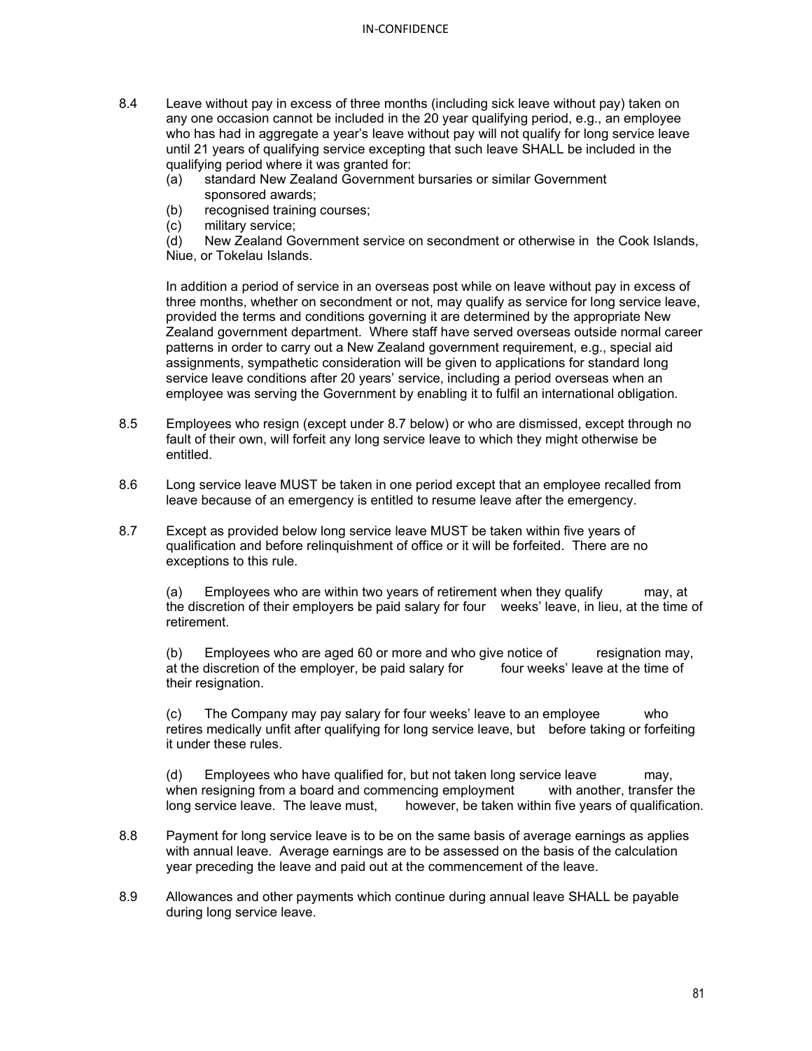8.4 Leave without pay in excess of three months (including sick leave without pay) taken on any one occasion cannot be included in the 20 year qualifying period, e.g., an employee who has had in aggregate a year's leave without pay will not qualify for long service leave until 21 years of qualifying service excepting that such leave SHALL be included in the qualifying period where it was granted for:

(a) standard New Zealand Government bursaries or similar Government sponsored awards;
(b) recognised training courses;
(c) military service;
(d) New Zealand Government service on secondment or otherwise in the Cook Islands, Niue, or Tokelau Islands.

In addition a period of service in an overseas post while on leave without pay in excess of three months, whether on secondment or not, may qualify as service for long service leave, provided the terms and conditions governing it are determined by the appropriate New Zealand government department. Where staff have served overseas outside normal career patterns in order to carry out a New Zealand government requirement, e.g., special aid assignments, sympathetic consideration will be given to applications for standard long service leave conditions after 20 years' service, including a period overseas when an employee was serving the Government by enabling it to fulfil an international obligation.

8.5 Employees who resign (except under 8.7 below) or who are dismissed, except through no fault of their own, will forfeit any long service leave to which they might otherwise be entitled.

8.6 Long service leave MUST be taken in one period except that an employee recalled from leave because of an emergency is entitled to resume leave after the emergency.

8.7 Except as provided below long service leave MUST be taken within five years of qualification and before relinquishment of office or it will be forfeited. There are no exceptions to this rule.

(a) Employees who are within two years of retirement when they qualify may, at the discretion of their employers be paid salary for four weeks' leave, in lieu, at the time of retirement.

(b) Employees who are aged 60 or more and who give notice of resignation may, at the discretion of the employer, be paid salary for four weeks' leave at the time of their resignation.

(c) The Company may pay salary for four weeks' leave to an employee who retires medically unfit after qualifying for long service leave, but before taking or forfeiting it under these rules.

(d) Employees who have qualified for, but not taken long service leave may, when resigning from a board and commencing employment with another, transfer the long service leave. The leave must, however, be taken within five years of qualification.

8.8 Payment for long service leave is to be on the same basis of average earnings as applies with annual leave. Average earnings are to be assessed on the basis of the calculation year preceding the leave and paid out at the commencement of the leave.

8.9 Allowances and other payments which continue during annual leave SHALL be payable during long service leave.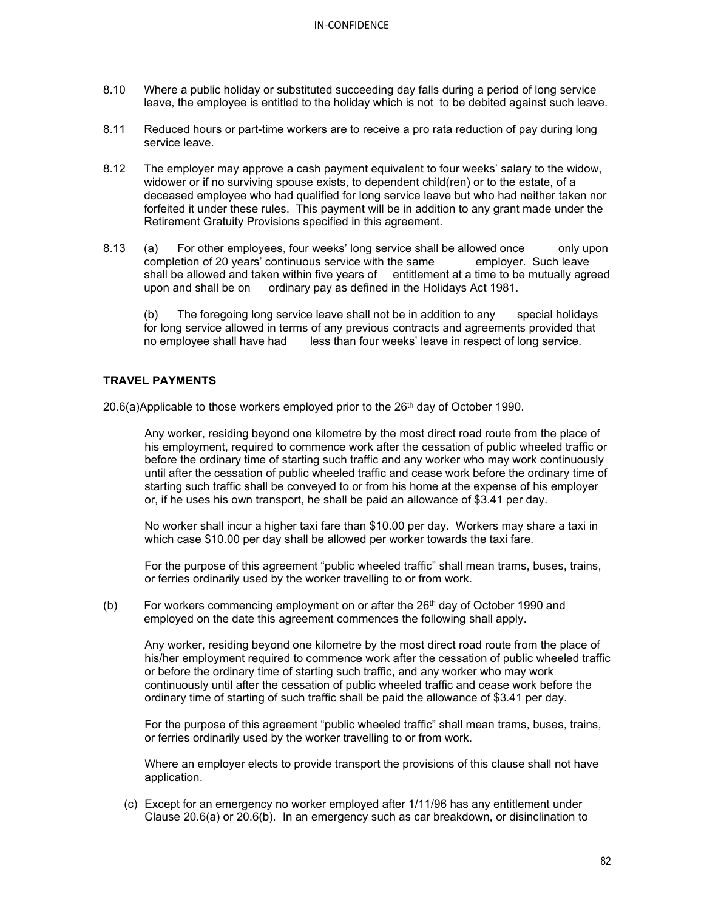8.10 Where a public holiday or substituted succeeding day falls during a period of long service leave, the employee is entitled to the holiday which is not to be debited against such leave.

8.11 Reduced hours or part-time workers are to receive a pro rata reduction of pay during long service leave.

8.12 The employer may approve a cash payment equivalent to four weeks' salary to the widow, widower or if no surviving spouse exists, to dependent child(ren) or to the estate, of a deceased employee who had qualified for long service leave but who had neither taken nor forfeited it under these rules. This payment will be in addition to any grant made under the Retirement Gratuity Provisions specified in this agreement.

8.13 (a) For other employees, four weeks' long service shall be allowed once only upon completion of 20 years' continuous service with the same employer. Such leave shall be allowed and taken within five years of entitlement at a time to be mutually agreed upon and shall be on ordinary pay as defined in the Holidays Act 1981.

(b) The foregoing long service leave shall not be in addition to any special holidays for long service allowed in terms of any previous contracts and agreements provided that no employee shall have had less than four weeks' leave in respect of long service.

**TRAVEL PAYMENTS**

20.6(a)Applicable to those workers employed prior to the 26th day of October 1990.

Any worker, residing beyond one kilometre by the most direct road route from the place of his employment, required to commence work after the cessation of public wheeled traffic or before the ordinary time of starting such traffic and any worker who may work continuously until after the cessation of public wheeled traffic and cease work before the ordinary time of starting such traffic shall be conveyed to or from his home at the expense of his employer or, if he uses his own transport, he shall be paid an allowance of $3.41 per day.

No worker shall incur a higher taxi fare than $10.00 per day. Workers may share a taxi in which case $10.00 per day shall be allowed per worker towards the taxi fare.

For the purpose of this agreement "public wheeled traffic" shall mean trams, buses, trains, or ferries ordinarily used by the worker travelling to or from work.

(b) For workers commencing employment on or after the 26th day of October 1990 and employed on the date this agreement commences the following shall apply.

Any worker, residing beyond one kilometre by the most direct road route from the place of his/her employment required to commence work after the cessation of public wheeled traffic or before the ordinary time of starting such traffic, and any worker who may work continuously until after the cessation of public wheeled traffic and cease work before the ordinary time of starting of such traffic shall be paid the allowance of $3.41 per day.

For the purpose of this agreement "public wheeled traffic" shall mean trams, buses, trains, or ferries ordinarily used by the worker travelling to or from work.

Where an employer elects to provide transport the provisions of this clause shall not have application.

(c) Except for an emergency no worker employed after 1/11/96 has any entitlement under Clause 20.6(a) or 20.6(b). In an emergency such as car breakdown, or disinclination to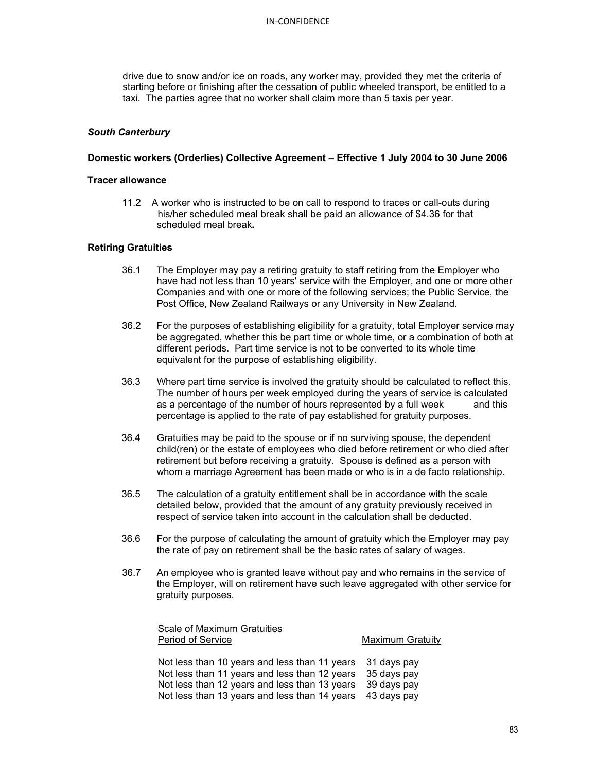drive due to snow and/or ice on roads, any worker may, provided they met the criteria of starting before or finishing after the cessation of public wheeled transport, be entitled to a taxi. The parties agree that no worker shall claim more than 5 taxis per year.

### *South Canterbury*

**Domestic workers (Orderlies) Collective Agreement – Effective 1 July 2004 to 30 June 2006**

**Tracer allowance**

11.2 A worker who is instructed to be on call to respond to traces or call-outs during his/her scheduled meal break shall be paid an allowance of $4.36 for that scheduled meal break.

**Retiring Gratuities**

36.1 The Employer may pay a retiring gratuity to staff retiring from the Employer who have had not less than 10 years' service with the Employer, and one or more other Companies and with one or more of the following services; the Public Service, the Post Office, New Zealand Railways or any University in New Zealand.

36.2 For the purposes of establishing eligibility for a gratuity, total Employer service may be aggregated, whether this be part time or whole time, or a combination of both at different periods. Part time service is not to be converted to its whole time equivalent for the purpose of establishing eligibility.

36.3 Where part time service is involved the gratuity should be calculated to reflect this. The number of hours per week employed during the years of service is calculated as a percentage of the number of hours represented by a full week and this percentage is applied to the rate of pay established for gratuity purposes.

36.4 Gratuities may be paid to the spouse or if no surviving spouse, the dependent child(ren) or the estate of employees who died before retirement or who died after retirement but before receiving a gratuity. Spouse is defined as a person with whom a marriage Agreement has been made or who is in a de facto relationship.

36.5 The calculation of a gratuity entitlement shall be in accordance with the scale detailed below, provided that the amount of any gratuity previously received in respect of service taken into account in the calculation shall be deducted.

36.6 For the purpose of calculating the amount of gratuity which the Employer may pay the rate of pay on retirement shall be the basic rates of salary of wages.

36.7 An employee who is granted leave without pay and who remains in the service of the Employer, will on retirement have such leave aggregated with other service for gratuity purposes.

Scale of Maximum Gratuities

| Period of Service | Maximum Gratuity |
|---|---|
| Not less than 10 years and less than 11 years | 31 days pay |
| Not less than 11 years and less than 12 years | 35 days pay |
| Not less than 12 years and less than 13 years | 39 days pay |
| Not less than 13 years and less than 14 years | 43 days pay |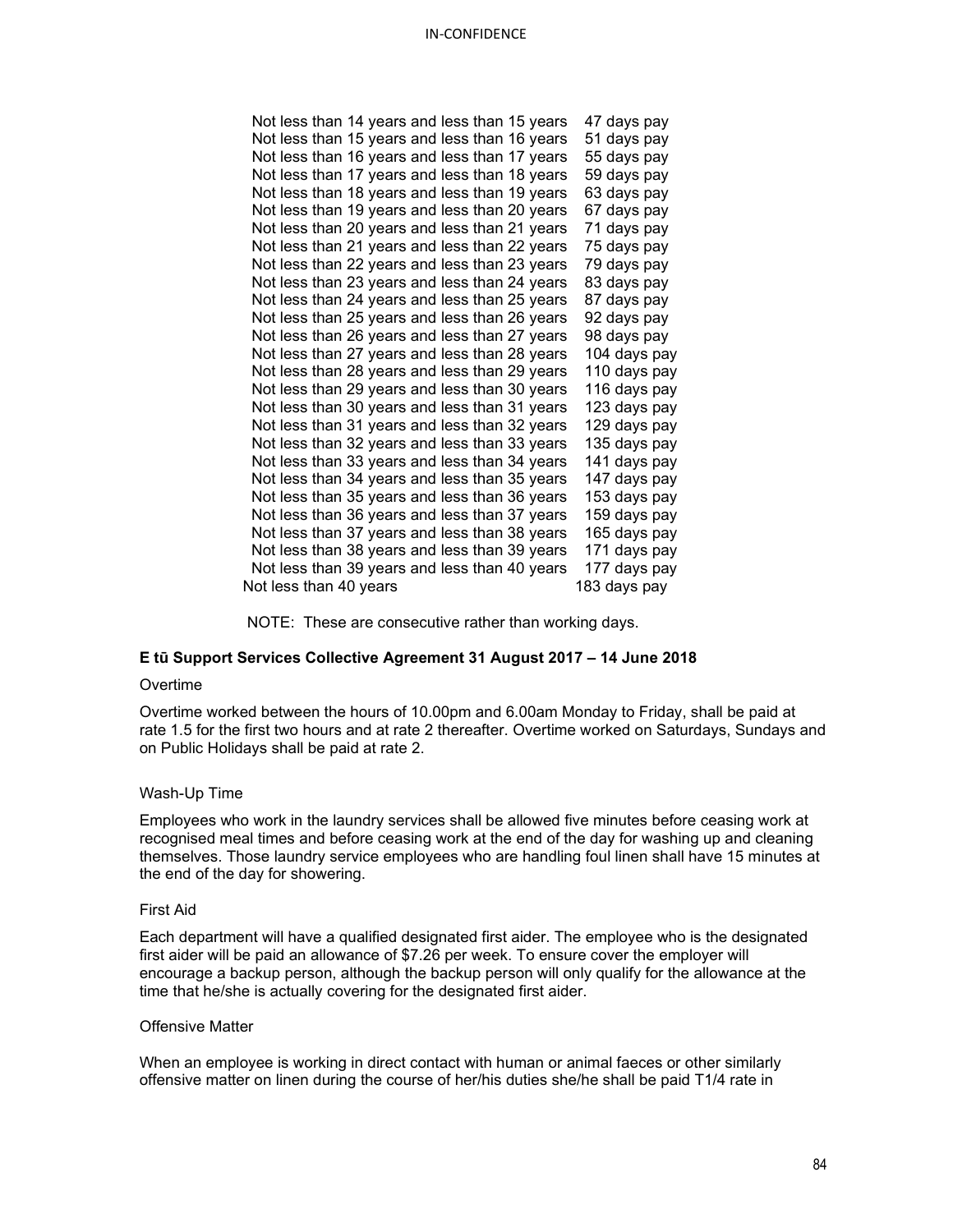| | |
|---|---|
| Not less than 14 years and less than 15 years | 47 days pay |
| Not less than 15 years and less than 16 years | 51 days pay |
| Not less than 16 years and less than 17 years | 55 days pay |
| Not less than 17 years and less than 18 years | 59 days pay |
| Not less than 18 years and less than 19 years | 63 days pay |
| Not less than 19 years and less than 20 years | 67 days pay |
| Not less than 20 years and less than 21 years | 71 days pay |
| Not less than 21 years and less than 22 years | 75 days pay |
| Not less than 22 years and less than 23 years | 79 days pay |
| Not less than 23 years and less than 24 years | 83 days pay |
| Not less than 24 years and less than 25 years | 87 days pay |
| Not less than 25 years and less than 26 years | 92 days pay |
| Not less than 26 years and less than 27 years | 98 days pay |
| Not less than 27 years and less than 28 years | 104 days pay |
| Not less than 28 years and less than 29 years | 110 days pay |
| Not less than 29 years and less than 30 years | 116 days pay |
| Not less than 30 years and less than 31 years | 123 days pay |
| Not less than 31 years and less than 32 years | 129 days pay |
| Not less than 32 years and less than 33 years | 135 days pay |
| Not less than 33 years and less than 34 years | 141 days pay |
| Not less than 34 years and less than 35 years | 147 days pay |
| Not less than 35 years and less than 36 years | 153 days pay |
| Not less than 36 years and less than 37 years | 159 days pay |
| Not less than 37 years and less than 38 years | 165 days pay |
| Not less than 38 years and less than 39 years | 171 days pay |
| Not less than 39 years and less than 40 years | 177 days pay |
| Not less than 40 years | 183 days pay |

NOTE: These are consecutive rather than working days.

**E tū Support Services Collective Agreement 31 August 2017 – 14 June 2018**

Overtime

Overtime worked between the hours of 10.00pm and 6.00am Monday to Friday, shall be paid at rate 1.5 for the first two hours and at rate 2 thereafter. Overtime worked on Saturdays, Sundays and on Public Holidays shall be paid at rate 2.

Wash-Up Time

Employees who work in the laundry services shall be allowed five minutes before ceasing work at recognised meal times and before ceasing work at the end of the day for washing up and cleaning themselves. Those laundry service employees who are handling foul linen shall have 15 minutes at the end of the day for showering.

First Aid

Each department will have a qualified designated first aider. The employee who is the designated first aider will be paid an allowance of $7.26 per week. To ensure cover the employer will encourage a backup person, although the backup person will only qualify for the allowance at the time that he/she is actually covering for the designated first aider.

Offensive Matter

When an employee is working in direct contact with human or animal faeces or other similarly offensive matter on linen during the course of her/his duties she/he shall be paid T1/4 rate in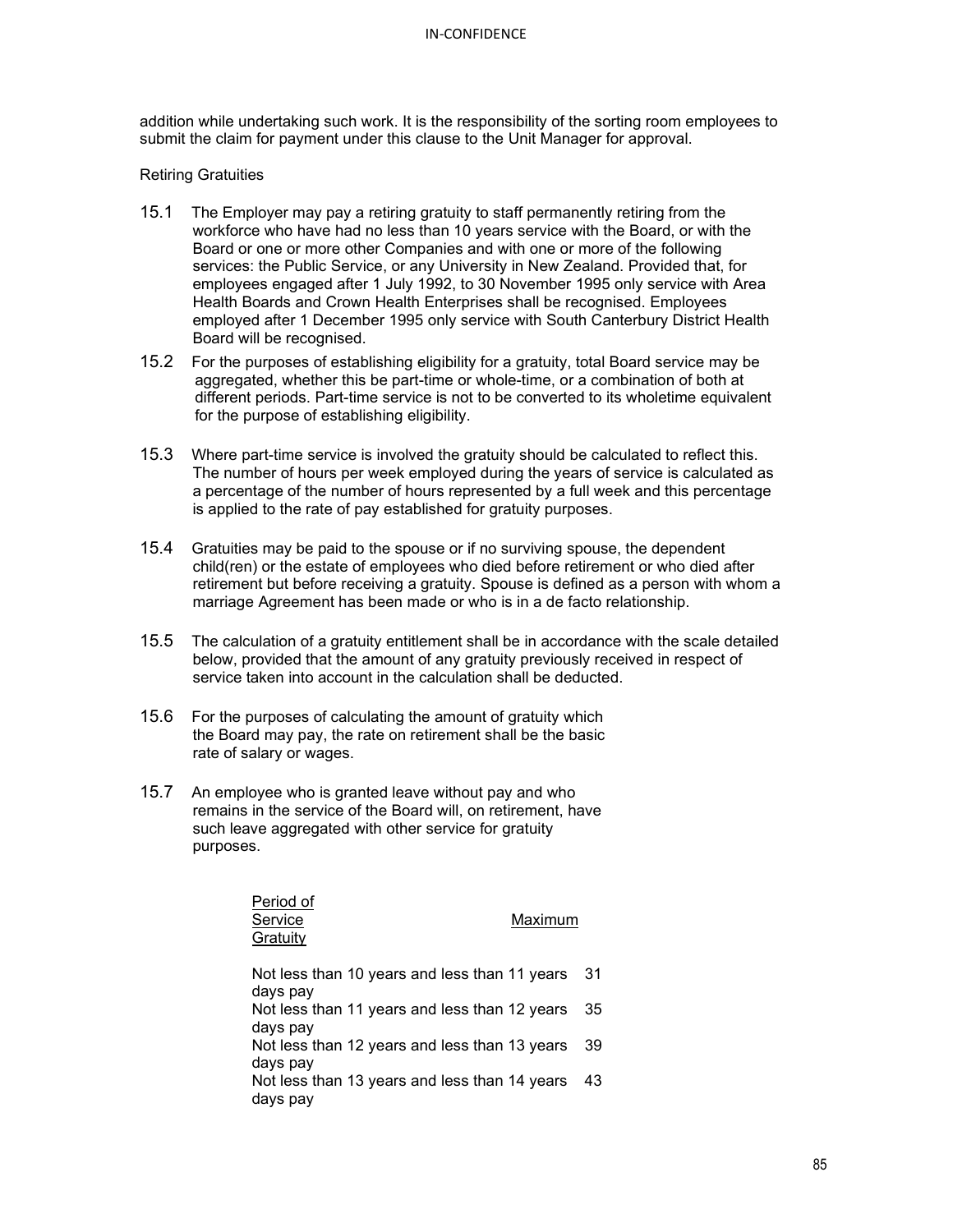addition while undertaking such work. It is the responsibility of the sorting room employees to submit the claim for payment under this clause to the Unit Manager for approval.

Retiring Gratuities

15.1 The Employer may pay a retiring gratuity to staff permanently retiring from the workforce who have had no less than 10 years service with the Board, or with the Board or one or more other Companies and with one or more of the following services: the Public Service, or any University in New Zealand. Provided that, for employees engaged after 1 July 1992, to 30 November 1995 only service with Area Health Boards and Crown Health Enterprises shall be recognised. Employees employed after 1 December 1995 only service with South Canterbury District Health Board will be recognised.

15.2 For the purposes of establishing eligibility for a gratuity, total Board service may be aggregated, whether this be part-time or whole-time, or a combination of both at different periods. Part-time service is not to be converted to its wholetime equivalent for the purpose of establishing eligibility.

15.3 Where part-time service is involved the gratuity should be calculated to reflect this. The number of hours per week employed during the years of service is calculated as a percentage of the number of hours represented by a full week and this percentage is applied to the rate of pay established for gratuity purposes.

15.4 Gratuities may be paid to the spouse or if no surviving spouse, the dependent child(ren) or the estate of employees who died before retirement or who died after retirement but before receiving a gratuity. Spouse is defined as a person with whom a marriage Agreement has been made or who is in a de facto relationship.

15.5 The calculation of a gratuity entitlement shall be in accordance with the scale detailed below, provided that the amount of any gratuity previously received in respect of service taken into account in the calculation shall be deducted.

15.6 For the purposes of calculating the amount of gratuity which the Board may pay, the rate on retirement shall be the basic rate of salary or wages.

15.7 An employee who is granted leave without pay and who remains in the service of the Board will, on retirement, have such leave aggregated with other service for gratuity purposes.

| Period of Service | Maximum Gratuity |
|---|---|
| Not less than 10 years and less than 11 years | 31 days pay |
| Not less than 11 years and less than 12 years | 35 days pay |
| Not less than 12 years and less than 13 years | 39 days pay |
| Not less than 13 years and less than 14 years | 43 days pay |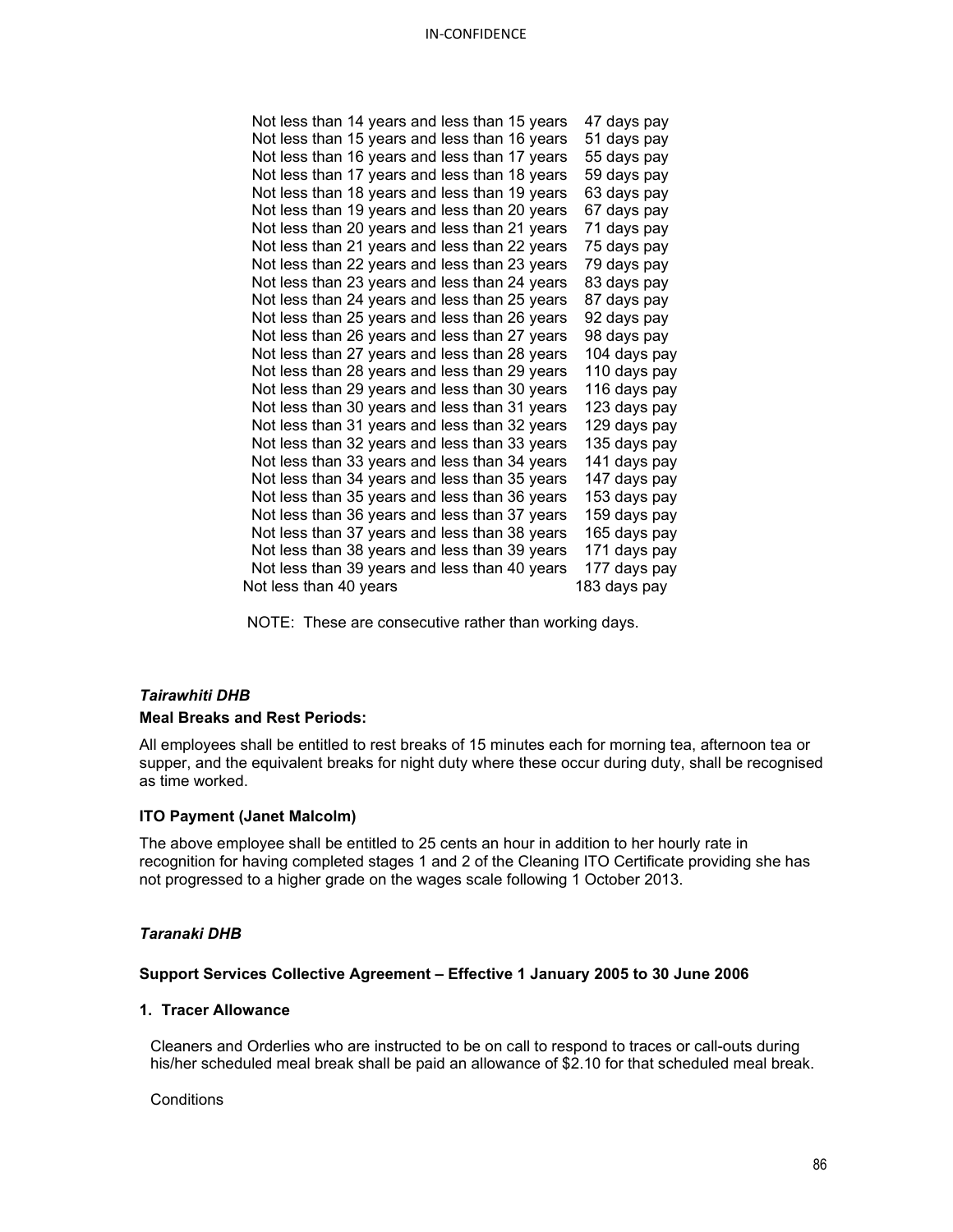| | |
|---|---|
| Not less than 14 years and less than 15 years | 47 days pay |
| Not less than 15 years and less than 16 years | 51 days pay |
| Not less than 16 years and less than 17 years | 55 days pay |
| Not less than 17 years and less than 18 years | 59 days pay |
| Not less than 18 years and less than 19 years | 63 days pay |
| Not less than 19 years and less than 20 years | 67 days pay |
| Not less than 20 years and less than 21 years | 71 days pay |
| Not less than 21 years and less than 22 years | 75 days pay |
| Not less than 22 years and less than 23 years | 79 days pay |
| Not less than 23 years and less than 24 years | 83 days pay |
| Not less than 24 years and less than 25 years | 87 days pay |
| Not less than 25 years and less than 26 years | 92 days pay |
| Not less than 26 years and less than 27 years | 98 days pay |
| Not less than 27 years and less than 28 years | 104 days pay |
| Not less than 28 years and less than 29 years | 110 days pay |
| Not less than 29 years and less than 30 years | 116 days pay |
| Not less than 30 years and less than 31 years | 123 days pay |
| Not less than 31 years and less than 32 years | 129 days pay |
| Not less than 32 years and less than 33 years | 135 days pay |
| Not less than 33 years and less than 34 years | 141 days pay |
| Not less than 34 years and less than 35 years | 147 days pay |
| Not less than 35 years and less than 36 years | 153 days pay |
| Not less than 36 years and less than 37 years | 159 days pay |
| Not less than 37 years and less than 38 years | 165 days pay |
| Not less than 38 years and less than 39 years | 171 days pay |
| Not less than 39 years and less than 40 years | 177 days pay |
| Not less than 40 years | 183 days pay |

NOTE: These are consecutive rather than working days.

### *Tairawhiti DHB*

**Meal Breaks and Rest Periods:**

All employees shall be entitled to rest breaks of 15 minutes each for morning tea, afternoon tea or supper, and the equivalent breaks for night duty where these occur during duty, shall be recognised as time worked.

**ITO Payment (Janet Malcolm)**

The above employee shall be entitled to 25 cents an hour in addition to her hourly rate in recognition for having completed stages 1 and 2 of the Cleaning ITO Certificate providing she has not progressed to a higher grade on the wages scale following 1 October 2013.

### *Taranaki DHB*

**Support Services Collective Agreement – Effective 1 January 2005 to 30 June 2006**

**1. Tracer Allowance**

Cleaners and Orderlies who are instructed to be on call to respond to traces or call-outs during his/her scheduled meal break shall be paid an allowance of $2.10 for that scheduled meal break.

Conditions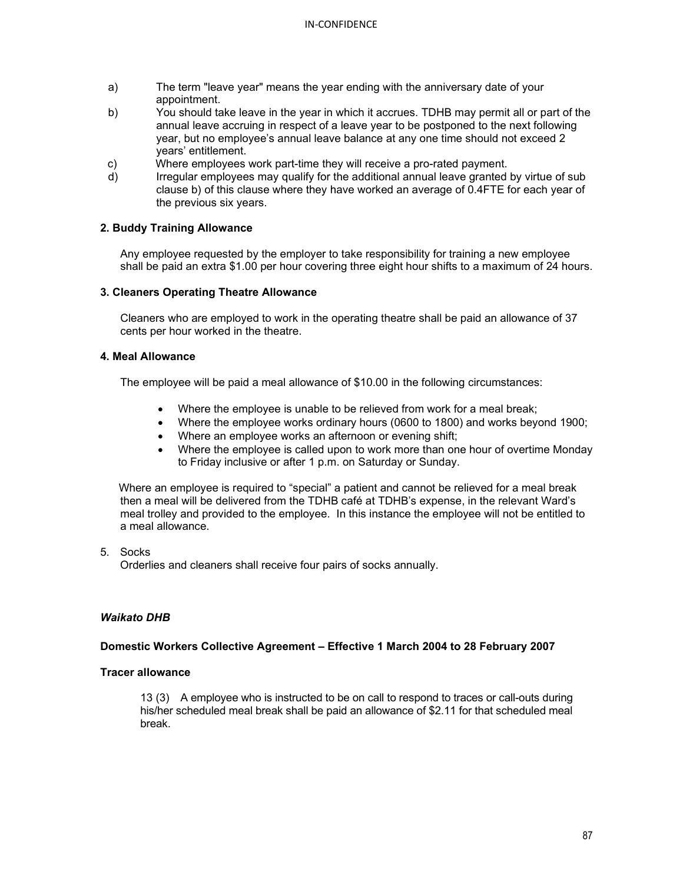a) The term "leave year" means the year ending with the anniversary date of your appointment.

b) You should take leave in the year in which it accrues. TDHB may permit all or part of the annual leave accruing in respect of a leave year to be postponed to the next following year, but no employee's annual leave balance at any one time should not exceed 2 years' entitlement.

c) Where employees work part-time they will receive a pro-rated payment.

d) Irregular employees may qualify for the additional annual leave granted by virtue of sub clause b) of this clause where they have worked an average of 0.4FTE for each year of the previous six years.

**2. Buddy Training Allowance**

Any employee requested by the employer to take responsibility for training a new employee shall be paid an extra $1.00 per hour covering three eight hour shifts to a maximum of 24 hours.

**3. Cleaners Operating Theatre Allowance**

Cleaners who are employed to work in the operating theatre shall be paid an allowance of 37 cents per hour worked in the theatre.

**4. Meal Allowance**

The employee will be paid a meal allowance of $10.00 in the following circumstances:

- Where the employee is unable to be relieved from work for a meal break;
- Where the employee works ordinary hours (0600 to 1800) and works beyond 1900;
- Where an employee works an afternoon or evening shift;
- Where the employee is called upon to work more than one hour of overtime Monday to Friday inclusive or after 1 p.m. on Saturday or Sunday.

Where an employee is required to "special" a patient and cannot be relieved for a meal break then a meal will be delivered from the TDHB café at TDHB's expense, in the relevant Ward's meal trolley and provided to the employee. In this instance the employee will not be entitled to a meal allowance.

5. Socks
Orderlies and cleaners shall receive four pairs of socks annually.

***Waikato DHB***

**Domestic Workers Collective Agreement – Effective 1 March 2004 to 28 February 2007**

**Tracer allowance**

13 (3) A employee who is instructed to be on call to respond to traces or call-outs during his/her scheduled meal break shall be paid an allowance of $2.11 for that scheduled meal break.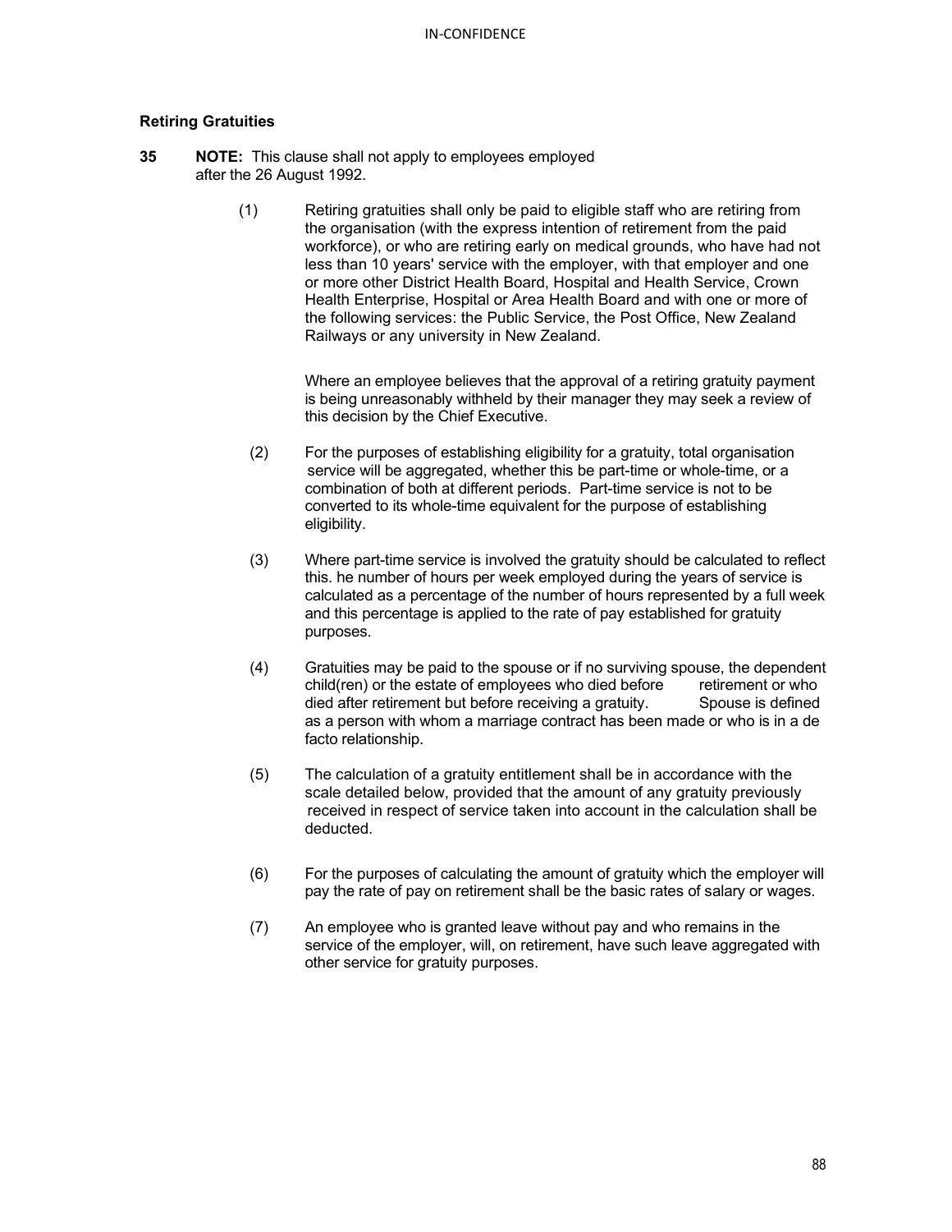### Retiring Gratuities

**35** **NOTE:** This clause shall not apply to employees employed after the 26 August 1992.

(1) Retiring gratuities shall only be paid to eligible staff who are retiring from the organisation (with the express intention of retirement from the paid workforce), or who are retiring early on medical grounds, who have had not less than 10 years' service with the employer, with that employer and one or more other District Health Board, Hospital and Health Service, Crown Health Enterprise, Hospital or Area Health Board and with one or more of the following services: the Public Service, the Post Office, New Zealand Railways or any university in New Zealand.

Where an employee believes that the approval of a retiring gratuity payment is being unreasonably withheld by their manager they may seek a review of this decision by the Chief Executive.

(2) For the purposes of establishing eligibility for a gratuity, total organisation service will be aggregated, whether this be part-time or whole-time, or a combination of both at different periods. Part-time service is not to be converted to its whole-time equivalent for the purpose of establishing eligibility.

(3) Where part-time service is involved the gratuity should be calculated to reflect this. he number of hours per week employed during the years of service is calculated as a percentage of the number of hours represented by a full week and this percentage is applied to the rate of pay established for gratuity purposes.

(4) Gratuities may be paid to the spouse or if no surviving spouse, the dependent child(ren) or the estate of employees who died before retirement or who died after retirement but before receiving a gratuity. Spouse is defined as a person with whom a marriage contract has been made or who is in a de facto relationship.

(5) The calculation of a gratuity entitlement shall be in accordance with the scale detailed below, provided that the amount of any gratuity previously received in respect of service taken into account in the calculation shall be deducted.

(6) For the purposes of calculating the amount of gratuity which the employer will pay the rate of pay on retirement shall be the basic rates of salary or wages.

(7) An employee who is granted leave without pay and who remains in the service of the employer, will, on retirement, have such leave aggregated with other service for gratuity purposes.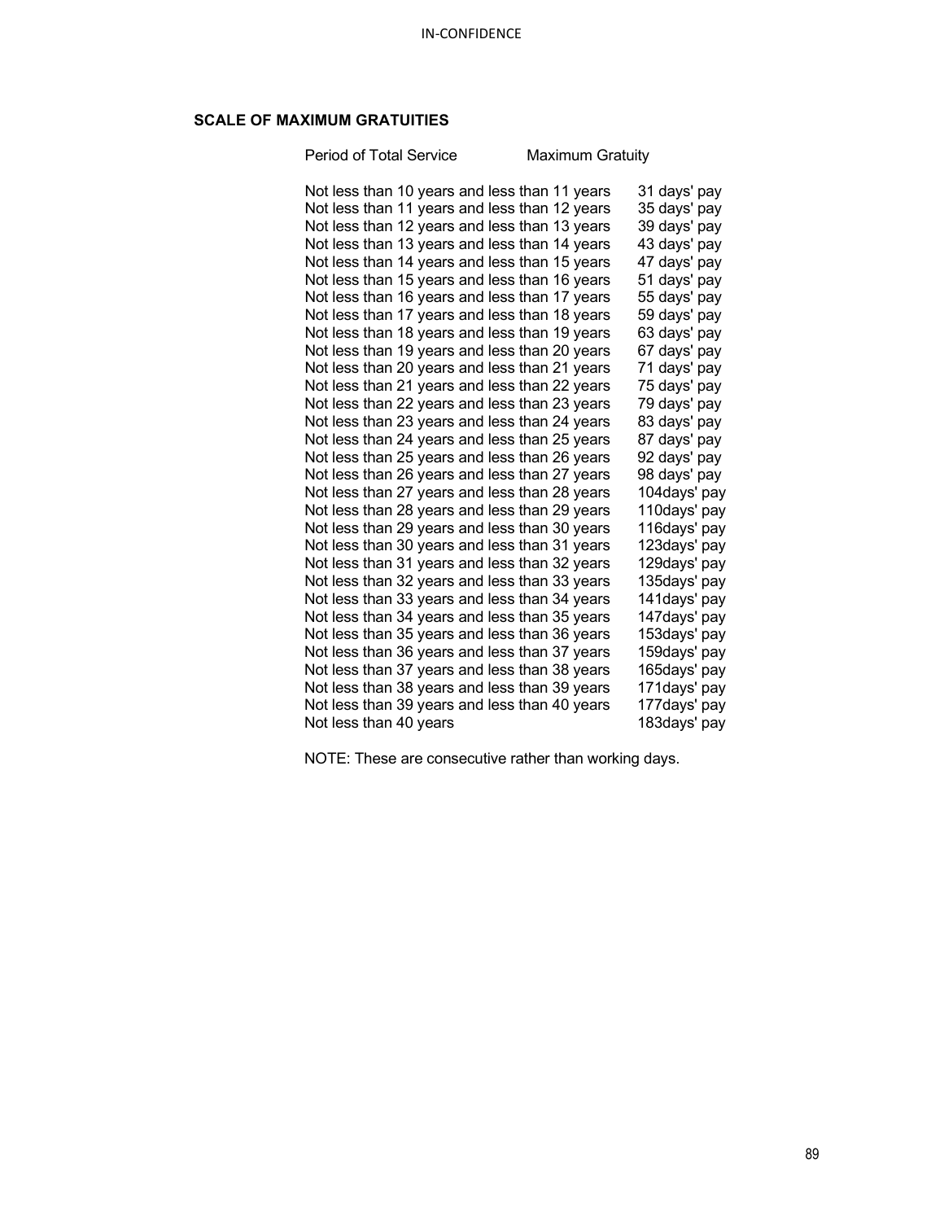**SCALE OF MAXIMUM GRATUITIES**

| Period of Total Service | Maximum Gratuity |
|---|---|
| Not less than 10 years and less than 11 years | 31 days' pay |
| Not less than 11 years and less than 12 years | 35 days' pay |
| Not less than 12 years and less than 13 years | 39 days' pay |
| Not less than 13 years and less than 14 years | 43 days' pay |
| Not less than 14 years and less than 15 years | 47 days' pay |
| Not less than 15 years and less than 16 years | 51 days' pay |
| Not less than 16 years and less than 17 years | 55 days' pay |
| Not less than 17 years and less than 18 years | 59 days' pay |
| Not less than 18 years and less than 19 years | 63 days' pay |
| Not less than 19 years and less than 20 years | 67 days' pay |
| Not less than 20 years and less than 21 years | 71 days' pay |
| Not less than 21 years and less than 22 years | 75 days' pay |
| Not less than 22 years and less than 23 years | 79 days' pay |
| Not less than 23 years and less than 24 years | 83 days' pay |
| Not less than 24 years and less than 25 years | 87 days' pay |
| Not less than 25 years and less than 26 years | 92 days' pay |
| Not less than 26 years and less than 27 years | 98 days' pay |
| Not less than 27 years and less than 28 years | 104days' pay |
| Not less than 28 years and less than 29 years | 110days' pay |
| Not less than 29 years and less than 30 years | 116days' pay |
| Not less than 30 years and less than 31 years | 123days' pay |
| Not less than 31 years and less than 32 years | 129days' pay |
| Not less than 32 years and less than 33 years | 135days' pay |
| Not less than 33 years and less than 34 years | 141days' pay |
| Not less than 34 years and less than 35 years | 147days' pay |
| Not less than 35 years and less than 36 years | 153days' pay |
| Not less than 36 years and less than 37 years | 159days' pay |
| Not less than 37 years and less than 38 years | 165days' pay |
| Not less than 38 years and less than 39 years | 171days' pay |
| Not less than 39 years and less than 40 years | 177days' pay |
| Not less than 40 years | 183days' pay |

NOTE: These are consecutive rather than working days.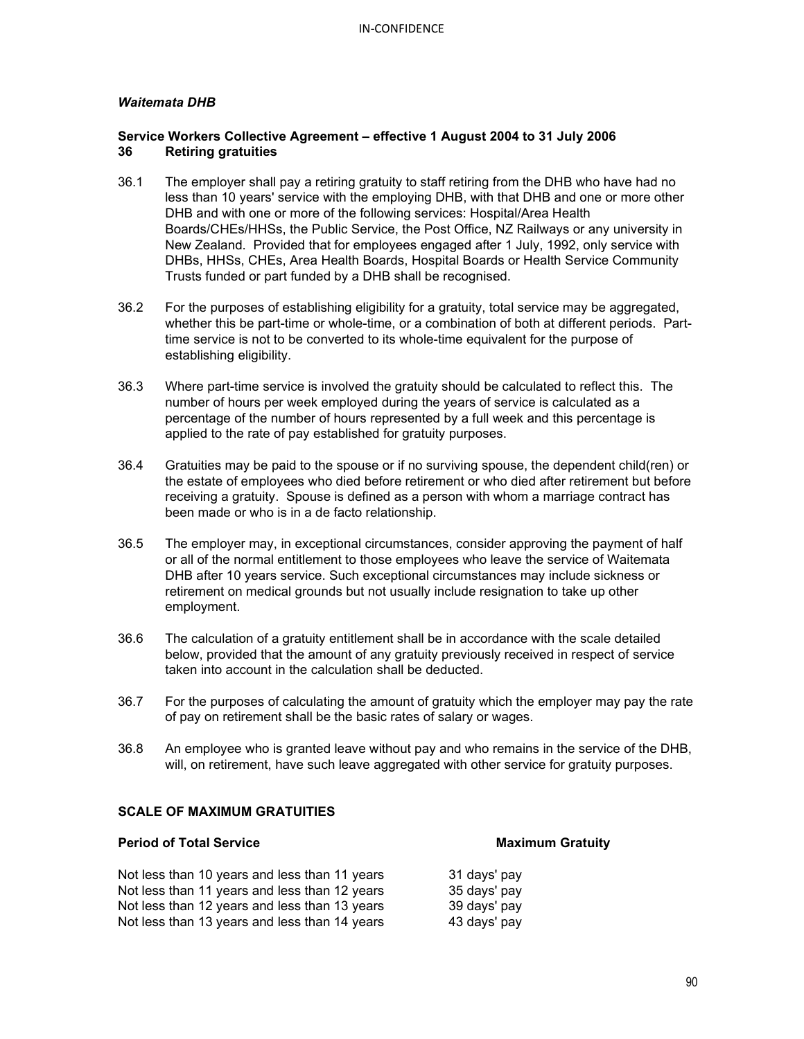*Waitemata DHB*

**Service Workers Collective Agreement – effective 1 August 2004 to 31 July 2006**

**36 Retiring gratuities**

36.1 The employer shall pay a retiring gratuity to staff retiring from the DHB who have had no less than 10 years' service with the employing DHB, with that DHB and one or more other DHB and with one or more of the following services: Hospital/Area Health Boards/CHEs/HHSs, the Public Service, the Post Office, NZ Railways or any university in New Zealand. Provided that for employees engaged after 1 July, 1992, only service with DHBs, HHSs, CHEs, Area Health Boards, Hospital Boards or Health Service Community Trusts funded or part funded by a DHB shall be recognised.

36.2 For the purposes of establishing eligibility for a gratuity, total service may be aggregated, whether this be part-time or whole-time, or a combination of both at different periods. Part-time service is not to be converted to its whole-time equivalent for the purpose of establishing eligibility.

36.3 Where part-time service is involved the gratuity should be calculated to reflect this. The number of hours per week employed during the years of service is calculated as a percentage of the number of hours represented by a full week and this percentage is applied to the rate of pay established for gratuity purposes.

36.4 Gratuities may be paid to the spouse or if no surviving spouse, the dependent child(ren) or the estate of employees who died before retirement or who died after retirement but before receiving a gratuity. Spouse is defined as a person with whom a marriage contract has been made or who is in a de facto relationship.

36.5 The employer may, in exceptional circumstances, consider approving the payment of half or all of the normal entitlement to those employees who leave the service of Waitemata DHB after 10 years service. Such exceptional circumstances may include sickness or retirement on medical grounds but not usually include resignation to take up other employment.

36.6 The calculation of a gratuity entitlement shall be in accordance with the scale detailed below, provided that the amount of any gratuity previously received in respect of service taken into account in the calculation shall be deducted.

36.7 For the purposes of calculating the amount of gratuity which the employer may pay the rate of pay on retirement shall be the basic rates of salary or wages.

36.8 An employee who is granted leave without pay and who remains in the service of the DHB, will, on retirement, have such leave aggregated with other service for gratuity purposes.

**SCALE OF MAXIMUM GRATUITIES**

| **Period of Total Service** | **Maximum Gratuity** |
|---|---|
| Not less than 10 years and less than 11 years | 31 days' pay |
| Not less than 11 years and less than 12 years | 35 days' pay |
| Not less than 12 years and less than 13 years | 39 days' pay |
| Not less than 13 years and less than 14 years | 43 days' pay |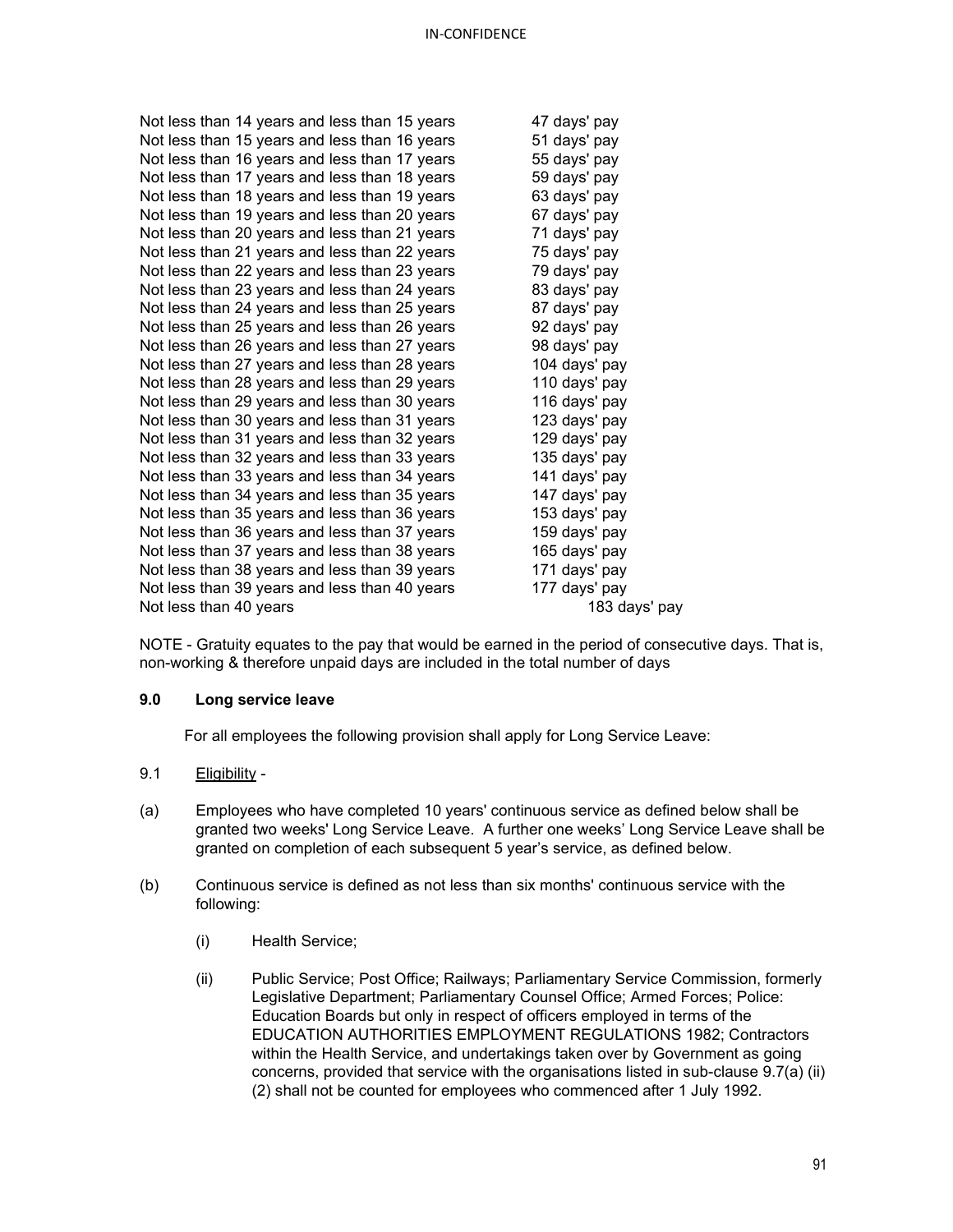| | |
|---|---|
| Not less than 14 years and less than 15 years | 47 days' pay |
| Not less than 15 years and less than 16 years | 51 days' pay |
| Not less than 16 years and less than 17 years | 55 days' pay |
| Not less than 17 years and less than 18 years | 59 days' pay |
| Not less than 18 years and less than 19 years | 63 days' pay |
| Not less than 19 years and less than 20 years | 67 days' pay |
| Not less than 20 years and less than 21 years | 71 days' pay |
| Not less than 21 years and less than 22 years | 75 days' pay |
| Not less than 22 years and less than 23 years | 79 days' pay |
| Not less than 23 years and less than 24 years | 83 days' pay |
| Not less than 24 years and less than 25 years | 87 days' pay |
| Not less than 25 years and less than 26 years | 92 days' pay |
| Not less than 26 years and less than 27 years | 98 days' pay |
| Not less than 27 years and less than 28 years | 104 days' pay |
| Not less than 28 years and less than 29 years | 110 days' pay |
| Not less than 29 years and less than 30 years | 116 days' pay |
| Not less than 30 years and less than 31 years | 123 days' pay |
| Not less than 31 years and less than 32 years | 129 days' pay |
| Not less than 32 years and less than 33 years | 135 days' pay |
| Not less than 33 years and less than 34 years | 141 days' pay |
| Not less than 34 years and less than 35 years | 147 days' pay |
| Not less than 35 years and less than 36 years | 153 days' pay |
| Not less than 36 years and less than 37 years | 159 days' pay |
| Not less than 37 years and less than 38 years | 165 days' pay |
| Not less than 38 years and less than 39 years | 171 days' pay |
| Not less than 39 years and less than 40 years | 177 days' pay |
| Not less than 40 years | 183 days' pay |

NOTE - Gratuity equates to the pay that would be earned in the period of consecutive days. That is, non-working & therefore unpaid days are included in the total number of days

## 9.0 Long service leave

For all employees the following provision shall apply for Long Service Leave:

9.1 Eligibility -

(a) Employees who have completed 10 years' continuous service as defined below shall be granted two weeks' Long Service Leave. A further one weeks' Long Service Leave shall be granted on completion of each subsequent 5 year's service, as defined below.

(b) Continuous service is defined as not less than six months' continuous service with the following:

(i) Health Service;

(ii) Public Service; Post Office; Railways; Parliamentary Service Commission, formerly Legislative Department; Parliamentary Counsel Office; Armed Forces; Police: Education Boards but only in respect of officers employed in terms of the EDUCATION AUTHORITIES EMPLOYMENT REGULATIONS 1982; Contractors within the Health Service, and undertakings taken over by Government as going concerns, provided that service with the organisations listed in sub-clause 9.7(a) (ii) (2) shall not be counted for employees who commenced after 1 July 1992.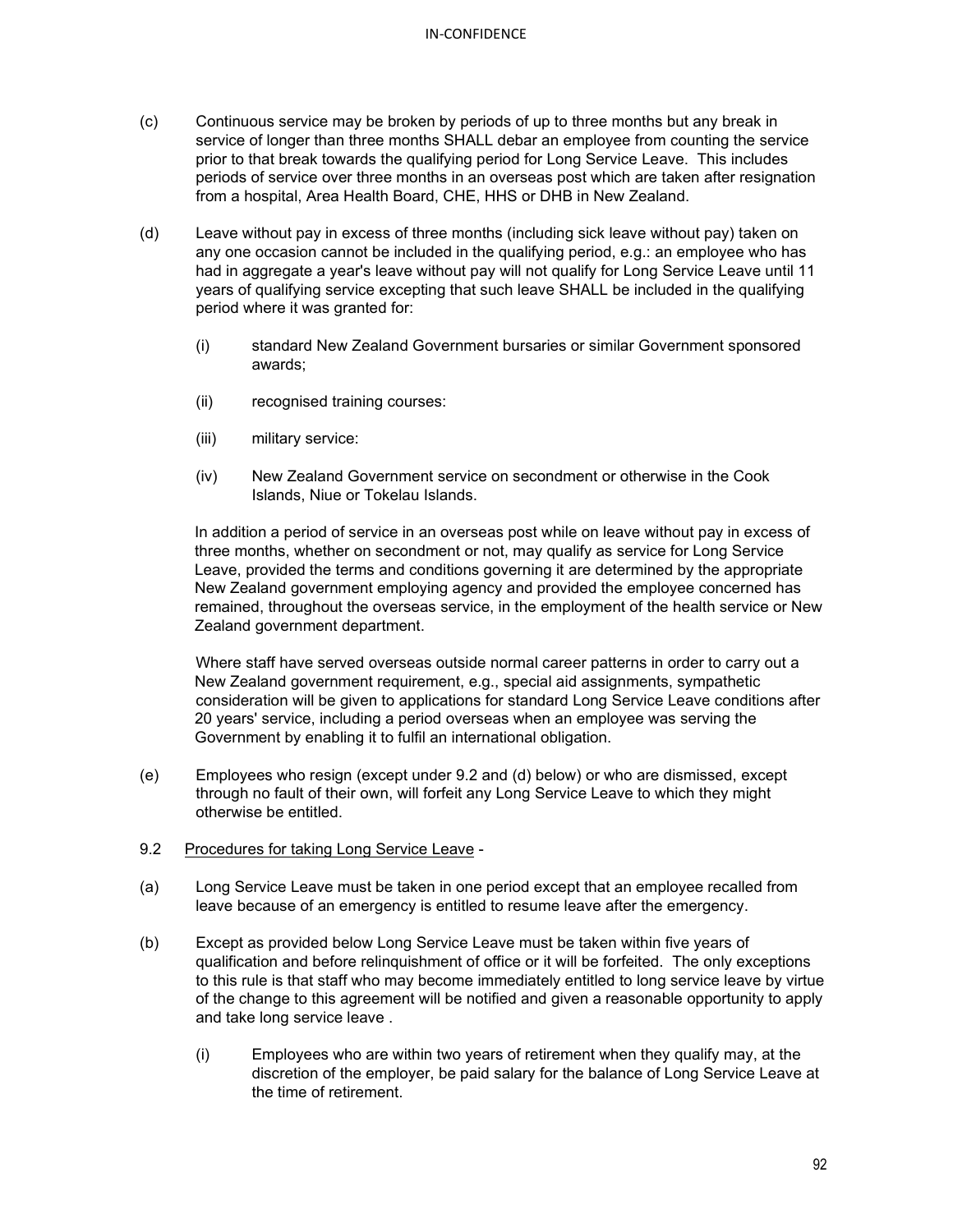(c) Continuous service may be broken by periods of up to three months but any break in service of longer than three months SHALL debar an employee from counting the service prior to that break towards the qualifying period for Long Service Leave. This includes periods of service over three months in an overseas post which are taken after resignation from a hospital, Area Health Board, CHE, HHS or DHB in New Zealand.

(d) Leave without pay in excess of three months (including sick leave without pay) taken on any one occasion cannot be included in the qualifying period, e.g.: an employee who has had in aggregate a year's leave without pay will not qualify for Long Service Leave until 11 years of qualifying service excepting that such leave SHALL be included in the qualifying period where it was granted for:

   (i) standard New Zealand Government bursaries or similar Government sponsored awards;

   (ii) recognised training courses:

   (iii) military service:

   (iv) New Zealand Government service on secondment or otherwise in the Cook Islands, Niue or Tokelau Islands.

   In addition a period of service in an overseas post while on leave without pay in excess of three months, whether on secondment or not, may qualify as service for Long Service Leave, provided the terms and conditions governing it are determined by the appropriate New Zealand government employing agency and provided the employee concerned has remained, throughout the overseas service, in the employment of the health service or New Zealand government department.

   Where staff have served overseas outside normal career patterns in order to carry out a New Zealand government requirement, e.g., special aid assignments, sympathetic consideration will be given to applications for standard Long Service Leave conditions after 20 years' service, including a period overseas when an employee was serving the Government by enabling it to fulfil an international obligation.

(e) Employees who resign (except under 9.2 and (d) below) or who are dismissed, except through no fault of their own, will forfeit any Long Service Leave to which they might otherwise be entitled.

9.2 Procedures for taking Long Service Leave -

(a) Long Service Leave must be taken in one period except that an employee recalled from leave because of an emergency is entitled to resume leave after the emergency.

(b) Except as provided below Long Service Leave must be taken within five years of qualification and before relinquishment of office or it will be forfeited. The only exceptions to this rule is that staff who may become immediately entitled to long service leave by virtue of the change to this agreement will be notified and given a reasonable opportunity to apply and take long service leave .

   (i) Employees who are within two years of retirement when they qualify may, at the discretion of the employer, be paid salary for the balance of Long Service Leave at the time of retirement.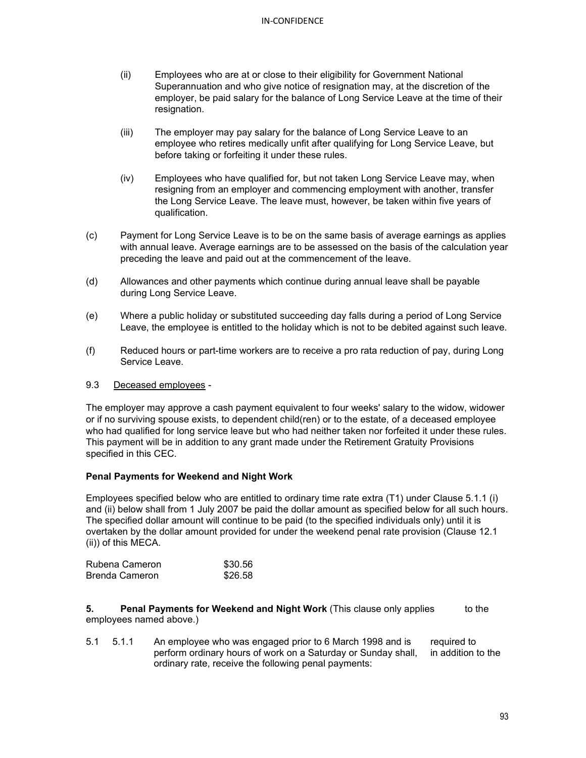(ii) Employees who are at or close to their eligibility for Government National Superannuation and who give notice of resignation may, at the discretion of the employer, be paid salary for the balance of Long Service Leave at the time of their resignation.

(iii) The employer may pay salary for the balance of Long Service Leave to an employee who retires medically unfit after qualifying for Long Service Leave, but before taking or forfeiting it under these rules.

(iv) Employees who have qualified for, but not taken Long Service Leave may, when resigning from an employer and commencing employment with another, transfer the Long Service Leave. The leave must, however, be taken within five years of qualification.

(c) Payment for Long Service Leave is to be on the same basis of average earnings as applies with annual leave. Average earnings are to be assessed on the basis of the calculation year preceding the leave and paid out at the commencement of the leave.

(d) Allowances and other payments which continue during annual leave shall be payable during Long Service Leave.

(e) Where a public holiday or substituted succeeding day falls during a period of Long Service Leave, the employee is entitled to the holiday which is not to be debited against such leave.

(f) Reduced hours or part-time workers are to receive a pro rata reduction of pay, during Long Service Leave.

9.3 Deceased employees -

The employer may approve a cash payment equivalent to four weeks' salary to the widow, widower or if no surviving spouse exists, to dependent child(ren) or to the estate, of a deceased employee who had qualified for long service leave but who had neither taken nor forfeited it under these rules. This payment will be in addition to any grant made under the Retirement Gratuity Provisions specified in this CEC.

**Penal Payments for Weekend and Night Work**

Employees specified below who are entitled to ordinary time rate extra (T1) under Clause 5.1.1 (i) and (ii) below shall from 1 July 2007 be paid the dollar amount as specified below for all such hours. The specified dollar amount will continue to be paid (to the specified individuals only) until it is overtaken by the dollar amount provided for under the weekend penal rate provision (Clause 12.1 (ii)) of this MECA.

| | |
|---|---|
| Rubena Cameron | $30.56 |
| Brenda Cameron | $26.58 |

**5. Penal Payments for Weekend and Night Work** (This clause only applies to the employees named above.)

5.1 5.1.1 An employee who was engaged prior to 6 March 1998 and is required to perform ordinary hours of work on a Saturday or Sunday shall, in addition to the ordinary rate, receive the following penal payments: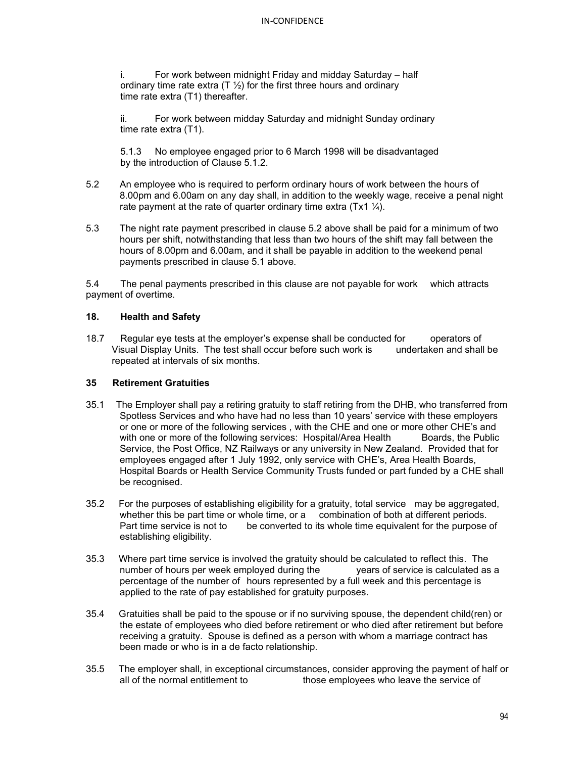i. For work between midnight Friday and midday Saturday – half ordinary time rate extra (T ½) for the first three hours and ordinary time rate extra (T1) thereafter.

ii. For work between midday Saturday and midnight Sunday ordinary time rate extra (T1).

5.1.3 No employee engaged prior to 6 March 1998 will be disadvantaged by the introduction of Clause 5.1.2.

5.2 An employee who is required to perform ordinary hours of work between the hours of 8.00pm and 6.00am on any day shall, in addition to the weekly wage, receive a penal night rate payment at the rate of quarter ordinary time extra (Tx1 ¼).

5.3 The night rate payment prescribed in clause 5.2 above shall be paid for a minimum of two hours per shift, notwithstanding that less than two hours of the shift may fall between the hours of 8.00pm and 6.00am, and it shall be payable in addition to the weekend penal payments prescribed in clause 5.1 above.

5.4 The penal payments prescribed in this clause are not payable for work which attracts payment of overtime.

**18. Health and Safety**

18.7 Regular eye tests at the employer's expense shall be conducted for operators of Visual Display Units. The test shall occur before such work is undertaken and shall be repeated at intervals of six months.

**35 Retirement Gratuities**

35.1 The Employer shall pay a retiring gratuity to staff retiring from the DHB, who transferred from Spotless Services and who have had no less than 10 years' service with these employers or one or more of the following services , with the CHE and one or more other CHE's and with one or more of the following services: Hospital/Area Health Boards, the Public Service, the Post Office, NZ Railways or any university in New Zealand. Provided that for employees engaged after 1 July 1992, only service with CHE's, Area Health Boards, Hospital Boards or Health Service Community Trusts funded or part funded by a CHE shall be recognised.

35.2 For the purposes of establishing eligibility for a gratuity, total service may be aggregated, whether this be part time or whole time, or a combination of both at different periods. Part time service is not to be converted to its whole time equivalent for the purpose of establishing eligibility.

35.3 Where part time service is involved the gratuity should be calculated to reflect this. The number of hours per week employed during the years of service is calculated as a percentage of the number of hours represented by a full week and this percentage is applied to the rate of pay established for gratuity purposes.

35.4 Gratuities shall be paid to the spouse or if no surviving spouse, the dependent child(ren) or the estate of employees who died before retirement or who died after retirement but before receiving a gratuity. Spouse is defined as a person with whom a marriage contract has been made or who is in a de facto relationship.

35.5 The employer shall, in exceptional circumstances, consider approving the payment of half or all of the normal entitlement to those employees who leave the service of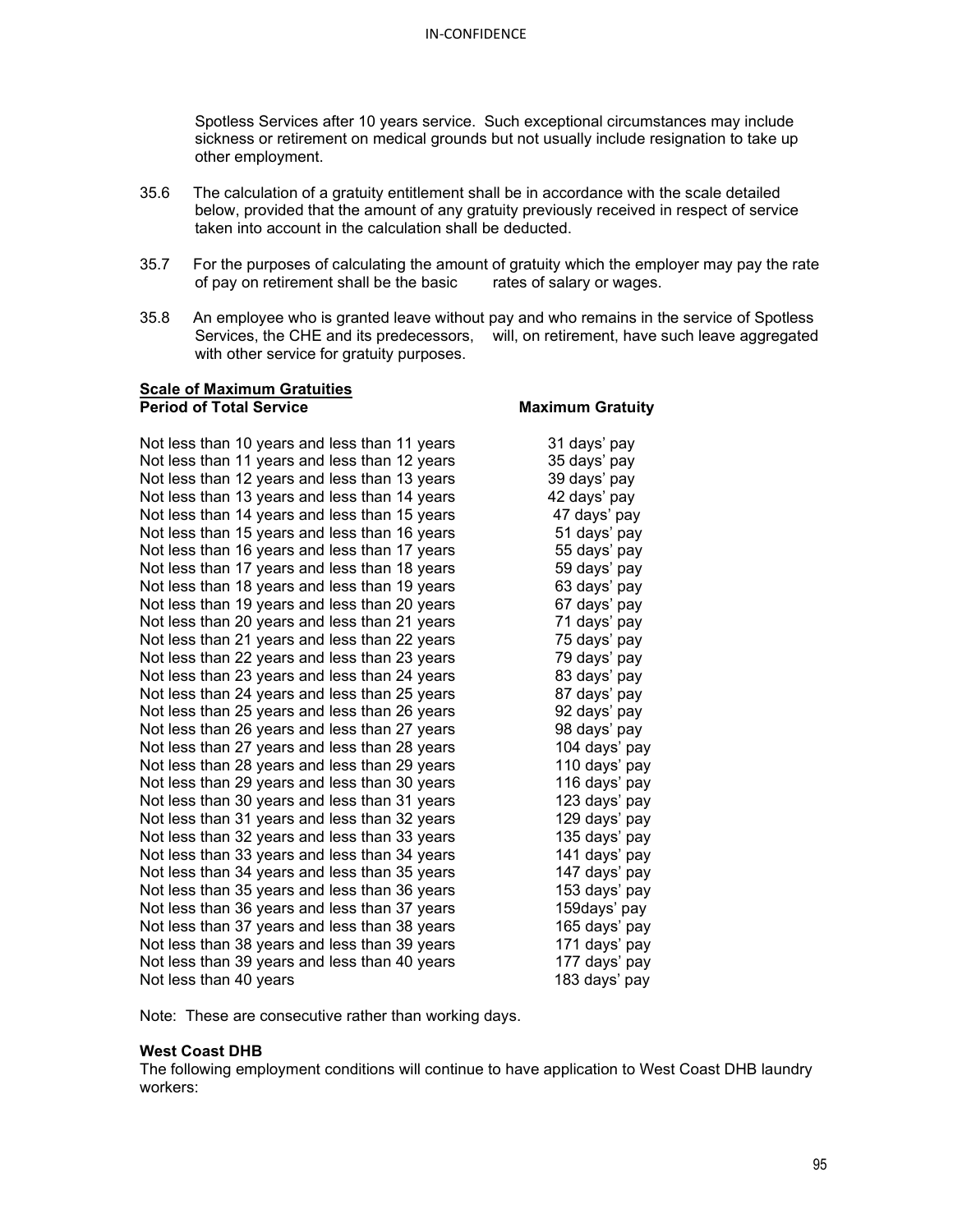Spotless Services after 10 years service. Such exceptional circumstances may include sickness or retirement on medical grounds but not usually include resignation to take up other employment.

35.6 The calculation of a gratuity entitlement shall be in accordance with the scale detailed below, provided that the amount of any gratuity previously received in respect of service taken into account in the calculation shall be deducted.

35.7 For the purposes of calculating the amount of gratuity which the employer may pay the rate of pay on retirement shall be the basic rates of salary or wages.

35.8 An employee who is granted leave without pay and who remains in the service of Spotless Services, the CHE and its predecessors, will, on retirement, have such leave aggregated with other service for gratuity purposes.

**Scale of Maximum Gratuities**

| Period of Total Service | Maximum Gratuity |
|---|---|
| Not less than 10 years and less than 11 years | 31 days' pay |
| Not less than 11 years and less than 12 years | 35 days' pay |
| Not less than 12 years and less than 13 years | 39 days' pay |
| Not less than 13 years and less than 14 years | 42 days' pay |
| Not less than 14 years and less than 15 years | 47 days' pay |
| Not less than 15 years and less than 16 years | 51 days' pay |
| Not less than 16 years and less than 17 years | 55 days' pay |
| Not less than 17 years and less than 18 years | 59 days' pay |
| Not less than 18 years and less than 19 years | 63 days' pay |
| Not less than 19 years and less than 20 years | 67 days' pay |
| Not less than 20 years and less than 21 years | 71 days' pay |
| Not less than 21 years and less than 22 years | 75 days' pay |
| Not less than 22 years and less than 23 years | 79 days' pay |
| Not less than 23 years and less than 24 years | 83 days' pay |
| Not less than 24 years and less than 25 years | 87 days' pay |
| Not less than 25 years and less than 26 years | 92 days' pay |
| Not less than 26 years and less than 27 years | 98 days' pay |
| Not less than 27 years and less than 28 years | 104 days' pay |
| Not less than 28 years and less than 29 years | 110 days' pay |
| Not less than 29 years and less than 30 years | 116 days' pay |
| Not less than 30 years and less than 31 years | 123 days' pay |
| Not less than 31 years and less than 32 years | 129 days' pay |
| Not less than 32 years and less than 33 years | 135 days' pay |
| Not less than 33 years and less than 34 years | 141 days' pay |
| Not less than 34 years and less than 35 years | 147 days' pay |
| Not less than 35 years and less than 36 years | 153 days' pay |
| Not less than 36 years and less than 37 years | 159days' pay |
| Not less than 37 years and less than 38 years | 165 days' pay |
| Not less than 38 years and less than 39 years | 171 days' pay |
| Not less than 39 years and less than 40 years | 177 days' pay |
| Not less than 40 years | 183 days' pay |

Note: These are consecutive rather than working days.

**West Coast DHB**

The following employment conditions will continue to have application to West Coast DHB laundry workers: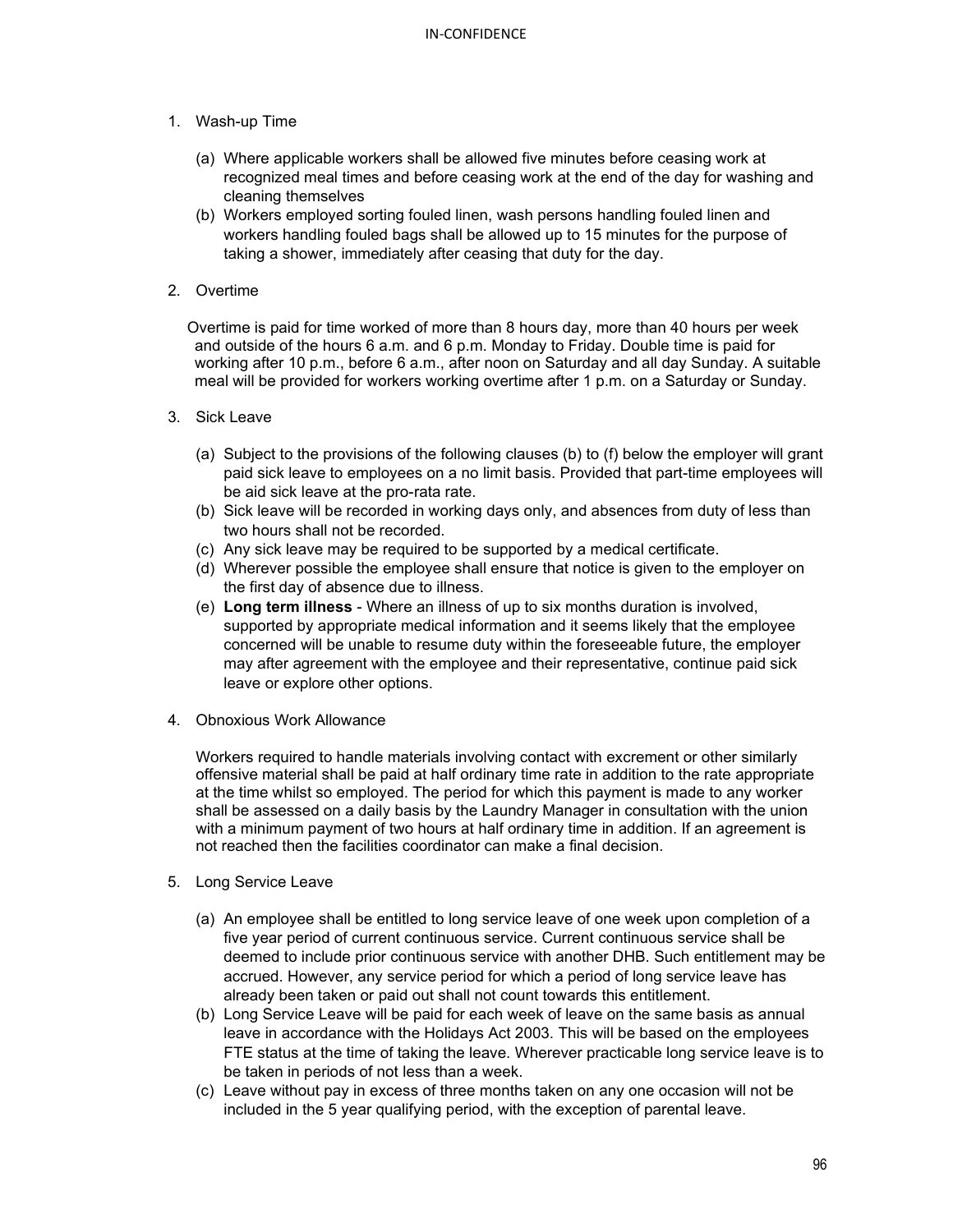1. Wash-up Time

   (a) Where applicable workers shall be allowed five minutes before ceasing work at recognized meal times and before ceasing work at the end of the day for washing and cleaning themselves
   (b) Workers employed sorting fouled linen, wash persons handling fouled linen and workers handling fouled bags shall be allowed up to 15 minutes for the purpose of taking a shower, immediately after ceasing that duty for the day.

2. Overtime

   Overtime is paid for time worked of more than 8 hours day, more than 40 hours per week and outside of the hours 6 a.m. and 6 p.m. Monday to Friday. Double time is paid for working after 10 p.m., before 6 a.m., after noon on Saturday and all day Sunday. A suitable meal will be provided for workers working overtime after 1 p.m. on a Saturday or Sunday.

3. Sick Leave

   (a) Subject to the provisions of the following clauses (b) to (f) below the employer will grant paid sick leave to employees on a no limit basis. Provided that part-time employees will be aid sick leave at the pro-rata rate.
   (b) Sick leave will be recorded in working days only, and absences from duty of less than two hours shall not be recorded.
   (c) Any sick leave may be required to be supported by a medical certificate.
   (d) Wherever possible the employee shall ensure that notice is given to the employer on the first day of absence due to illness.
   (e) **Long term illness** - Where an illness of up to six months duration is involved, supported by appropriate medical information and it seems likely that the employee concerned will be unable to resume duty within the foreseeable future, the employer may after agreement with the employee and their representative, continue paid sick leave or explore other options.

4. Obnoxious Work Allowance

   Workers required to handle materials involving contact with excrement or other similarly offensive material shall be paid at half ordinary time rate in addition to the rate appropriate at the time whilst so employed. The period for which this payment is made to any worker shall be assessed on a daily basis by the Laundry Manager in consultation with the union with a minimum payment of two hours at half ordinary time in addition. If an agreement is not reached then the facilities coordinator can make a final decision.

5. Long Service Leave

   (a) An employee shall be entitled to long service leave of one week upon completion of a five year period of current continuous service. Current continuous service shall be deemed to include prior continuous service with another DHB. Such entitlement may be accrued. However, any service period for which a period of long service leave has already been taken or paid out shall not count towards this entitlement.
   (b) Long Service Leave will be paid for each week of leave on the same basis as annual leave in accordance with the Holidays Act 2003. This will be based on the employees FTE status at the time of taking the leave. Wherever practicable long service leave is to be taken in periods of not less than a week.
   (c) Leave without pay in excess of three months taken on any one occasion will not be included in the 5 year qualifying period, with the exception of parental leave.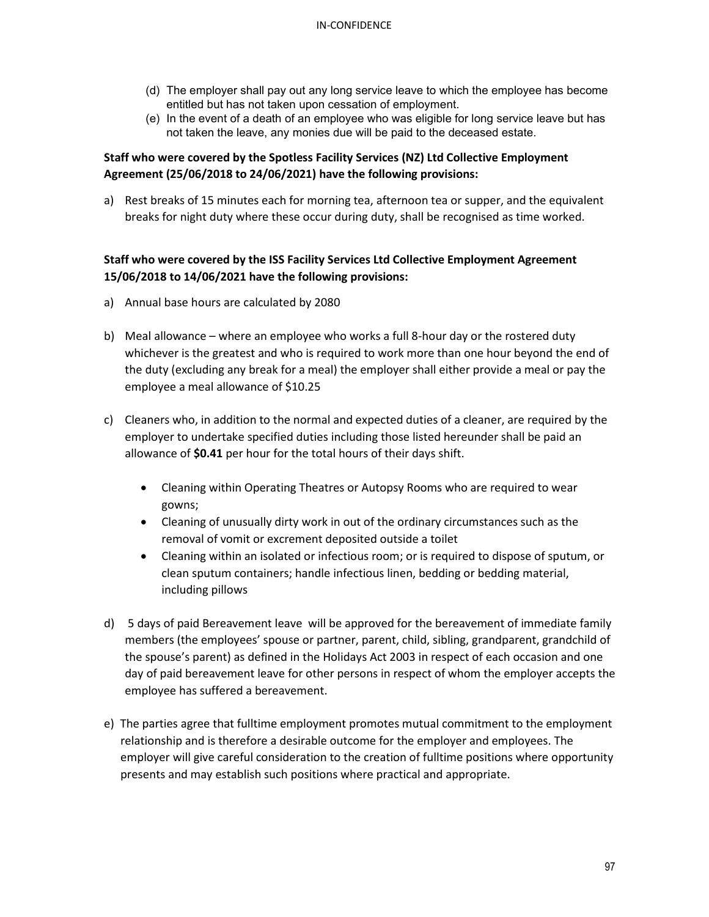(d) The employer shall pay out any long service leave to which the employee has become entitled but has not taken upon cessation of employment.

(e) In the event of a death of an employee who was eligible for long service leave but has not taken the leave, any monies due will be paid to the deceased estate.

**Staff who were covered by the Spotless Facility Services (NZ) Ltd Collective Employment Agreement (25/06/2018 to 24/06/2021) have the following provisions:**

a) Rest breaks of 15 minutes each for morning tea, afternoon tea or supper, and the equivalent breaks for night duty where these occur during duty, shall be recognised as time worked.

**Staff who were covered by the ISS Facility Services Ltd Collective Employment Agreement 15/06/2018 to 14/06/2021 have the following provisions:**

a) Annual base hours are calculated by 2080

b) Meal allowance – where an employee who works a full 8-hour day or the rostered duty whichever is the greatest and who is required to work more than one hour beyond the end of the duty (excluding any break for a meal) the employer shall either provide a meal or pay the employee a meal allowance of $10.25

c) Cleaners who, in addition to the normal and expected duties of a cleaner, are required by the employer to undertake specified duties including those listed hereunder shall be paid an allowance of **$0.41** per hour for the total hours of their days shift.

- Cleaning within Operating Theatres or Autopsy Rooms who are required to wear gowns;
- Cleaning of unusually dirty work in out of the ordinary circumstances such as the removal of vomit or excrement deposited outside a toilet
- Cleaning within an isolated or infectious room; or is required to dispose of sputum, or clean sputum containers; handle infectious linen, bedding or bedding material, including pillows

d) 5 days of paid Bereavement leave will be approved for the bereavement of immediate family members (the employees' spouse or partner, parent, child, sibling, grandparent, grandchild of the spouse's parent) as defined in the Holidays Act 2003 in respect of each occasion and one day of paid bereavement leave for other persons in respect of whom the employer accepts the employee has suffered a bereavement.

e) The parties agree that fulltime employment promotes mutual commitment to the employment relationship and is therefore a desirable outcome for the employer and employees. The employer will give careful consideration to the creation of fulltime positions where opportunity presents and may establish such positions where practical and appropriate.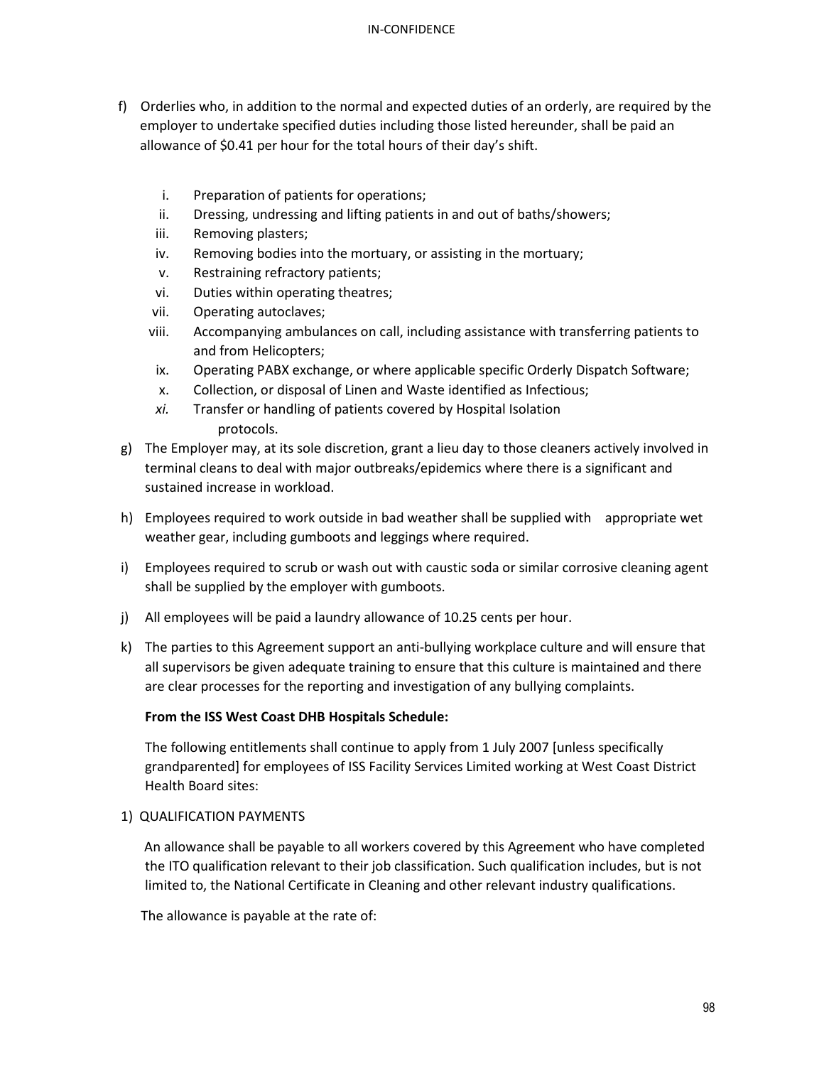f) Orderlies who, in addition to the normal and expected duties of an orderly, are required by the employer to undertake specified duties including those listed hereunder, shall be paid an allowance of $0.41 per hour for the total hours of their day's shift.

   i. Preparation of patients for operations;
   ii. Dressing, undressing and lifting patients in and out of baths/showers;
   iii. Removing plasters;
   iv. Removing bodies into the mortuary, or assisting in the mortuary;
   v. Restraining refractory patients;
   vi. Duties within operating theatres;
   vii. Operating autoclaves;
   viii. Accompanying ambulances on call, including assistance with transferring patients to and from Helicopters;
   ix. Operating PABX exchange, or where applicable specific Orderly Dispatch Software;
   x. Collection, or disposal of Linen and Waste identified as Infectious;
   *xi.* Transfer or handling of patients covered by Hospital Isolation protocols.

g) The Employer may, at its sole discretion, grant a lieu day to those cleaners actively involved in terminal cleans to deal with major outbreaks/epidemics where there is a significant and sustained increase in workload.

h) Employees required to work outside in bad weather shall be supplied with appropriate wet weather gear, including gumboots and leggings where required.

i) Employees required to scrub or wash out with caustic soda or similar corrosive cleaning agent shall be supplied by the employer with gumboots.

j) All employees will be paid a laundry allowance of 10.25 cents per hour.

k) The parties to this Agreement support an anti-bullying workplace culture and will ensure that all supervisors be given adequate training to ensure that this culture is maintained and there are clear processes for the reporting and investigation of any bullying complaints.

**From the ISS West Coast DHB Hospitals Schedule:**

The following entitlements shall continue to apply from 1 July 2007 [unless specifically grandparented] for employees of ISS Facility Services Limited working at West Coast District Health Board sites:

1) QUALIFICATION PAYMENTS

An allowance shall be payable to all workers covered by this Agreement who have completed the ITO qualification relevant to their job classification. Such qualification includes, but is not limited to, the National Certificate in Cleaning and other relevant industry qualifications.

The allowance is payable at the rate of: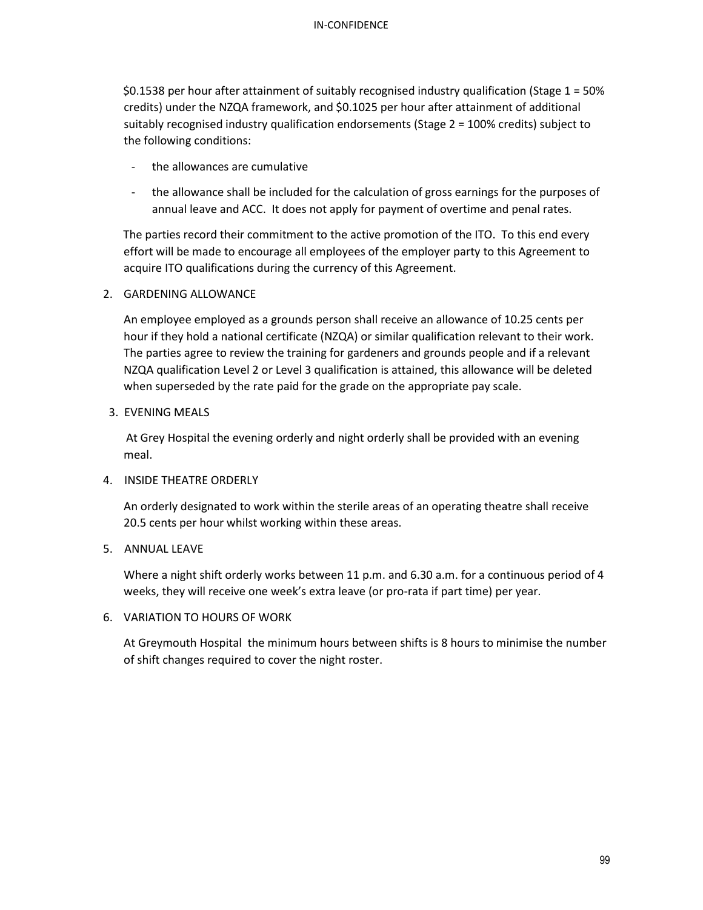$0.1538 per hour after attainment of suitably recognised industry qualification (Stage 1 = 50% credits) under the NZQA framework, and $0.1025 per hour after attainment of additional suitably recognised industry qualification endorsements (Stage 2 = 100% credits) subject to the following conditions:

- the allowances are cumulative
- the allowance shall be included for the calculation of gross earnings for the purposes of annual leave and ACC. It does not apply for payment of overtime and penal rates.

The parties record their commitment to the active promotion of the ITO. To this end every effort will be made to encourage all employees of the employer party to this Agreement to acquire ITO qualifications during the currency of this Agreement.

2. GARDENING ALLOWANCE

   An employee employed as a grounds person shall receive an allowance of 10.25 cents per hour if they hold a national certificate (NZQA) or similar qualification relevant to their work. The parties agree to review the training for gardeners and grounds people and if a relevant NZQA qualification Level 2 or Level 3 qualification is attained, this allowance will be deleted when superseded by the rate paid for the grade on the appropriate pay scale.

3. EVENING MEALS

   At Grey Hospital the evening orderly and night orderly shall be provided with an evening meal.

4. INSIDE THEATRE ORDERLY

   An orderly designated to work within the sterile areas of an operating theatre shall receive 20.5 cents per hour whilst working within these areas.

5. ANNUAL LEAVE

   Where a night shift orderly works between 11 p.m. and 6.30 a.m. for a continuous period of 4 weeks, they will receive one week's extra leave (or pro-rata if part time) per year.

6. VARIATION TO HOURS OF WORK

   At Greymouth Hospital the minimum hours between shifts is 8 hours to minimise the number of shift changes required to cover the night roster.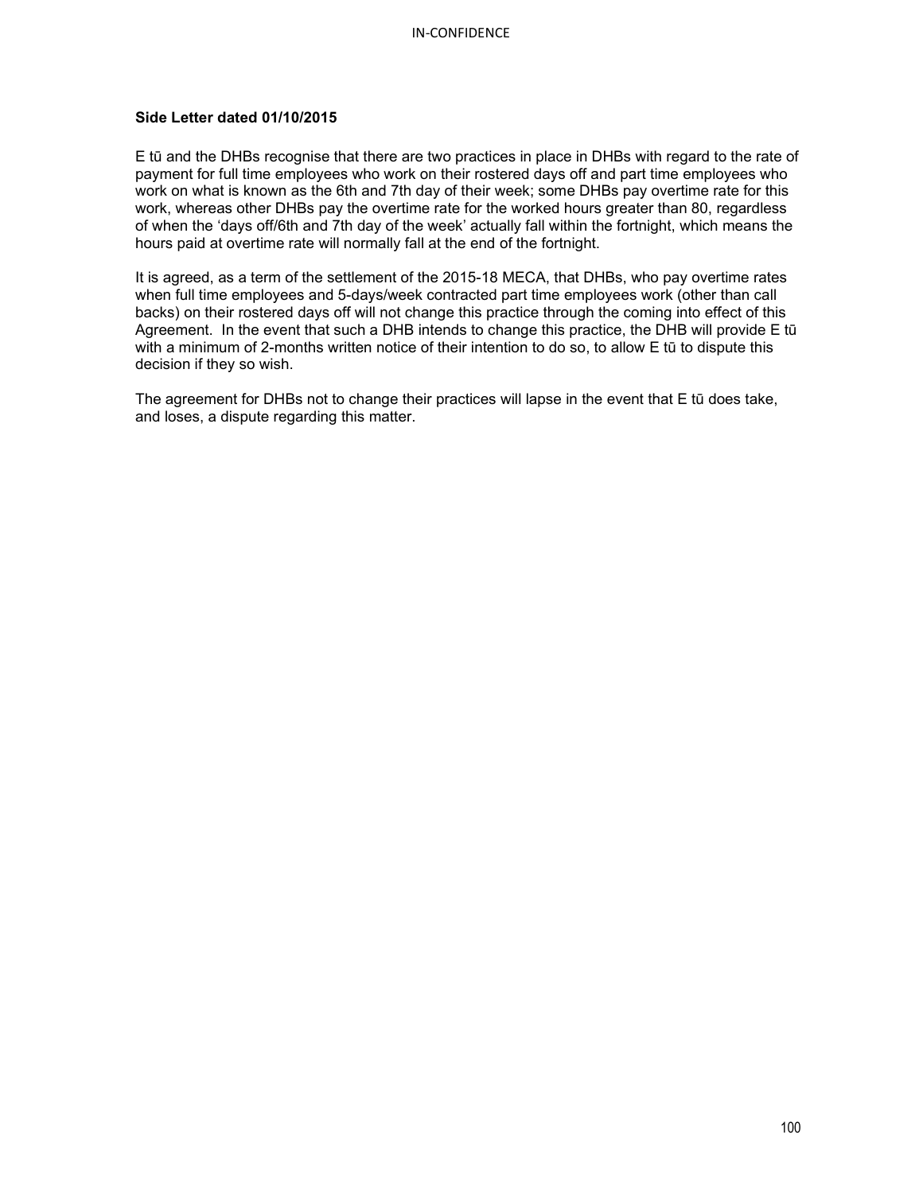**Side Letter dated 01/10/2015**

E tū and the DHBs recognise that there are two practices in place in DHBs with regard to the rate of payment for full time employees who work on their rostered days off and part time employees who work on what is known as the 6th and 7th day of their week; some DHBs pay overtime rate for this work, whereas other DHBs pay the overtime rate for the worked hours greater than 80, regardless of when the 'days off/6th and 7th day of the week' actually fall within the fortnight, which means the hours paid at overtime rate will normally fall at the end of the fortnight.

It is agreed, as a term of the settlement of the 2015-18 MECA, that DHBs, who pay overtime rates when full time employees and 5-days/week contracted part time employees work (other than call backs) on their rostered days off will not change this practice through the coming into effect of this Agreement. In the event that such a DHB intends to change this practice, the DHB will provide E tū with a minimum of 2-months written notice of their intention to do so, to allow E tū to dispute this decision if they so wish.

The agreement for DHBs not to change their practices will lapse in the event that E tū does take, and loses, a dispute regarding this matter.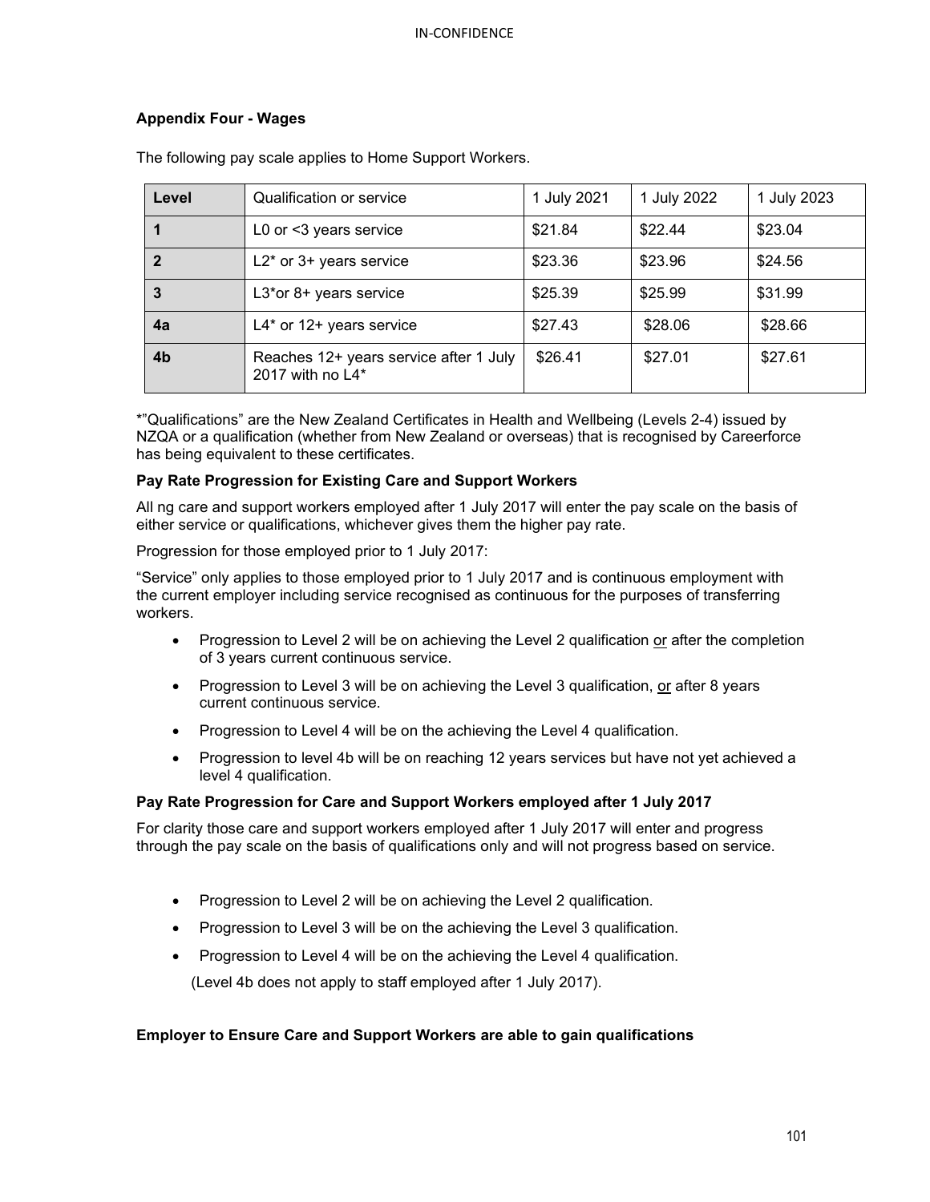**Appendix Four - Wages**

The following pay scale applies to Home Support Workers.

| Level | Qualification or service | 1 July 2021 | 1 July 2022 | 1 July 2023 |
|---|---|---|---|---|
| 1 | L0 or <3 years service | $21.84 | $22.44 | $23.04 |
| 2 | L2* or 3+ years service | $23.36 | $23.96 | $24.56 |
| 3 | L3*or 8+ years service | $25.39 | $25.99 | $31.99 |
| 4a | L4* or 12+ years service | $27.43 | $28.06 | $28.66 |
| 4b | Reaches 12+ years service after 1 July 2017 with no L4* | $26.41 | $27.01 | $27.61 |

*"Qualifications" are the New Zealand Certificates in Health and Wellbeing (Levels 2-4) issued by NZQA or a qualification (whether from New Zealand or overseas) that is recognised by Careerforce has being equivalent to these certificates.

**Pay Rate Progression for Existing Care and Support Workers**

All ng care and support workers employed after 1 July 2017 will enter the pay scale on the basis of either service or qualifications, whichever gives them the higher pay rate.

Progression for those employed prior to 1 July 2017:

"Service" only applies to those employed prior to 1 July 2017 and is continuous employment with the current employer including service recognised as continuous for the purposes of transferring workers.

- Progression to Level 2 will be on achieving the Level 2 qualification or after the completion of 3 years current continuous service.
- Progression to Level 3 will be on achieving the Level 3 qualification, or after 8 years current continuous service.
- Progression to Level 4 will be on the achieving the Level 4 qualification.
- Progression to level 4b will be on reaching 12 years services but have not yet achieved a level 4 qualification.

**Pay Rate Progression for Care and Support Workers employed after 1 July 2017**

For clarity those care and support workers employed after 1 July 2017 will enter and progress through the pay scale on the basis of qualifications only and will not progress based on service.

- Progression to Level 2 will be on achieving the Level 2 qualification.
- Progression to Level 3 will be on the achieving the Level 3 qualification.
- Progression to Level 4 will be on the achieving the Level 4 qualification.

  (Level 4b does not apply to staff employed after 1 July 2017).

**Employer to Ensure Care and Support Workers are able to gain qualifications**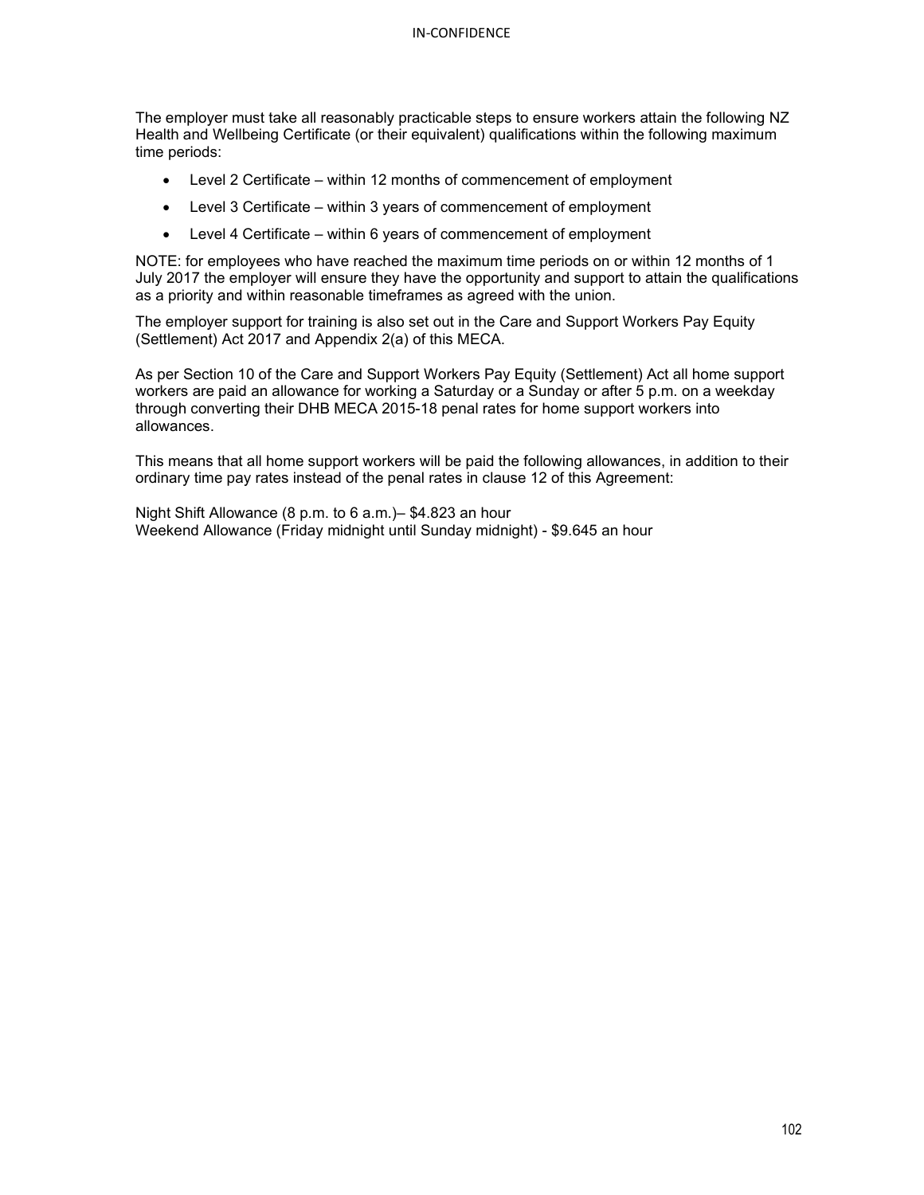The employer must take all reasonably practicable steps to ensure workers attain the following NZ Health and Wellbeing Certificate (or their equivalent) qualifications within the following maximum time periods:

- Level 2 Certificate – within 12 months of commencement of employment
- Level 3 Certificate – within 3 years of commencement of employment
- Level 4 Certificate – within 6 years of commencement of employment

NOTE: for employees who have reached the maximum time periods on or within 12 months of 1 July 2017 the employer will ensure they have the opportunity and support to attain the qualifications as a priority and within reasonable timeframes as agreed with the union.

The employer support for training is also set out in the Care and Support Workers Pay Equity (Settlement) Act 2017 and Appendix 2(a) of this MECA.

As per Section 10 of the Care and Support Workers Pay Equity (Settlement) Act all home support workers are paid an allowance for working a Saturday or a Sunday or after 5 p.m. on a weekday through converting their DHB MECA 2015-18 penal rates for home support workers into allowances.

This means that all home support workers will be paid the following allowances, in addition to their ordinary time pay rates instead of the penal rates in clause 12 of this Agreement:

Night Shift Allowance (8 p.m. to 6 a.m.)– $4.823 an hour
Weekend Allowance (Friday midnight until Sunday midnight) - $9.645 an hour